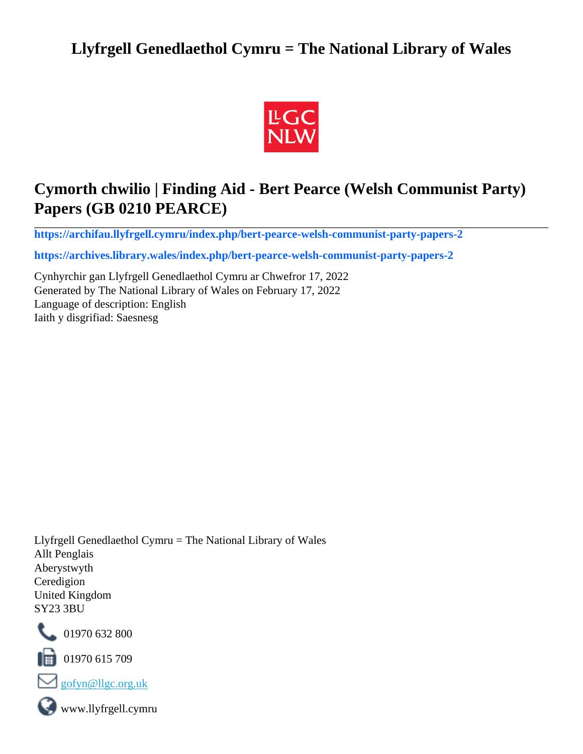# Llyfrgell Genedlaethol Cymru = The National Library of Wales

## Cymorth chwilio | Finding Aid - Bert Pearce (Welsh Communist Party) Papers (GB 0210 PEARCE)

**https://archifau.llyfrgell.cymru/index.php/bert-pearce-welsh-communist-party-papers-2**

**https://archives.library.wales/index.php/bert-pearce-welsh-communist-party-papers-2**

Cynhyrchir gan Llyfrgell Genedlaethol Cymru ar Chwefror 17, 2022
Generated by The National Library of Wales on February 17, 2022
Language of description: English
Iaith y disgrifiad: Saesnesg

Llyfrgell Genedlaethol Cymru = The National Library of Wales
Allt Penglais
Aberystwyth
Ceredigion
United Kingdom
SY23 3BU

01970 632 800

01970 615 709

gofyn@llgc.org.uk

www.llyfrgell.cymru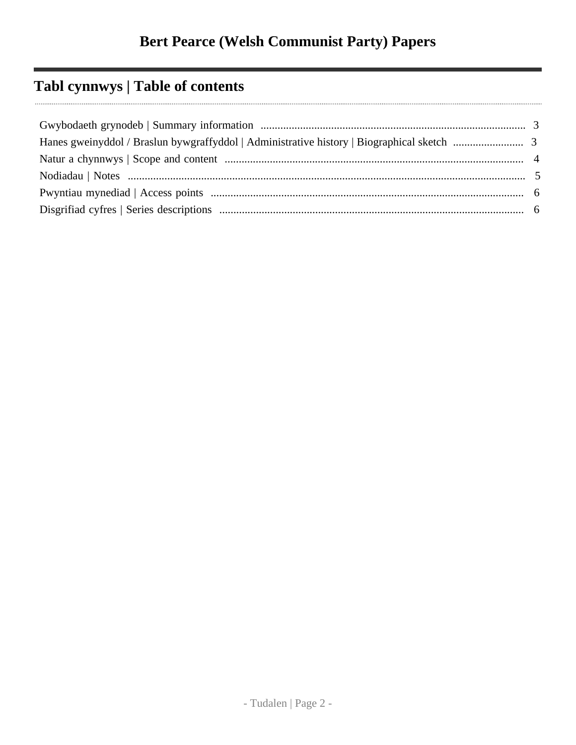# Bert Pearce (Welsh Communist Party) Papers

## Tabl cynnwys | Table of contents

Gwybodaeth grynodeb | Summary information .......... 3
Hanes gweinyddol / Braslun bywgraffyddol | Administrative history | Biographical sketch .......... 3
Natur a chynnwys | Scope and content .......... 4
Nodiadau | Notes .......... 5
Pwyntiau mynediad | Access points .......... 6
Disgrifiad cyfres | Series descriptions .......... 6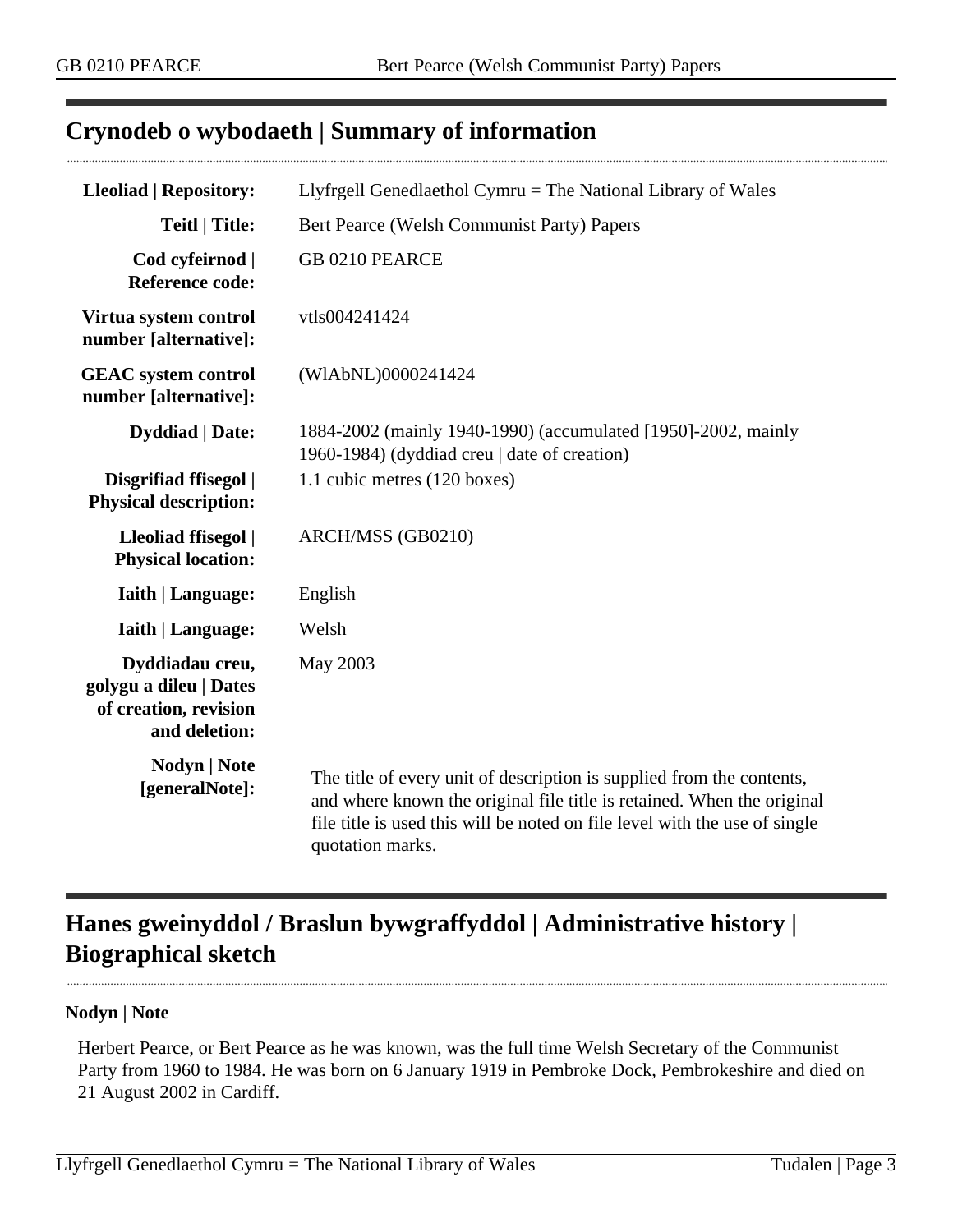## Crynodeb o wybodaeth | Summary of information

| | |
|---|---|
| **Lleoliad \| Repository:** | Llyfrgell Genedlaethol Cymru = The National Library of Wales |
| **Teitl \| Title:** | Bert Pearce (Welsh Communist Party) Papers |
| **Cod cyfeirnod \| Reference code:** | GB 0210 PEARCE |
| **Virtua system control number [alternative]:** | vtls004241424 |
| **GEAC system control number [alternative]:** | (WlAbNL)0000241424 |
| **Dyddiad \| Date:** | 1884-2002 (mainly 1940-1990) (accumulated [1950]-2002, mainly 1960-1984) (dyddiad creu \| date of creation) |
| **Disgrifiad ffisegol \| Physical description:** | 1.1 cubic metres (120 boxes) |
| **Lleoliad ffisegol \| Physical location:** | ARCH/MSS (GB0210) |
| **Iaith \| Language:** | English |
| **Iaith \| Language:** | Welsh |
| **Dyddiadau creu, golygu a dileu \| Dates of creation, revision and deletion:** | May 2003 |
| **Nodyn \| Note [generalNote]:** | The title of every unit of description is supplied from the contents, and where known the original file title is retained. When the original file title is used this will be noted on file level with the use of single quotation marks. |

## Hanes gweinyddol / Braslun bywgraffyddol | Administrative history | Biographical sketch

**Nodyn | Note**

Herbert Pearce, or Bert Pearce as he was known, was the full time Welsh Secretary of the Communist Party from 1960 to 1984. He was born on 6 January 1919 in Pembroke Dock, Pembrokeshire and died on 21 August 2002 in Cardiff.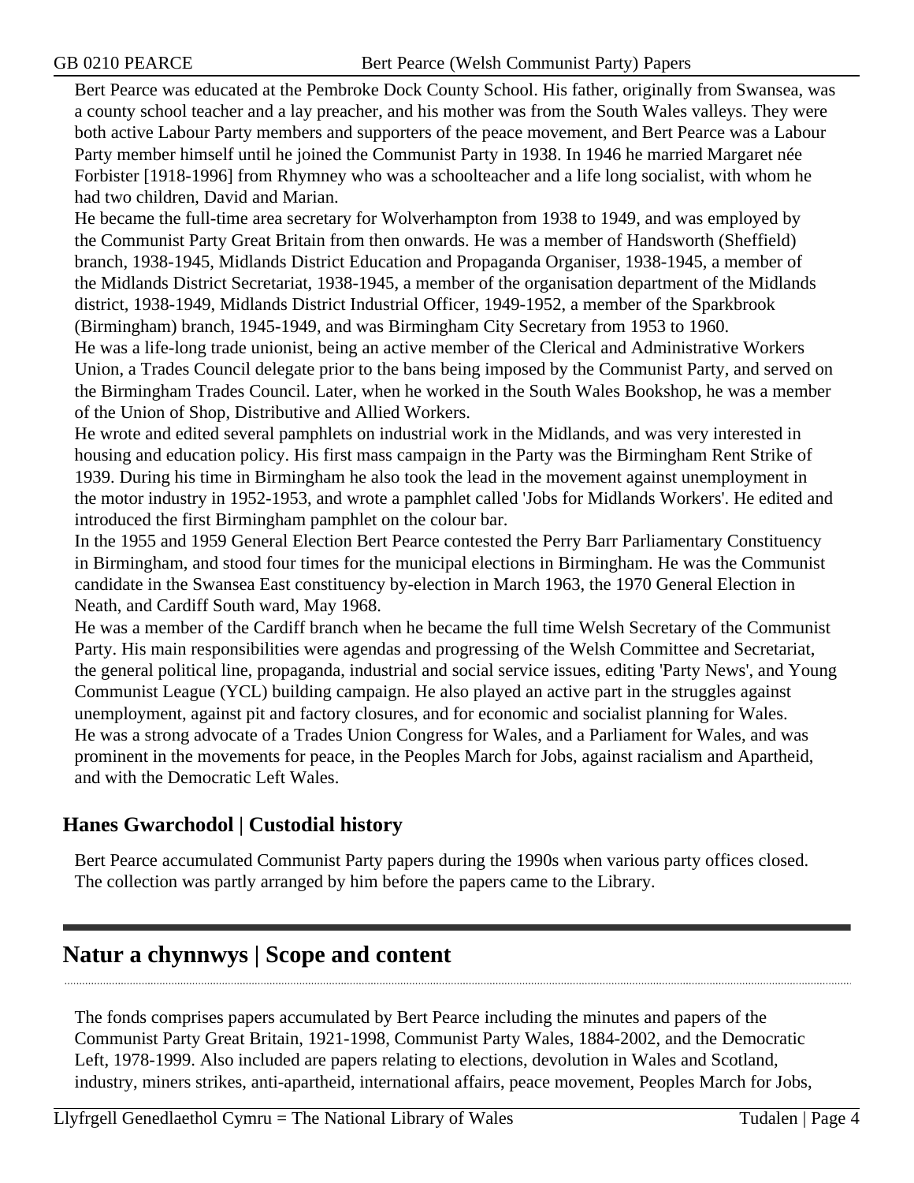Bert Pearce was educated at the Pembroke Dock County School. His father, originally from Swansea, was a county school teacher and a lay preacher, and his mother was from the South Wales valleys. They were both active Labour Party members and supporters of the peace movement, and Bert Pearce was a Labour Party member himself until he joined the Communist Party in 1938. In 1946 he married Margaret née Forbister [1918-1996] from Rhymney who was a schoolteacher and a life long socialist, with whom he had two children, David and Marian.

He became the full-time area secretary for Wolverhampton from 1938 to 1949, and was employed by the Communist Party Great Britain from then onwards. He was a member of Handsworth (Sheffield) branch, 1938-1945, Midlands District Education and Propaganda Organiser, 1938-1945, a member of the Midlands District Secretariat, 1938-1945, a member of the organisation department of the Midlands district, 1938-1949, Midlands District Industrial Officer, 1949-1952, a member of the Sparkbrook (Birmingham) branch, 1945-1949, and was Birmingham City Secretary from 1953 to 1960.

He was a life-long trade unionist, being an active member of the Clerical and Administrative Workers Union, a Trades Council delegate prior to the bans being imposed by the Communist Party, and served on the Birmingham Trades Council. Later, when he worked in the South Wales Bookshop, he was a member of the Union of Shop, Distributive and Allied Workers.

He wrote and edited several pamphlets on industrial work in the Midlands, and was very interested in housing and education policy. His first mass campaign in the Party was the Birmingham Rent Strike of 1939. During his time in Birmingham he also took the lead in the movement against unemployment in the motor industry in 1952-1953, and wrote a pamphlet called 'Jobs for Midlands Workers'. He edited and introduced the first Birmingham pamphlet on the colour bar.

In the 1955 and 1959 General Election Bert Pearce contested the Perry Barr Parliamentary Constituency in Birmingham, and stood four times for the municipal elections in Birmingham. He was the Communist candidate in the Swansea East constituency by-election in March 1963, the 1970 General Election in Neath, and Cardiff South ward, May 1968.

He was a member of the Cardiff branch when he became the full time Welsh Secretary of the Communist Party. His main responsibilities were agendas and progressing of the Welsh Committee and Secretariat, the general political line, propaganda, industrial and social service issues, editing 'Party News', and Young Communist League (YCL) building campaign. He also played an active part in the struggles against unemployment, against pit and factory closures, and for economic and socialist planning for Wales.

He was a strong advocate of a Trades Union Congress for Wales, and a Parliament for Wales, and was prominent in the movements for peace, in the Peoples March for Jobs, against racialism and Apartheid, and with the Democratic Left Wales.

### Hanes Gwarchodol | Custodial history

Bert Pearce accumulated Communist Party papers during the 1990s when various party offices closed. The collection was partly arranged by him before the papers came to the Library.

## Natur a chynnwys | Scope and content

The fonds comprises papers accumulated by Bert Pearce including the minutes and papers of the Communist Party Great Britain, 1921-1998, Communist Party Wales, 1884-2002, and the Democratic Left, 1978-1999. Also included are papers relating to elections, devolution in Wales and Scotland, industry, miners strikes, anti-apartheid, international affairs, peace movement, Peoples March for Jobs,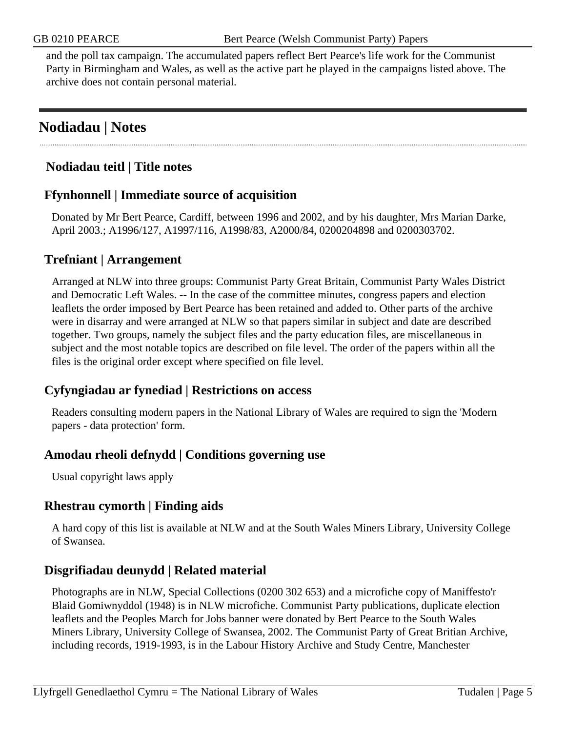and the poll tax campaign. The accumulated papers reflect Bert Pearce's life work for the Communist Party in Birmingham and Wales, as well as the active part he played in the campaigns listed above. The archive does not contain personal material.

## Nodiadau | Notes

### Nodiadau teitl | Title notes

### Ffynhonnell | Immediate source of acquisition

Donated by Mr Bert Pearce, Cardiff, between 1996 and 2002, and by his daughter, Mrs Marian Darke, April 2003.; A1996/127, A1997/116, A1998/83, A2000/84, 0200204898 and 0200303702.

### Trefniant | Arrangement

Arranged at NLW into three groups: Communist Party Great Britain, Communist Party Wales District and Democratic Left Wales. -- In the case of the committee minutes, congress papers and election leaflets the order imposed by Bert Pearce has been retained and added to. Other parts of the archive were in disarray and were arranged at NLW so that papers similar in subject and date are described together. Two groups, namely the subject files and the party education files, are miscellaneous in subject and the most notable topics are described on file level. The order of the papers within all the files is the original order except where specified on file level.

### Cyfyngiadau ar fynediad | Restrictions on access

Readers consulting modern papers in the National Library of Wales are required to sign the 'Modern papers - data protection' form.

### Amodau rheoli defnydd | Conditions governing use

Usual copyright laws apply

### Rhestrau cymorth | Finding aids

A hard copy of this list is available at NLW and at the South Wales Miners Library, University College of Swansea.

### Disgrifiadau deunydd | Related material

Photographs are in NLW, Special Collections (0200 302 653) and a microfiche copy of Maniffesto'r Blaid Gomiwnyddol (1948) is in NLW microfiche. Communist Party publications, duplicate election leaflets and the Peoples March for Jobs banner were donated by Bert Pearce to the South Wales Miners Library, University College of Swansea, 2002. The Communist Party of Great Britian Archive, including records, 1919-1993, is in the Labour History Archive and Study Centre, Manchester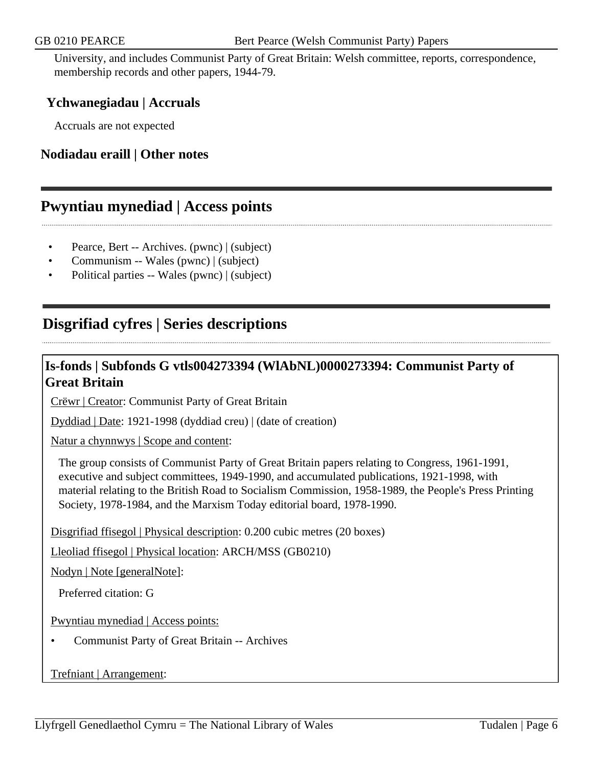University, and includes Communist Party of Great Britain: Welsh committee, reports, correspondence, membership records and other papers, 1944-79.

### Ychwanegiadau | Accruals

Accruals are not expected

### Nodiadau eraill | Other notes

## Pwyntiau mynediad | Access points

- Pearce, Bert -- Archives. (pwnc) | (subject)
- Communism -- Wales (pwnc) | (subject)
- Political parties -- Wales (pwnc) | (subject)

## Disgrifiad cyfres | Series descriptions

### Is-fonds | Subfonds G vtls004273394 (WlAbNL)0000273394: Communist Party of Great Britain

Crëwr | Creator: Communist Party of Great Britain

Dyddiad | Date: 1921-1998 (dyddiad creu) | (date of creation)

Natur a chynnwys | Scope and content:

The group consists of Communist Party of Great Britain papers relating to Congress, 1961-1991, executive and subject committees, 1949-1990, and accumulated publications, 1921-1998, with material relating to the British Road to Socialism Commission, 1958-1989, the People's Press Printing Society, 1978-1984, and the Marxism Today editorial board, 1978-1990.

Disgrifiad ffisegol | Physical description: 0.200 cubic metres (20 boxes)

Lleoliad ffisegol | Physical location: ARCH/MSS (GB0210)

Nodyn | Note [generalNote]:

Preferred citation: G

Pwyntiau mynediad | Access points:

- Communist Party of Great Britain -- Archives

Trefniant | Arrangement: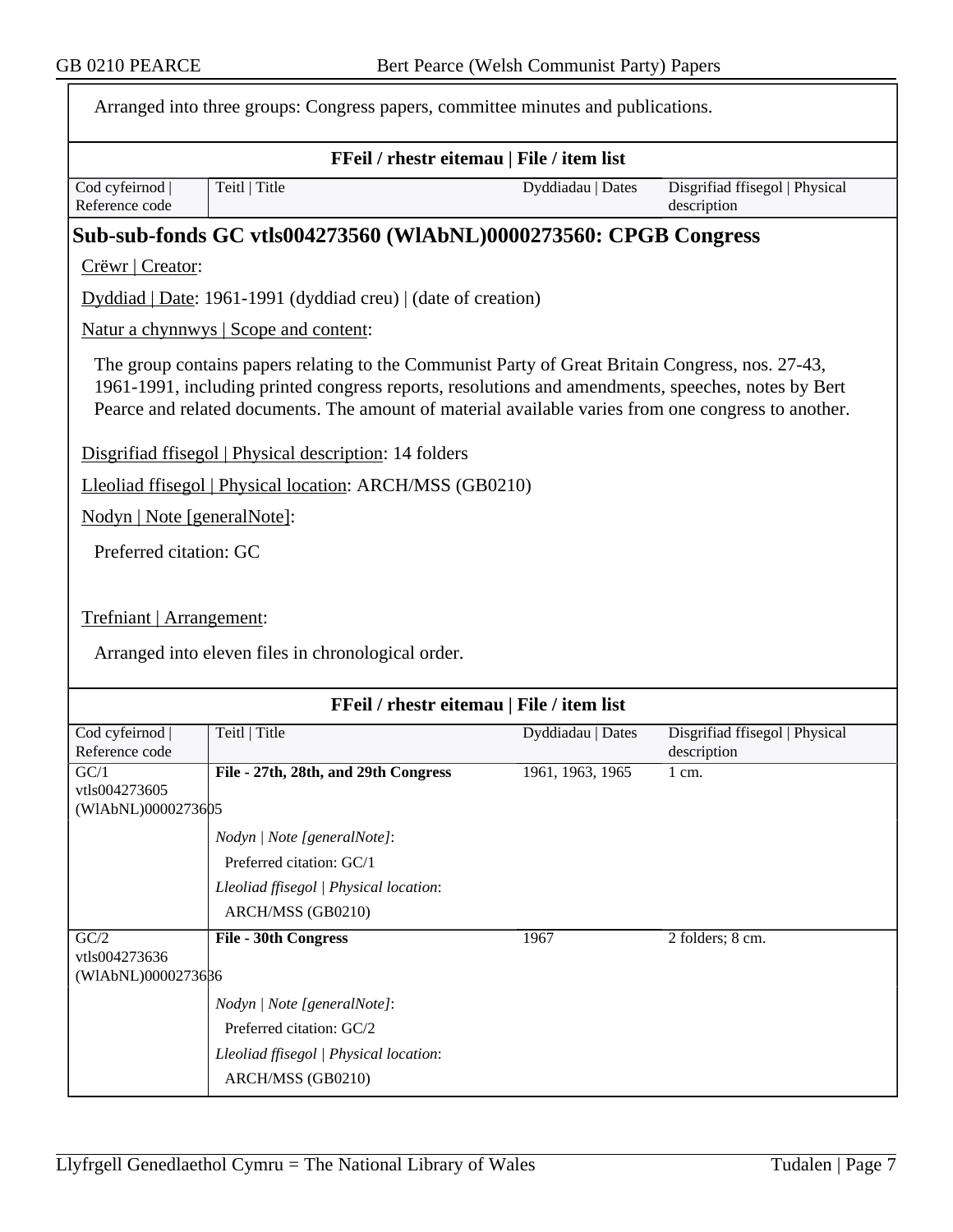Arranged into three groups: Congress papers, committee minutes and publications.

| FFeil / rhestr eitemau \| File / item list | | | |
|---|---|---|---|
| Cod cyfeirnod \| Reference code | Teitl \| Title | Dyddiadau \| Dates | Disgrifiad ffisegol \| Physical description |

## Sub-sub-fonds GC vtls004273560 (WlAbNL)0000273560: CPGB Congress

Crëwr | Creator:

Dyddiad | Date: 1961-1991 (dyddiad creu) | (date of creation)

Natur a chynnwys | Scope and content:

The group contains papers relating to the Communist Party of Great Britain Congress, nos. 27-43, 1961-1991, including printed congress reports, resolutions and amendments, speeches, notes by Bert Pearce and related documents. The amount of material available varies from one congress to another.

Disgrifiad ffisegol | Physical description: 14 folders

Lleoliad ffisegol | Physical location: ARCH/MSS (GB0210)

Nodyn | Note [generalNote]:

Preferred citation: GC

Trefniant | Arrangement:

Arranged into eleven files in chronological order.

| FFeil / rhestr eitemau \| File / item list | | | |
|---|---|---|---|
| Cod cyfeirnod \| Reference code | Teitl \| Title | Dyddiadau \| Dates | Disgrifiad ffisegol \| Physical description |
| GC/1 vtls004273605 (WlAbNL)0000273605 | **File - 27th, 28th, and 29th Congress** | 1961, 1963, 1965 | 1 cm. |
| | *Nodyn \| Note [generalNote]*: Preferred citation: GC/1 *Lleoliad ffisegol \| Physical location*: ARCH/MSS (GB0210) | | |
| GC/2 vtls004273636 (WlAbNL)0000273636 | **File - 30th Congress** | 1967 | 2 folders; 8 cm. |
| | *Nodyn \| Note [generalNote]*: Preferred citation: GC/2 *Lleoliad ffisegol \| Physical location*: ARCH/MSS (GB0210) | | |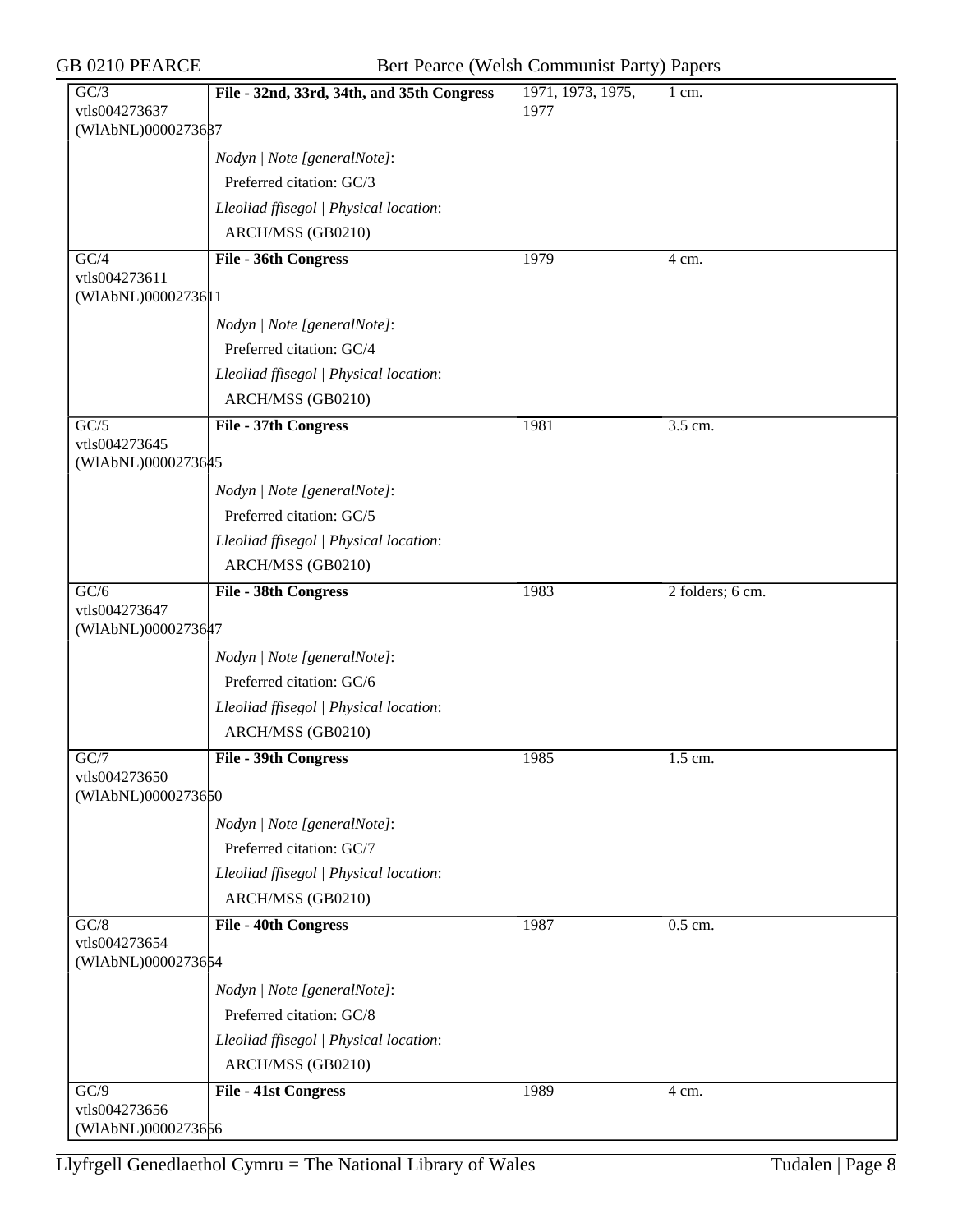| | | | |
|---|---|---|---|
| GC/3<br>vtls004273637<br>(WlAbNL)0000273637 | **File - 32nd, 33rd, 34th, and 35th Congress** | 1971, 1973, 1975, 1977 | 1 cm. |
| | *Nodyn \| Note [generalNote]*:<br>Preferred citation: GC/3<br>*Lleoliad ffisegol \| Physical location*:<br>ARCH/MSS (GB0210) | | |
| GC/4<br>vtls004273611<br>(WlAbNL)0000273611 | **File - 36th Congress** | 1979 | 4 cm. |
| | *Nodyn \| Note [generalNote]*:<br>Preferred citation: GC/4<br>*Lleoliad ffisegol \| Physical location*:<br>ARCH/MSS (GB0210) | | |
| GC/5<br>vtls004273645<br>(WlAbNL)0000273645 | **File - 37th Congress** | 1981 | 3.5 cm. |
| | *Nodyn \| Note [generalNote]*:<br>Preferred citation: GC/5<br>*Lleoliad ffisegol \| Physical location*:<br>ARCH/MSS (GB0210) | | |
| GC/6<br>vtls004273647<br>(WlAbNL)0000273647 | **File - 38th Congress** | 1983 | 2 folders; 6 cm. |
| | *Nodyn \| Note [generalNote]*:<br>Preferred citation: GC/6<br>*Lleoliad ffisegol \| Physical location*:<br>ARCH/MSS (GB0210) | | |
| GC/7<br>vtls004273650<br>(WlAbNL)0000273650 | **File - 39th Congress** | 1985 | 1.5 cm. |
| | *Nodyn \| Note [generalNote]*:<br>Preferred citation: GC/7<br>*Lleoliad ffisegol \| Physical location*:<br>ARCH/MSS (GB0210) | | |
| GC/8<br>vtls004273654<br>(WlAbNL)0000273654 | **File - 40th Congress** | 1987 | 0.5 cm. |
| | *Nodyn \| Note [generalNote]*:<br>Preferred citation: GC/8<br>*Lleoliad ffisegol \| Physical location*:<br>ARCH/MSS (GB0210) | | |
| GC/9<br>vtls004273656<br>(WlAbNL)0000273656 | **File - 41st Congress** | 1989 | 4 cm. |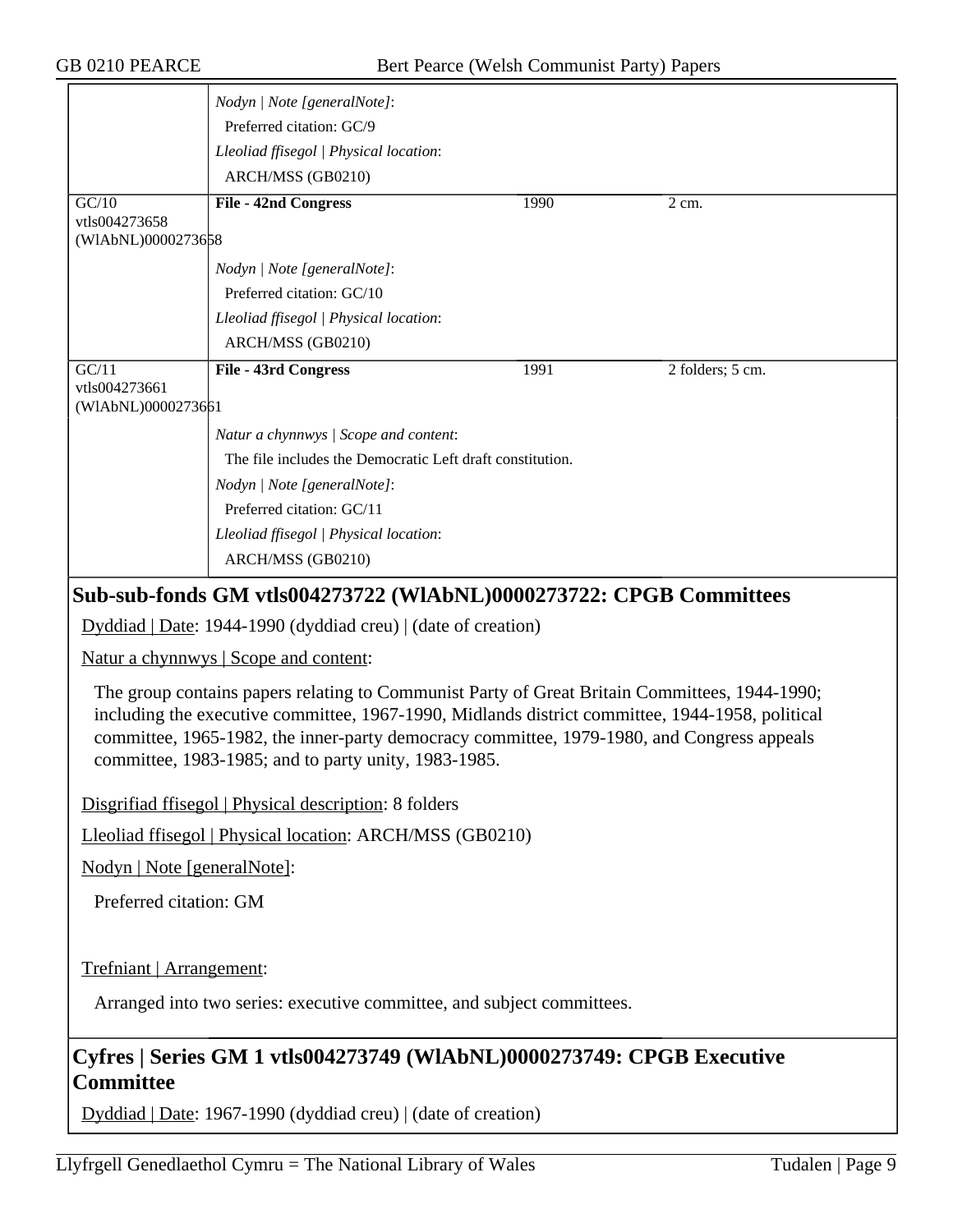| | | | |
|---|---|---|---|
| | *Nodyn \| Note [generalNote]*:<br>Preferred citation: GC/9<br>*Lleoliad ffisegol \| Physical location*:<br>ARCH/MSS (GB0210) | | |
| GC/10<br>vtls004273658<br>(WlAbNL)0000273658 | **File - 42nd Congress**<br><br>*Nodyn \| Note [generalNote]*:<br>Preferred citation: GC/10<br>*Lleoliad ffisegol \| Physical location*:<br>ARCH/MSS (GB0210) | 1990 | 2 cm. |
| GC/11<br>vtls004273661<br>(WlAbNL)0000273661 | **File - 43rd Congress**<br><br>*Natur a chynnwys \| Scope and content*:<br>The file includes the Democratic Left draft constitution.<br>*Nodyn \| Note [generalNote]*:<br>Preferred citation: GC/11<br>*Lleoliad ffisegol \| Physical location*:<br>ARCH/MSS (GB0210) | 1991 | 2 folders; 5 cm. |

## Sub-sub-fonds GM vtls004273722 (WlAbNL)0000273722: CPGB Committees

Dyddiad | Date: 1944-1990 (dyddiad creu) | (date of creation)

Natur a chynnwys | Scope and content:

The group contains papers relating to Communist Party of Great Britain Committees, 1944-1990; including the executive committee, 1967-1990, Midlands district committee, 1944-1958, political committee, 1965-1982, the inner-party democracy committee, 1979-1980, and Congress appeals committee, 1983-1985; and to party unity, 1983-1985.

Disgrifiad ffisegol | Physical description: 8 folders

Lleoliad ffisegol | Physical location: ARCH/MSS (GB0210)

Nodyn | Note [generalNote]:

Preferred citation: GM

Trefniant | Arrangement:

Arranged into two series: executive committee, and subject committees.

## Cyfres | Series GM 1 vtls004273749 (WlAbNL)0000273749: CPGB Executive Committee

Dyddiad | Date: 1967-1990 (dyddiad creu) | (date of creation)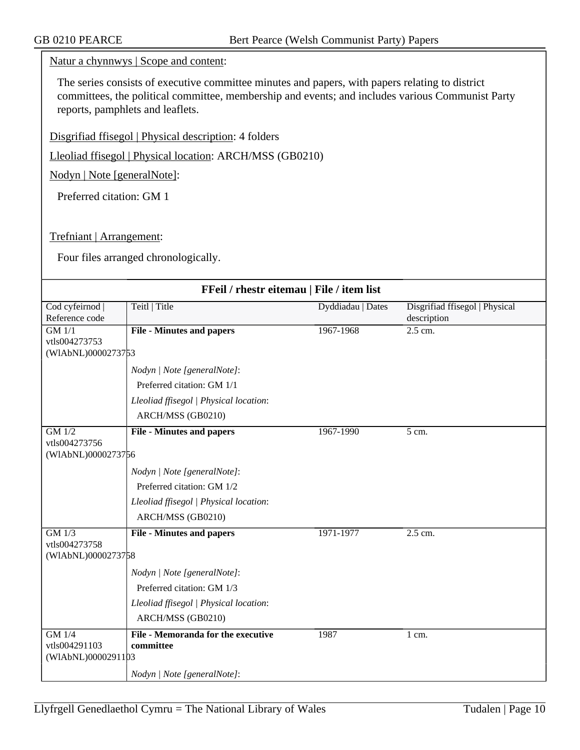Natur a chynnwys | Scope and content:

The series consists of executive committee minutes and papers, with papers relating to district committees, the political committee, membership and events; and includes various Communist Party reports, pamphlets and leaflets.

Disgrifiad ffisegol | Physical description: 4 folders

Lleoliad ffisegol | Physical location: ARCH/MSS (GB0210)

Nodyn | Note [generalNote]:

Preferred citation: GM 1

Trefniant | Arrangement:

Four files arranged chronologically.

**FFeil / rhestr eitemau | File / item list**

| Cod cyfeirnod \| Reference code | Teitl \| Title | Dyddiadau \| Dates | Disgrifiad ffisegol \| Physical description |
|---|---|---|---|
| GM 1/1 vtls004273753 (WlAbNL)0000273753 | **File - Minutes and papers**<br>*Nodyn \| Note [generalNote]*:<br>Preferred citation: GM 1/1<br>*Lleoliad ffisegol \| Physical location*:<br>ARCH/MSS (GB0210) | 1967-1968 | 2.5 cm. |
| GM 1/2 vtls004273756 (WlAbNL)0000273756 | **File - Minutes and papers**<br>*Nodyn \| Note [generalNote]*:<br>Preferred citation: GM 1/2<br>*Lleoliad ffisegol \| Physical location*:<br>ARCH/MSS (GB0210) | 1967-1990 | 5 cm. |
| GM 1/3 vtls004273758 (WlAbNL)0000273758 | **File - Minutes and papers**<br>*Nodyn \| Note [generalNote]*:<br>Preferred citation: GM 1/3<br>*Lleoliad ffisegol \| Physical location*:<br>ARCH/MSS (GB0210) | 1971-1977 | 2.5 cm. |
| GM 1/4 vtls004291103 (WlAbNL)0000291103 | **File - Memoranda for the executive committee**<br>*Nodyn \| Note [generalNote]*: | 1987 | 1 cm. |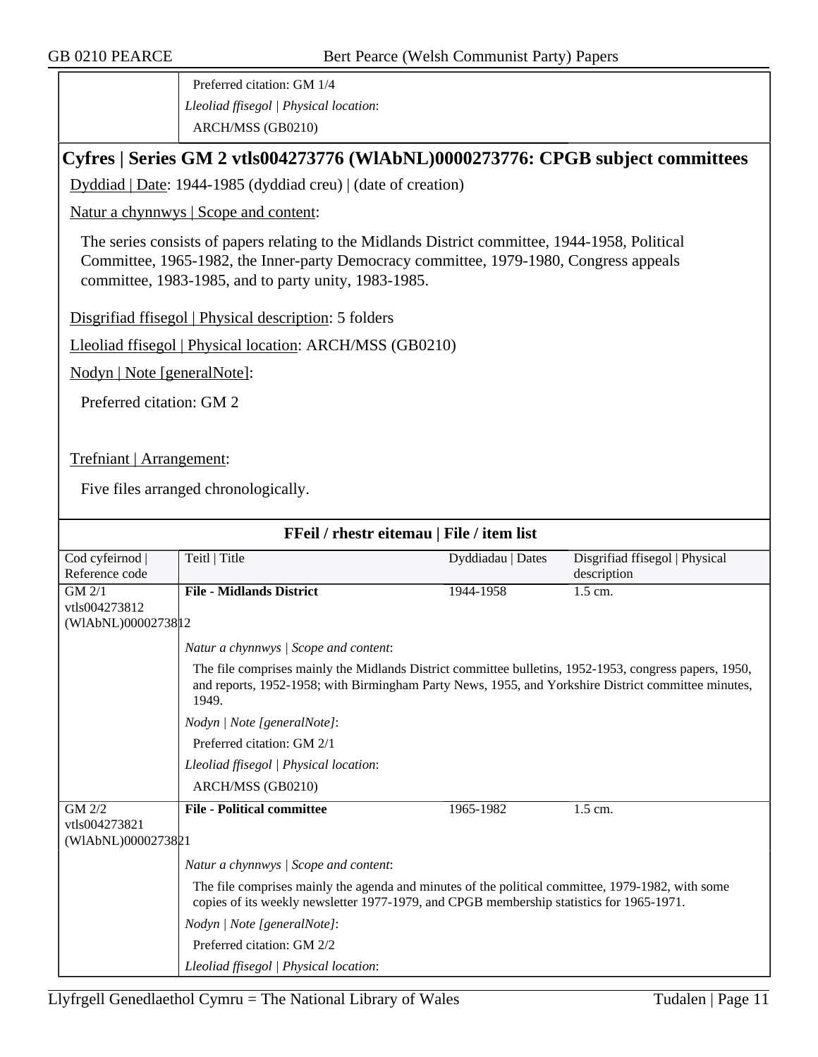Preferred citation: GM 1/4

*Lleoliad ffisegol | Physical location*:

ARCH/MSS (GB0210)

## Cyfres | Series GM 2 vtls004273776 (WlAbNL)0000273776: CPGB subject committees

Dyddiad | Date: 1944-1985 (dyddiad creu) | (date of creation)

Natur a chynnwys | Scope and content:

The series consists of papers relating to the Midlands District committee, 1944-1958, Political Committee, 1965-1982, the Inner-party Democracy committee, 1979-1980, Congress appeals committee, 1983-1985, and to party unity, 1983-1985.

Disgrifiad ffisegol | Physical description: 5 folders

Lleoliad ffisegol | Physical location: ARCH/MSS (GB0210)

Nodyn | Note [generalNote]:

Preferred citation: GM 2

Trefniant | Arrangement:

Five files arranged chronologically.

### FFeil / rhestr eitemau | File / item list

| Cod cyfeirnod \| Reference code | Teitl \| Title | Dyddiadau \| Dates | Disgrifiad ffisegol \| Physical description |
|---|---|---|---|
| GM 2/1 vtls004273812 (WlAbNL)0000273812 | **File - Midlands District** | 1944-1958 | 1.5 cm. |

*Natur a chynnwys | Scope and content*:

The file comprises mainly the Midlands District committee bulletins, 1952-1953, congress papers, 1950, and reports, 1952-1958; with Birmingham Party News, 1955, and Yorkshire District committee minutes, 1949.

*Nodyn | Note [generalNote]*:

Preferred citation: GM 2/1

*Lleoliad ffisegol | Physical location*:

ARCH/MSS (GB0210)

| Cod cyfeirnod \| Reference code | Teitl \| Title | Dyddiadau \| Dates | Disgrifiad ffisegol \| Physical description |
|---|---|---|---|
| GM 2/2 vtls004273821 (WlAbNL)0000273821 | **File - Political committee** | 1965-1982 | 1.5 cm. |

*Natur a chynnwys | Scope and content*:

The file comprises mainly the agenda and minutes of the political committee, 1979-1982, with some copies of its weekly newsletter 1977-1979, and CPGB membership statistics for 1965-1971.

*Nodyn | Note [generalNote]*:

Preferred citation: GM 2/2

*Lleoliad ffisegol | Physical location*: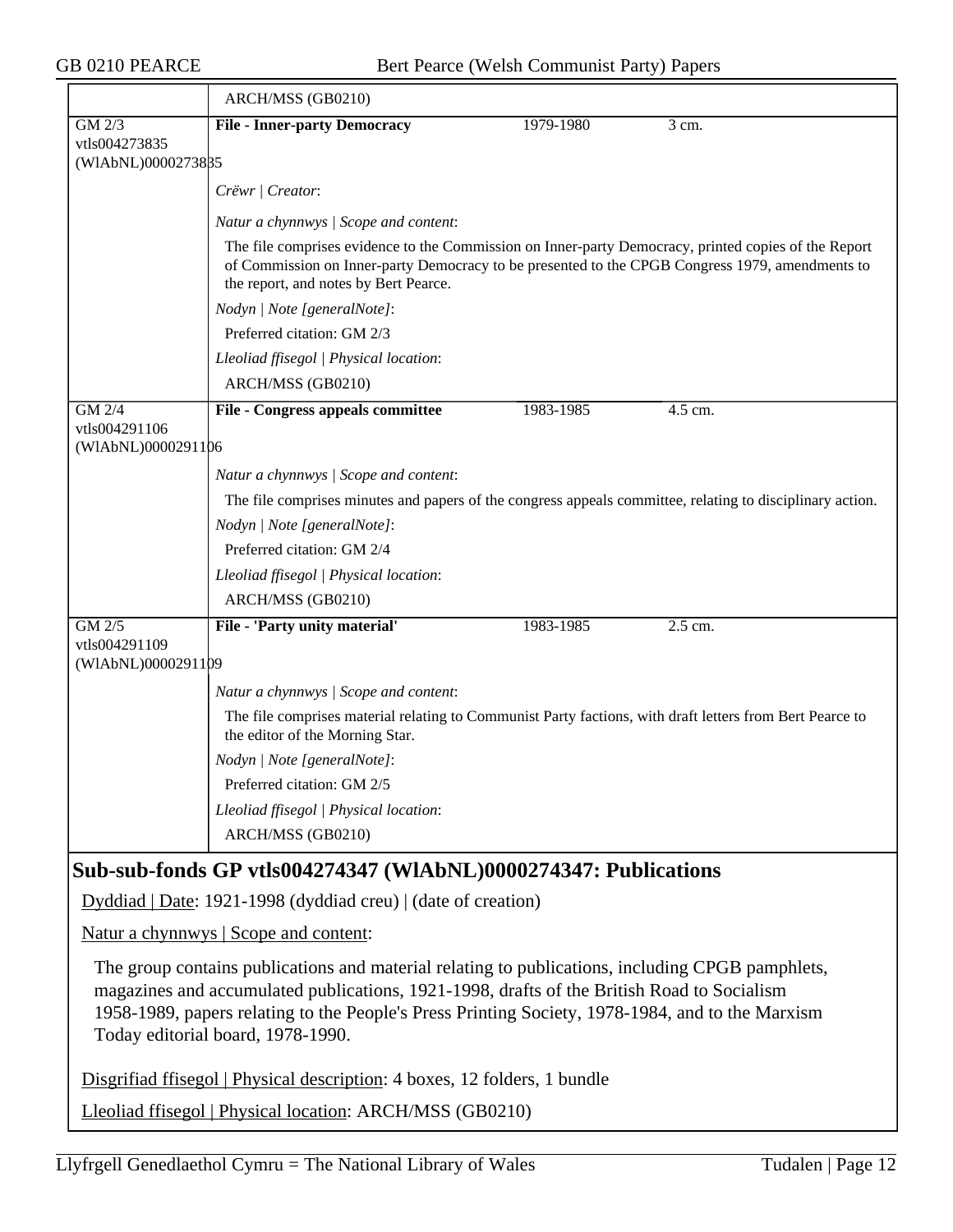ARCH/MSS (GB0210)

**GM 2/3**
vtls004273835
(WlAbNL)0000273835

**File - Inner-party Democracy** | 1979-1980 | 3 cm.

*Crëwr | Creator*:

*Natur a chynnwys | Scope and content*:

The file comprises evidence to the Commission on Inner-party Democracy, printed copies of the Report of Commission on Inner-party Democracy to be presented to the CPGB Congress 1979, amendments to the report, and notes by Bert Pearce.

*Nodyn | Note [generalNote]*:

Preferred citation: GM 2/3

*Lleoliad ffisegol | Physical location*:

ARCH/MSS (GB0210)

**GM 2/4**
vtls004291106
(WlAbNL)0000291106

**File - Congress appeals committee** | 1983-1985 | 4.5 cm.

*Natur a chynnwys | Scope and content*:

The file comprises minutes and papers of the congress appeals committee, relating to disciplinary action.

*Nodyn | Note [generalNote]*:

Preferred citation: GM 2/4

*Lleoliad ffisegol | Physical location*:

ARCH/MSS (GB0210)

**GM 2/5**
vtls004291109
(WlAbNL)0000291109

**File - 'Party unity material'** | 1983-1985 | 2.5 cm.

*Natur a chynnwys | Scope and content*:

The file comprises material relating to Communist Party factions, with draft letters from Bert Pearce to the editor of the Morning Star.

*Nodyn | Note [generalNote]*:

Preferred citation: GM 2/5

*Lleoliad ffisegol | Physical location*:

ARCH/MSS (GB0210)

## Sub-sub-fonds GP vtls004274347 (WlAbNL)0000274347: Publications

Dyddiad | Date: 1921-1998 (dyddiad creu) | (date of creation)

Natur a chynnwys | Scope and content:

The group contains publications and material relating to publications, including CPGB pamphlets, magazines and accumulated publications, 1921-1998, drafts of the British Road to Socialism 1958-1989, papers relating to the People's Press Printing Society, 1978-1984, and to the Marxism Today editorial board, 1978-1990.

Disgrifiad ffisegol | Physical description: 4 boxes, 12 folders, 1 bundle

Lleoliad ffisegol | Physical location: ARCH/MSS (GB0210)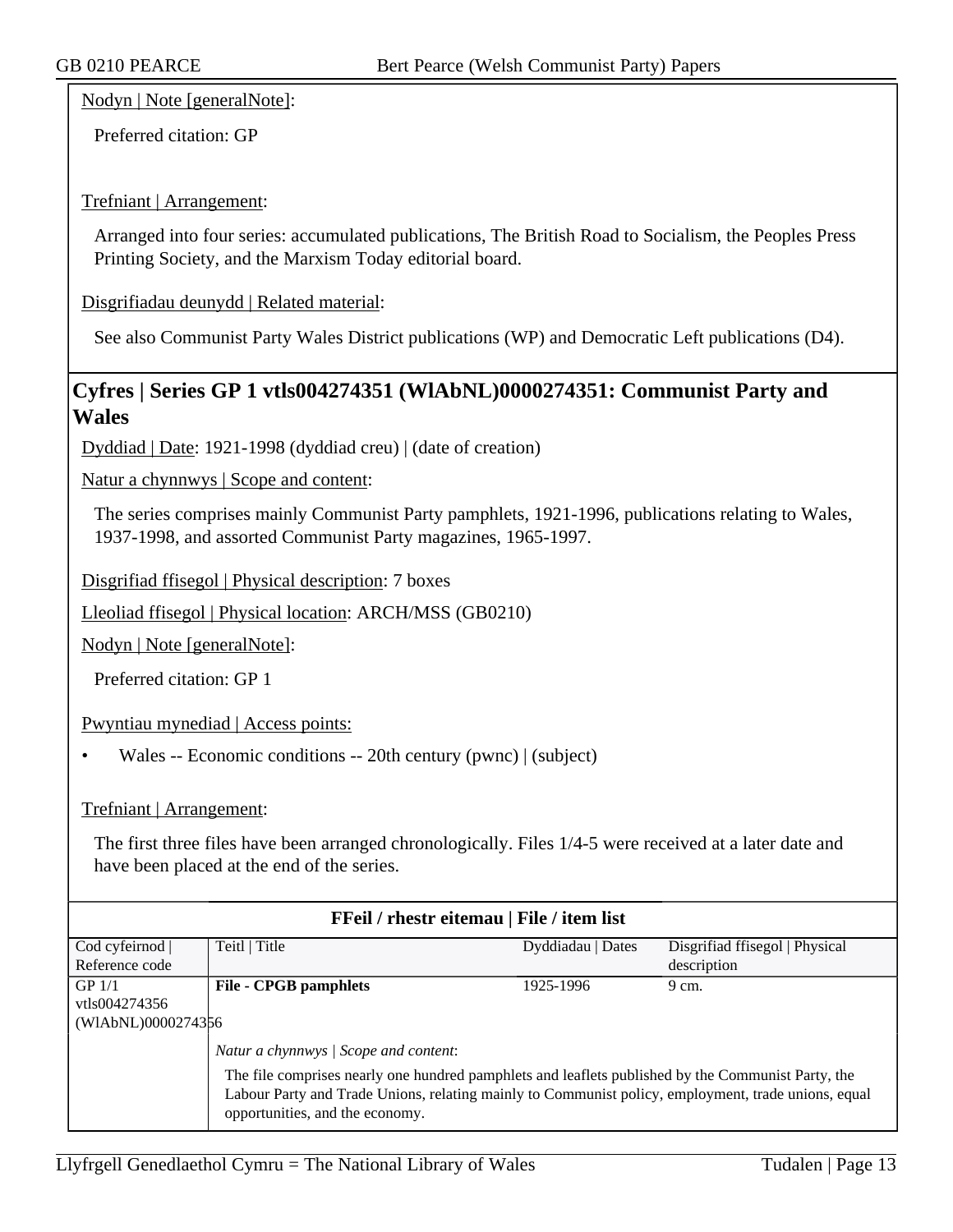Nodyn | Note [generalNote]:

Preferred citation: GP

Trefniant | Arrangement:

Arranged into four series: accumulated publications, The British Road to Socialism, the Peoples Press Printing Society, and the Marxism Today editorial board.

Disgrifiadau deunydd | Related material:

See also Communist Party Wales District publications (WP) and Democratic Left publications (D4).

## Cyfres | Series GP 1 vtls004274351 (WlAbNL)0000274351: Communist Party and Wales

Dyddiad | Date: 1921-1998 (dyddiad creu) | (date of creation)

Natur a chynnwys | Scope and content:

The series comprises mainly Communist Party pamphlets, 1921-1996, publications relating to Wales, 1937-1998, and assorted Communist Party magazines, 1965-1997.

Disgrifiad ffisegol | Physical description: 7 boxes

Lleoliad ffisegol | Physical location: ARCH/MSS (GB0210)

Nodyn | Note [generalNote]:

Preferred citation: GP 1

Pwyntiau mynediad | Access points:

- Wales -- Economic conditions -- 20th century (pwnc) | (subject)

Trefniant | Arrangement:

The first three files have been arranged chronologically. Files 1/4-5 were received at a later date and have been placed at the end of the series.

**FFeil / rhestr eitemau | File / item list**

| Cod cyfeirnod \| Reference code | Teitl \| Title | Dyddiadau \| Dates | Disgrifiad ffisegol \| Physical description |
|---|---|---|---|
| GP 1/1 vtls004274356 (WlAbNL)0000274356 | **File - CPGB pamphlets** | 1925-1996 | 9 cm. |
| | *Natur a chynnwys \| Scope and content*: The file comprises nearly one hundred pamphlets and leaflets published by the Communist Party, the Labour Party and Trade Unions, relating mainly to Communist policy, employment, trade unions, equal opportunities, and the economy. | | |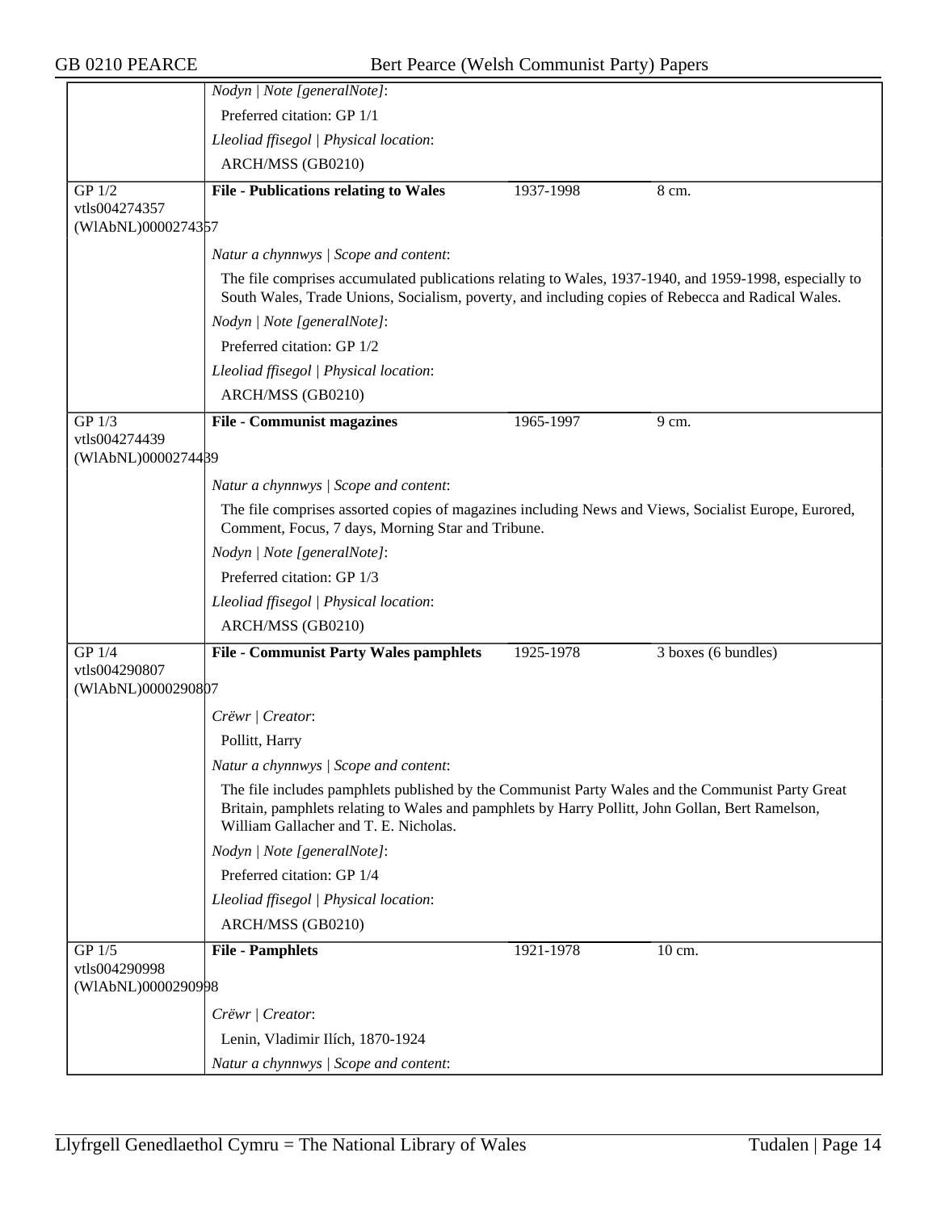*Nodyn | Note [generalNote]*:

Preferred citation: GP 1/1

*Lleoliad ffisegol | Physical location*:

ARCH/MSS (GB0210)

| GP 1/2 vtls004274357 (WlAbNL)0000274357 | **File - Publications relating to Wales** | 1937-1998 | 8 cm. |
|---|---|---|---|

*Natur a chynnwys | Scope and content*:

The file comprises accumulated publications relating to Wales, 1937-1940, and 1959-1998, especially to South Wales, Trade Unions, Socialism, poverty, and including copies of Rebecca and Radical Wales.

*Nodyn | Note [generalNote]*:

Preferred citation: GP 1/2

*Lleoliad ffisegol | Physical location*:

ARCH/MSS (GB0210)

| GP 1/3 vtls004274439 (WlAbNL)0000274439 | **File - Communist magazines** | 1965-1997 | 9 cm. |
|---|---|---|---|

*Natur a chynnwys | Scope and content*:

The file comprises assorted copies of magazines including News and Views, Socialist Europe, Eurored, Comment, Focus, 7 days, Morning Star and Tribune.

*Nodyn | Note [generalNote]*:

Preferred citation: GP 1/3

*Lleoliad ffisegol | Physical location*:

ARCH/MSS (GB0210)

| GP 1/4 vtls004290807 (WlAbNL)0000290807 | **File - Communist Party Wales pamphlets** | 1925-1978 | 3 boxes (6 bundles) |
|---|---|---|---|

*Crëwr | Creator*:

Pollitt, Harry

*Natur a chynnwys | Scope and content*:

The file includes pamphlets published by the Communist Party Wales and the Communist Party Great Britain, pamphlets relating to Wales and pamphlets by Harry Pollitt, John Gollan, Bert Ramelson, William Gallacher and T. E. Nicholas.

*Nodyn | Note [generalNote]*:

Preferred citation: GP 1/4

*Lleoliad ffisegol | Physical location*:

ARCH/MSS (GB0210)

| GP 1/5 vtls004290998 (WlAbNL)0000290998 | **File - Pamphlets** | 1921-1978 | 10 cm. |
|---|---|---|---|

*Crëwr | Creator*:

Lenin, Vladimir Ilích, 1870-1924

*Natur a chynnwys | Scope and content*: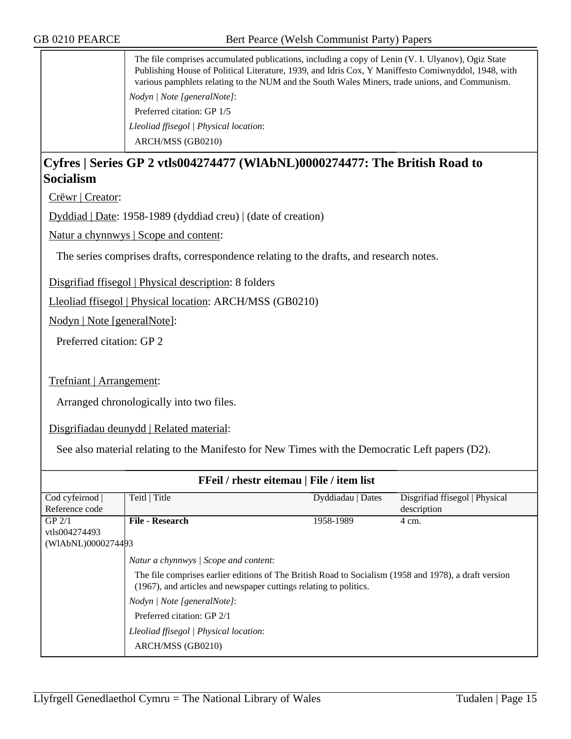The file comprises accumulated publications, including a copy of Lenin (V. I. Ulyanov), Ogiz State Publishing House of Political Literature, 1939, and Idris Cox, Y Maniffesto Comiwnyddol, 1948, with various pamphlets relating to the NUM and the South Wales Miners, trade unions, and Communism.

*Nodyn | Note [generalNote]*:

Preferred citation: GP 1/5

*Lleoliad ffisegol | Physical location*:

ARCH/MSS (GB0210)

## Cyfres | Series GP 2 vtls004274477 (WlAbNL)0000274477: The British Road to Socialism

Crëwr | Creator:

Dyddiad | Date: 1958-1989 (dyddiad creu) | (date of creation)

Natur a chynnwys | Scope and content:

The series comprises drafts, correspondence relating to the drafts, and research notes.

Disgrifiad ffisegol | Physical description: 8 folders

Lleoliad ffisegol | Physical location: ARCH/MSS (GB0210)

Nodyn | Note [generalNote]:

Preferred citation: GP 2

Trefniant | Arrangement:

Arranged chronologically into two files.

Disgrifiadau deunydd | Related material:

See also material relating to the Manifesto for New Times with the Democratic Left papers (D2).

**FFeil / rhestr eitemau | File / item list**

| Cod cyfeirnod \| Reference code | Teitl \| Title | Dyddiadau \| Dates | Disgrifiad ffisegol \| Physical description |
|---|---|---|---|
| GP 2/1 vtls004274493 (WlAbNL)0000274493 | **File - Research** | 1958-1989 | 4 cm. |

*Natur a chynnwys | Scope and content*:

The file comprises earlier editions of The British Road to Socialism (1958 and 1978), a draft version (1967), and articles and newspaper cuttings relating to politics.

*Nodyn | Note [generalNote]*:

Preferred citation: GP 2/1

*Lleoliad ffisegol | Physical location*:

ARCH/MSS (GB0210)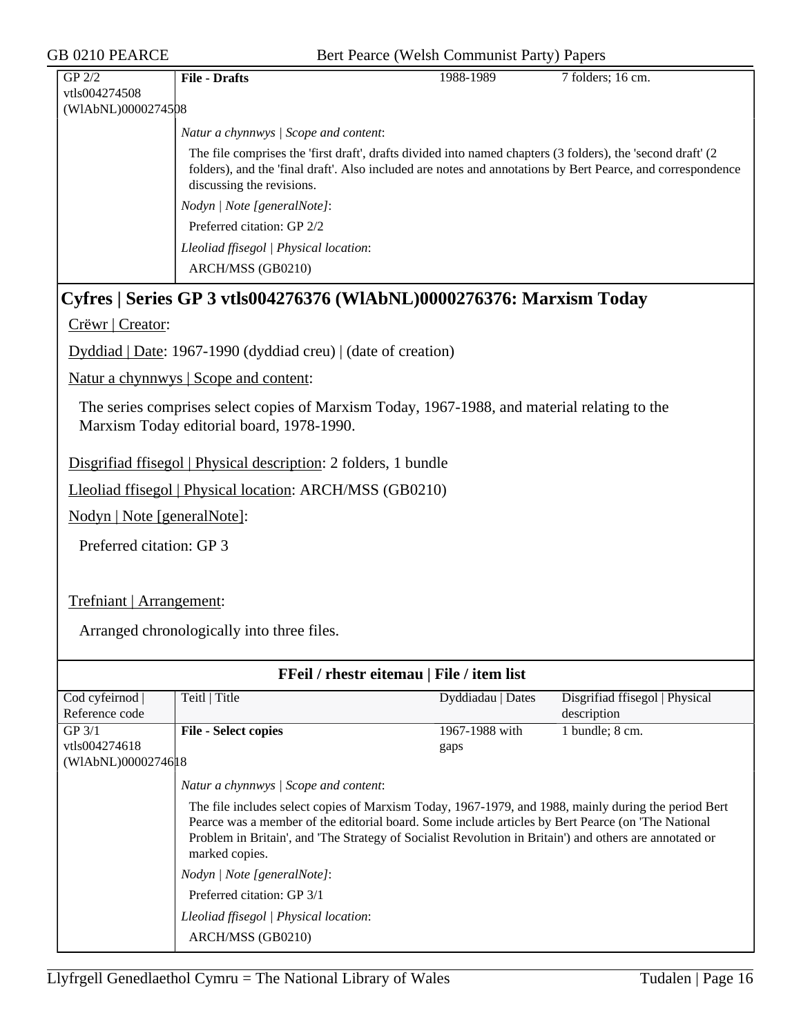| | | | |
|---|---|---|---|
| GP 2/2<br>vtls004274508<br>(WlAbNL)0000274508 | **File - Drafts** | 1988-1989 | 7 folders; 16 cm. |

*Natur a chynnwys | Scope and content*:

The file comprises the 'first draft', drafts divided into named chapters (3 folders), the 'second draft' (2 folders), and the 'final draft'. Also included are notes and annotations by Bert Pearce, and correspondence discussing the revisions.

*Nodyn | Note [generalNote]*:

Preferred citation: GP 2/2

*Lleoliad ffisegol | Physical location*:

ARCH/MSS (GB0210)

## Cyfres | Series GP 3 vtls004276376 (WlAbNL)0000276376: Marxism Today

Crëwr | Creator:

Dyddiad | Date: 1967-1990 (dyddiad creu) | (date of creation)

Natur a chynnwys | Scope and content:

The series comprises select copies of Marxism Today, 1967-1988, and material relating to the Marxism Today editorial board, 1978-1990.

Disgrifiad ffisegol | Physical description: 2 folders, 1 bundle

Lleoliad ffisegol | Physical location: ARCH/MSS (GB0210)

Nodyn | Note [generalNote]:

Preferred citation: GP 3

Trefniant | Arrangement:

Arranged chronologically into three files.

### FFeil / rhestr eitemau | File / item list

| Cod cyfeirnod \| Reference code | Teitl \| Title | Dyddiadau \| Dates | Disgrifiad ffisegol \| Physical description |
|---|---|---|---|
| GP 3/1<br>vtls004274618<br>(WlAbNL)0000274618 | **File - Select copies** | 1967-1988 with gaps | 1 bundle; 8 cm. |

*Natur a chynnwys | Scope and content*:

The file includes select copies of Marxism Today, 1967-1979, and 1988, mainly during the period Bert Pearce was a member of the editorial board. Some include articles by Bert Pearce (on 'The National Problem in Britain', and 'The Strategy of Socialist Revolution in Britain') and others are annotated or marked copies.

*Nodyn | Note [generalNote]*:

Preferred citation: GP 3/1

*Lleoliad ffisegol | Physical location*:

ARCH/MSS (GB0210)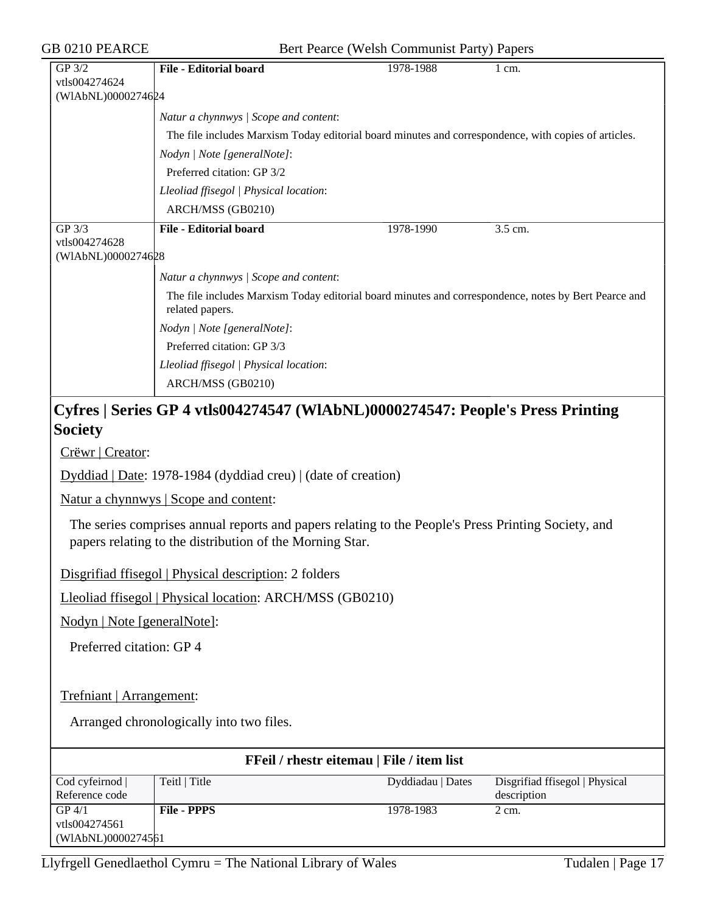| GP 3/2 vtls004274624 (WlAbNL)0000274624 | **File - Editorial board** | 1978-1988 | 1 cm. |
|---|---|---|---|
| | *Natur a chynnwys \| Scope and content*: The file includes Marxism Today editorial board minutes and correspondence, with copies of articles. | | |
| | *Nodyn \| Note [generalNote]*: Preferred citation: GP 3/2 | | |
| | *Lleoliad ffisegol \| Physical location*: ARCH/MSS (GB0210) | | |
| GP 3/3 vtls004274628 (WlAbNL)0000274628 | **File - Editorial board** | 1978-1990 | 3.5 cm. |
| | *Natur a chynnwys \| Scope and content*: The file includes Marxism Today editorial board minutes and correspondence, notes by Bert Pearce and related papers. | | |
| | *Nodyn \| Note [generalNote]*: Preferred citation: GP 3/3 | | |
| | *Lleoliad ffisegol \| Physical location*: ARCH/MSS (GB0210) | | |

## Cyfres | Series GP 4 vtls004274547 (WlAbNL)0000274547: People's Press Printing Society

Crëwr | Creator:

Dyddiad | Date: 1978-1984 (dyddiad creu) | (date of creation)

Natur a chynnwys | Scope and content:

The series comprises annual reports and papers relating to the People's Press Printing Society, and papers relating to the distribution of the Morning Star.

Disgrifiad ffisegol | Physical description: 2 folders

Lleoliad ffisegol | Physical location: ARCH/MSS (GB0210)

Nodyn | Note [generalNote]:

Preferred citation: GP 4

Trefniant | Arrangement:

Arranged chronologically into two files.

**FFeil / rhestr eitemau | File / item list**

| Cod cyfeirnod \| Reference code | Teitl \| Title | Dyddiadau \| Dates | Disgrifiad ffisegol \| Physical description |
|---|---|---|---|
| GP 4/1 vtls004274561 (WlAbNL)0000274561 | **File - PPPS** | 1978-1983 | 2 cm. |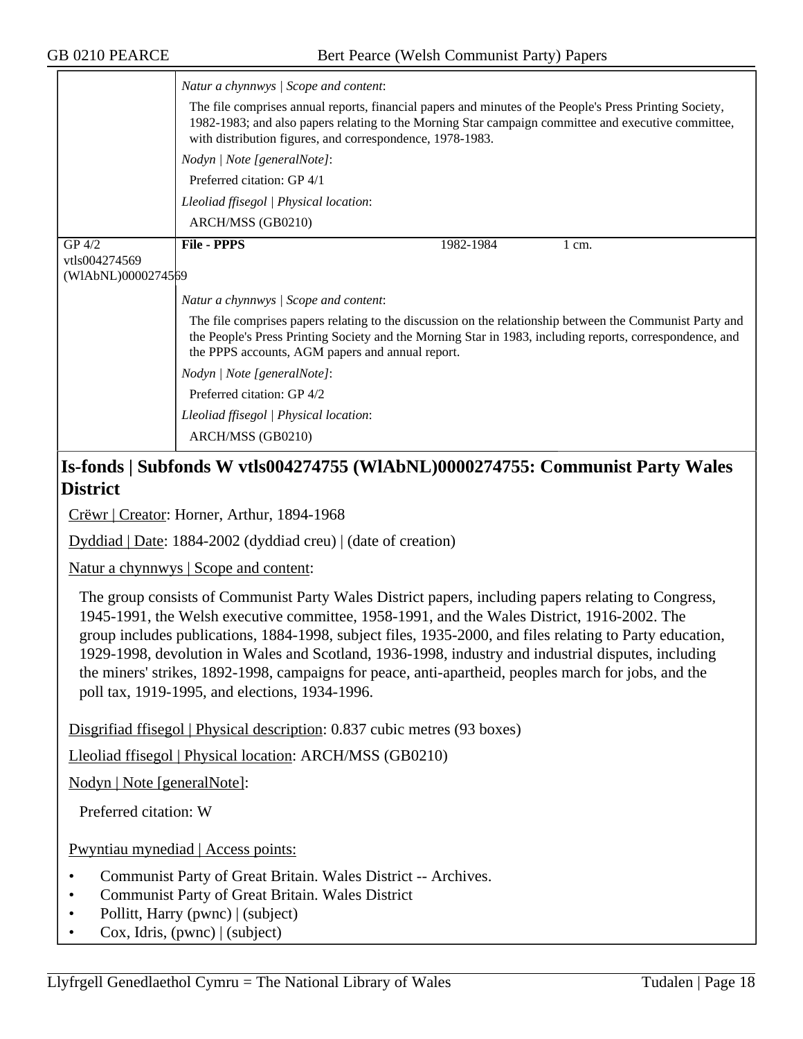*Natur a chynnwys | Scope and content*:

The file comprises annual reports, financial papers and minutes of the People's Press Printing Society, 1982-1983; and also papers relating to the Morning Star campaign committee and executive committee, with distribution figures, and correspondence, 1978-1983.

*Nodyn | Note [generalNote]*:

Preferred citation: GP 4/1

*Lleoliad ffisegol | Physical location*:

ARCH/MSS (GB0210)

| GP 4/2 vtls004274569 (WlAbNL)0000274569 | **File - PPPS** | 1982-1984 | 1 cm. |
|---|---|---|---|

*Natur a chynnwys | Scope and content*:

The file comprises papers relating to the discussion on the relationship between the Communist Party and the People's Press Printing Society and the Morning Star in 1983, including reports, correspondence, and the PPPS accounts, AGM papers and annual report.

*Nodyn | Note [generalNote]*:

Preferred citation: GP 4/2

*Lleoliad ffisegol | Physical location*:

ARCH/MSS (GB0210)

## Is-fonds | Subfonds W vtls004274755 (WlAbNL)0000274755: Communist Party Wales District

Crëwr | Creator: Horner, Arthur, 1894-1968

Dyddiad | Date: 1884-2002 (dyddiad creu) | (date of creation)

Natur a chynnwys | Scope and content:

The group consists of Communist Party Wales District papers, including papers relating to Congress, 1945-1991, the Welsh executive committee, 1958-1991, and the Wales District, 1916-2002. The group includes publications, 1884-1998, subject files, 1935-2000, and files relating to Party education, 1929-1998, devolution in Wales and Scotland, 1936-1998, industry and industrial disputes, including the miners' strikes, 1892-1998, campaigns for peace, anti-apartheid, peoples march for jobs, and the poll tax, 1919-1995, and elections, 1934-1996.

Disgrifiad ffisegol | Physical description: 0.837 cubic metres (93 boxes)

Lleoliad ffisegol | Physical location: ARCH/MSS (GB0210)

Nodyn | Note [generalNote]:

Preferred citation: W

Pwyntiau mynediad | Access points:

- Communist Party of Great Britain. Wales District -- Archives.
- Communist Party of Great Britain. Wales District
- Pollitt, Harry (pwnc) | (subject)
- Cox, Idris, (pwnc) | (subject)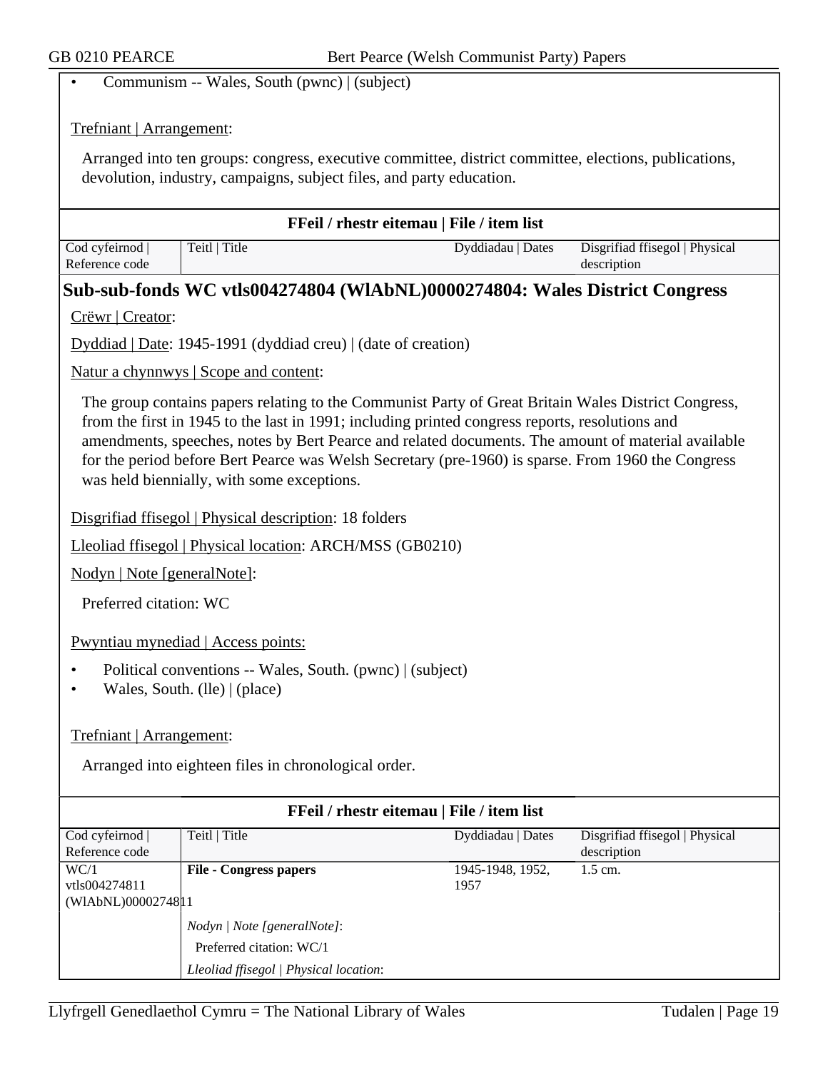- Communism -- Wales, South (pwnc) | (subject)

Trefniant | Arrangement:

Arranged into ten groups: congress, executive committee, district committee, elections, publications, devolution, industry, campaigns, subject files, and party education.

**FFeil / rhestr eitemau | File / item list**

| Cod cyfeirnod \| Reference code | Teitl \| Title | Dyddiadau \| Dates | Disgrifiad ffisegol \| Physical description |
|---|---|---|---|

## Sub-sub-fonds WC vtls004274804 (WlAbNL)0000274804: Wales District Congress

Crëwr | Creator:

Dyddiad | Date: 1945-1991 (dyddiad creu) | (date of creation)

Natur a chynnwys | Scope and content:

The group contains papers relating to the Communist Party of Great Britain Wales District Congress, from the first in 1945 to the last in 1991; including printed congress reports, resolutions and amendments, speeches, notes by Bert Pearce and related documents. The amount of material available for the period before Bert Pearce was Welsh Secretary (pre-1960) is sparse. From 1960 the Congress was held biennially, with some exceptions.

Disgrifiad ffisegol | Physical description: 18 folders

Lleoliad ffisegol | Physical location: ARCH/MSS (GB0210)

Nodyn | Note [generalNote]:

Preferred citation: WC

Pwyntiau mynediad | Access points:

- Political conventions -- Wales, South. (pwnc) | (subject)
- Wales, South. (lle) | (place)

Trefniant | Arrangement:

Arranged into eighteen files in chronological order.

**FFeil / rhestr eitemau | File / item list**

| Cod cyfeirnod \| Reference code | Teitl \| Title | Dyddiadau \| Dates | Disgrifiad ffisegol \| Physical description |
|---|---|---|---|
| WC/1 vtls004274811 (WlAbNL)0000274811 | **File - Congress papers** | 1945-1948, 1952, 1957 | 1.5 cm. |
| | *Nodyn \| Note [generalNote]*: Preferred citation: WC/1 | | |
| | *Lleoliad ffisegol \| Physical location*: | | |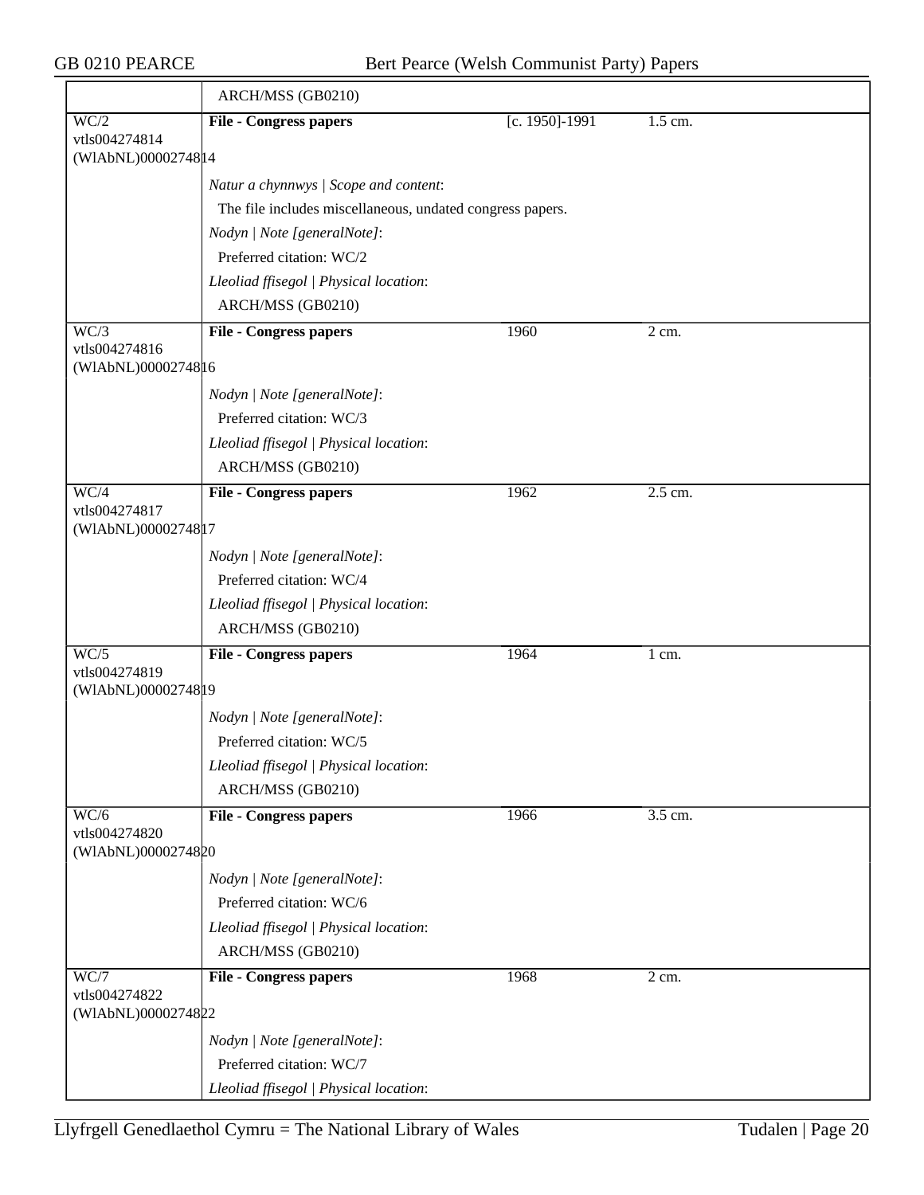| | ARCH/MSS (GB0210) | | |
|---|---|---|---|
| WC/2<br>vtls004274814<br>(WlAbNL)0000274814 | **File - Congress papers** | [c. 1950]-1991 | 1.5 cm. |
| | *Natur a chynnwys \| Scope and content*:<br>The file includes miscellaneous, undated congress papers.<br>*Nodyn \| Note [generalNote]*:<br>Preferred citation: WC/2<br>*Lleoliad ffisegol \| Physical location*:<br>ARCH/MSS (GB0210) | | |
| WC/3<br>vtls004274816<br>(WlAbNL)0000274816 | **File - Congress papers** | 1960 | 2 cm. |
| | *Nodyn \| Note [generalNote]*:<br>Preferred citation: WC/3<br>*Lleoliad ffisegol \| Physical location*:<br>ARCH/MSS (GB0210) | | |
| WC/4<br>vtls004274817<br>(WlAbNL)0000274817 | **File - Congress papers** | 1962 | 2.5 cm. |
| | *Nodyn \| Note [generalNote]*:<br>Preferred citation: WC/4<br>*Lleoliad ffisegol \| Physical location*:<br>ARCH/MSS (GB0210) | | |
| WC/5<br>vtls004274819<br>(WlAbNL)0000274819 | **File - Congress papers** | 1964 | 1 cm. |
| | *Nodyn \| Note [generalNote]*:<br>Preferred citation: WC/5<br>*Lleoliad ffisegol \| Physical location*:<br>ARCH/MSS (GB0210) | | |
| WC/6<br>vtls004274820<br>(WlAbNL)0000274820 | **File - Congress papers** | 1966 | 3.5 cm. |
| | *Nodyn \| Note [generalNote]*:<br>Preferred citation: WC/6<br>*Lleoliad ffisegol \| Physical location*:<br>ARCH/MSS (GB0210) | | |
| WC/7<br>vtls004274822<br>(WlAbNL)0000274822 | **File - Congress papers** | 1968 | 2 cm. |
| | *Nodyn \| Note [generalNote]*:<br>Preferred citation: WC/7<br>*Lleoliad ffisegol \| Physical location*: | | |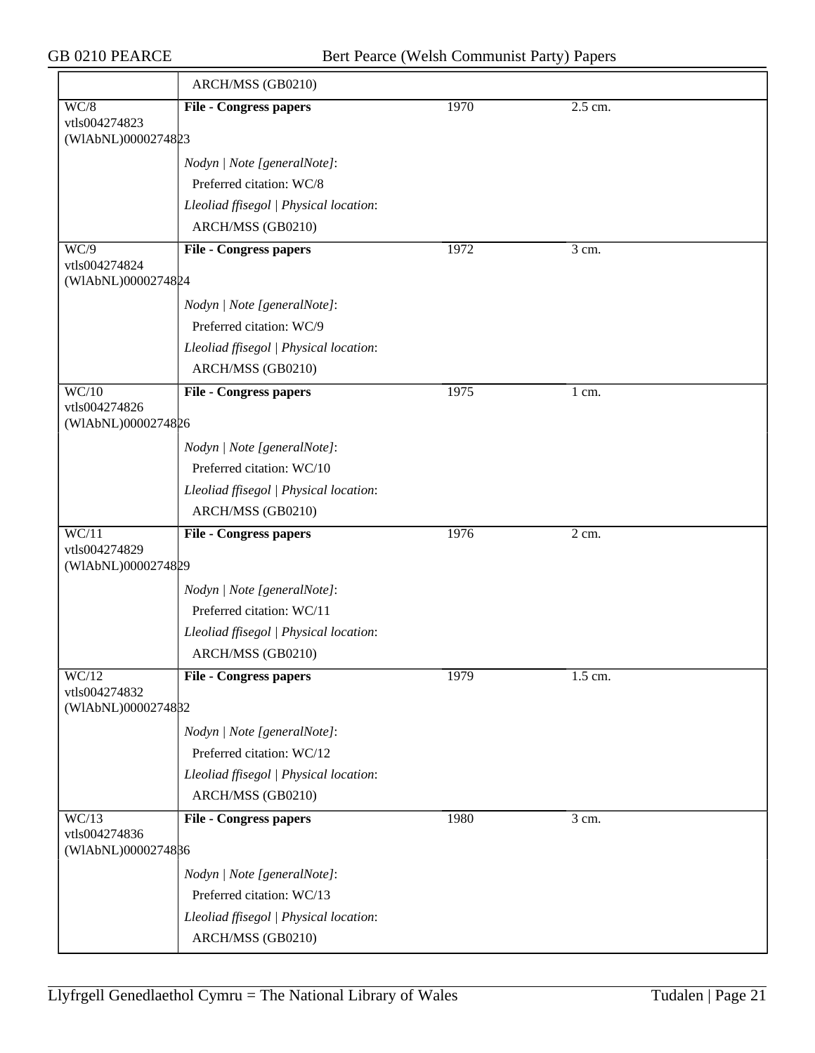| | ARCH/MSS (GB0210) | | |
|---|---|---|---|
| WC/8<br>vtls004274823<br>(WlAbNL)0000274823 | **File - Congress papers** | 1970 | 2.5 cm. |
| | *Nodyn \| Note [generalNote]*:<br>Preferred citation: WC/8<br>*Lleoliad ffisegol \| Physical location*:<br>ARCH/MSS (GB0210) | | |
| WC/9<br>vtls004274824<br>(WlAbNL)0000274824 | **File - Congress papers** | 1972 | 3 cm. |
| | *Nodyn \| Note [generalNote]*:<br>Preferred citation: WC/9<br>*Lleoliad ffisegol \| Physical location*:<br>ARCH/MSS (GB0210) | | |
| WC/10<br>vtls004274826<br>(WlAbNL)0000274826 | **File - Congress papers** | 1975 | 1 cm. |
| | *Nodyn \| Note [generalNote]*:<br>Preferred citation: WC/10<br>*Lleoliad ffisegol \| Physical location*:<br>ARCH/MSS (GB0210) | | |
| WC/11<br>vtls004274829<br>(WlAbNL)0000274829 | **File - Congress papers** | 1976 | 2 cm. |
| | *Nodyn \| Note [generalNote]*:<br>Preferred citation: WC/11<br>*Lleoliad ffisegol \| Physical location*:<br>ARCH/MSS (GB0210) | | |
| WC/12<br>vtls004274832<br>(WlAbNL)0000274832 | **File - Congress papers** | 1979 | 1.5 cm. |
| | *Nodyn \| Note [generalNote]*:<br>Preferred citation: WC/12<br>*Lleoliad ffisegol \| Physical location*:<br>ARCH/MSS (GB0210) | | |
| WC/13<br>vtls004274836<br>(WlAbNL)0000274836 | **File - Congress papers** | 1980 | 3 cm. |
| | *Nodyn \| Note [generalNote]*:<br>Preferred citation: WC/13<br>*Lleoliad ffisegol \| Physical location*:<br>ARCH/MSS (GB0210) | | |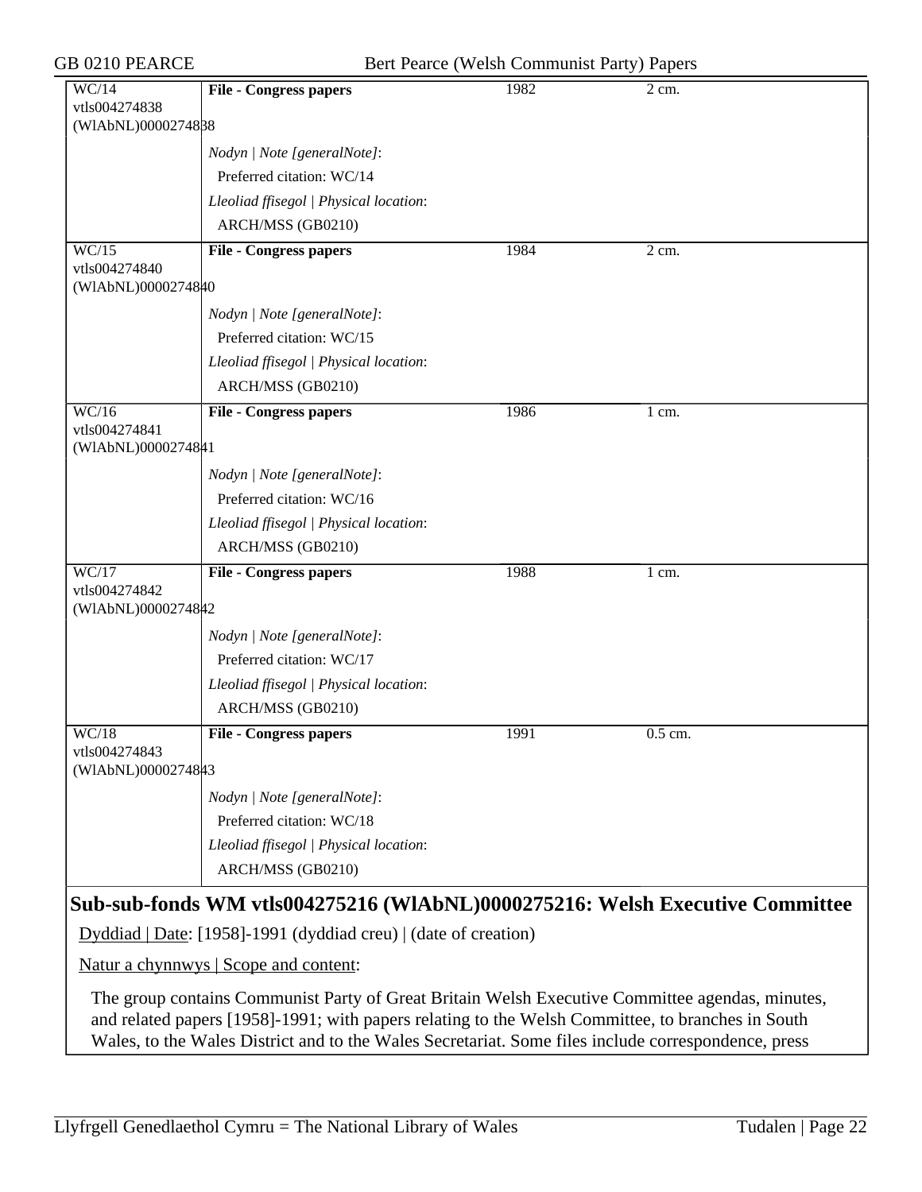| WC/14 vtls004274838 (WlAbNL)0000274838 | **File - Congress papers** | 1982 | 2 cm. |
|---|---|---|---|
| | *Nodyn \| Note [generalNote]*: Preferred citation: WC/14 | | |
| | *Lleoliad ffisegol \| Physical location*: ARCH/MSS (GB0210) | | |
| WC/15 vtls004274840 (WlAbNL)0000274840 | **File - Congress papers** | 1984 | 2 cm. |
| | *Nodyn \| Note [generalNote]*: Preferred citation: WC/15 | | |
| | *Lleoliad ffisegol \| Physical location*: ARCH/MSS (GB0210) | | |
| WC/16 vtls004274841 (WlAbNL)0000274841 | **File - Congress papers** | 1986 | 1 cm. |
| | *Nodyn \| Note [generalNote]*: Preferred citation: WC/16 | | |
| | *Lleoliad ffisegol \| Physical location*: ARCH/MSS (GB0210) | | |
| WC/17 vtls004274842 (WlAbNL)0000274842 | **File - Congress papers** | 1988 | 1 cm. |
| | *Nodyn \| Note [generalNote]*: Preferred citation: WC/17 | | |
| | *Lleoliad ffisegol \| Physical location*: ARCH/MSS (GB0210) | | |
| WC/18 vtls004274843 (WlAbNL)0000274843 | **File - Congress papers** | 1991 | 0.5 cm. |
| | *Nodyn \| Note [generalNote]*: Preferred citation: WC/18 | | |
| | *Lleoliad ffisegol \| Physical location*: ARCH/MSS (GB0210) | | |

## Sub-sub-fonds WM vtls004275216 (WlAbNL)0000275216: Welsh Executive Committee

Dyddiad | Date: [1958]-1991 (dyddiad creu) | (date of creation)

Natur a chynnwys | Scope and content:

The group contains Communist Party of Great Britain Welsh Executive Committee agendas, minutes, and related papers [1958]-1991; with papers relating to the Welsh Committee, to branches in South Wales, to the Wales District and to the Wales Secretariat. Some files include correspondence, press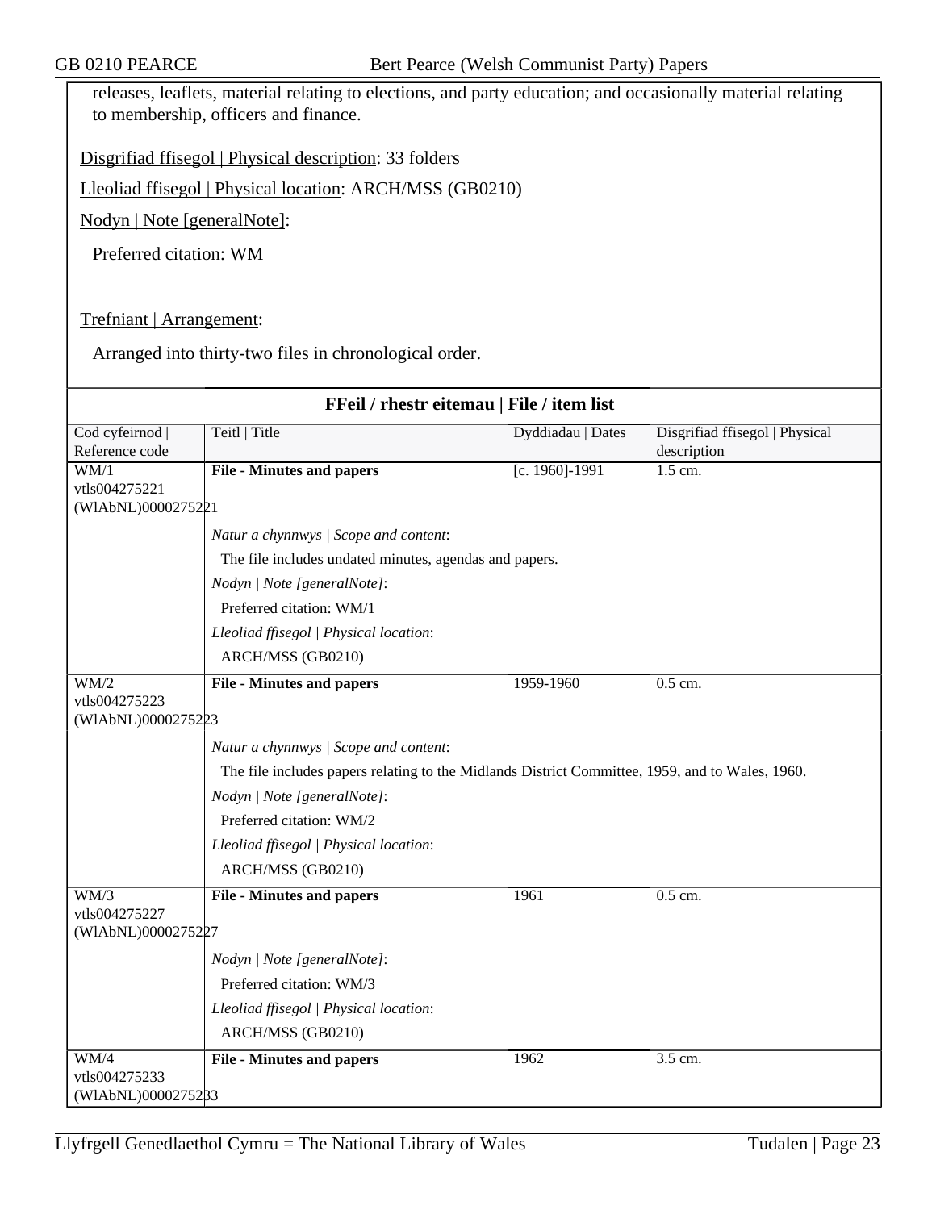releases, leaflets, material relating to elections, and party education; and occasionally material relating to membership, officers and finance.

Disgrifiad ffisegol | Physical description: 33 folders

Lleoliad ffisegol | Physical location: ARCH/MSS (GB0210)

Nodyn | Note [generalNote]:

Preferred citation: WM

Trefniant | Arrangement:

Arranged into thirty-two files in chronological order.

**FFeil / rhestr eitemau | File / item list**

| Cod cyfeirnod \| Reference code | Teitl \| Title | Dyddiadau \| Dates | Disgrifiad ffisegol \| Physical description |
|---|---|---|---|
| WM/1 vtls004275221 (WlAbNL)0000275221 | **File - Minutes and papers** | [c. 1960]-1991 | 1.5 cm. |
| | *Natur a chynnwys \| Scope and content*: The file includes undated minutes, agendas and papers. *Nodyn \| Note [generalNote]*: Preferred citation: WM/1 *Lleoliad ffisegol \| Physical location*: ARCH/MSS (GB0210) | | |
| WM/2 vtls004275223 (WlAbNL)0000275223 | **File - Minutes and papers** | 1959-1960 | 0.5 cm. |
| | *Natur a chynnwys \| Scope and content*: The file includes papers relating to the Midlands District Committee, 1959, and to Wales, 1960. *Nodyn \| Note [generalNote]*: Preferred citation: WM/2 *Lleoliad ffisegol \| Physical location*: ARCH/MSS (GB0210) | | |
| WM/3 vtls004275227 (WlAbNL)0000275227 | **File - Minutes and papers** | 1961 | 0.5 cm. |
| | *Nodyn \| Note [generalNote]*: Preferred citation: WM/3 *Lleoliad ffisegol \| Physical location*: ARCH/MSS (GB0210) | | |
| WM/4 vtls004275233 (WlAbNL)0000275233 | **File - Minutes and papers** | 1962 | 3.5 cm. |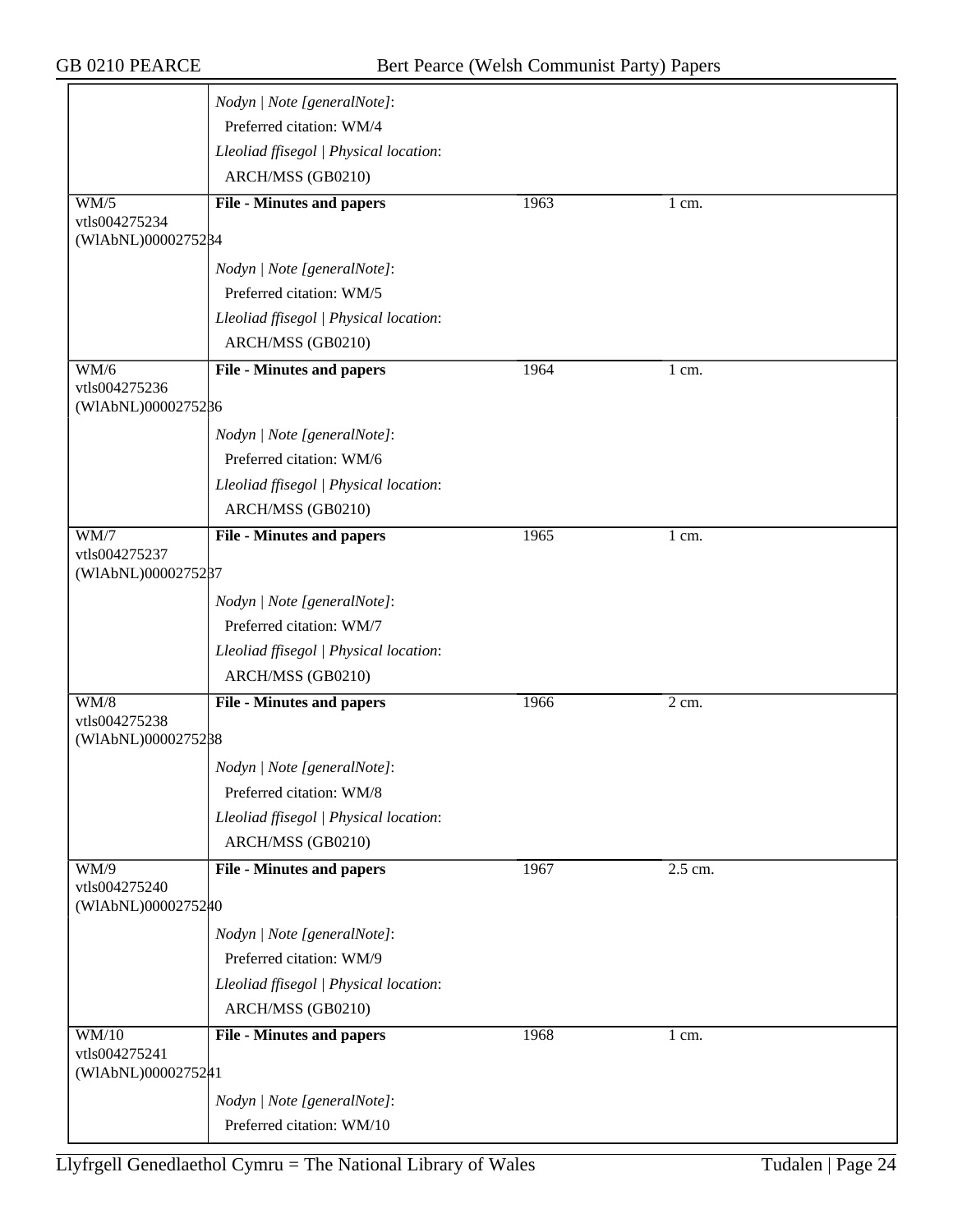| | | | |
|---|---|---|---|
| | *Nodyn \| Note [generalNote]*:<br>Preferred citation: WM/4<br>*Lleoliad ffisegol \| Physical location*:<br>ARCH/MSS (GB0210) | | |
| WM/5<br>vtls004275234<br>(WlAbNL)0000275234 | **File - Minutes and papers**<br><br>*Nodyn \| Note [generalNote]*:<br>Preferred citation: WM/5<br>*Lleoliad ffisegol \| Physical location*:<br>ARCH/MSS (GB0210) | 1963 | 1 cm. |
| WM/6<br>vtls004275236<br>(WlAbNL)0000275236 | **File - Minutes and papers**<br><br>*Nodyn \| Note [generalNote]*:<br>Preferred citation: WM/6<br>*Lleoliad ffisegol \| Physical location*:<br>ARCH/MSS (GB0210) | 1964 | 1 cm. |
| WM/7<br>vtls004275237<br>(WlAbNL)0000275237 | **File - Minutes and papers**<br><br>*Nodyn \| Note [generalNote]*:<br>Preferred citation: WM/7<br>*Lleoliad ffisegol \| Physical location*:<br>ARCH/MSS (GB0210) | 1965 | 1 cm. |
| WM/8<br>vtls004275238<br>(WlAbNL)0000275238 | **File - Minutes and papers**<br><br>*Nodyn \| Note [generalNote]*:<br>Preferred citation: WM/8<br>*Lleoliad ffisegol \| Physical location*:<br>ARCH/MSS (GB0210) | 1966 | 2 cm. |
| WM/9<br>vtls004275240<br>(WlAbNL)0000275240 | **File - Minutes and papers**<br><br>*Nodyn \| Note [generalNote]*:<br>Preferred citation: WM/9<br>*Lleoliad ffisegol \| Physical location*:<br>ARCH/MSS (GB0210) | 1967 | 2.5 cm. |
| WM/10<br>vtls004275241<br>(WlAbNL)0000275241 | **File - Minutes and papers**<br><br>*Nodyn \| Note [generalNote]*:<br>Preferred citation: WM/10 | 1968 | 1 cm. |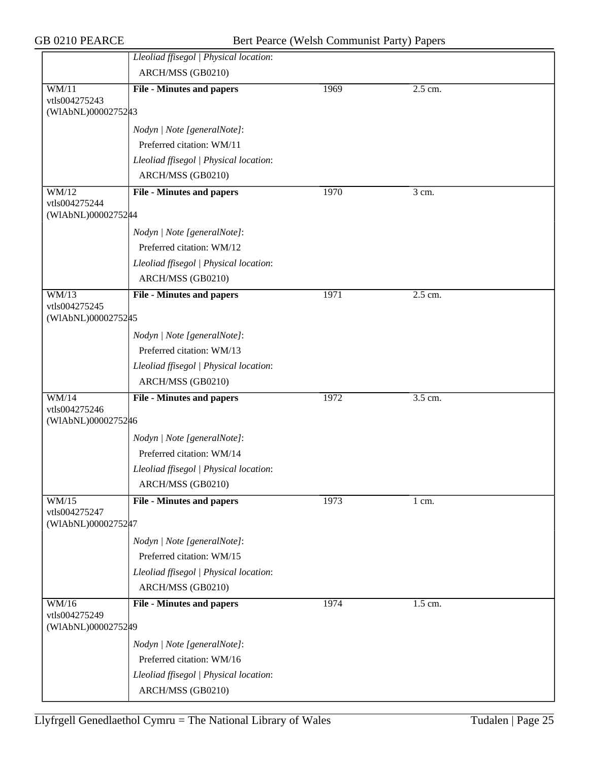| | | | |
|---|---|---|---|
| | *Lleoliad ffisegol \| Physical location*: ARCH/MSS (GB0210) | | |
| WM/11 vtls004275243 (WlAbNL)0000275243 | **File - Minutes and papers** | 1969 | 2.5 cm. |
| | *Nodyn \| Note [generalNote]*: Preferred citation: WM/11 *Lleoliad ffisegol \| Physical location*: ARCH/MSS (GB0210) | | |
| WM/12 vtls004275244 (WlAbNL)0000275244 | **File - Minutes and papers** | 1970 | 3 cm. |
| | *Nodyn \| Note [generalNote]*: Preferred citation: WM/12 *Lleoliad ffisegol \| Physical location*: ARCH/MSS (GB0210) | | |
| WM/13 vtls004275245 (WlAbNL)0000275245 | **File - Minutes and papers** | 1971 | 2.5 cm. |
| | *Nodyn \| Note [generalNote]*: Preferred citation: WM/13 *Lleoliad ffisegol \| Physical location*: ARCH/MSS (GB0210) | | |
| WM/14 vtls004275246 (WlAbNL)0000275246 | **File - Minutes and papers** | 1972 | 3.5 cm. |
| | *Nodyn \| Note [generalNote]*: Preferred citation: WM/14 *Lleoliad ffisegol \| Physical location*: ARCH/MSS (GB0210) | | |
| WM/15 vtls004275247 (WlAbNL)0000275247 | **File - Minutes and papers** | 1973 | 1 cm. |
| | *Nodyn \| Note [generalNote]*: Preferred citation: WM/15 *Lleoliad ffisegol \| Physical location*: ARCH/MSS (GB0210) | | |
| WM/16 vtls004275249 (WlAbNL)0000275249 | **File - Minutes and papers** | 1974 | 1.5 cm. |
| | *Nodyn \| Note [generalNote]*: Preferred citation: WM/16 *Lleoliad ffisegol \| Physical location*: ARCH/MSS (GB0210) | | |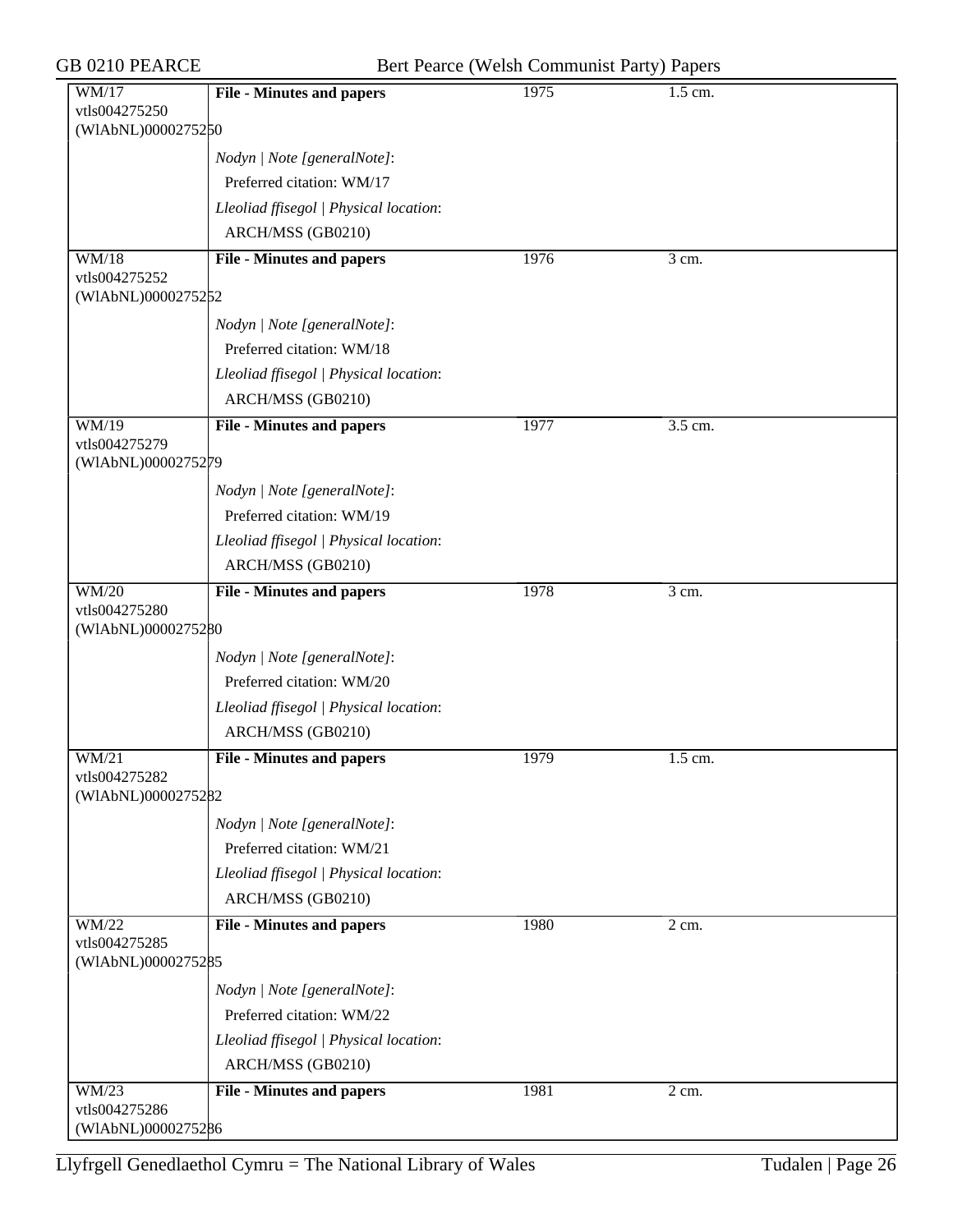| | | | |
|---|---|---|---|
| WM/17<br>vtls004275250<br>(WlAbNL)0000275250 | **File - Minutes and papers** | 1975 | 1.5 cm. |
| | *Nodyn \| Note [generalNote]*:<br>Preferred citation: WM/17<br>*Lleoliad ffisegol \| Physical location*:<br>ARCH/MSS (GB0210) | | |
| WM/18<br>vtls004275252<br>(WlAbNL)0000275252 | **File - Minutes and papers** | 1976 | 3 cm. |
| | *Nodyn \| Note [generalNote]*:<br>Preferred citation: WM/18<br>*Lleoliad ffisegol \| Physical location*:<br>ARCH/MSS (GB0210) | | |
| WM/19<br>vtls004275279<br>(WlAbNL)0000275279 | **File - Minutes and papers** | 1977 | 3.5 cm. |
| | *Nodyn \| Note [generalNote]*:<br>Preferred citation: WM/19<br>*Lleoliad ffisegol \| Physical location*:<br>ARCH/MSS (GB0210) | | |
| WM/20<br>vtls004275280<br>(WlAbNL)0000275280 | **File - Minutes and papers** | 1978 | 3 cm. |
| | *Nodyn \| Note [generalNote]*:<br>Preferred citation: WM/20<br>*Lleoliad ffisegol \| Physical location*:<br>ARCH/MSS (GB0210) | | |
| WM/21<br>vtls004275282<br>(WlAbNL)0000275282 | **File - Minutes and papers** | 1979 | 1.5 cm. |
| | *Nodyn \| Note [generalNote]*:<br>Preferred citation: WM/21<br>*Lleoliad ffisegol \| Physical location*:<br>ARCH/MSS (GB0210) | | |
| WM/22<br>vtls004275285<br>(WlAbNL)0000275285 | **File - Minutes and papers** | 1980 | 2 cm. |
| | *Nodyn \| Note [generalNote]*:<br>Preferred citation: WM/22<br>*Lleoliad ffisegol \| Physical location*:<br>ARCH/MSS (GB0210) | | |
| WM/23<br>vtls004275286<br>(WlAbNL)0000275286 | **File - Minutes and papers** | 1981 | 2 cm. |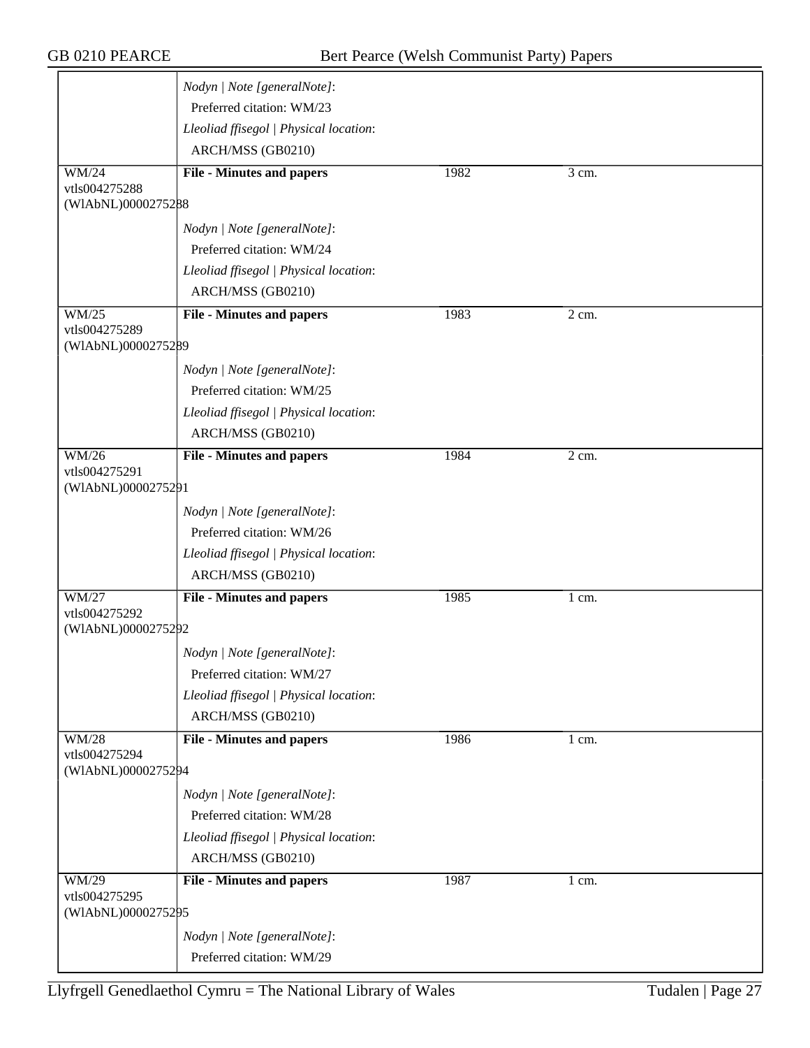| | | | |
|---|---|---|---|
| | *Nodyn \| Note [generalNote]*: Preferred citation: WM/23 *Lleoliad ffisegol \| Physical location*: ARCH/MSS (GB0210) | | |
| WM/24 vtls004275288 (WlAbNL)0000275288 | **File - Minutes and papers** | 1982 | 3 cm. |
| | *Nodyn \| Note [generalNote]*: Preferred citation: WM/24 *Lleoliad ffisegol \| Physical location*: ARCH/MSS (GB0210) | | |
| WM/25 vtls004275289 (WlAbNL)0000275289 | **File - Minutes and papers** | 1983 | 2 cm. |
| | *Nodyn \| Note [generalNote]*: Preferred citation: WM/25 *Lleoliad ffisegol \| Physical location*: ARCH/MSS (GB0210) | | |
| WM/26 vtls004275291 (WlAbNL)0000275291 | **File - Minutes and papers** | 1984 | 2 cm. |
| | *Nodyn \| Note [generalNote]*: Preferred citation: WM/26 *Lleoliad ffisegol \| Physical location*: ARCH/MSS (GB0210) | | |
| WM/27 vtls004275292 (WlAbNL)0000275292 | **File - Minutes and papers** | 1985 | 1 cm. |
| | *Nodyn \| Note [generalNote]*: Preferred citation: WM/27 *Lleoliad ffisegol \| Physical location*: ARCH/MSS (GB0210) | | |
| WM/28 vtls004275294 (WlAbNL)0000275294 | **File - Minutes and papers** | 1986 | 1 cm. |
| | *Nodyn \| Note [generalNote]*: Preferred citation: WM/28 *Lleoliad ffisegol \| Physical location*: ARCH/MSS (GB0210) | | |
| WM/29 vtls004275295 (WlAbNL)0000275295 | **File - Minutes and papers** | 1987 | 1 cm. |
| | *Nodyn \| Note [generalNote]*: Preferred citation: WM/29 | | |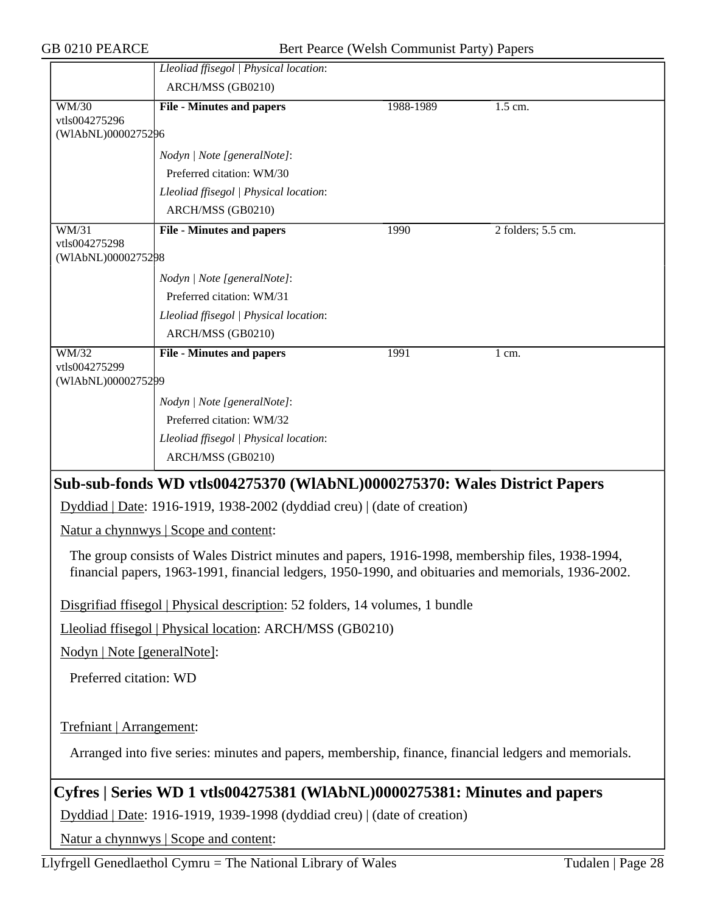| | | | |
|---|---|---|---|
| | *Lleoliad ffisegol \| Physical location*: ARCH/MSS (GB0210) | | |
| WM/30 vtls004275296 (WlAbNL)0000275296 | **File - Minutes and papers** | 1988-1989 | 1.5 cm. |
| | *Nodyn \| Note [generalNote]*: Preferred citation: WM/30 *Lleoliad ffisegol \| Physical location*: ARCH/MSS (GB0210) | | |
| WM/31 vtls004275298 (WlAbNL)0000275298 | **File - Minutes and papers** | 1990 | 2 folders; 5.5 cm. |
| | *Nodyn \| Note [generalNote]*: Preferred citation: WM/31 *Lleoliad ffisegol \| Physical location*: ARCH/MSS (GB0210) | | |
| WM/32 vtls004275299 (WlAbNL)0000275299 | **File - Minutes and papers** | 1991 | 1 cm. |
| | *Nodyn \| Note [generalNote]*: Preferred citation: WM/32 *Lleoliad ffisegol \| Physical location*: ARCH/MSS (GB0210) | | |

## Sub-sub-fonds WD vtls004275370 (WlAbNL)0000275370: Wales District Papers

Dyddiad | Date: 1916-1919, 1938-2002 (dyddiad creu) | (date of creation)

Natur a chynnwys | Scope and content:

The group consists of Wales District minutes and papers, 1916-1998, membership files, 1938-1994, financial papers, 1963-1991, financial ledgers, 1950-1990, and obituaries and memorials, 1936-2002.

Disgrifiad ffisegol | Physical description: 52 folders, 14 volumes, 1 bundle

Lleoliad ffisegol | Physical location: ARCH/MSS (GB0210)

Nodyn | Note [generalNote]:

Preferred citation: WD

Trefniant | Arrangement:

Arranged into five series: minutes and papers, membership, finance, financial ledgers and memorials.

## Cyfres | Series WD 1 vtls004275381 (WlAbNL)0000275381: Minutes and papers

Dyddiad | Date: 1916-1919, 1939-1998 (dyddiad creu) | (date of creation)

Natur a chynnwys | Scope and content: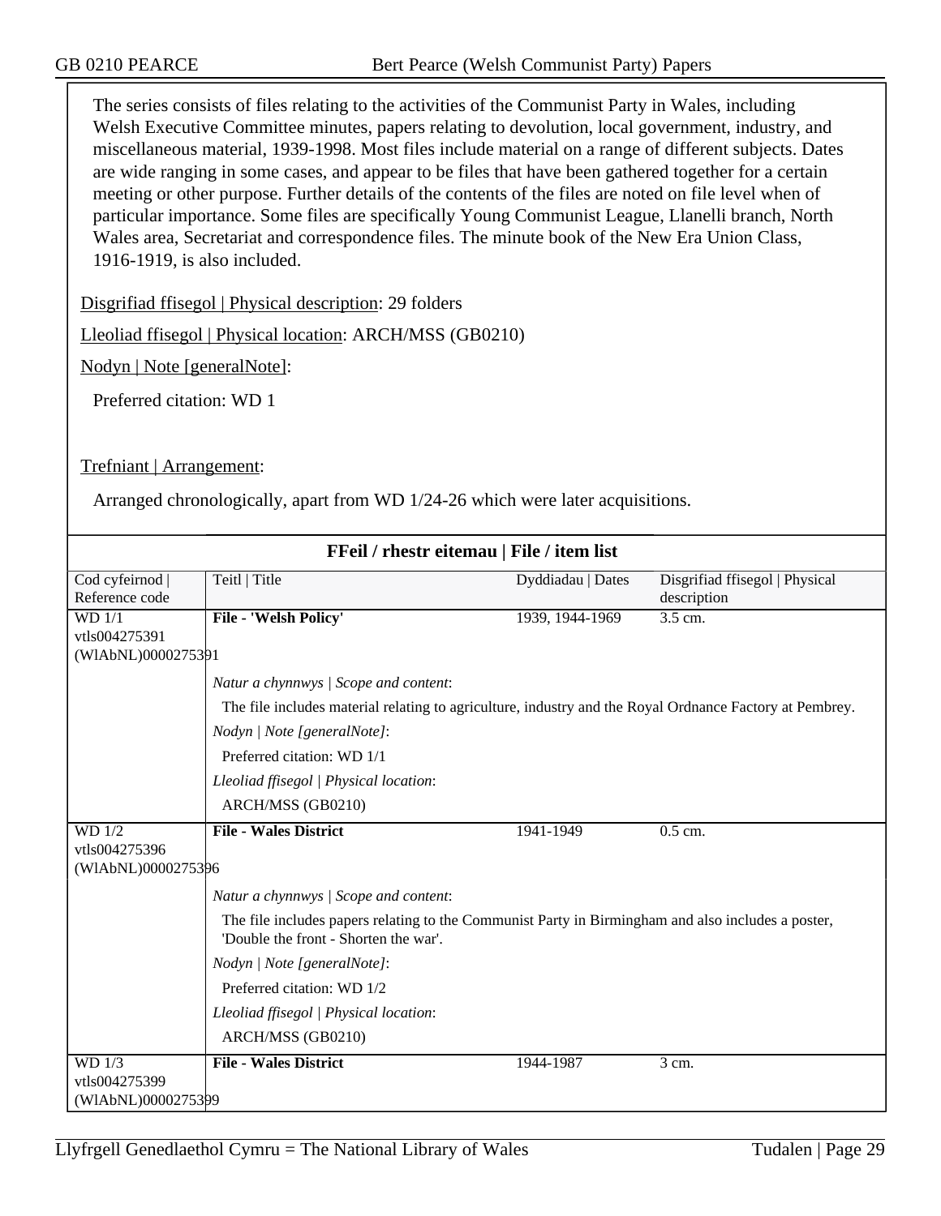The series consists of files relating to the activities of the Communist Party in Wales, including Welsh Executive Committee minutes, papers relating to devolution, local government, industry, and miscellaneous material, 1939-1998. Most files include material on a range of different subjects. Dates are wide ranging in some cases, and appear to be files that have been gathered together for a certain meeting or other purpose. Further details of the contents of the files are noted on file level when of particular importance. Some files are specifically Young Communist League, Llanelli branch, North Wales area, Secretariat and correspondence files. The minute book of the New Era Union Class, 1916-1919, is also included.

Disgrifiad ffisegol | Physical description: 29 folders

Lleoliad ffisegol | Physical location: ARCH/MSS (GB0210)

Nodyn | Note [generalNote]:

Preferred citation: WD 1

Trefniant | Arrangement:

Arranged chronologically, apart from WD 1/24-26 which were later acquisitions.

## FFeil / rhestr eitemau | File / item list

| Cod cyfeirnod \| Reference code | Teitl \| Title | Dyddiadau \| Dates | Disgrifiad ffisegol \| Physical description |
|---|---|---|---|
| WD 1/1<br>vtls004275391<br>(WlAbNL)0000275391 | **File - 'Welsh Policy'** | 1939, 1944-1969 | 3.5 cm. |
| | *Natur a chynnwys \| Scope and content*:<br>The file includes material relating to agriculture, industry and the Royal Ordnance Factory at Pembrey.<br>*Nodyn \| Note [generalNote]*:<br>Preferred citation: WD 1/1<br>*Lleoliad ffisegol \| Physical location*:<br>ARCH/MSS (GB0210) | | |
| WD 1/2<br>vtls004275396<br>(WlAbNL)0000275396 | **File - Wales District** | 1941-1949 | 0.5 cm. |
| | *Natur a chynnwys \| Scope and content*:<br>The file includes papers relating to the Communist Party in Birmingham and also includes a poster, 'Double the front - Shorten the war'.<br>*Nodyn \| Note [generalNote]*:<br>Preferred citation: WD 1/2<br>*Lleoliad ffisegol \| Physical location*:<br>ARCH/MSS (GB0210) | | |
| WD 1/3<br>vtls004275399<br>(WlAbNL)0000275399 | **File - Wales District** | 1944-1987 | 3 cm. |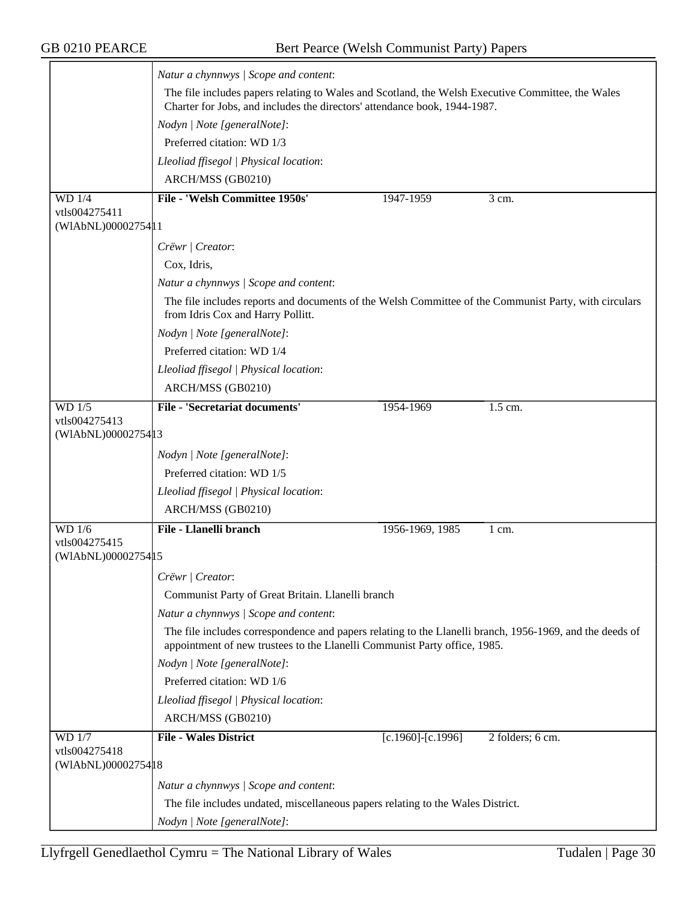*Natur a chynnwys | Scope and content*:

The file includes papers relating to Wales and Scotland, the Welsh Executive Committee, the Wales Charter for Jobs, and includes the directors' attendance book, 1944-1987.

*Nodyn | Note [generalNote]*:

Preferred citation: WD 1/3

*Lleoliad ffisegol | Physical location*:

ARCH/MSS (GB0210)

---

WD 1/4
vtls004275411
(WlAbNL)0000275411

**File - 'Welsh Committee 1950s'** | 1947-1959 | 3 cm.

*Crëwr | Creator*:

Cox, Idris,

*Natur a chynnwys | Scope and content*:

The file includes reports and documents of the Welsh Committee of the Communist Party, with circulars from Idris Cox and Harry Pollitt.

*Nodyn | Note [generalNote]*:

Preferred citation: WD 1/4

*Lleoliad ffisegol | Physical location*:

ARCH/MSS (GB0210)

---

WD 1/5
vtls004275413
(WlAbNL)0000275413

**File - 'Secretariat documents'** | 1954-1969 | 1.5 cm.

*Nodyn | Note [generalNote]*:

Preferred citation: WD 1/5

*Lleoliad ffisegol | Physical location*:

ARCH/MSS (GB0210)

---

WD 1/6
vtls004275415
(WlAbNL)0000275415

**File - Llanelli branch** | 1956-1969, 1985 | 1 cm.

*Crëwr | Creator*:

Communist Party of Great Britain. Llanelli branch

*Natur a chynnwys | Scope and content*:

The file includes correspondence and papers relating to the Llanelli branch, 1956-1969, and the deeds of appointment of new trustees to the Llanelli Communist Party office, 1985.

*Nodyn | Note [generalNote]*:

Preferred citation: WD 1/6

*Lleoliad ffisegol | Physical location*:

ARCH/MSS (GB0210)

---

WD 1/7
vtls004275418
(WlAbNL)0000275418

**File - Wales District** | [c.1960]-[c.1996] | 2 folders; 6 cm.

*Natur a chynnwys | Scope and content*:

The file includes undated, miscellaneous papers relating to the Wales District.

*Nodyn | Note [generalNote]*: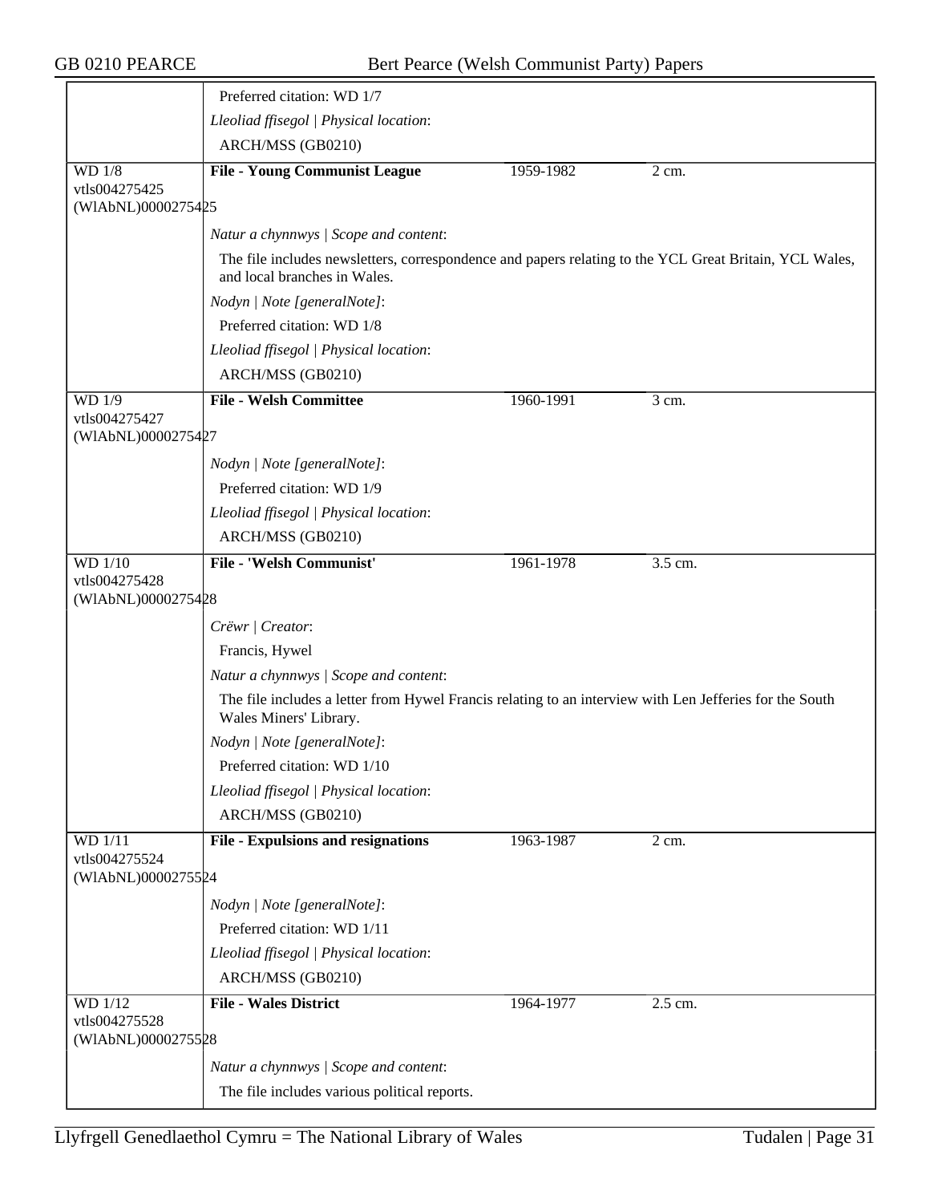Preferred citation: WD 1/7

*Lleoliad ffisegol | Physical location*:

ARCH/MSS (GB0210)

| WD 1/8<br>vtls004275425<br>(WlAbNL)0000275425 | **File - Young Communist League** | 1959-1982 | 2 cm. |
|---|---|---|---|

*Natur a chynnwys | Scope and content*:

The file includes newsletters, correspondence and papers relating to the YCL Great Britain, YCL Wales, and local branches in Wales.

*Nodyn | Note [generalNote]*:

Preferred citation: WD 1/8

*Lleoliad ffisegol | Physical location*:

ARCH/MSS (GB0210)

| WD 1/9<br>vtls004275427<br>(WlAbNL)0000275427 | **File - Welsh Committee** | 1960-1991 | 3 cm. |
|---|---|---|---|

*Nodyn | Note [generalNote]*:

Preferred citation: WD 1/9

*Lleoliad ffisegol | Physical location*:

ARCH/MSS (GB0210)

| WD 1/10<br>vtls004275428<br>(WlAbNL)0000275428 | **File - 'Welsh Communist'** | 1961-1978 | 3.5 cm. |
|---|---|---|---|

*Crëwr | Creator*:

Francis, Hywel

*Natur a chynnwys | Scope and content*:

The file includes a letter from Hywel Francis relating to an interview with Len Jefferies for the South Wales Miners' Library.

*Nodyn | Note [generalNote]*:

Preferred citation: WD 1/10

*Lleoliad ffisegol | Physical location*:

ARCH/MSS (GB0210)

| WD 1/11<br>vtls004275524<br>(WlAbNL)0000275524 | **File - Expulsions and resignations** | 1963-1987 | 2 cm. |
|---|---|---|---|

*Nodyn | Note [generalNote]*:

Preferred citation: WD 1/11

*Lleoliad ffisegol | Physical location*:

ARCH/MSS (GB0210)

| WD 1/12<br>vtls004275528<br>(WlAbNL)0000275528 | **File - Wales District** | 1964-1977 | 2.5 cm. |
|---|---|---|---|

*Natur a chynnwys | Scope and content*:

The file includes various political reports.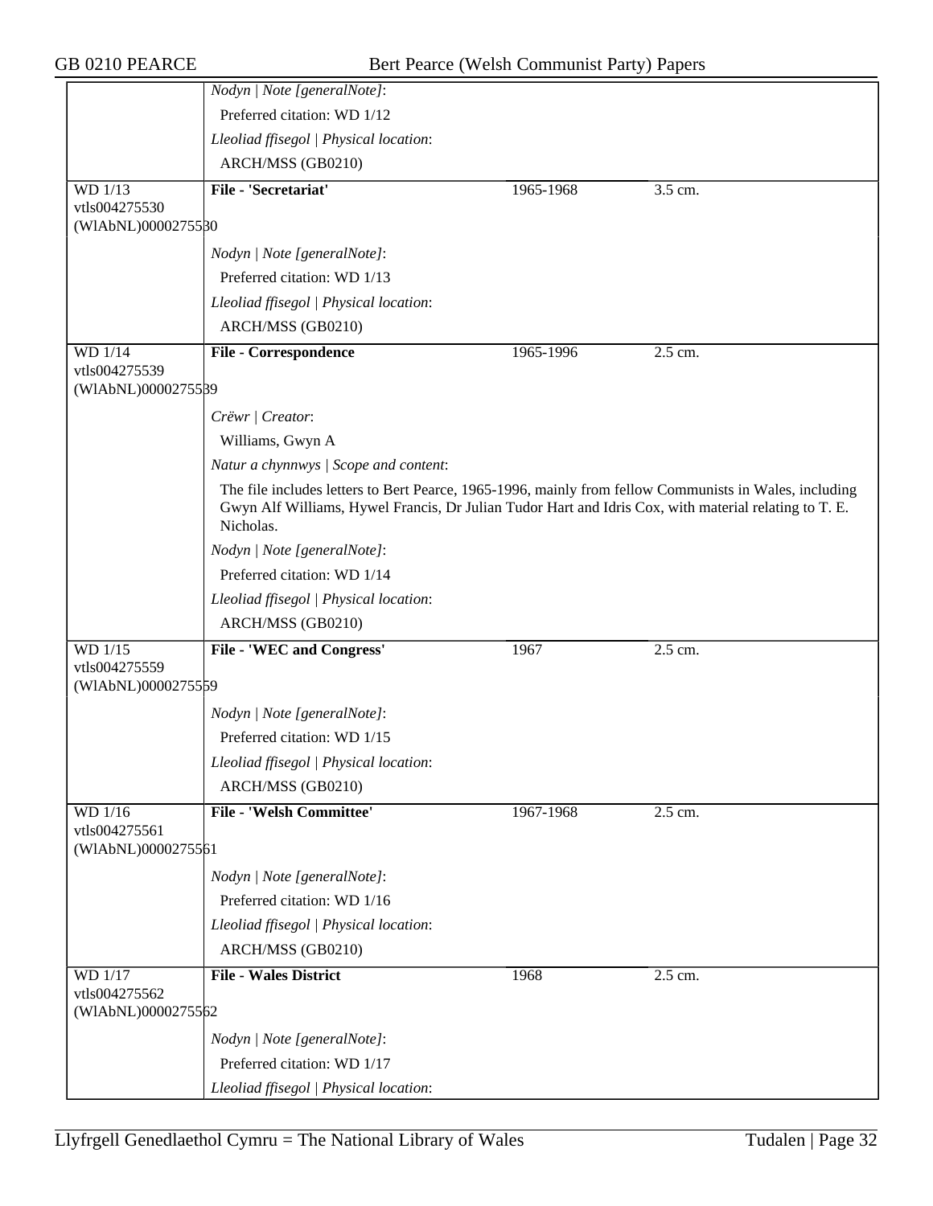*Nodyn | Note [generalNote]*:

Preferred citation: WD 1/12

*Lleoliad ffisegol | Physical location*:

ARCH/MSS (GB0210)

| WD 1/13 vtls004275530 (WlAbNL)0000275530 | **File - 'Secretariat'** | 1965-1968 | 3.5 cm. |
|---|---|---|---|

*Nodyn | Note [generalNote]*:

Preferred citation: WD 1/13

*Lleoliad ffisegol | Physical location*:

ARCH/MSS (GB0210)

| WD 1/14 vtls004275539 (WlAbNL)0000275539 | **File - Correspondence** | 1965-1996 | 2.5 cm. |
|---|---|---|---|

*Crëwr | Creator*:

Williams, Gwyn A

*Natur a chynnwys | Scope and content*:

The file includes letters to Bert Pearce, 1965-1996, mainly from fellow Communists in Wales, including Gwyn Alf Williams, Hywel Francis, Dr Julian Tudor Hart and Idris Cox, with material relating to T. E. Nicholas.

*Nodyn | Note [generalNote]*:

Preferred citation: WD 1/14

*Lleoliad ffisegol | Physical location*:

ARCH/MSS (GB0210)

| WD 1/15 vtls004275559 (WlAbNL)0000275559 | **File - 'WEC and Congress'** | 1967 | 2.5 cm. |
|---|---|---|---|

*Nodyn | Note [generalNote]*:

Preferred citation: WD 1/15

*Lleoliad ffisegol | Physical location*:

ARCH/MSS (GB0210)

| WD 1/16 vtls004275561 (WlAbNL)0000275561 | **File - 'Welsh Committee'** | 1967-1968 | 2.5 cm. |
|---|---|---|---|

*Nodyn | Note [generalNote]*:

Preferred citation: WD 1/16

*Lleoliad ffisegol | Physical location*:

ARCH/MSS (GB0210)

| WD 1/17 vtls004275562 (WlAbNL)0000275562 | **File - Wales District** | 1968 | 2.5 cm. |
|---|---|---|---|

*Nodyn | Note [generalNote]*:

Preferred citation: WD 1/17

*Lleoliad ffisegol | Physical location*: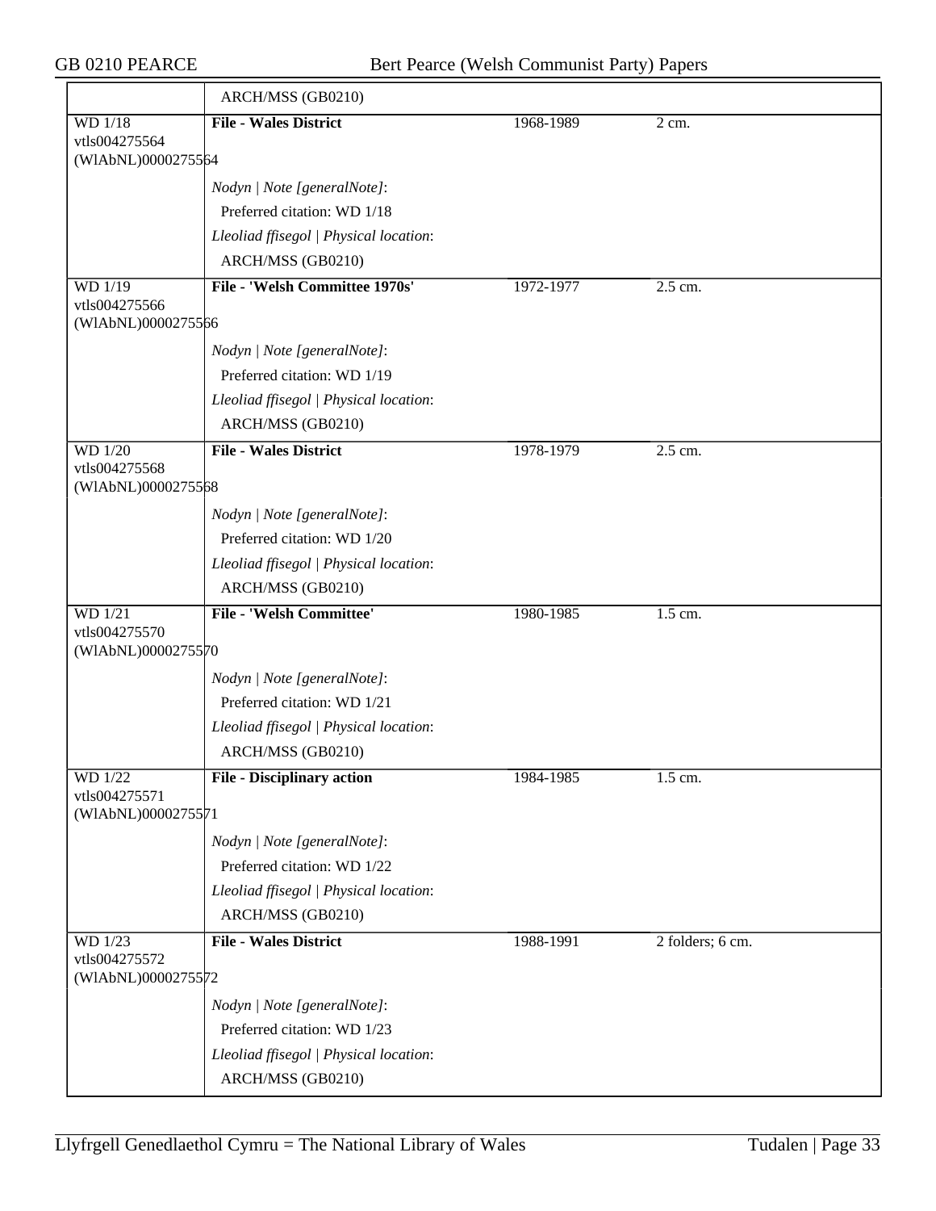| | ARCH/MSS (GB0210) | | |
|---|---|---|---|
| WD 1/18<br>vtls004275564<br>(WlAbNL)0000275564 | **File - Wales District** | 1968-1989 | 2 cm. |
| | *Nodyn \| Note [generalNote]*:<br>Preferred citation: WD 1/18<br>*Lleoliad ffisegol \| Physical location*:<br>ARCH/MSS (GB0210) | | |
| WD 1/19<br>vtls004275566<br>(WlAbNL)0000275566 | **File - 'Welsh Committee 1970s'** | 1972-1977 | 2.5 cm. |
| | *Nodyn \| Note [generalNote]*:<br>Preferred citation: WD 1/19<br>*Lleoliad ffisegol \| Physical location*:<br>ARCH/MSS (GB0210) | | |
| WD 1/20<br>vtls004275568<br>(WlAbNL)0000275568 | **File - Wales District** | 1978-1979 | 2.5 cm. |
| | *Nodyn \| Note [generalNote]*:<br>Preferred citation: WD 1/20<br>*Lleoliad ffisegol \| Physical location*:<br>ARCH/MSS (GB0210) | | |
| WD 1/21<br>vtls004275570<br>(WlAbNL)0000275570 | **File - 'Welsh Committee'** | 1980-1985 | 1.5 cm. |
| | *Nodyn \| Note [generalNote]*:<br>Preferred citation: WD 1/21<br>*Lleoliad ffisegol \| Physical location*:<br>ARCH/MSS (GB0210) | | |
| WD 1/22<br>vtls004275571<br>(WlAbNL)0000275571 | **File - Disciplinary action** | 1984-1985 | 1.5 cm. |
| | *Nodyn \| Note [generalNote]*:<br>Preferred citation: WD 1/22<br>*Lleoliad ffisegol \| Physical location*:<br>ARCH/MSS (GB0210) | | |
| WD 1/23<br>vtls004275572<br>(WlAbNL)0000275572 | **File - Wales District** | 1988-1991 | 2 folders; 6 cm. |
| | *Nodyn \| Note [generalNote]*:<br>Preferred citation: WD 1/23<br>*Lleoliad ffisegol \| Physical location*:<br>ARCH/MSS (GB0210) | | |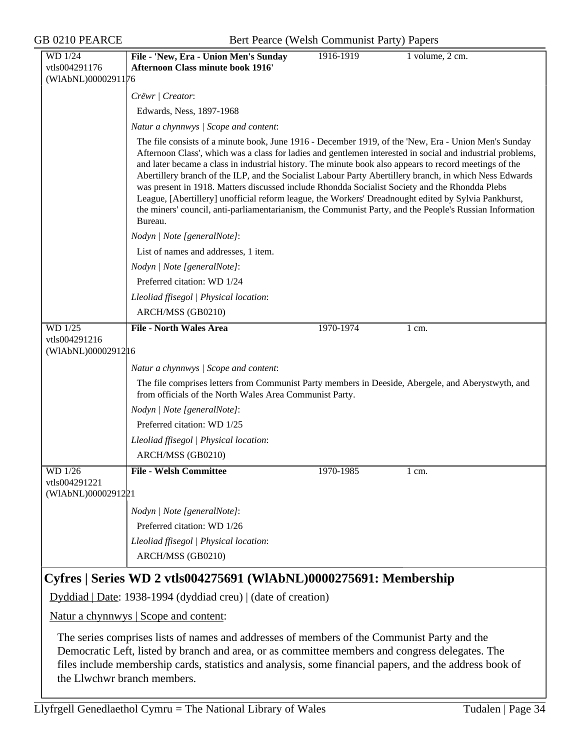| WD 1/24 vtls004291176 (WlAbNL)0000291176 | **File - 'New, Era - Union Men's Sunday Afternoon Class minute book 1916'** | 1916-1919 | 1 volume, 2 cm. |
|---|---|---|---|

*Crëwr | Creator*:

Edwards, Ness, 1897-1968

*Natur a chynnwys | Scope and content*:

The file consists of a minute book, June 1916 - December 1919, of the 'New, Era - Union Men's Sunday Afternoon Class', which was a class for ladies and gentlemen interested in social and industrial problems, and later became a class in industrial history. The minute book also appears to record meetings of the Abertillery branch of the ILP, and the Socialist Labour Party Abertillery branch, in which Ness Edwards was present in 1918. Matters discussed include Rhondda Socialist Society and the Rhondda Plebs League, [Abertillery] unofficial reform league, the Workers' Dreadnought edited by Sylvia Pankhurst, the miners' council, anti-parliamentarianism, the Communist Party, and the People's Russian Information Bureau.

*Nodyn | Note [generalNote]*:

List of names and addresses, 1 item.

*Nodyn | Note [generalNote]*:

Preferred citation: WD 1/24

*Lleoliad ffisegol | Physical location*:

ARCH/MSS (GB0210)

| WD 1/25 vtls004291216 (WlAbNL)0000291216 | **File - North Wales Area** | 1970-1974 | 1 cm. |
|---|---|---|---|

*Natur a chynnwys | Scope and content*:

The file comprises letters from Communist Party members in Deeside, Abergele, and Aberystwyth, and from officials of the North Wales Area Communist Party.

*Nodyn | Note [generalNote]*:

Preferred citation: WD 1/25

*Lleoliad ffisegol | Physical location*:

ARCH/MSS (GB0210)

| WD 1/26 vtls004291221 (WlAbNL)0000291221 | **File - Welsh Committee** | 1970-1985 | 1 cm. |
|---|---|---|---|

*Nodyn | Note [generalNote]*:

Preferred citation: WD 1/26

*Lleoliad ffisegol | Physical location*:

ARCH/MSS (GB0210)

## Cyfres | Series WD 2 vtls004275691 (WlAbNL)0000275691: Membership

Dyddiad | Date: 1938-1994 (dyddiad creu) | (date of creation)

Natur a chynnwys | Scope and content:

The series comprises lists of names and addresses of members of the Communist Party and the Democratic Left, listed by branch and area, or as committee members and congress delegates. The files include membership cards, statistics and analysis, some financial papers, and the address book of the Llwchwr branch members.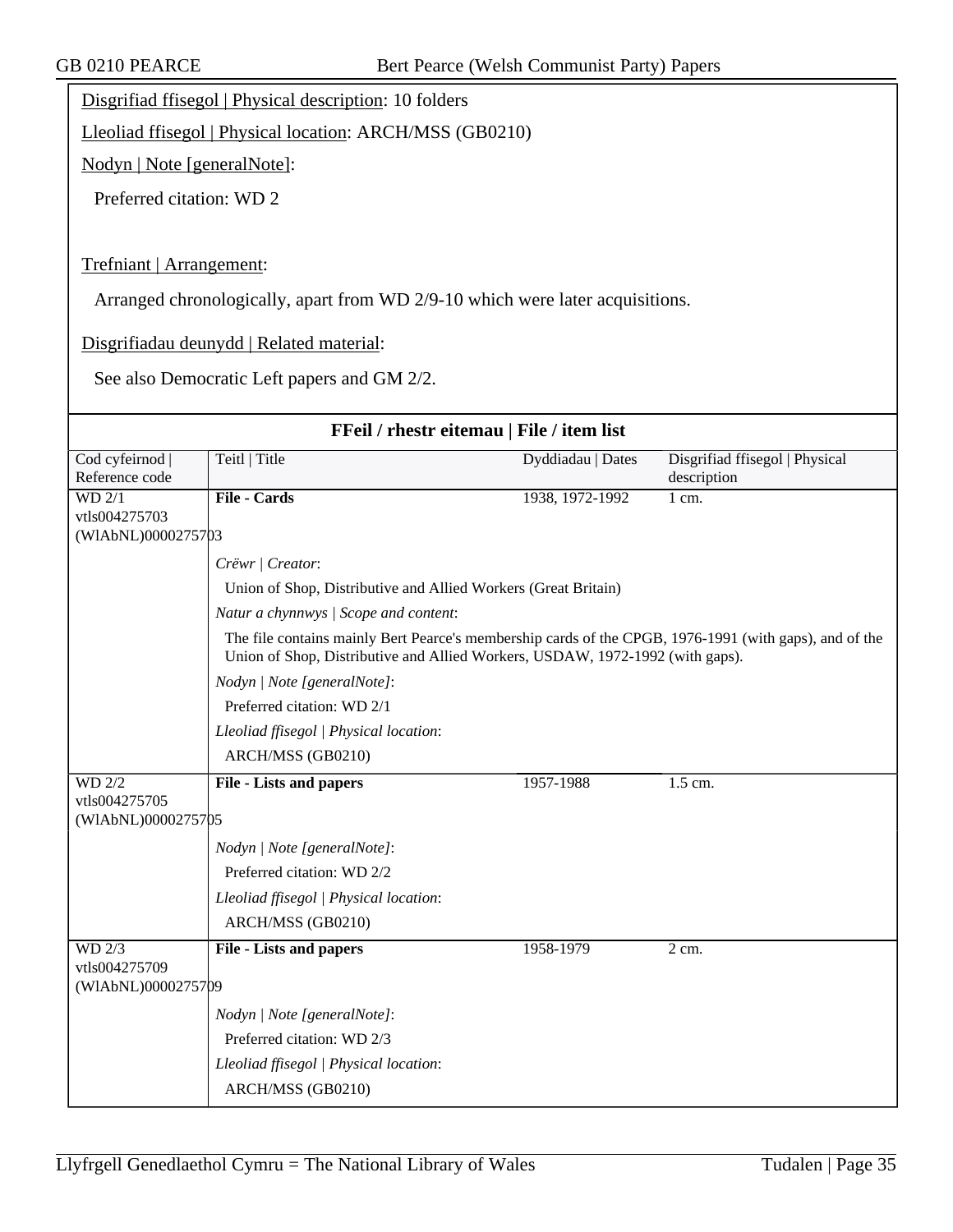Disgrifiad ffisegol | Physical description: 10 folders

Lleoliad ffisegol | Physical location: ARCH/MSS (GB0210)

Nodyn | Note [generalNote]:

Preferred citation: WD 2

Trefniant | Arrangement:

Arranged chronologically, apart from WD 2/9-10 which were later acquisitions.

Disgrifiadau deunydd | Related material:

See also Democratic Left papers and GM 2/2.

## FFeil / rhestr eitemau | File / item list

| Cod cyfeirnod \| Reference code | Teitl \| Title | Dyddiadau \| Dates | Disgrifiad ffisegol \| Physical description |
|---|---|---|---|
| WD 2/1 vtls004275703 (WlAbNL)0000275703 | **File - Cards** | 1938, 1972-1992 | 1 cm. |

*Crëwr | Creator*:

Union of Shop, Distributive and Allied Workers (Great Britain)

*Natur a chynnwys | Scope and content*:

The file contains mainly Bert Pearce's membership cards of the CPGB, 1976-1991 (with gaps), and of the Union of Shop, Distributive and Allied Workers, USDAW, 1972-1992 (with gaps).

*Nodyn | Note [generalNote]*:

Preferred citation: WD 2/1

*Lleoliad ffisegol | Physical location*:

ARCH/MSS (GB0210)

| Cod cyfeirnod \| Reference code | Teitl \| Title | Dyddiadau \| Dates | Disgrifiad ffisegol \| Physical description |
|---|---|---|---|
| WD 2/2 vtls004275705 (WlAbNL)0000275705 | **File - Lists and papers** | 1957-1988 | 1.5 cm. |

*Nodyn | Note [generalNote]*:

Preferred citation: WD 2/2

*Lleoliad ffisegol | Physical location*:

ARCH/MSS (GB0210)

| Cod cyfeirnod \| Reference code | Teitl \| Title | Dyddiadau \| Dates | Disgrifiad ffisegol \| Physical description |
|---|---|---|---|
| WD 2/3 vtls004275709 (WlAbNL)0000275709 | **File - Lists and papers** | 1958-1979 | 2 cm. |

*Nodyn | Note [generalNote]*:

Preferred citation: WD 2/3

*Lleoliad ffisegol | Physical location*:

ARCH/MSS (GB0210)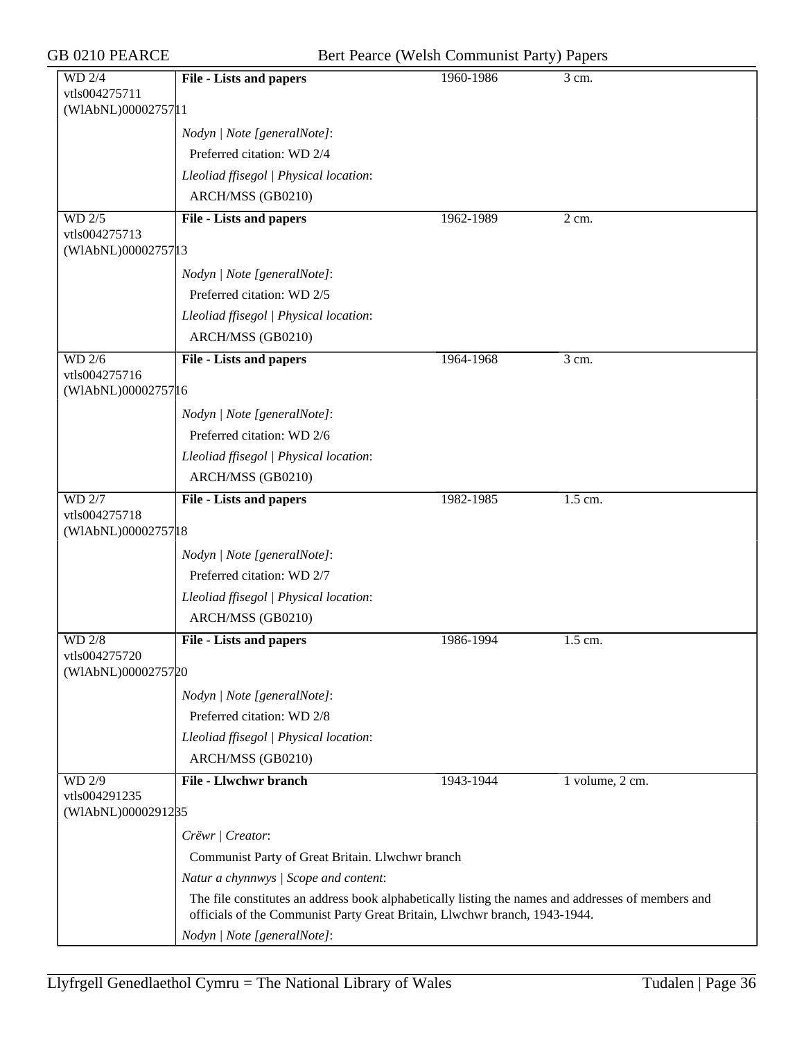| WD 2/4<br>vtls004275711<br>(WlAbNL)0000275711 | **File - Lists and papers** | 1960-1986 | 3 cm. |
|---|---|---|---|
| | *Nodyn \| Note [generalNote]*:<br>Preferred citation: WD 2/4<br>*Lleoliad ffisegol \| Physical location*:<br>ARCH/MSS (GB0210) | | |
| WD 2/5<br>vtls004275713<br>(WlAbNL)0000275713 | **File - Lists and papers** | 1962-1989 | 2 cm. |
| | *Nodyn \| Note [generalNote]*:<br>Preferred citation: WD 2/5<br>*Lleoliad ffisegol \| Physical location*:<br>ARCH/MSS (GB0210) | | |
| WD 2/6<br>vtls004275716<br>(WlAbNL)0000275716 | **File - Lists and papers** | 1964-1968 | 3 cm. |
| | *Nodyn \| Note [generalNote]*:<br>Preferred citation: WD 2/6<br>*Lleoliad ffisegol \| Physical location*:<br>ARCH/MSS (GB0210) | | |
| WD 2/7<br>vtls004275718<br>(WlAbNL)0000275718 | **File - Lists and papers** | 1982-1985 | 1.5 cm. |
| | *Nodyn \| Note [generalNote]*:<br>Preferred citation: WD 2/7<br>*Lleoliad ffisegol \| Physical location*:<br>ARCH/MSS (GB0210) | | |
| WD 2/8<br>vtls004275720<br>(WlAbNL)0000275720 | **File - Lists and papers** | 1986-1994 | 1.5 cm. |
| | *Nodyn \| Note [generalNote]*:<br>Preferred citation: WD 2/8<br>*Lleoliad ffisegol \| Physical location*:<br>ARCH/MSS (GB0210) | | |
| WD 2/9<br>vtls004291235<br>(WlAbNL)0000291235 | **File - Llwchwr branch** | 1943-1944 | 1 volume, 2 cm. |
| | *Crëwr \| Creator*:<br>Communist Party of Great Britain. Llwchwr branch<br>*Natur a chynnwys \| Scope and content*:<br>The file constitutes an address book alphabetically listing the names and addresses of members and officials of the Communist Party Great Britain, Llwchwr branch, 1943-1944.<br>*Nodyn \| Note [generalNote]*: | | |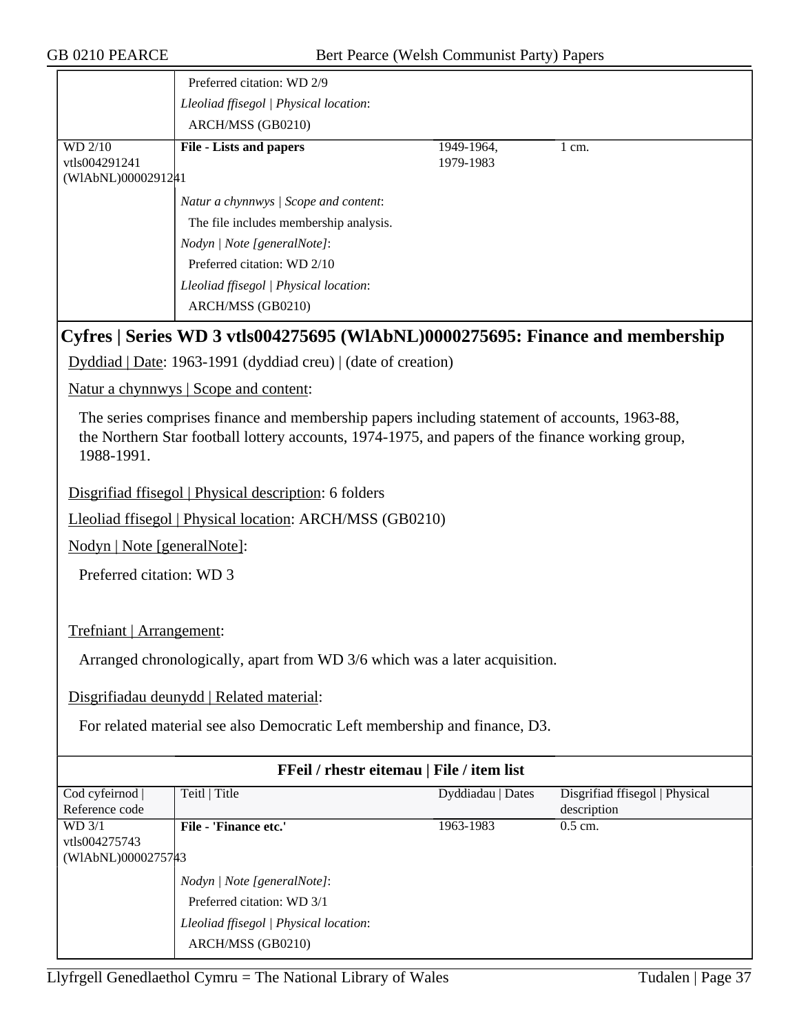| | | | |
|---|---|---|---|
| | Preferred citation: WD 2/9<br>*Lleoliad ffisegol \| Physical location*:<br>ARCH/MSS (GB0210) | | |
| WD 2/10<br>vtls004291241<br>(WlAbNL)0000291241 | **File - Lists and papers**<br><br>*Natur a chynnwys \| Scope and content*:<br>The file includes membership analysis.<br>*Nodyn \| Note [generalNote]*:<br>Preferred citation: WD 2/10<br>*Lleoliad ffisegol \| Physical location*:<br>ARCH/MSS (GB0210) | 1949-1964,<br>1979-1983 | 1 cm. |

## Cyfres | Series WD 3 vtls004275695 (WlAbNL)0000275695: Finance and membership

Dyddiad | Date: 1963-1991 (dyddiad creu) | (date of creation)

Natur a chynnwys | Scope and content:

The series comprises finance and membership papers including statement of accounts, 1963-88, the Northern Star football lottery accounts, 1974-1975, and papers of the finance working group, 1988-1991.

Disgrifiad ffisegol | Physical description: 6 folders

Lleoliad ffisegol | Physical location: ARCH/MSS (GB0210)

Nodyn | Note [generalNote]:

Preferred citation: WD 3

Trefniant | Arrangement:

Arranged chronologically, apart from WD 3/6 which was a later acquisition.

Disgrifiadau deunydd | Related material:

For related material see also Democratic Left membership and finance, D3.

**FFeil / rhestr eitemau | File / item list**

| Cod cyfeirnod \| Reference code | Teitl \| Title | Dyddiadau \| Dates | Disgrifiad ffisegol \| Physical description |
|---|---|---|---|
| WD 3/1<br>vtls004275743<br>(WlAbNL)0000275743 | **File - 'Finance etc.'**<br><br>*Nodyn \| Note [generalNote]*:<br>Preferred citation: WD 3/1<br>*Lleoliad ffisegol \| Physical location*:<br>ARCH/MSS (GB0210) | 1963-1983 | 0.5 cm. |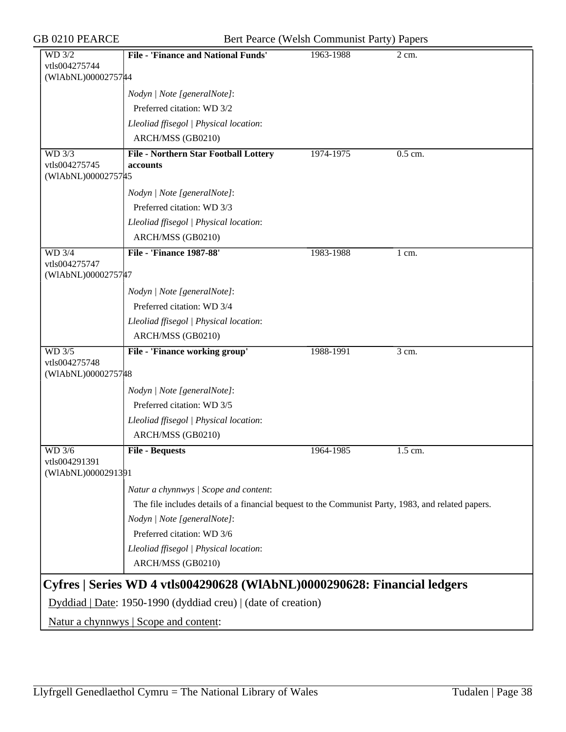| WD 3/2 vtls004275744 (WlAbNL)0000275744 | **File - 'Finance and National Funds'** | 1963-1988 | 2 cm. |
|---|---|---|---|
| | *Nodyn \| Note [generalNote]*: Preferred citation: WD 3/2 *Lleoliad ffisegol \| Physical location*: ARCH/MSS (GB0210) | | |
| WD 3/3 vtls004275745 (WlAbNL)0000275745 | **File - Northern Star Football Lottery accounts** | 1974-1975 | 0.5 cm. |
| | *Nodyn \| Note [generalNote]*: Preferred citation: WD 3/3 *Lleoliad ffisegol \| Physical location*: ARCH/MSS (GB0210) | | |
| WD 3/4 vtls004275747 (WlAbNL)0000275747 | **File - 'Finance 1987-88'** | 1983-1988 | 1 cm. |
| | *Nodyn \| Note [generalNote]*: Preferred citation: WD 3/4 *Lleoliad ffisegol \| Physical location*: ARCH/MSS (GB0210) | | |
| WD 3/5 vtls004275748 (WlAbNL)0000275748 | **File - 'Finance working group'** | 1988-1991 | 3 cm. |
| | *Nodyn \| Note [generalNote]*: Preferred citation: WD 3/5 *Lleoliad ffisegol \| Physical location*: ARCH/MSS (GB0210) | | |
| WD 3/6 vtls004291391 (WlAbNL)0000291391 | **File - Bequests** | 1964-1985 | 1.5 cm. |
| | *Natur a chynnwys \| Scope and content*: The file includes details of a financial bequest to the Communist Party, 1983, and related papers. *Nodyn \| Note [generalNote]*: Preferred citation: WD 3/6 *Lleoliad ffisegol \| Physical location*: ARCH/MSS (GB0210) | | |

## Cyfres | Series WD 4 vtls004290628 (WlAbNL)0000290628: Financial ledgers

Dyddiad | Date: 1950-1990 (dyddiad creu) | (date of creation)

Natur a chynnwys | Scope and content: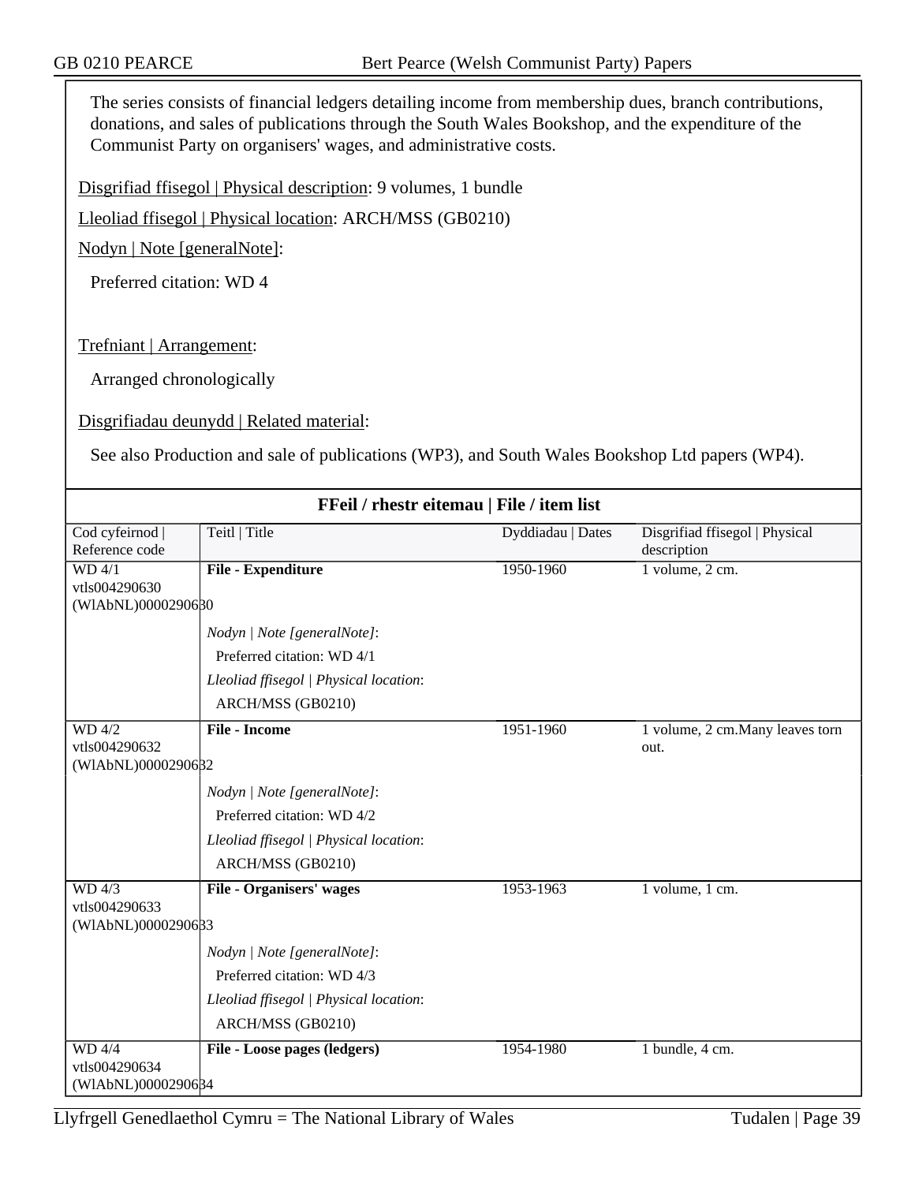The series consists of financial ledgers detailing income from membership dues, branch contributions, donations, and sales of publications through the South Wales Bookshop, and the expenditure of the Communist Party on organisers' wages, and administrative costs.

Disgrifiad ffisegol | Physical description: 9 volumes, 1 bundle

Lleoliad ffisegol | Physical location: ARCH/MSS (GB0210)

Nodyn | Note [generalNote]:

Preferred citation: WD 4

Trefniant | Arrangement:

Arranged chronologically

Disgrifiadau deunydd | Related material:

See also Production and sale of publications (WP3), and South Wales Bookshop Ltd papers (WP4).

## FFeil / rhestr eitemau | File / item list

| Cod cyfeirnod \| Reference code | Teitl \| Title | Dyddiadau \| Dates | Disgrifiad ffisegol \| Physical description |
|---|---|---|---|
| WD 4/1<br>vtls004290630<br>(WlAbNL)0000290630 | **File - Expenditure**<br><br>*Nodyn \| Note [generalNote]*:<br>Preferred citation: WD 4/1<br>*Lleoliad ffisegol \| Physical location*:<br>ARCH/MSS (GB0210) | 1950-1960 | 1 volume, 2 cm. |
| WD 4/2<br>vtls004290632<br>(WlAbNL)0000290632 | **File - Income**<br><br>*Nodyn \| Note [generalNote]*:<br>Preferred citation: WD 4/2<br>*Lleoliad ffisegol \| Physical location*:<br>ARCH/MSS (GB0210) | 1951-1960 | 1 volume, 2 cm.Many leaves torn out. |
| WD 4/3<br>vtls004290633<br>(WlAbNL)0000290633 | **File - Organisers' wages**<br><br>*Nodyn \| Note [generalNote]*:<br>Preferred citation: WD 4/3<br>*Lleoliad ffisegol \| Physical location*:<br>ARCH/MSS (GB0210) | 1953-1963 | 1 volume, 1 cm. |
| WD 4/4<br>vtls004290634<br>(WlAbNL)0000290634 | **File - Loose pages (ledgers)** | 1954-1980 | 1 bundle, 4 cm. |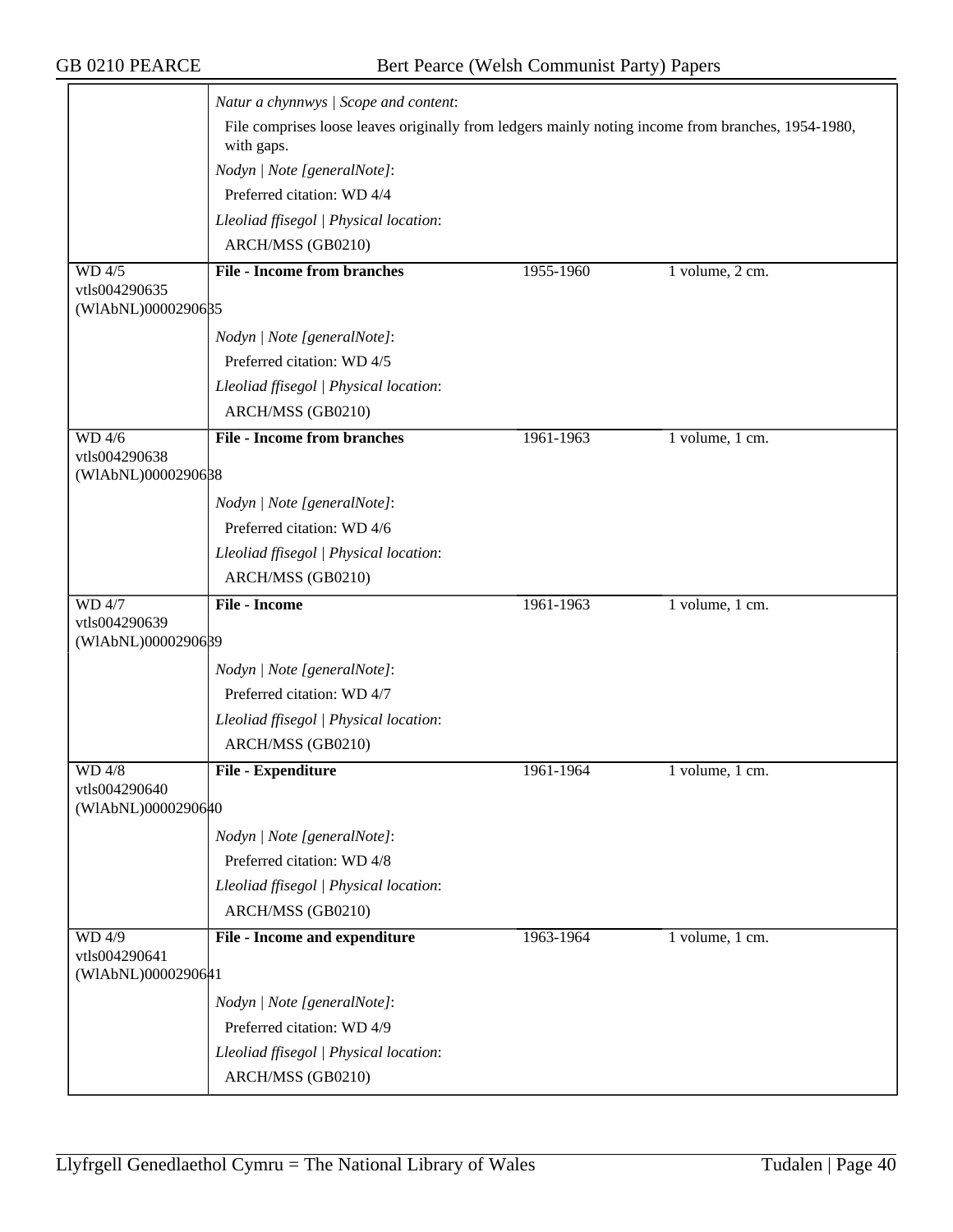| | | | |
|---|---|---|---|
| | *Natur a chynnwys \| Scope and content*:<br>File comprises loose leaves originally from ledgers mainly noting income from branches, 1954-1980, with gaps.<br>*Nodyn \| Note [generalNote]*:<br>Preferred citation: WD 4/4<br>*Lleoliad ffisegol \| Physical location*:<br>ARCH/MSS (GB0210) | | |
| WD 4/5<br>vtls004290635<br>(WlAbNL)0000290635 | **File - Income from branches**<br><br>*Nodyn \| Note [generalNote]*:<br>Preferred citation: WD 4/5<br>*Lleoliad ffisegol \| Physical location*:<br>ARCH/MSS (GB0210) | 1955-1960 | 1 volume, 2 cm. |
| WD 4/6<br>vtls004290638<br>(WlAbNL)0000290638 | **File - Income from branches**<br><br>*Nodyn \| Note [generalNote]*:<br>Preferred citation: WD 4/6<br>*Lleoliad ffisegol \| Physical location*:<br>ARCH/MSS (GB0210) | 1961-1963 | 1 volume, 1 cm. |
| WD 4/7<br>vtls004290639<br>(WlAbNL)0000290639 | **File - Income**<br><br>*Nodyn \| Note [generalNote]*:<br>Preferred citation: WD 4/7<br>*Lleoliad ffisegol \| Physical location*:<br>ARCH/MSS (GB0210) | 1961-1963 | 1 volume, 1 cm. |
| WD 4/8<br>vtls004290640<br>(WlAbNL)0000290640 | **File - Expenditure**<br><br>*Nodyn \| Note [generalNote]*:<br>Preferred citation: WD 4/8<br>*Lleoliad ffisegol \| Physical location*:<br>ARCH/MSS (GB0210) | 1961-1964 | 1 volume, 1 cm. |
| WD 4/9<br>vtls004290641<br>(WlAbNL)0000290641 | **File - Income and expenditure**<br><br>*Nodyn \| Note [generalNote]*:<br>Preferred citation: WD 4/9<br>*Lleoliad ffisegol \| Physical location*:<br>ARCH/MSS (GB0210) | 1963-1964 | 1 volume, 1 cm. |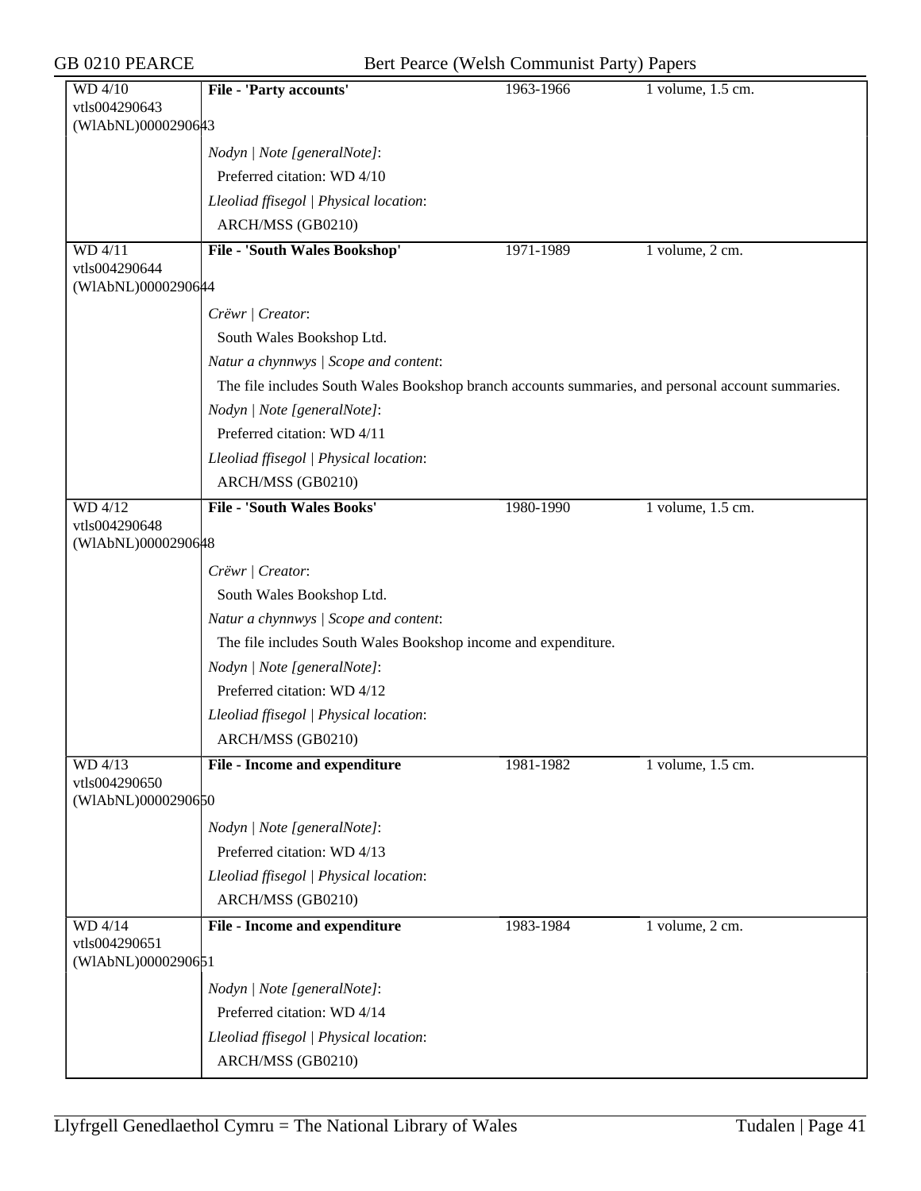**WD 4/10**
vtls004290643
(WlAbNL)0000290643

**File - 'Party accounts'** | 1963-1966 | 1 volume, 1.5 cm.

*Nodyn | Note [generalNote]*:
Preferred citation: WD 4/10

*Lleoliad ffisegol | Physical location*:
ARCH/MSS (GB0210)

---

**WD 4/11**
vtls004290644
(WlAbNL)0000290644

**File - 'South Wales Bookshop'** | 1971-1989 | 1 volume, 2 cm.

*Crëwr | Creator*:
South Wales Bookshop Ltd.

*Natur a chynnwys | Scope and content*:
The file includes South Wales Bookshop branch accounts summaries, and personal account summaries.

*Nodyn | Note [generalNote]*:
Preferred citation: WD 4/11

*Lleoliad ffisegol | Physical location*:
ARCH/MSS (GB0210)

---

**WD 4/12**
vtls004290648
(WlAbNL)0000290648

**File - 'South Wales Books'** | 1980-1990 | 1 volume, 1.5 cm.

*Crëwr | Creator*:
South Wales Bookshop Ltd.

*Natur a chynnwys | Scope and content*:
The file includes South Wales Bookshop income and expenditure.

*Nodyn | Note [generalNote]*:
Preferred citation: WD 4/12

*Lleoliad ffisegol | Physical location*:
ARCH/MSS (GB0210)

---

**WD 4/13**
vtls004290650
(WlAbNL)0000290650

**File - Income and expenditure** | 1981-1982 | 1 volume, 1.5 cm.

*Nodyn | Note [generalNote]*:
Preferred citation: WD 4/13

*Lleoliad ffisegol | Physical location*:
ARCH/MSS (GB0210)

---

**WD 4/14**
vtls004290651
(WlAbNL)0000290651

**File - Income and expenditure** | 1983-1984 | 1 volume, 2 cm.

*Nodyn | Note [generalNote]*:
Preferred citation: WD 4/14

*Lleoliad ffisegol | Physical location*:
ARCH/MSS (GB0210)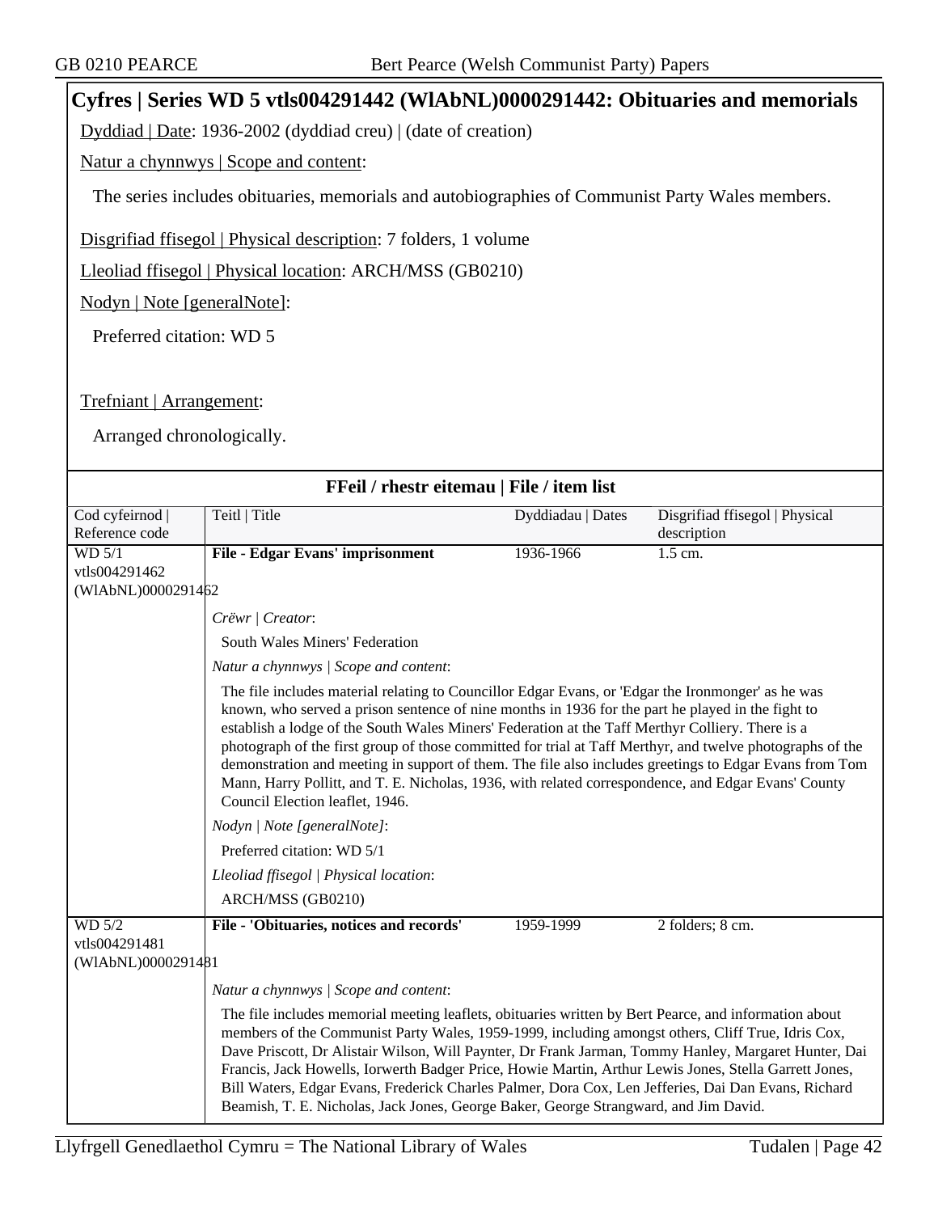## Cyfres | Series WD 5 vtls004291442 (WlAbNL)0000291442: Obituaries and memorials

Dyddiad | Date: 1936-2002 (dyddiad creu) | (date of creation)

Natur a chynnwys | Scope and content:

The series includes obituaries, memorials and autobiographies of Communist Party Wales members.

Disgrifiad ffisegol | Physical description: 7 folders, 1 volume

Lleoliad ffisegol | Physical location: ARCH/MSS (GB0210)

Nodyn | Note [generalNote]:

Preferred citation: WD 5

Trefniant | Arrangement:

Arranged chronologically.

### FFeil / rhestr eitemau | File / item list

| Cod cyfeirnod \| Reference code | Teitl \| Title | Dyddiadau \| Dates | Disgrifiad ffisegol \| Physical description |
|---|---|---|---|
| WD 5/1 vtls004291462 (WlAbNL)0000291462 | **File - Edgar Evans' imprisonment** | 1936-1966 | 1.5 cm. |

*Crëwr | Creator*:

South Wales Miners' Federation

*Natur a chynnwys | Scope and content*:

The file includes material relating to Councillor Edgar Evans, or 'Edgar the Ironmonger' as he was known, who served a prison sentence of nine months in 1936 for the part he played in the fight to establish a lodge of the South Wales Miners' Federation at the Taff Merthyr Colliery. There is a photograph of the first group of those committed for trial at Taff Merthyr, and twelve photographs of the demonstration and meeting in support of them. The file also includes greetings to Edgar Evans from Tom Mann, Harry Pollitt, and T. E. Nicholas, 1936, with related correspondence, and Edgar Evans' County Council Election leaflet, 1946.

*Nodyn | Note [generalNote]*:

Preferred citation: WD 5/1

*Lleoliad ffisegol | Physical location*:

ARCH/MSS (GB0210)

| Cod cyfeirnod \| Reference code | Teitl \| Title | Dyddiadau \| Dates | Disgrifiad ffisegol \| Physical description |
|---|---|---|---|
| WD 5/2 vtls004291481 (WlAbNL)0000291481 | **File - 'Obituaries, notices and records'** | 1959-1999 | 2 folders; 8 cm. |

*Natur a chynnwys | Scope and content*:

The file includes memorial meeting leaflets, obituaries written by Bert Pearce, and information about members of the Communist Party Wales, 1959-1999, including amongst others, Cliff True, Idris Cox, Dave Priscott, Dr Alistair Wilson, Will Paynter, Dr Frank Jarman, Tommy Hanley, Margaret Hunter, Dai Francis, Jack Howells, Iorwerth Badger Price, Howie Martin, Arthur Lewis Jones, Stella Garrett Jones, Bill Waters, Edgar Evans, Frederick Charles Palmer, Dora Cox, Len Jefferies, Dai Dan Evans, Richard Beamish, T. E. Nicholas, Jack Jones, George Baker, George Strangward, and Jim David.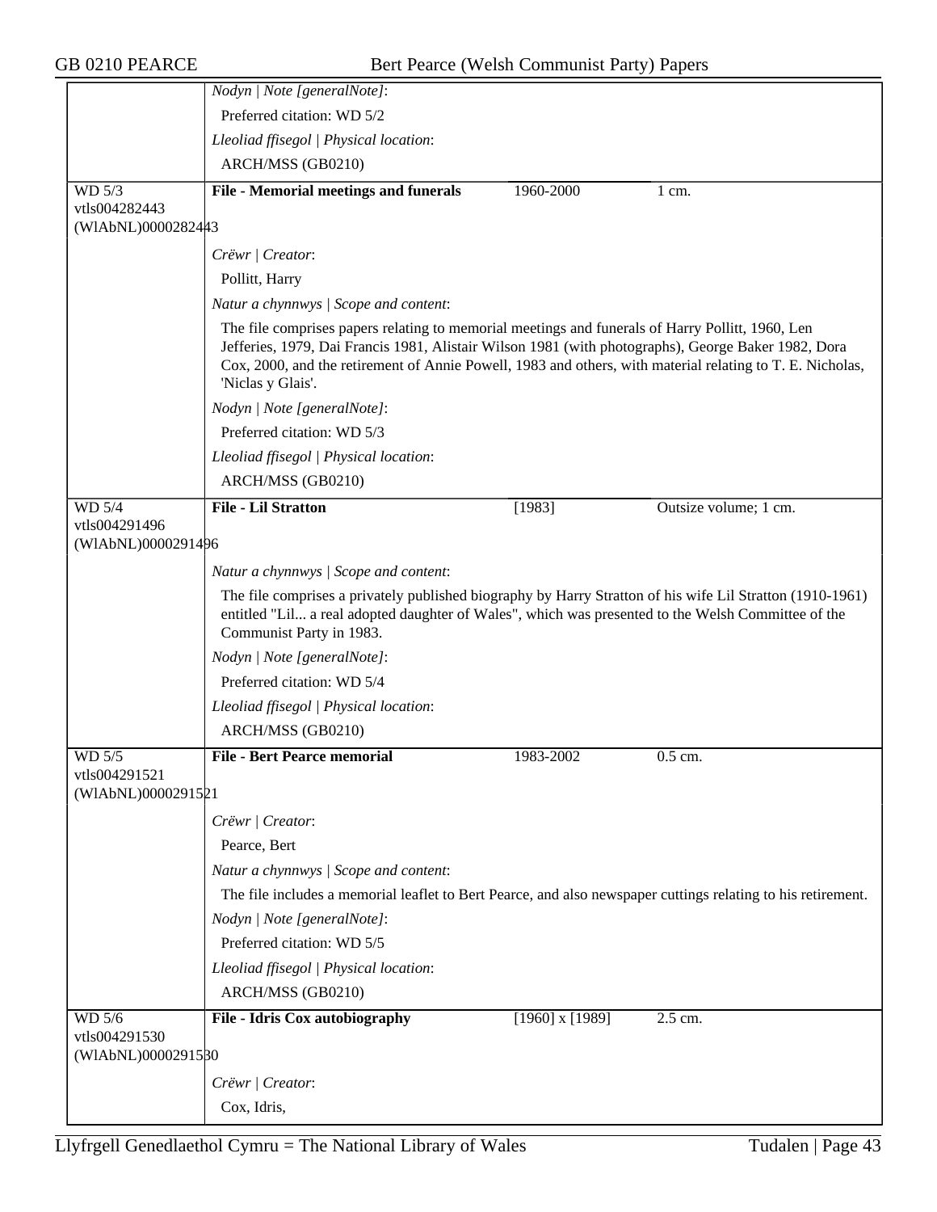*Nodyn | Note [generalNote]*:

Preferred citation: WD 5/2

*Lleoliad ffisegol | Physical location*:

ARCH/MSS (GB0210)

| WD 5/3 vtls004282443 (WlAbNL)0000282443 | **File - Memorial meetings and funerals** | 1960-2000 | 1 cm. |
|---|---|---|---|

*Crëwr | Creator*:

Pollitt, Harry

*Natur a chynnwys | Scope and content*:

The file comprises papers relating to memorial meetings and funerals of Harry Pollitt, 1960, Len Jefferies, 1979, Dai Francis 1981, Alistair Wilson 1981 (with photographs), George Baker 1982, Dora Cox, 2000, and the retirement of Annie Powell, 1983 and others, with material relating to T. E. Nicholas, 'Niclas y Glais'.

*Nodyn | Note [generalNote]*:

Preferred citation: WD 5/3

*Lleoliad ffisegol | Physical location*:

ARCH/MSS (GB0210)

| WD 5/4 vtls004291496 (WlAbNL)0000291496 | **File - Lil Stratton** | [1983] | Outsize volume; 1 cm. |
|---|---|---|---|

*Natur a chynnwys | Scope and content*:

The file comprises a privately published biography by Harry Stratton of his wife Lil Stratton (1910-1961) entitled "Lil... a real adopted daughter of Wales", which was presented to the Welsh Committee of the Communist Party in 1983.

*Nodyn | Note [generalNote]*:

Preferred citation: WD 5/4

*Lleoliad ffisegol | Physical location*:

ARCH/MSS (GB0210)

| WD 5/5 vtls004291521 (WlAbNL)0000291521 | **File - Bert Pearce memorial** | 1983-2002 | 0.5 cm. |
|---|---|---|---|

*Crëwr | Creator*:

Pearce, Bert

*Natur a chynnwys | Scope and content*:

The file includes a memorial leaflet to Bert Pearce, and also newspaper cuttings relating to his retirement.

*Nodyn | Note [generalNote]*:

Preferred citation: WD 5/5

*Lleoliad ffisegol | Physical location*:

ARCH/MSS (GB0210)

| WD 5/6 vtls004291530 (WlAbNL)0000291530 | **File - Idris Cox autobiography** | [1960] x [1989] | 2.5 cm. |
|---|---|---|---|

*Crëwr | Creator*:

Cox, Idris,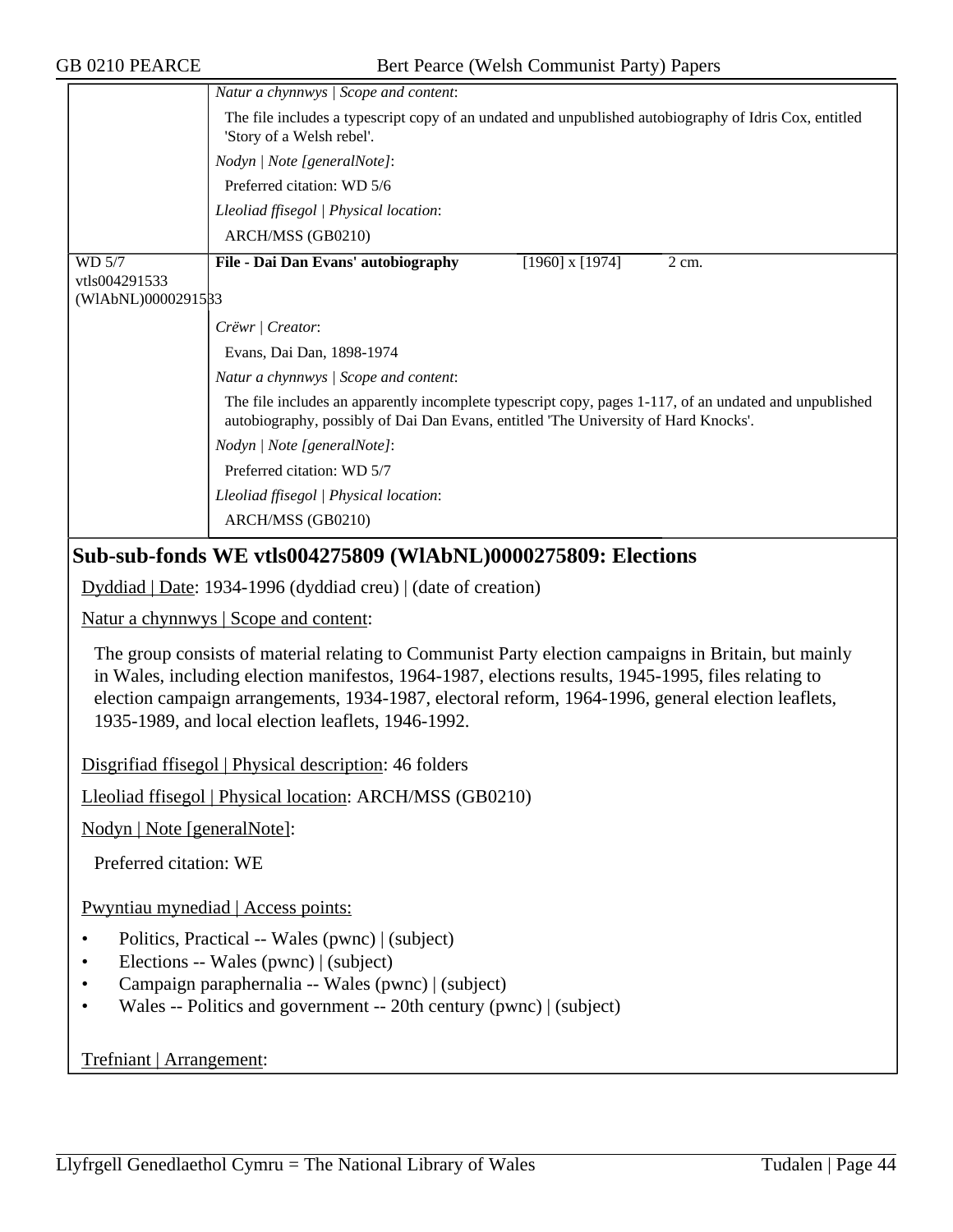| | |
|---|---|
| | *Natur a chynnwys \| Scope and content*:<br>The file includes a typescript copy of an undated and unpublished autobiography of Idris Cox, entitled 'Story of a Welsh rebel'.<br>*Nodyn \| Note [generalNote]*:<br>Preferred citation: WD 5/6<br>*Lleoliad ffisegol \| Physical location*:<br>ARCH/MSS (GB0210) |
| WD 5/7<br>vtls004291533<br>(WlAbNL)0000291533 | **File - Dai Dan Evans' autobiography** [1960] x [1974] 2 cm.<br>*Crëwr \| Creator*:<br>Evans, Dai Dan, 1898-1974<br>*Natur a chynnwys \| Scope and content*:<br>The file includes an apparently incomplete typescript copy, pages 1-117, of an undated and unpublished autobiography, possibly of Dai Dan Evans, entitled 'The University of Hard Knocks'.<br>*Nodyn \| Note [generalNote]*:<br>Preferred citation: WD 5/7<br>*Lleoliad ffisegol \| Physical location*:<br>ARCH/MSS (GB0210) |

## Sub-sub-fonds WE vtls004275809 (WlAbNL)0000275809: Elections

Dyddiad | Date: 1934-1996 (dyddiad creu) | (date of creation)

Natur a chynnwys | Scope and content:

The group consists of material relating to Communist Party election campaigns in Britain, but mainly in Wales, including election manifestos, 1964-1987, elections results, 1945-1995, files relating to election campaign arrangements, 1934-1987, electoral reform, 1964-1996, general election leaflets, 1935-1989, and local election leaflets, 1946-1992.

Disgrifiad ffisegol | Physical description: 46 folders

Lleoliad ffisegol | Physical location: ARCH/MSS (GB0210)

Nodyn | Note [generalNote]:

Preferred citation: WE

Pwyntiau mynediad | Access points:

- Politics, Practical -- Wales (pwnc) | (subject)
- Elections -- Wales (pwnc) | (subject)
- Campaign paraphernalia -- Wales (pwnc) | (subject)
- Wales -- Politics and government -- 20th century (pwnc) | (subject)

Trefniant | Arrangement: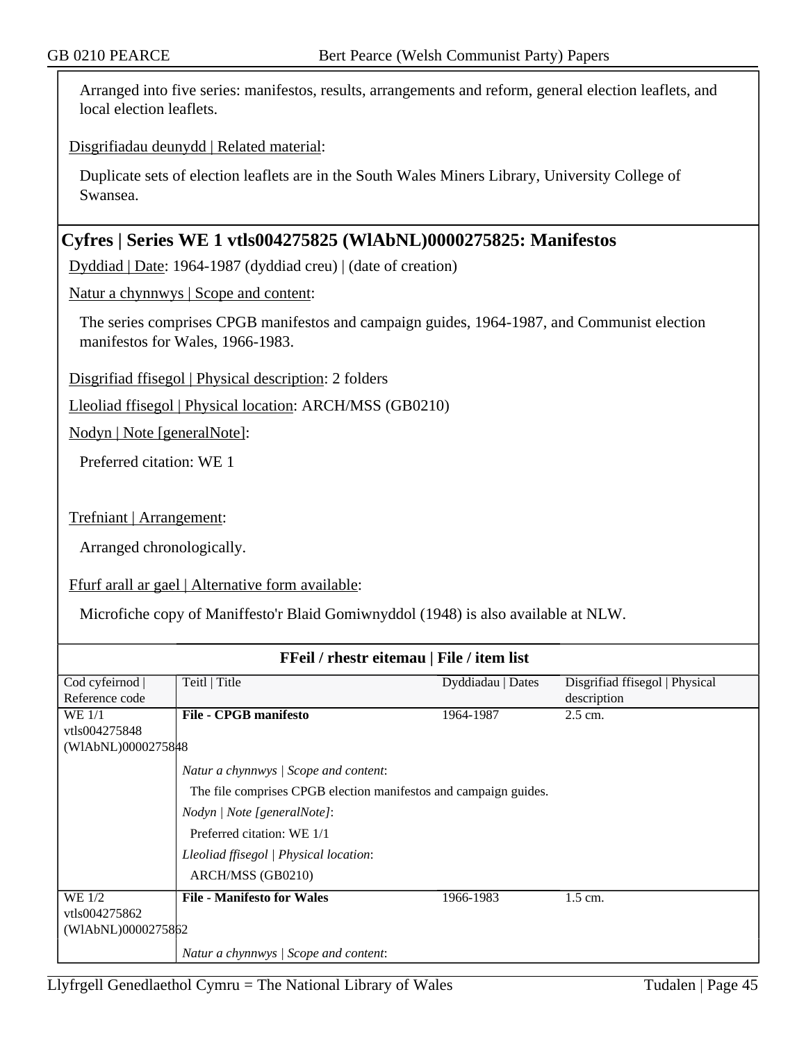Arranged into five series: manifestos, results, arrangements and reform, general election leaflets, and local election leaflets.

Disgrifiadau deunydd | Related material:

Duplicate sets of election leaflets are in the South Wales Miners Library, University College of Swansea.

## Cyfres | Series WE 1 vtls004275825 (WlAbNL)0000275825: Manifestos

Dyddiad | Date: 1964-1987 (dyddiad creu) | (date of creation)

Natur a chynnwys | Scope and content:

The series comprises CPGB manifestos and campaign guides, 1964-1987, and Communist election manifestos for Wales, 1966-1983.

Disgrifiad ffisegol | Physical description: 2 folders

Lleoliad ffisegol | Physical location: ARCH/MSS (GB0210)

Nodyn | Note [generalNote]:

Preferred citation: WE 1

Trefniant | Arrangement:

Arranged chronologically.

Ffurf arall ar gael | Alternative form available:

Microfiche copy of Maniffesto'r Blaid Gomiwnyddol (1948) is also available at NLW.

**FFeil / rhestr eitemau | File / item list**

| Cod cyfeirnod \| Reference code | Teitl \| Title | Dyddiadau \| Dates | Disgrifiad ffisegol \| Physical description |
|---|---|---|---|
| WE 1/1 vtls004275848 (WlAbNL)0000275848 | **File - CPGB manifesto** | 1964-1987 | 2.5 cm. |
| | *Natur a chynnwys \| Scope and content*: The file comprises CPGB election manifestos and campaign guides. *Nodyn \| Note [generalNote]*: Preferred citation: WE 1/1 *Lleoliad ffisegol \| Physical location*: ARCH/MSS (GB0210) | | |
| WE 1/2 vtls004275862 (WlAbNL)0000275862 | **File - Manifesto for Wales** | 1966-1983 | 1.5 cm. |
| | *Natur a chynnwys \| Scope and content*: | | |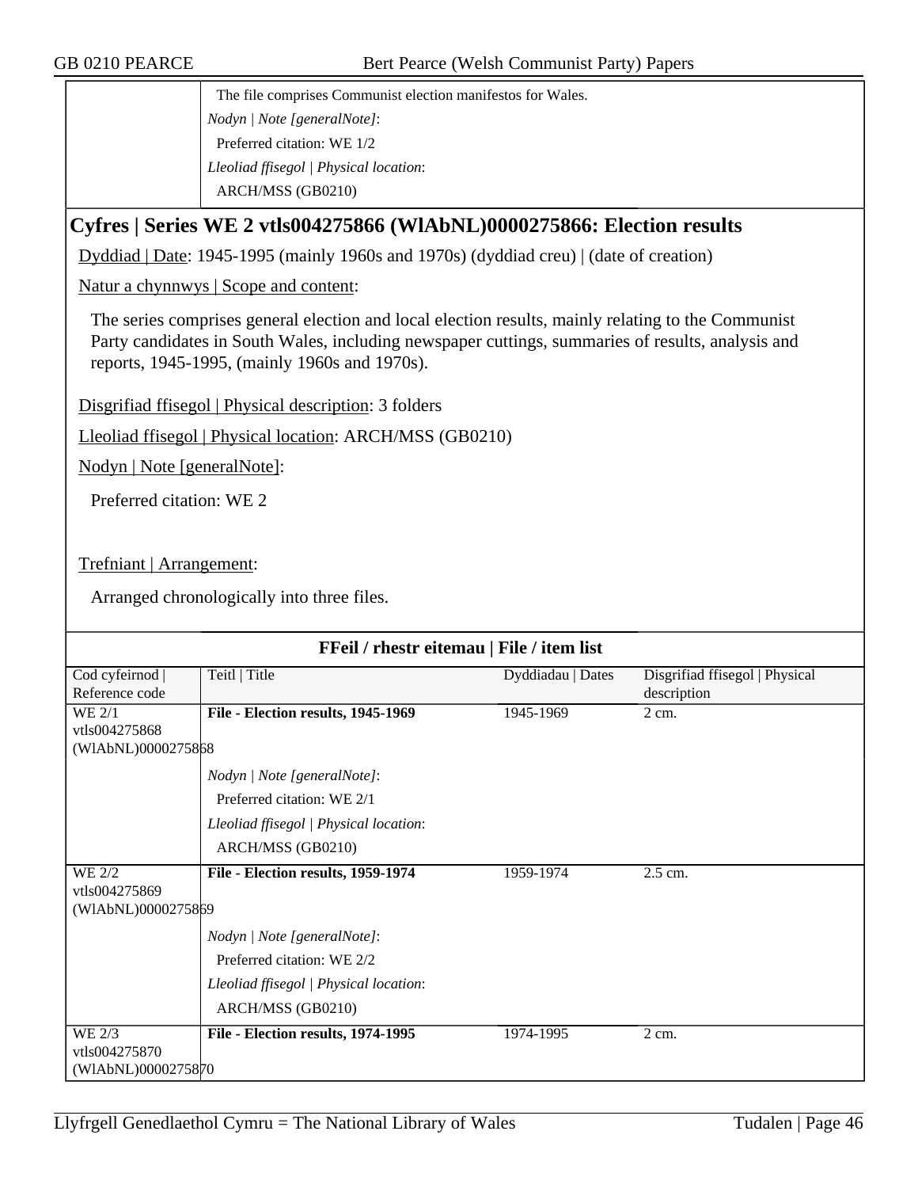The file comprises Communist election manifestos for Wales.

*Nodyn | Note [generalNote]*:

Preferred citation: WE 1/2

*Lleoliad ffisegol | Physical location*:

ARCH/MSS (GB0210)

## Cyfres | Series WE 2 vtls004275866 (WlAbNL)0000275866: Election results

Dyddiad | Date: 1945-1995 (mainly 1960s and 1970s) (dyddiad creu) | (date of creation)

Natur a chynnwys | Scope and content:

The series comprises general election and local election results, mainly relating to the Communist Party candidates in South Wales, including newspaper cuttings, summaries of results, analysis and reports, 1945-1995, (mainly 1960s and 1970s).

Disgrifiad ffisegol | Physical description: 3 folders

Lleoliad ffisegol | Physical location: ARCH/MSS (GB0210)

Nodyn | Note [generalNote]:

Preferred citation: WE 2

Trefniant | Arrangement:

Arranged chronologically into three files.

### FFeil / rhestr eitemau | File / item list

| Cod cyfeirnod \| Reference code | Teitl \| Title | Dyddiadau \| Dates | Disgrifiad ffisegol \| Physical description |
|---|---|---|---|
| WE 2/1 vtls004275868 (WlAbNL)0000275868 | **File - Election results, 1945-1969** | 1945-1969 | 2 cm. |
| | *Nodyn \| Note [generalNote]*: Preferred citation: WE 2/1 *Lleoliad ffisegol \| Physical location*: ARCH/MSS (GB0210) | | |
| WE 2/2 vtls004275869 (WlAbNL)0000275869 | **File - Election results, 1959-1974** | 1959-1974 | 2.5 cm. |
| | *Nodyn \| Note [generalNote]*: Preferred citation: WE 2/2 *Lleoliad ffisegol \| Physical location*: ARCH/MSS (GB0210) | | |
| WE 2/3 vtls004275870 (WlAbNL)0000275870 | **File - Election results, 1974-1995** | 1974-1995 | 2 cm. |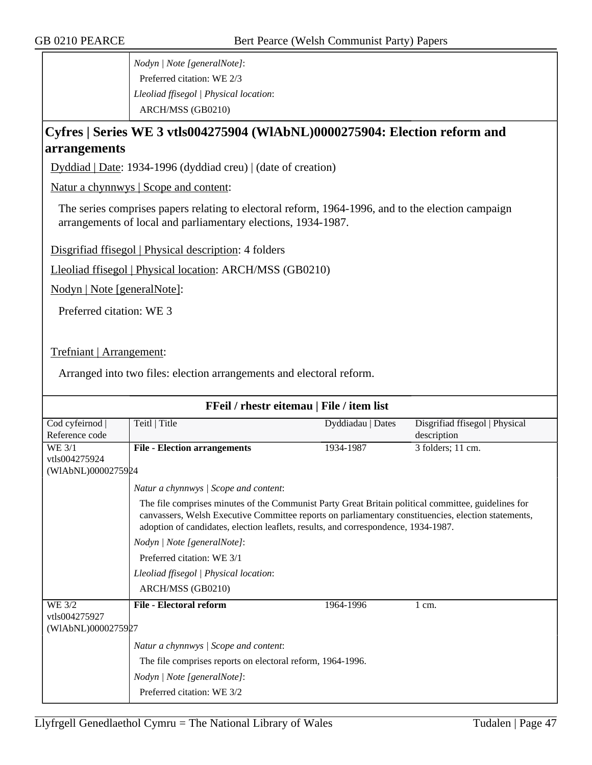*Nodyn | Note [generalNote]*:

Preferred citation: WE 2/3

*Lleoliad ffisegol | Physical location*:

ARCH/MSS (GB0210)

## Cyfres | Series WE 3 vtls004275904 (WlAbNL)0000275904: Election reform and arrangements

Dyddiad | Date: 1934-1996 (dyddiad creu) | (date of creation)

Natur a chynnwys | Scope and content:

The series comprises papers relating to electoral reform, 1964-1996, and to the election campaign arrangements of local and parliamentary elections, 1934-1987.

Disgrifiad ffisegol | Physical description: 4 folders

Lleoliad ffisegol | Physical location: ARCH/MSS (GB0210)

Nodyn | Note [generalNote]:

Preferred citation: WE 3

Trefniant | Arrangement:

Arranged into two files: election arrangements and electoral reform.

### FFeil / rhestr eitemau | File / item list

| Cod cyfeirnod \| Reference code | Teitl \| Title | Dyddiadau \| Dates | Disgrifiad ffisegol \| Physical description |
|---|---|---|---|
| WE 3/1 vtls004275924 (WlAbNL)0000275924 | **File - Election arrangements** | 1934-1987 | 3 folders; 11 cm. |

*Natur a chynnwys | Scope and content*:

The file comprises minutes of the Communist Party Great Britain political committee, guidelines for canvassers, Welsh Executive Committee reports on parliamentary constituencies, election statements, adoption of candidates, election leaflets, results, and correspondence, 1934-1987.

*Nodyn | Note [generalNote]*:

Preferred citation: WE 3/1

*Lleoliad ffisegol | Physical location*:

ARCH/MSS (GB0210)

| Cod cyfeirnod \| Reference code | Teitl \| Title | Dyddiadau \| Dates | Disgrifiad ffisegol \| Physical description |
|---|---|---|---|
| WE 3/2 vtls004275927 (WlAbNL)0000275927 | **File - Electoral reform** | 1964-1996 | 1 cm. |

*Natur a chynnwys | Scope and content*:

The file comprises reports on electoral reform, 1964-1996.

*Nodyn | Note [generalNote]*:

Preferred citation: WE 3/2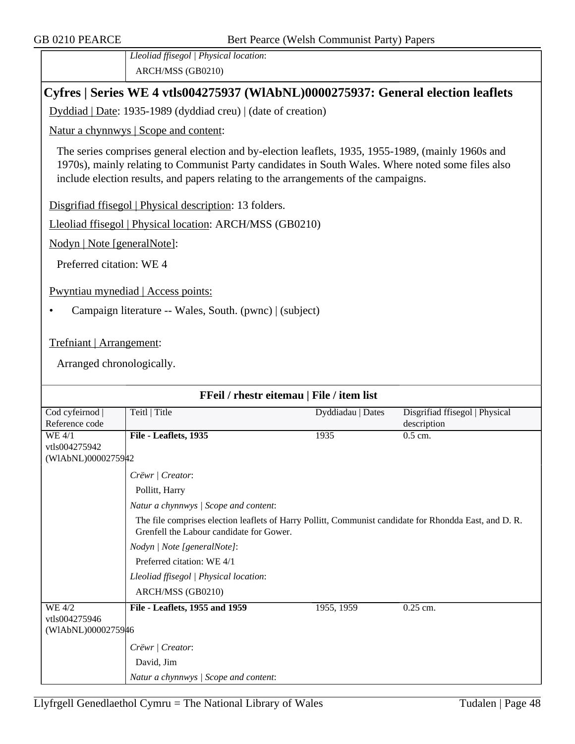*Lleoliad ffisegol | Physical location*:

ARCH/MSS (GB0210)

## Cyfres | Series WE 4 vtls004275937 (WlAbNL)0000275937: General election leaflets

Dyddiad | Date: 1935-1989 (dyddiad creu) | (date of creation)

Natur a chynnwys | Scope and content:

The series comprises general election and by-election leaflets, 1935, 1955-1989, (mainly 1960s and 1970s), mainly relating to Communist Party candidates in South Wales. Where noted some files also include election results, and papers relating to the arrangements of the campaigns.

Disgrifiad ffisegol | Physical description: 13 folders.

Lleoliad ffisegol | Physical location: ARCH/MSS (GB0210)

Nodyn | Note [generalNote]:

Preferred citation: WE 4

Pwyntiau mynediad | Access points:

- Campaign literature -- Wales, South. (pwnc) | (subject)

Trefniant | Arrangement:

Arranged chronologically.

### FFeil / rhestr eitemau | File / item list

| Cod cyfeirnod \| Reference code | Teitl \| Title | Dyddiadau \| Dates | Disgrifiad ffisegol \| Physical description |
|---|---|---|---|
| WE 4/1 vtls004275942 (WlAbNL)0000275942 | **File - Leaflets, 1935** | 1935 | 0.5 cm. |

*Crëwr | Creator*:

Pollitt, Harry

*Natur a chynnwys | Scope and content*:

The file comprises election leaflets of Harry Pollitt, Communist candidate for Rhondda East, and D. R. Grenfell the Labour candidate for Gower.

*Nodyn | Note [generalNote]*:

Preferred citation: WE 4/1

*Lleoliad ffisegol | Physical location*:

ARCH/MSS (GB0210)

| Cod cyfeirnod \| Reference code | Teitl \| Title | Dyddiadau \| Dates | Disgrifiad ffisegol \| Physical description |
|---|---|---|---|
| WE 4/2 vtls004275946 (WlAbNL)0000275946 | **File - Leaflets, 1955 and 1959** | 1955, 1959 | 0.25 cm. |

*Crëwr | Creator*:

David, Jim

*Natur a chynnwys | Scope and content*: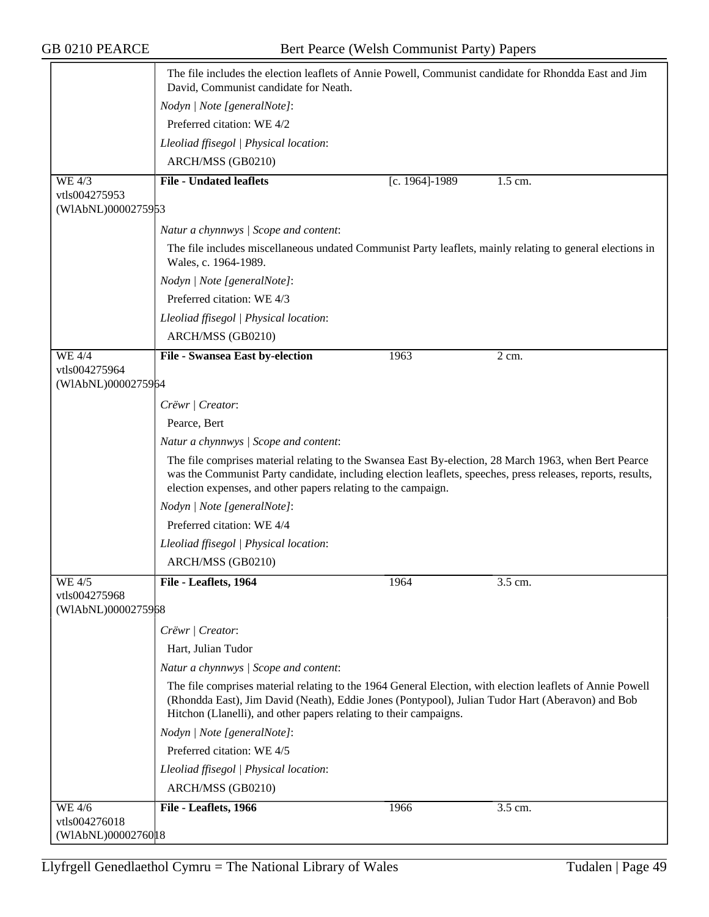The file includes the election leaflets of Annie Powell, Communist candidate for Rhondda East and Jim David, Communist candidate for Neath.

*Nodyn | Note [generalNote]*:

Preferred citation: WE 4/2

*Lleoliad ffisegol | Physical location*:

ARCH/MSS (GB0210)

---

WE 4/3
vtls004275953
(WlAbNL)0000275953

**File - Undated leaflets** | [c. 1964]-1989 | 1.5 cm.

*Natur a chynnwys | Scope and content*:

The file includes miscellaneous undated Communist Party leaflets, mainly relating to general elections in Wales, c. 1964-1989.

*Nodyn | Note [generalNote]*:

Preferred citation: WE 4/3

*Lleoliad ffisegol | Physical location*:

ARCH/MSS (GB0210)

---

WE 4/4
vtls004275964
(WlAbNL)0000275964

**File - Swansea East by-election** | 1963 | 2 cm.

*Crëwr | Creator*:

Pearce, Bert

*Natur a chynnwys | Scope and content*:

The file comprises material relating to the Swansea East By-election, 28 March 1963, when Bert Pearce was the Communist Party candidate, including election leaflets, speeches, press releases, reports, results, election expenses, and other papers relating to the campaign.

*Nodyn | Note [generalNote]*:

Preferred citation: WE 4/4

*Lleoliad ffisegol | Physical location*:

ARCH/MSS (GB0210)

---

WE 4/5
vtls004275968
(WlAbNL)0000275968

**File - Leaflets, 1964** | 1964 | 3.5 cm.

*Crëwr | Creator*:

Hart, Julian Tudor

*Natur a chynnwys | Scope and content*:

The file comprises material relating to the 1964 General Election, with election leaflets of Annie Powell (Rhondda East), Jim David (Neath), Eddie Jones (Pontypool), Julian Tudor Hart (Aberavon) and Bob Hitchon (Llanelli), and other papers relating to their campaigns.

*Nodyn | Note [generalNote]*:

Preferred citation: WE 4/5

*Lleoliad ffisegol | Physical location*:

ARCH/MSS (GB0210)

---

WE 4/6
vtls004276018
(WlAbNL)0000276018

**File - Leaflets, 1966** | 1966 | 3.5 cm.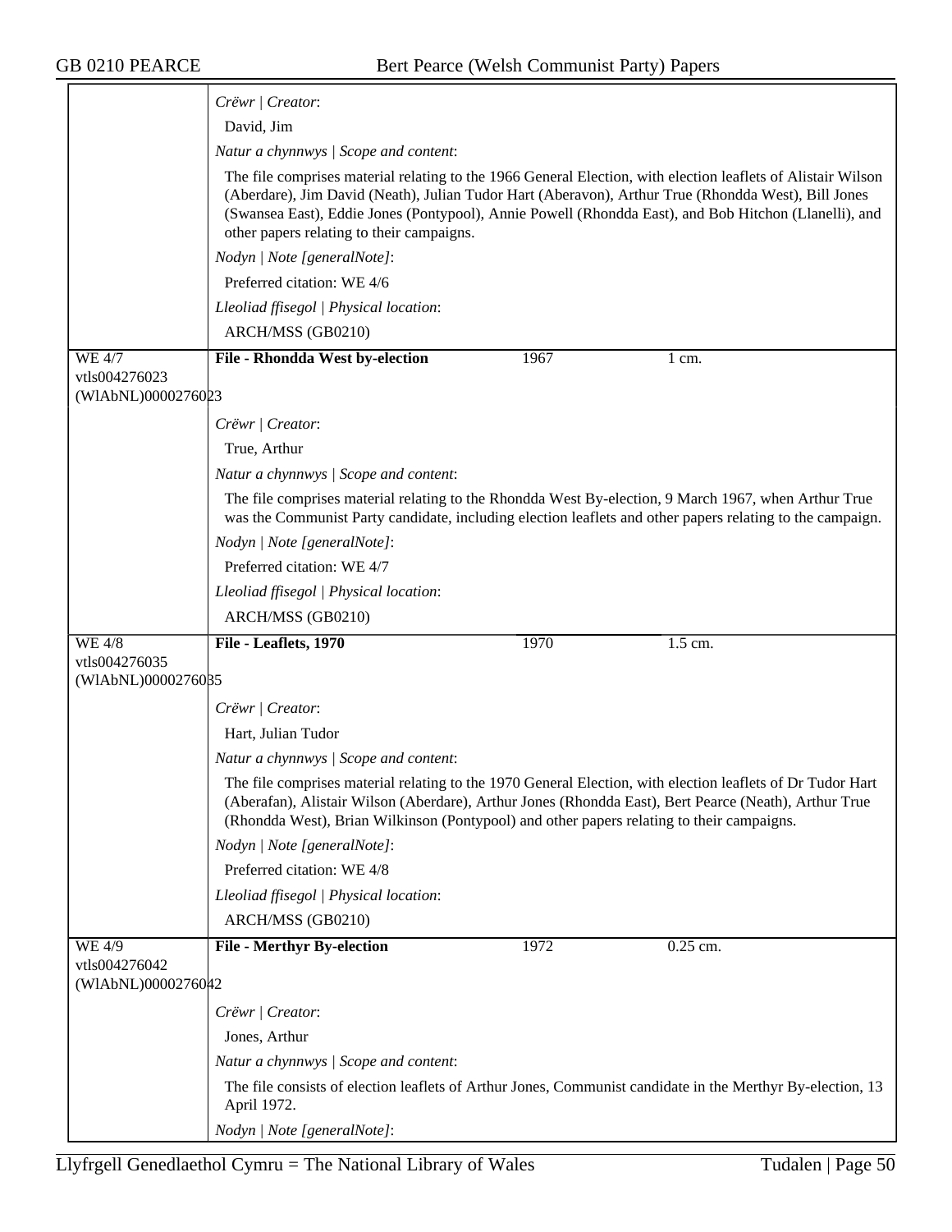Crëwr | Creator:

David, Jim

Natur a chynnwys | Scope and content:

The file comprises material relating to the 1966 General Election, with election leaflets of Alistair Wilson (Aberdare), Jim David (Neath), Julian Tudor Hart (Aberavon), Arthur True (Rhondda West), Bill Jones (Swansea East), Eddie Jones (Pontypool), Annie Powell (Rhondda East), and Bob Hitchon (Llanelli), and other papers relating to their campaigns.

Nodyn | Note [generalNote]:

Preferred citation: WE 4/6

Lleoliad ffisegol | Physical location:

ARCH/MSS (GB0210)

| | | | |
|---|---|---|---|
| WE 4/7<br>vtls004276023<br>(WlAbNL)0000276023 | **File - Rhondda West by-election** | 1967 | 1 cm. |

Crëwr | Creator:

True, Arthur

Natur a chynnwys | Scope and content:

The file comprises material relating to the Rhondda West By-election, 9 March 1967, when Arthur True was the Communist Party candidate, including election leaflets and other papers relating to the campaign.

Nodyn | Note [generalNote]:

Preferred citation: WE 4/7

Lleoliad ffisegol | Physical location:

ARCH/MSS (GB0210)

| | | | |
|---|---|---|---|
| WE 4/8<br>vtls004276035<br>(WlAbNL)0000276035 | **File - Leaflets, 1970** | 1970 | 1.5 cm. |

Crëwr | Creator:

Hart, Julian Tudor

Natur a chynnwys | Scope and content:

The file comprises material relating to the 1970 General Election, with election leaflets of Dr Tudor Hart (Aberafan), Alistair Wilson (Aberdare), Arthur Jones (Rhondda East), Bert Pearce (Neath), Arthur True (Rhondda West), Brian Wilkinson (Pontypool) and other papers relating to their campaigns.

Nodyn | Note [generalNote]:

Preferred citation: WE 4/8

Lleoliad ffisegol | Physical location:

ARCH/MSS (GB0210)

| | | | |
|---|---|---|---|
| WE 4/9<br>vtls004276042<br>(WlAbNL)0000276042 | **File - Merthyr By-election** | 1972 | 0.25 cm. |

Crëwr | Creator:

Jones, Arthur

Natur a chynnwys | Scope and content:

The file consists of election leaflets of Arthur Jones, Communist candidate in the Merthyr By-election, 13 April 1972.

Nodyn | Note [generalNote]: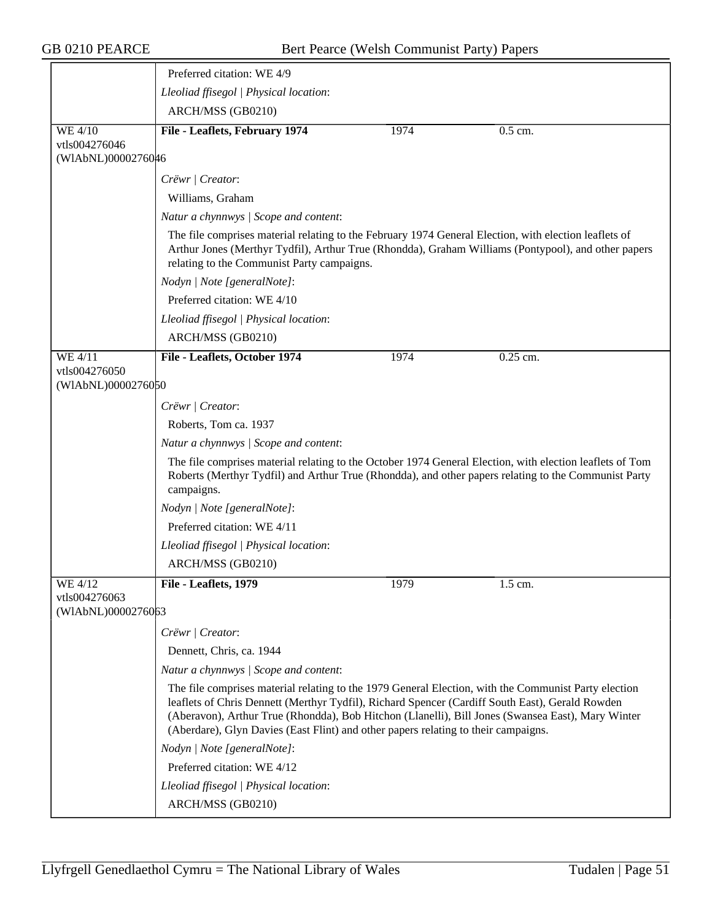Preferred citation: WE 4/9

*Lleoliad ffisegol | Physical location*:

ARCH/MSS (GB0210)

| | | | |
|---|---|---|---|
| WE 4/10<br>vtls004276046<br>(WlAbNL)0000276046 | **File - Leaflets, February 1974** | 1974 | 0.5 cm. |

*Crëwr | Creator*:

Williams, Graham

*Natur a chynnwys | Scope and content*:

The file comprises material relating to the February 1974 General Election, with election leaflets of Arthur Jones (Merthyr Tydfil), Arthur True (Rhondda), Graham Williams (Pontypool), and other papers relating to the Communist Party campaigns.

*Nodyn | Note [generalNote]*:

Preferred citation: WE 4/10

*Lleoliad ffisegol | Physical location*:

ARCH/MSS (GB0210)

| | | | |
|---|---|---|---|
| WE 4/11<br>vtls004276050<br>(WlAbNL)0000276050 | **File - Leaflets, October 1974** | 1974 | 0.25 cm. |

*Crëwr | Creator*:

Roberts, Tom ca. 1937

*Natur a chynnwys | Scope and content*:

The file comprises material relating to the October 1974 General Election, with election leaflets of Tom Roberts (Merthyr Tydfil) and Arthur True (Rhondda), and other papers relating to the Communist Party campaigns.

*Nodyn | Note [generalNote]*:

Preferred citation: WE 4/11

*Lleoliad ffisegol | Physical location*:

ARCH/MSS (GB0210)

| | | | |
|---|---|---|---|
| WE 4/12<br>vtls004276063<br>(WlAbNL)0000276063 | **File - Leaflets, 1979** | 1979 | 1.5 cm. |

*Crëwr | Creator*:

Dennett, Chris, ca. 1944

*Natur a chynnwys | Scope and content*:

The file comprises material relating to the 1979 General Election, with the Communist Party election leaflets of Chris Dennett (Merthyr Tydfil), Richard Spencer (Cardiff South East), Gerald Rowden (Aberavon), Arthur True (Rhondda), Bob Hitchon (Llanelli), Bill Jones (Swansea East), Mary Winter (Aberdare), Glyn Davies (East Flint) and other papers relating to their campaigns.

*Nodyn | Note [generalNote]*:

Preferred citation: WE 4/12

*Lleoliad ffisegol | Physical location*:

ARCH/MSS (GB0210)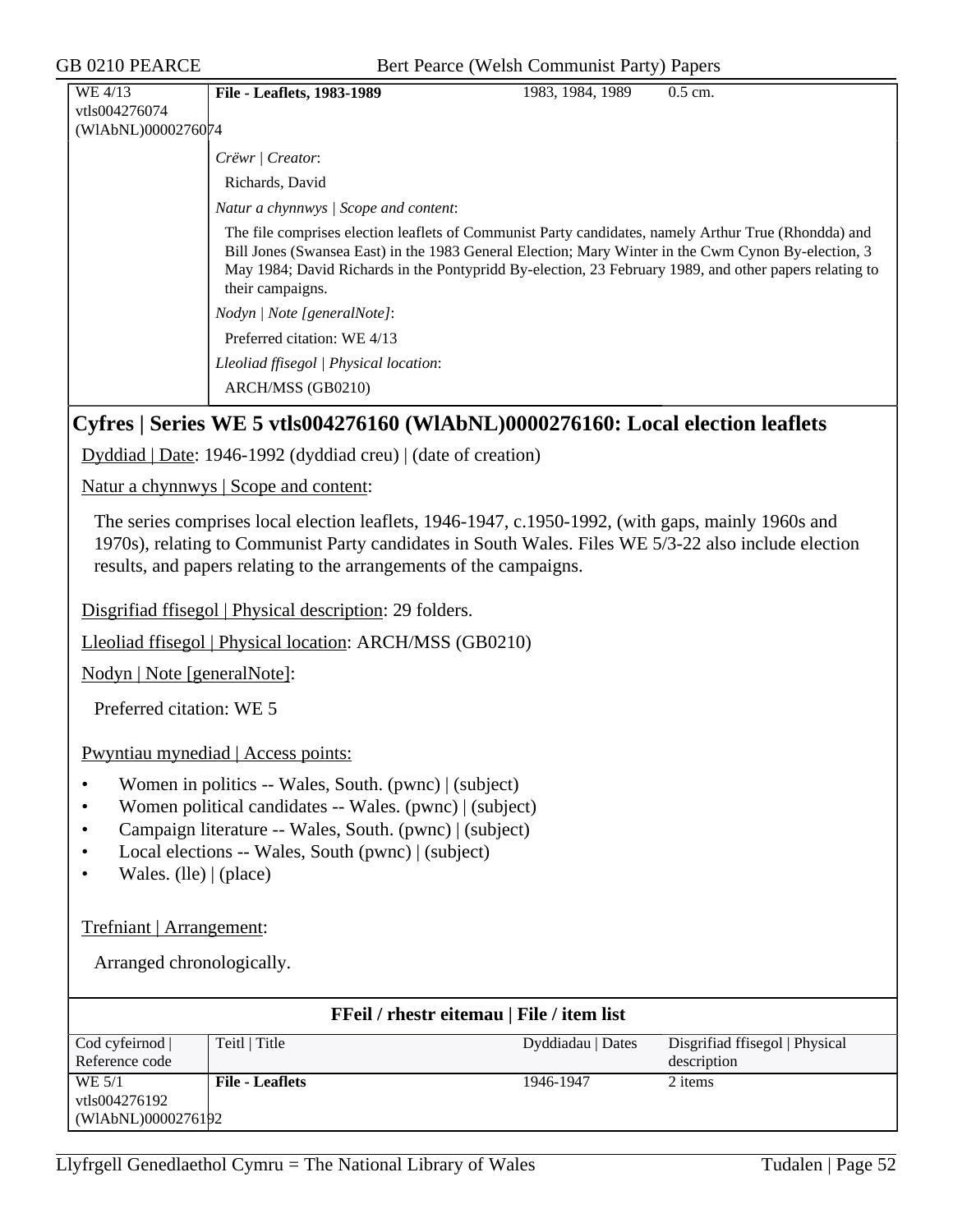| WE 4/13 vtls004276074 (WlAbNL)0000276074 | **File - Leaflets, 1983-1989** | 1983, 1984, 1989 | 0.5 cm. |
|---|---|---|---|

*Crëwr | Creator*:

Richards, David

*Natur a chynnwys | Scope and content*:

The file comprises election leaflets of Communist Party candidates, namely Arthur True (Rhondda) and Bill Jones (Swansea East) in the 1983 General Election; Mary Winter in the Cwm Cynon By-election, 3 May 1984; David Richards in the Pontypridd By-election, 23 February 1989, and other papers relating to their campaigns.

*Nodyn | Note [generalNote]*:

Preferred citation: WE 4/13

*Lleoliad ffisegol | Physical location*:

ARCH/MSS (GB0210)

## Cyfres | Series WE 5 vtls004276160 (WlAbNL)0000276160: Local election leaflets

Dyddiad | Date: 1946-1992 (dyddiad creu) | (date of creation)

Natur a chynnwys | Scope and content:

The series comprises local election leaflets, 1946-1947, c.1950-1992, (with gaps, mainly 1960s and 1970s), relating to Communist Party candidates in South Wales. Files WE 5/3-22 also include election results, and papers relating to the arrangements of the campaigns.

Disgrifiad ffisegol | Physical description: 29 folders.

Lleoliad ffisegol | Physical location: ARCH/MSS (GB0210)

Nodyn | Note [generalNote]:

Preferred citation: WE 5

Pwyntiau mynediad | Access points:

- Women in politics -- Wales, South. (pwnc) | (subject)
- Women political candidates -- Wales. (pwnc) | (subject)
- Campaign literature -- Wales, South. (pwnc) | (subject)
- Local elections -- Wales, South (pwnc) | (subject)
- Wales. (lle) | (place)

Trefniant | Arrangement:

Arranged chronologically.

**FFeil / rhestr eitemau | File / item list**

| Cod cyfeirnod \| Reference code | Teitl \| Title | Dyddiadau \| Dates | Disgrifiad ffisegol \| Physical description |
|---|---|---|---|
| WE 5/1 vtls004276192 (WlAbNL)0000276192 | **File - Leaflets** | 1946-1947 | 2 items |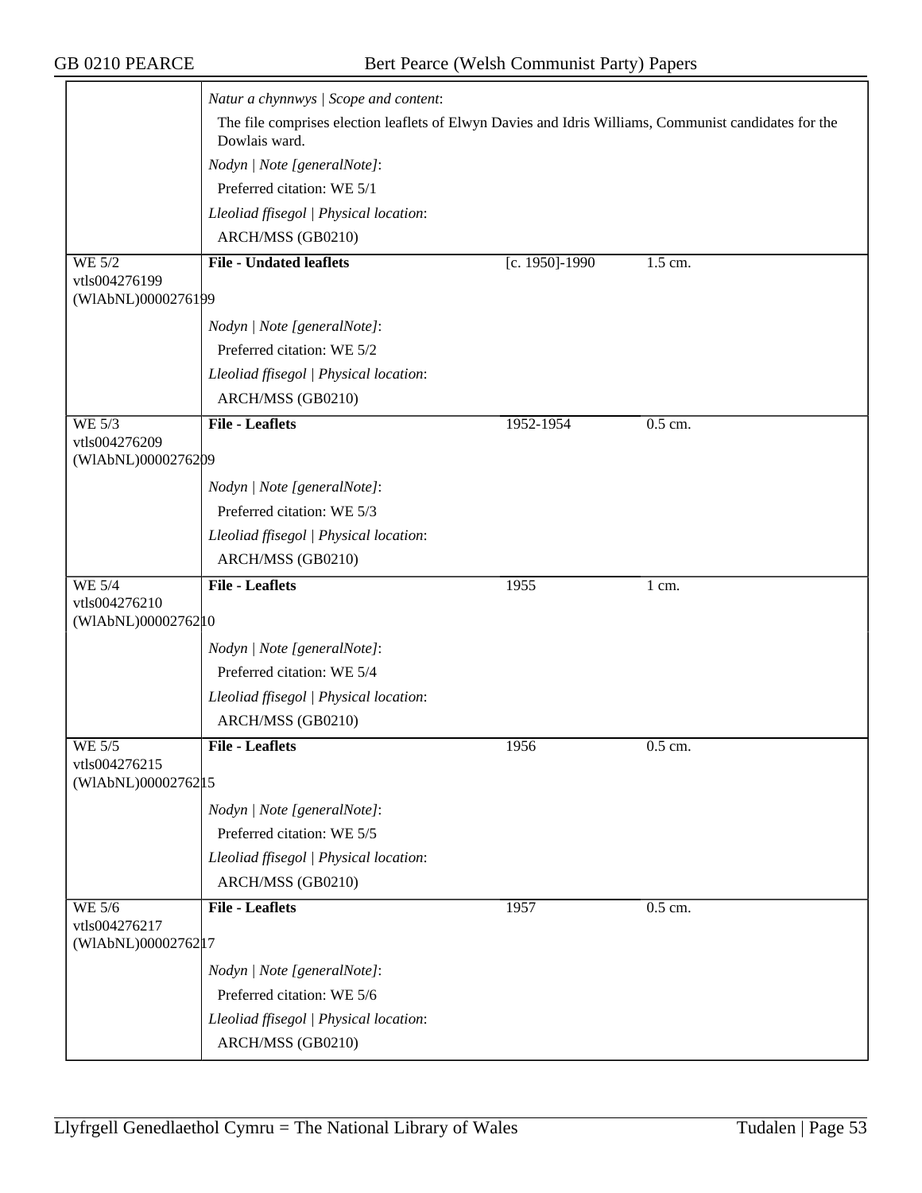| | | | |
|---|---|---|---|
| | *Natur a chynnwys \| Scope and content*:<br>The file comprises election leaflets of Elwyn Davies and Idris Williams, Communist candidates for the Dowlais ward.<br>*Nodyn \| Note [generalNote]*:<br>Preferred citation: WE 5/1<br>*Lleoliad ffisegol \| Physical location*:<br>ARCH/MSS (GB0210) | | |
| WE 5/2<br>vtls004276199<br>(WlAbNL)0000276199 | **File - Undated leaflets**<br>*Nodyn \| Note [generalNote]*:<br>Preferred citation: WE 5/2<br>*Lleoliad ffisegol \| Physical location*:<br>ARCH/MSS (GB0210) | [c. 1950]-1990 | 1.5 cm. |
| WE 5/3<br>vtls004276209<br>(WlAbNL)0000276209 | **File - Leaflets**<br>*Nodyn \| Note [generalNote]*:<br>Preferred citation: WE 5/3<br>*Lleoliad ffisegol \| Physical location*:<br>ARCH/MSS (GB0210) | 1952-1954 | 0.5 cm. |
| WE 5/4<br>vtls004276210<br>(WlAbNL)0000276210 | **File - Leaflets**<br>*Nodyn \| Note [generalNote]*:<br>Preferred citation: WE 5/4<br>*Lleoliad ffisegol \| Physical location*:<br>ARCH/MSS (GB0210) | 1955 | 1 cm. |
| WE 5/5<br>vtls004276215<br>(WlAbNL)0000276215 | **File - Leaflets**<br>*Nodyn \| Note [generalNote]*:<br>Preferred citation: WE 5/5<br>*Lleoliad ffisegol \| Physical location*:<br>ARCH/MSS (GB0210) | 1956 | 0.5 cm. |
| WE 5/6<br>vtls004276217<br>(WlAbNL)0000276217 | **File - Leaflets**<br>*Nodyn \| Note [generalNote]*:<br>Preferred citation: WE 5/6<br>*Lleoliad ffisegol \| Physical location*:<br>ARCH/MSS (GB0210) | 1957 | 0.5 cm. |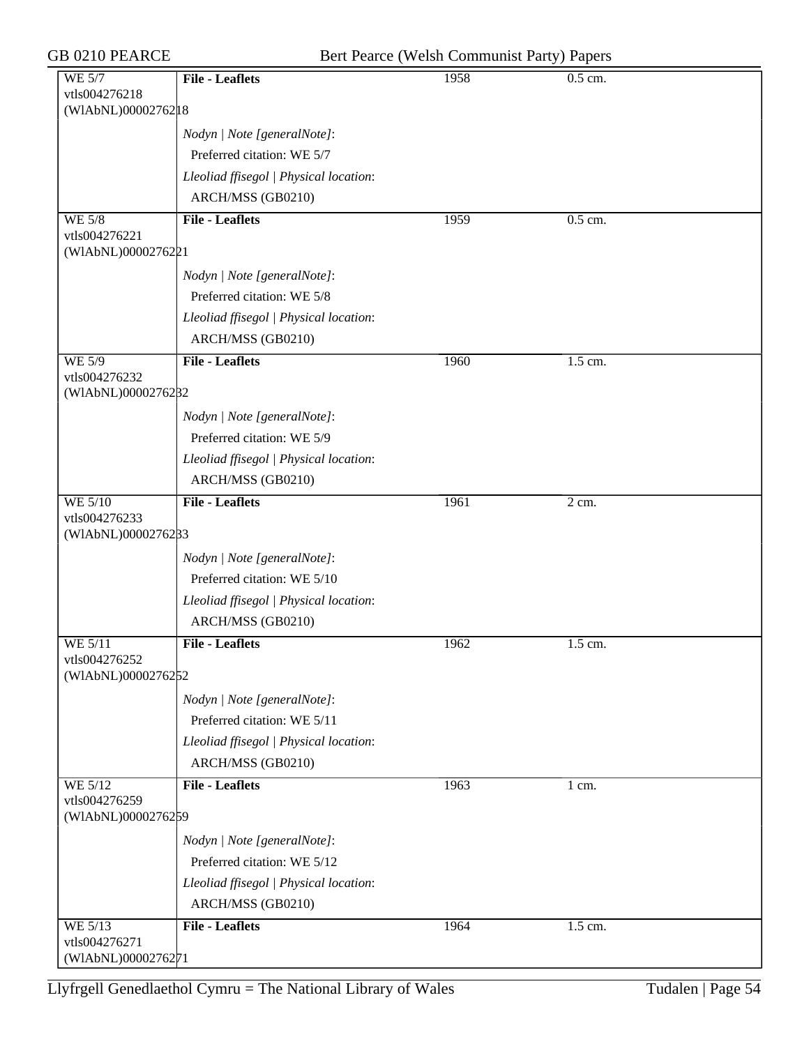| | | | |
|---|---|---|---|
| WE 5/7<br>vtls004276218<br>(WlAbNL)0000276218 | **File - Leaflets** | 1958 | 0.5 cm. |
| | *Nodyn \| Note [generalNote]*:<br>Preferred citation: WE 5/7<br>*Lleoliad ffisegol \| Physical location*:<br>ARCH/MSS (GB0210) | | |
| WE 5/8<br>vtls004276221<br>(WlAbNL)0000276221 | **File - Leaflets** | 1959 | 0.5 cm. |
| | *Nodyn \| Note [generalNote]*:<br>Preferred citation: WE 5/8<br>*Lleoliad ffisegol \| Physical location*:<br>ARCH/MSS (GB0210) | | |
| WE 5/9<br>vtls004276232<br>(WlAbNL)0000276232 | **File - Leaflets** | 1960 | 1.5 cm. |
| | *Nodyn \| Note [generalNote]*:<br>Preferred citation: WE 5/9<br>*Lleoliad ffisegol \| Physical location*:<br>ARCH/MSS (GB0210) | | |
| WE 5/10<br>vtls004276233<br>(WlAbNL)0000276233 | **File - Leaflets** | 1961 | 2 cm. |
| | *Nodyn \| Note [generalNote]*:<br>Preferred citation: WE 5/10<br>*Lleoliad ffisegol \| Physical location*:<br>ARCH/MSS (GB0210) | | |
| WE 5/11<br>vtls004276252<br>(WlAbNL)0000276252 | **File - Leaflets** | 1962 | 1.5 cm. |
| | *Nodyn \| Note [generalNote]*:<br>Preferred citation: WE 5/11<br>*Lleoliad ffisegol \| Physical location*:<br>ARCH/MSS (GB0210) | | |
| WE 5/12<br>vtls004276259<br>(WlAbNL)0000276259 | **File - Leaflets** | 1963 | 1 cm. |
| | *Nodyn \| Note [generalNote]*:<br>Preferred citation: WE 5/12<br>*Lleoliad ffisegol \| Physical location*:<br>ARCH/MSS (GB0210) | | |
| WE 5/13<br>vtls004276271<br>(WlAbNL)0000276271 | **File - Leaflets** | 1964 | 1.5 cm. |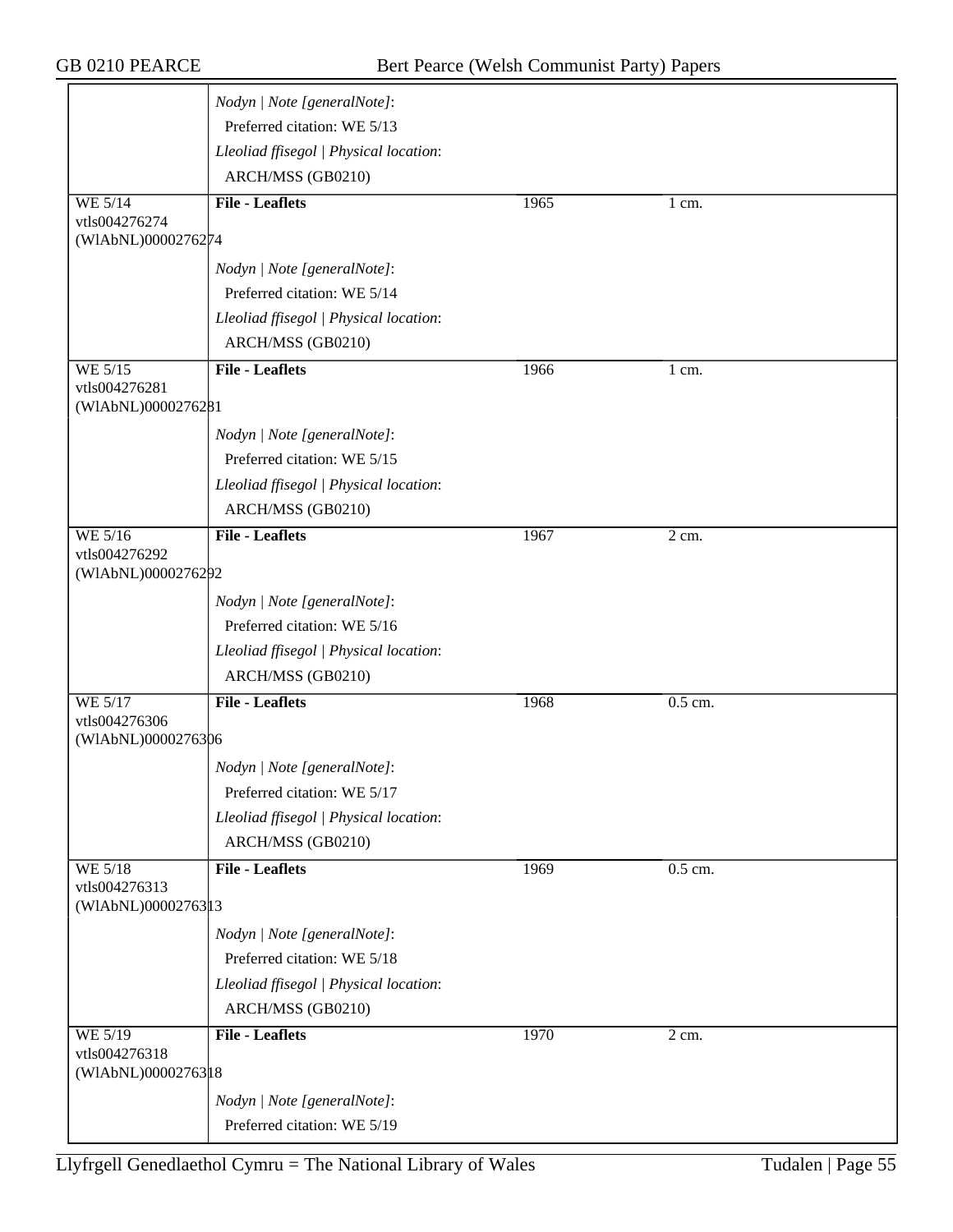| | | | |
|---|---|---|---|
| | *Nodyn \| Note [generalNote]*: Preferred citation: WE 5/13 *Lleoliad ffisegol \| Physical location*: ARCH/MSS (GB0210) | | |
| WE 5/14 vtls004276274 (WlAbNL)0000276274 | **File - Leaflets** *Nodyn \| Note [generalNote]*: Preferred citation: WE 5/14 *Lleoliad ffisegol \| Physical location*: ARCH/MSS (GB0210) | 1965 | 1 cm. |
| WE 5/15 vtls004276281 (WlAbNL)0000276281 | **File - Leaflets** *Nodyn \| Note [generalNote]*: Preferred citation: WE 5/15 *Lleoliad ffisegol \| Physical location*: ARCH/MSS (GB0210) | 1966 | 1 cm. |
| WE 5/16 vtls004276292 (WlAbNL)0000276292 | **File - Leaflets** *Nodyn \| Note [generalNote]*: Preferred citation: WE 5/16 *Lleoliad ffisegol \| Physical location*: ARCH/MSS (GB0210) | 1967 | 2 cm. |
| WE 5/17 vtls004276306 (WlAbNL)0000276306 | **File - Leaflets** *Nodyn \| Note [generalNote]*: Preferred citation: WE 5/17 *Lleoliad ffisegol \| Physical location*: ARCH/MSS (GB0210) | 1968 | 0.5 cm. |
| WE 5/18 vtls004276313 (WlAbNL)0000276313 | **File - Leaflets** *Nodyn \| Note [generalNote]*: Preferred citation: WE 5/18 *Lleoliad ffisegol \| Physical location*: ARCH/MSS (GB0210) | 1969 | 0.5 cm. |
| WE 5/19 vtls004276318 (WlAbNL)0000276318 | **File - Leaflets** *Nodyn \| Note [generalNote]*: Preferred citation: WE 5/19 | 1970 | 2 cm. |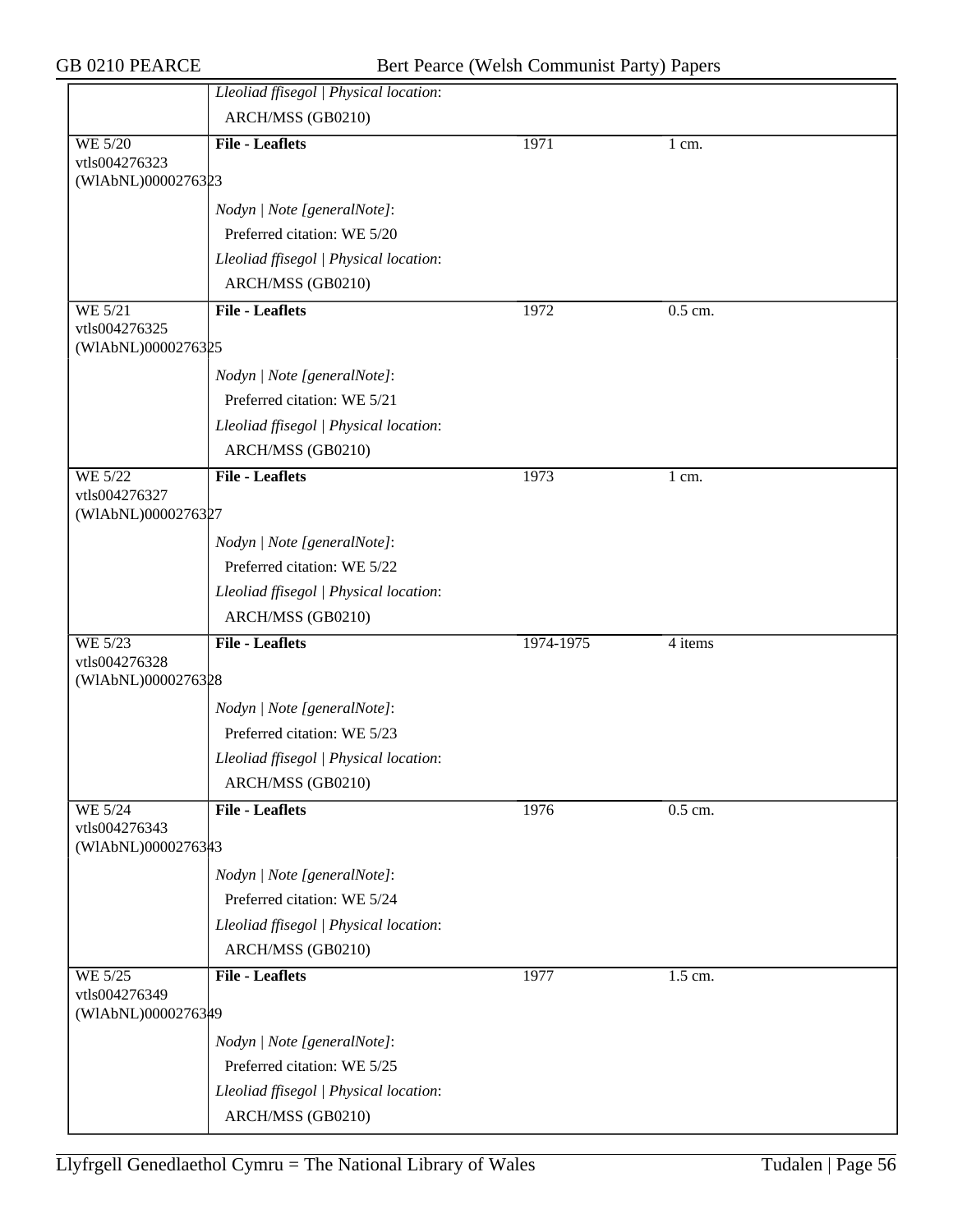| | | | |
|---|---|---|---|
| | *Lleoliad ffisegol \| Physical location*:<br>ARCH/MSS (GB0210) | | |
| WE 5/20<br>vtls004276323<br>(WlAbNL)0000276323 | **File - Leaflets**<br><br>*Nodyn \| Note [generalNote]*:<br>Preferred citation: WE 5/20<br>*Lleoliad ffisegol \| Physical location*:<br>ARCH/MSS (GB0210) | 1971 | 1 cm. |
| WE 5/21<br>vtls004276325<br>(WlAbNL)0000276325 | **File - Leaflets**<br><br>*Nodyn \| Note [generalNote]*:<br>Preferred citation: WE 5/21<br>*Lleoliad ffisegol \| Physical location*:<br>ARCH/MSS (GB0210) | 1972 | 0.5 cm. |
| WE 5/22<br>vtls004276327<br>(WlAbNL)0000276327 | **File - Leaflets**<br><br>*Nodyn \| Note [generalNote]*:<br>Preferred citation: WE 5/22<br>*Lleoliad ffisegol \| Physical location*:<br>ARCH/MSS (GB0210) | 1973 | 1 cm. |
| WE 5/23<br>vtls004276328<br>(WlAbNL)0000276328 | **File - Leaflets**<br><br>*Nodyn \| Note [generalNote]*:<br>Preferred citation: WE 5/23<br>*Lleoliad ffisegol \| Physical location*:<br>ARCH/MSS (GB0210) | 1974-1975 | 4 items |
| WE 5/24<br>vtls004276343<br>(WlAbNL)0000276343 | **File - Leaflets**<br><br>*Nodyn \| Note [generalNote]*:<br>Preferred citation: WE 5/24<br>*Lleoliad ffisegol \| Physical location*:<br>ARCH/MSS (GB0210) | 1976 | 0.5 cm. |
| WE 5/25<br>vtls004276349<br>(WlAbNL)0000276349 | **File - Leaflets**<br><br>*Nodyn \| Note [generalNote]*:<br>Preferred citation: WE 5/25<br>*Lleoliad ffisegol \| Physical location*:<br>ARCH/MSS (GB0210) | 1977 | 1.5 cm. |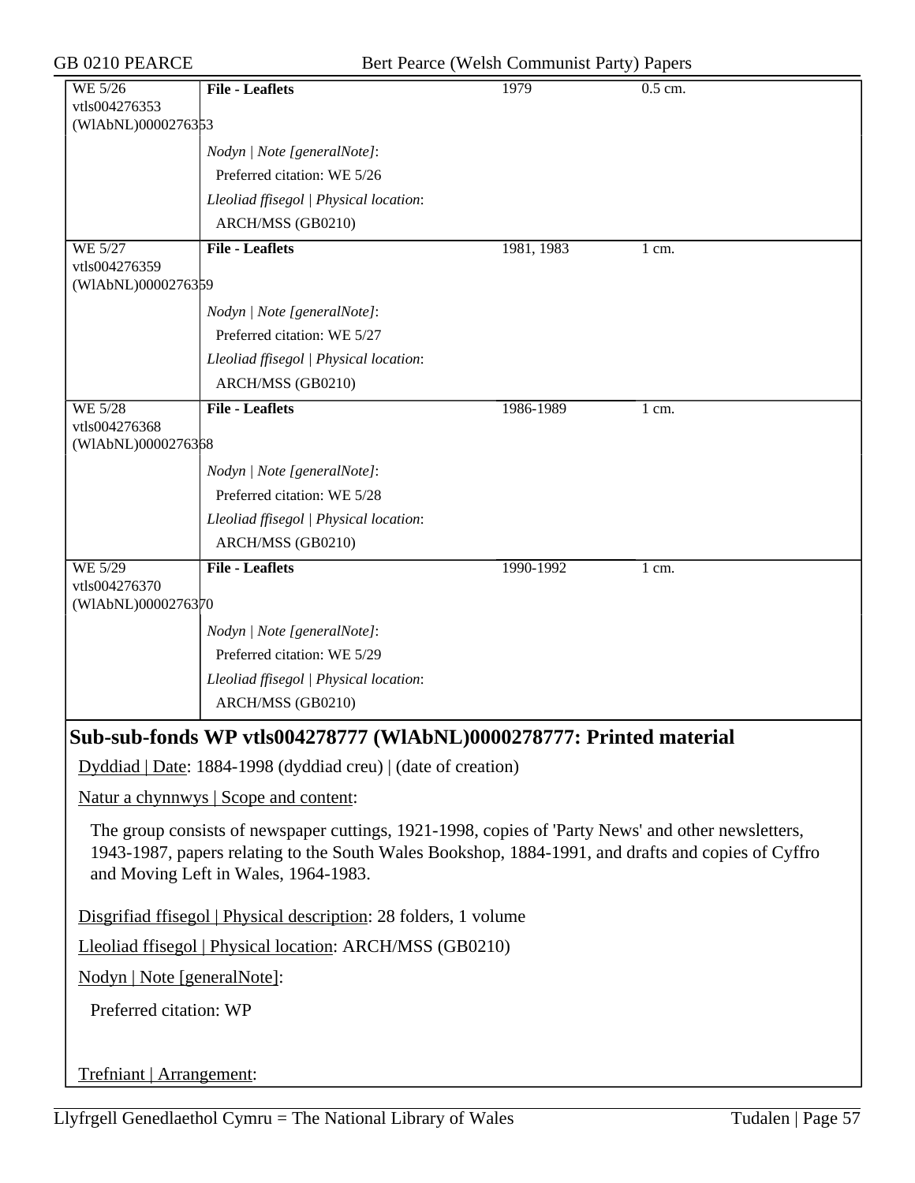| | | | |
|---|---|---|---|
| WE 5/26<br>vtls004276353<br>(WlAbNL)0000276353 | **File - Leaflets** | 1979 | 0.5 cm. |
| | *Nodyn \| Note [generalNote]*:<br>Preferred citation: WE 5/26<br>*Lleoliad ffisegol \| Physical location*:<br>ARCH/MSS (GB0210) | | |
| WE 5/27<br>vtls004276359<br>(WlAbNL)0000276359 | **File - Leaflets** | 1981, 1983 | 1 cm. |
| | *Nodyn \| Note [generalNote]*:<br>Preferred citation: WE 5/27<br>*Lleoliad ffisegol \| Physical location*:<br>ARCH/MSS (GB0210) | | |
| WE 5/28<br>vtls004276368<br>(WlAbNL)0000276368 | **File - Leaflets** | 1986-1989 | 1 cm. |
| | *Nodyn \| Note [generalNote]*:<br>Preferred citation: WE 5/28<br>*Lleoliad ffisegol \| Physical location*:<br>ARCH/MSS (GB0210) | | |
| WE 5/29<br>vtls004276370<br>(WlAbNL)0000276370 | **File - Leaflets** | 1990-1992 | 1 cm. |
| | *Nodyn \| Note [generalNote]*:<br>Preferred citation: WE 5/29<br>*Lleoliad ffisegol \| Physical location*:<br>ARCH/MSS (GB0210) | | |

## Sub-sub-fonds WP vtls004278777 (WlAbNL)0000278777: Printed material

Dyddiad | Date: 1884-1998 (dyddiad creu) | (date of creation)

Natur a chynnwys | Scope and content:

The group consists of newspaper cuttings, 1921-1998, copies of 'Party News' and other newsletters, 1943-1987, papers relating to the South Wales Bookshop, 1884-1991, and drafts and copies of Cyffro and Moving Left in Wales, 1964-1983.

Disgrifiad ffisegol | Physical description: 28 folders, 1 volume

Lleoliad ffisegol | Physical location: ARCH/MSS (GB0210)

Nodyn | Note [generalNote]:

Preferred citation: WP

Trefniant | Arrangement: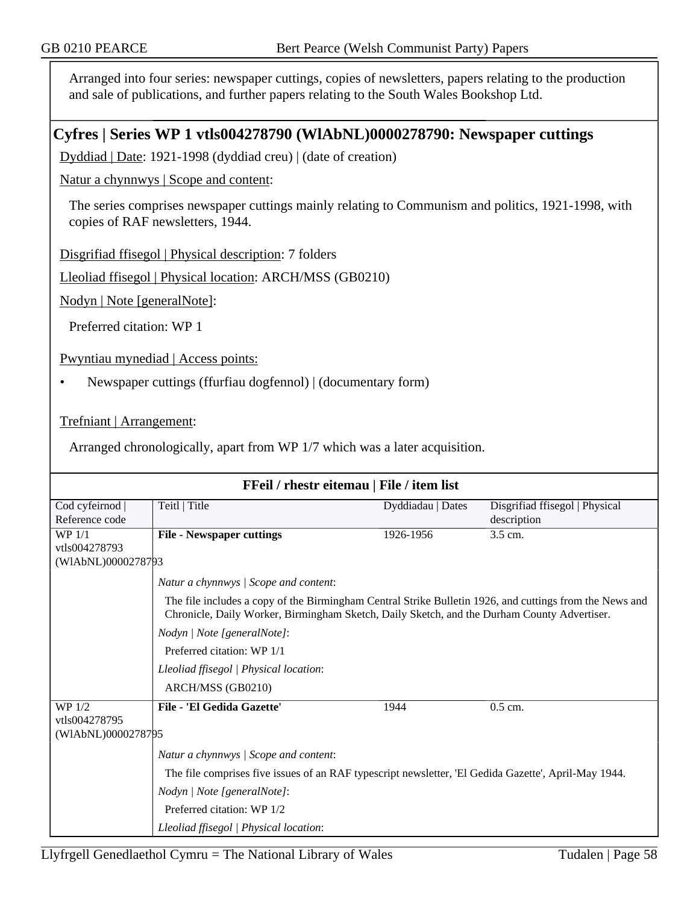Arranged into four series: newspaper cuttings, copies of newsletters, papers relating to the production and sale of publications, and further papers relating to the South Wales Bookshop Ltd.

## Cyfres | Series WP 1 vtls004278790 (WlAbNL)0000278790: Newspaper cuttings

Dyddiad | Date: 1921-1998 (dyddiad creu) | (date of creation)

Natur a chynnwys | Scope and content:

The series comprises newspaper cuttings mainly relating to Communism and politics, 1921-1998, with copies of RAF newsletters, 1944.

Disgrifiad ffisegol | Physical description: 7 folders

Lleoliad ffisegol | Physical location: ARCH/MSS (GB0210)

Nodyn | Note [generalNote]:

Preferred citation: WP 1

Pwyntiau mynediad | Access points:

- Newspaper cuttings (ffurfiau dogfennol) | (documentary form)

Trefniant | Arrangement:

Arranged chronologically, apart from WP 1/7 which was a later acquisition.

**FFeil / rhestr eitemau | File / item list**

| Cod cyfeirnod \| Reference code | Teitl \| Title | Dyddiadau \| Dates | Disgrifiad ffisegol \| Physical description |
|---|---|---|---|
| WP 1/1 vtls004278793 (WlAbNL)0000278793 | **File - Newspaper cuttings** | 1926-1956 | 3.5 cm. |
| | *Natur a chynnwys \| Scope and content*: The file includes a copy of the Birmingham Central Strike Bulletin 1926, and cuttings from the News and Chronicle, Daily Worker, Birmingham Sketch, Daily Sketch, and the Durham County Advertiser. *Nodyn \| Note [generalNote]*: Preferred citation: WP 1/1 *Lleoliad ffisegol \| Physical location*: ARCH/MSS (GB0210) | | |
| WP 1/2 vtls004278795 (WlAbNL)0000278795 | **File - 'El Gedida Gazette'** | 1944 | 0.5 cm. |
| | *Natur a chynnwys \| Scope and content*: The file comprises five issues of an RAF typescript newsletter, 'El Gedida Gazette', April-May 1944. *Nodyn \| Note [generalNote]*: Preferred citation: WP 1/2 *Lleoliad ffisegol \| Physical location*: | | |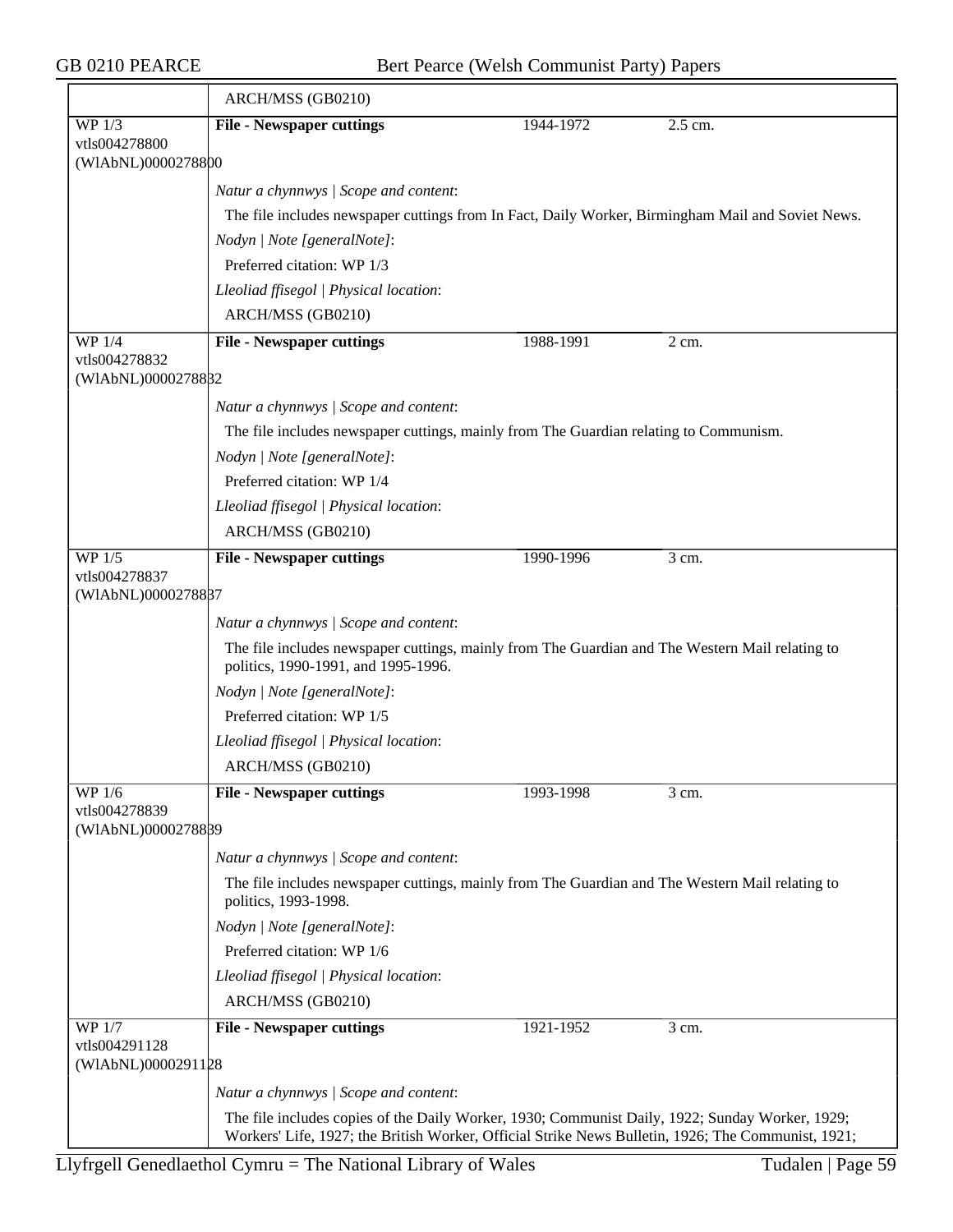| | ARCH/MSS (GB0210) | | |
|---|---|---|---|
| WP 1/3<br>vtls004278800<br>(WlAbNL)0000278800 | **File - Newspaper cuttings** | 1944-1972 | 2.5 cm. |
| | *Natur a chynnwys \| Scope and content*:<br>The file includes newspaper cuttings from In Fact, Daily Worker, Birmingham Mail and Soviet News.<br>*Nodyn \| Note [generalNote]*:<br>Preferred citation: WP 1/3<br>*Lleoliad ffisegol \| Physical location*:<br>ARCH/MSS (GB0210) | | |
| WP 1/4<br>vtls004278832<br>(WlAbNL)0000278832 | **File - Newspaper cuttings** | 1988-1991 | 2 cm. |
| | *Natur a chynnwys \| Scope and content*:<br>The file includes newspaper cuttings, mainly from The Guardian relating to Communism.<br>*Nodyn \| Note [generalNote]*:<br>Preferred citation: WP 1/4<br>*Lleoliad ffisegol \| Physical location*:<br>ARCH/MSS (GB0210) | | |
| WP 1/5<br>vtls004278837<br>(WlAbNL)0000278837 | **File - Newspaper cuttings** | 1990-1996 | 3 cm. |
| | *Natur a chynnwys \| Scope and content*:<br>The file includes newspaper cuttings, mainly from The Guardian and The Western Mail relating to politics, 1990-1991, and 1995-1996.<br>*Nodyn \| Note [generalNote]*:<br>Preferred citation: WP 1/5<br>*Lleoliad ffisegol \| Physical location*:<br>ARCH/MSS (GB0210) | | |
| WP 1/6<br>vtls004278839<br>(WlAbNL)0000278839 | **File - Newspaper cuttings** | 1993-1998 | 3 cm. |
| | *Natur a chynnwys \| Scope and content*:<br>The file includes newspaper cuttings, mainly from The Guardian and The Western Mail relating to politics, 1993-1998.<br>*Nodyn \| Note [generalNote]*:<br>Preferred citation: WP 1/6<br>*Lleoliad ffisegol \| Physical location*:<br>ARCH/MSS (GB0210) | | |
| WP 1/7<br>vtls004291128<br>(WlAbNL)0000291128 | **File - Newspaper cuttings** | 1921-1952 | 3 cm. |
| | *Natur a chynnwys \| Scope and content*:<br>The file includes copies of the Daily Worker, 1930; Communist Daily, 1922; Sunday Worker, 1929; Workers' Life, 1927; the British Worker, Official Strike News Bulletin, 1926; The Communist, 1921; | | |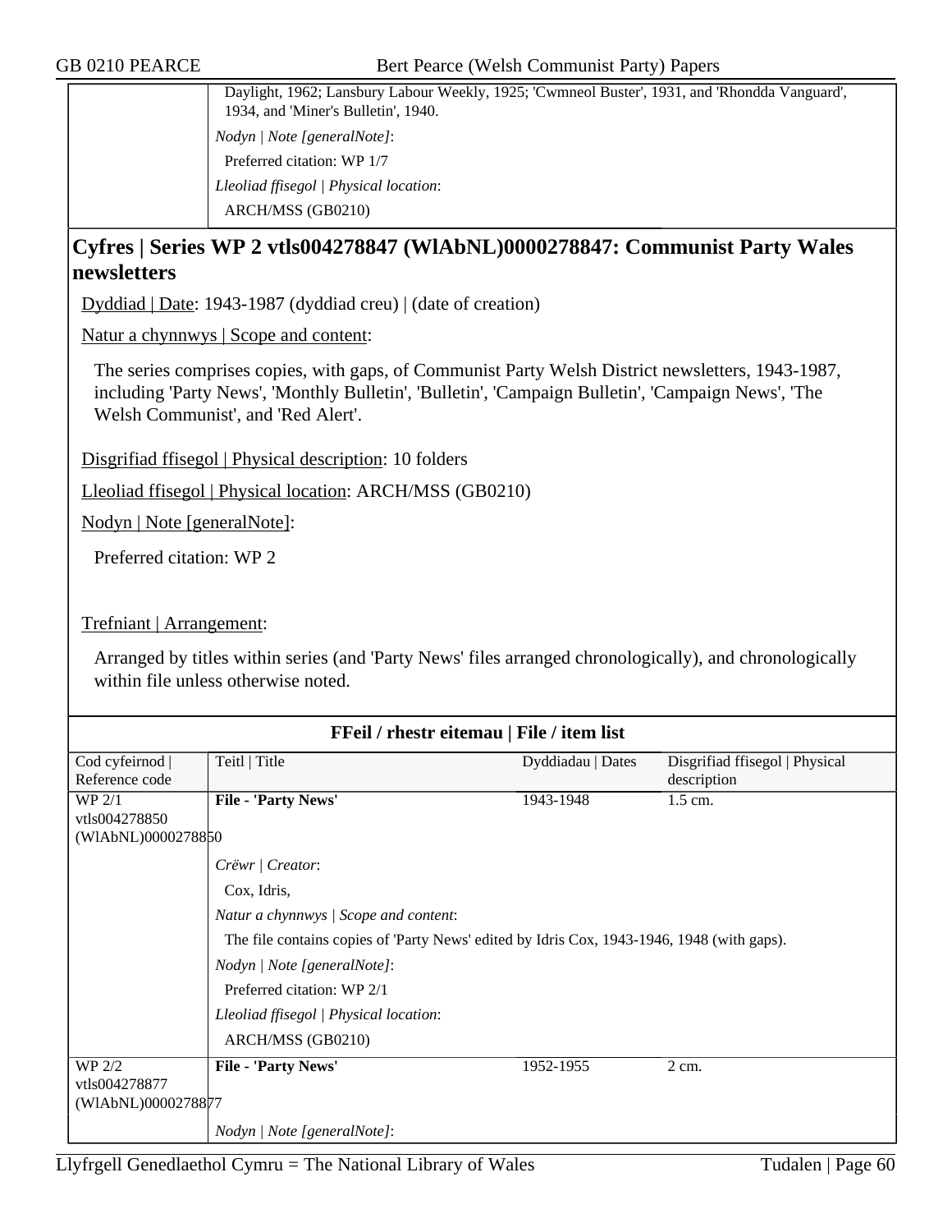| | Daylight, 1962; Lansbury Labour Weekly, 1925; 'Cwmneol Buster', 1931, and 'Rhondda Vanguard', 1934, and 'Miner's Bulletin', 1940. |
|---|---|
| | *Nodyn \| Note [generalNote]*: |
| | Preferred citation: WP 1/7 |
| | *Lleoliad ffisegol \| Physical location*: |
| | ARCH/MSS (GB0210) |

## Cyfres | Series WP 2 vtls004278847 (WlAbNL)0000278847: Communist Party Wales newsletters

Dyddiad | Date: 1943-1987 (dyddiad creu) | (date of creation)

Natur a chynnwys | Scope and content:

The series comprises copies, with gaps, of Communist Party Welsh District newsletters, 1943-1987, including 'Party News', 'Monthly Bulletin', 'Bulletin', 'Campaign Bulletin', 'Campaign News', 'The Welsh Communist', and 'Red Alert'.

Disgrifiad ffisegol | Physical description: 10 folders

Lleoliad ffisegol | Physical location: ARCH/MSS (GB0210)

Nodyn | Note [generalNote]:

Preferred citation: WP 2

Trefniant | Arrangement:

Arranged by titles within series (and 'Party News' files arranged chronologically), and chronologically within file unless otherwise noted.

**FFeil / rhestr eitemau | File / item list**

| Cod cyfeirnod \| Reference code | Teitl \| Title | Dyddiadau \| Dates | Disgrifiad ffisegol \| Physical description |
|---|---|---|---|
| WP 2/1 vtls004278850 (WlAbNL)0000278850 | **File - 'Party News'** | 1943-1948 | 1.5 cm. |
| | *Crëwr \| Creator*: Cox, Idris, | | |
| | *Natur a chynnwys \| Scope and content*: The file contains copies of 'Party News' edited by Idris Cox, 1943-1946, 1948 (with gaps). | | |
| | *Nodyn \| Note [generalNote]*: Preferred citation: WP 2/1 | | |
| | *Lleoliad ffisegol \| Physical location*: ARCH/MSS (GB0210) | | |
| WP 2/2 vtls004278877 (WlAbNL)0000278877 | **File - 'Party News'** | 1952-1955 | 2 cm. |
| | *Nodyn \| Note [generalNote]*: | | |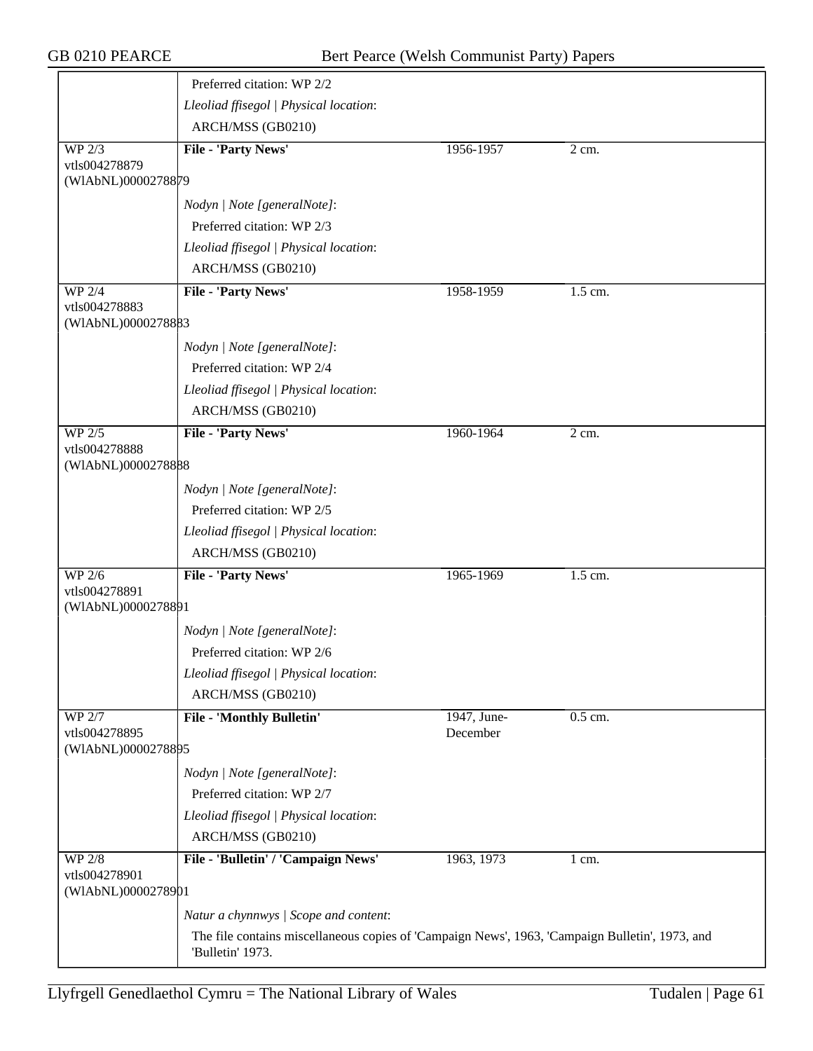| | Preferred citation: WP 2/2 | | |
|---|---|---|---|
| | *Lleoliad ffisegol \| Physical location*: | | |
| | ARCH/MSS (GB0210) | | |
| WP 2/3 vtls004278879 (WlAbNL)0000278879 | **File - 'Party News'** | 1956-1957 | 2 cm. |
| | *Nodyn \| Note [generalNote]*: | | |
| | Preferred citation: WP 2/3 | | |
| | *Lleoliad ffisegol \| Physical location*: | | |
| | ARCH/MSS (GB0210) | | |
| WP 2/4 vtls004278883 (WlAbNL)0000278883 | **File - 'Party News'** | 1958-1959 | 1.5 cm. |
| | *Nodyn \| Note [generalNote]*: | | |
| | Preferred citation: WP 2/4 | | |
| | *Lleoliad ffisegol \| Physical location*: | | |
| | ARCH/MSS (GB0210) | | |
| WP 2/5 vtls004278888 (WlAbNL)0000278888 | **File - 'Party News'** | 1960-1964 | 2 cm. |
| | *Nodyn \| Note [generalNote]*: | | |
| | Preferred citation: WP 2/5 | | |
| | *Lleoliad ffisegol \| Physical location*: | | |
| | ARCH/MSS (GB0210) | | |
| WP 2/6 vtls004278891 (WlAbNL)0000278891 | **File - 'Party News'** | 1965-1969 | 1.5 cm. |
| | *Nodyn \| Note [generalNote]*: | | |
| | Preferred citation: WP 2/6 | | |
| | *Lleoliad ffisegol \| Physical location*: | | |
| | ARCH/MSS (GB0210) | | |
| WP 2/7 vtls004278895 (WlAbNL)0000278895 | **File - 'Monthly Bulletin'** | 1947, June-December | 0.5 cm. |
| | *Nodyn \| Note [generalNote]*: | | |
| | Preferred citation: WP 2/7 | | |
| | *Lleoliad ffisegol \| Physical location*: | | |
| | ARCH/MSS (GB0210) | | |
| WP 2/8 vtls004278901 (WlAbNL)0000278901 | **File - 'Bulletin' / 'Campaign News'** | 1963, 1973 | 1 cm. |
| | *Natur a chynnwys \| Scope and content*: | | |
| | The file contains miscellaneous copies of 'Campaign News', 1963, 'Campaign Bulletin', 1973, and 'Bulletin' 1973. | | |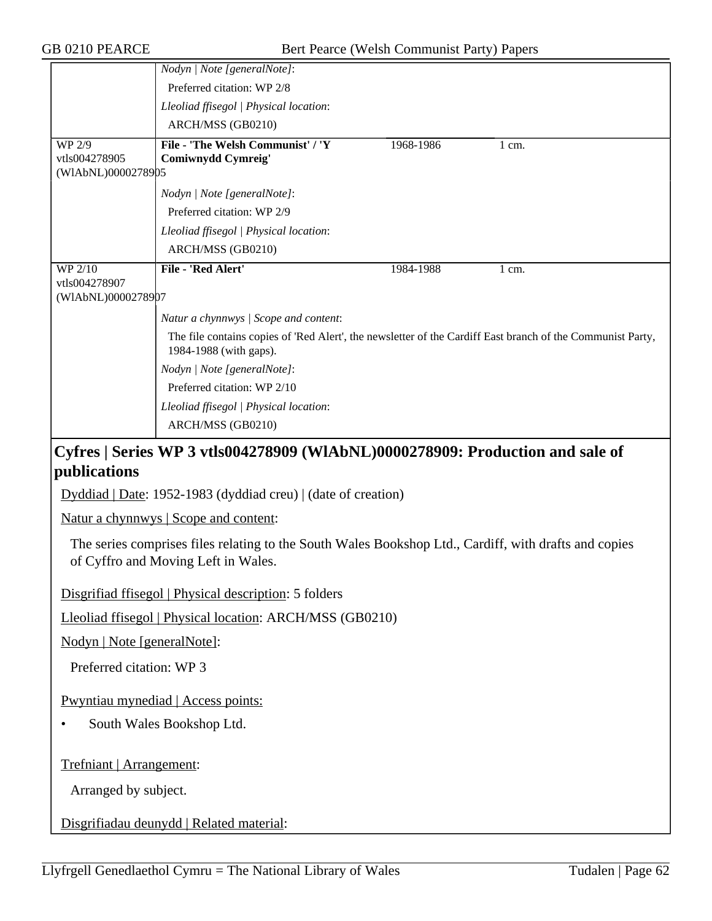| | | | |
|---|---|---|---|
| | *Nodyn \| Note [generalNote]*:<br>Preferred citation: WP 2/8<br>*Lleoliad ffisegol \| Physical location*:<br>ARCH/MSS (GB0210) | | |
| WP 2/9<br>vtls004278905<br>(WlAbNL)0000278905 | **File - 'The Welsh Communist' / 'Y Comiwnydd Cymreig'** | 1968-1986 | 1 cm. |
| | *Nodyn \| Note [generalNote]*:<br>Preferred citation: WP 2/9<br>*Lleoliad ffisegol \| Physical location*:<br>ARCH/MSS (GB0210) | | |
| WP 2/10<br>vtls004278907<br>(WlAbNL)0000278907 | **File - 'Red Alert'** | 1984-1988 | 1 cm. |
| | *Natur a chynnwys \| Scope and content*:<br>The file contains copies of 'Red Alert', the newsletter of the Cardiff East branch of the Communist Party, 1984-1988 (with gaps).<br>*Nodyn \| Note [generalNote]*:<br>Preferred citation: WP 2/10<br>*Lleoliad ffisegol \| Physical location*:<br>ARCH/MSS (GB0210) | | |

## Cyfres | Series WP 3 vtls004278909 (WlAbNL)0000278909: Production and sale of publications

Dyddiad | Date: 1952-1983 (dyddiad creu) | (date of creation)

Natur a chynnwys | Scope and content:

The series comprises files relating to the South Wales Bookshop Ltd., Cardiff, with drafts and copies of Cyffro and Moving Left in Wales.

Disgrifiad ffisegol | Physical description: 5 folders

Lleoliad ffisegol | Physical location: ARCH/MSS (GB0210)

Nodyn | Note [generalNote]:

Preferred citation: WP 3

Pwyntiau mynediad | Access points:

- South Wales Bookshop Ltd.

Trefniant | Arrangement:

Arranged by subject.

Disgrifiadau deunydd | Related material: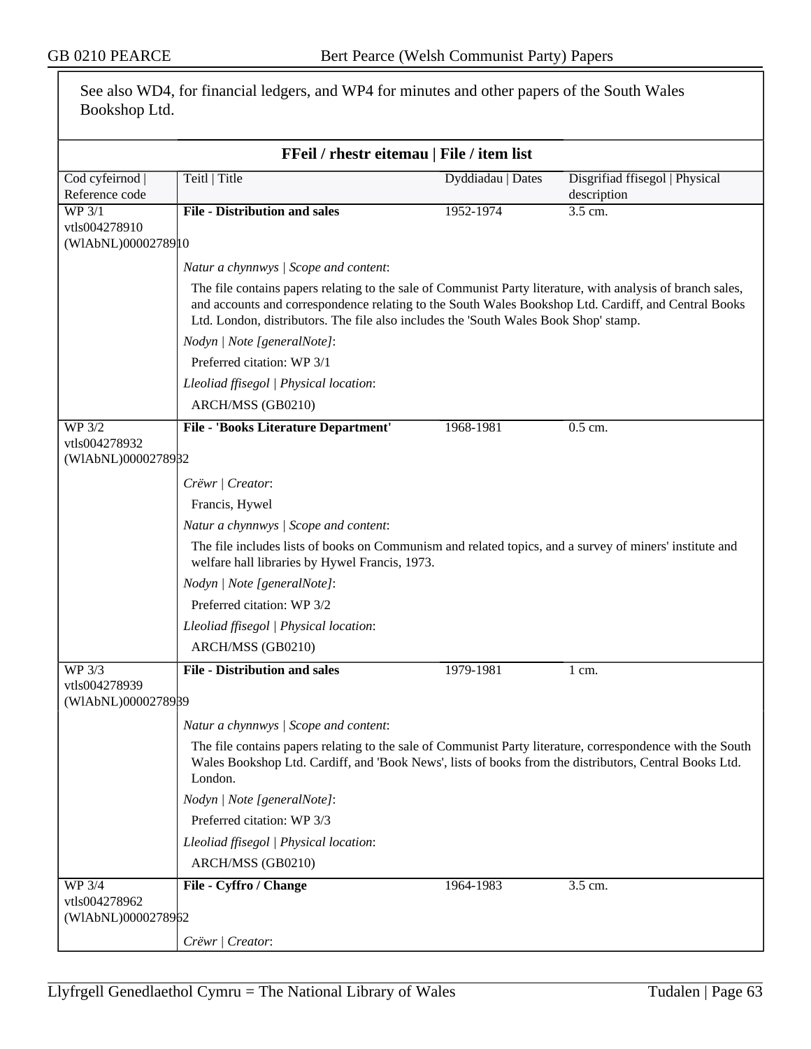See also WD4, for financial ledgers, and WP4 for minutes and other papers of the South Wales Bookshop Ltd.

### FFeil / rhestr eitemau | File / item list

| Cod cyfeirnod \| Reference code | Teitl \| Title | Dyddiadau \| Dates | Disgrifiad ffisegol \| Physical description |
|---|---|---|---|
| WP 3/1 vtls004278910 (WlAbNL)0000278910 | **File - Distribution and sales** | 1952-1974 | 3.5 cm. |

*Natur a chynnwys | Scope and content*:

The file contains papers relating to the sale of Communist Party literature, with analysis of branch sales, and accounts and correspondence relating to the South Wales Bookshop Ltd. Cardiff, and Central Books Ltd. London, distributors. The file also includes the 'South Wales Book Shop' stamp.

*Nodyn | Note [generalNote]*:

Preferred citation: WP 3/1

*Lleoliad ffisegol | Physical location*:

ARCH/MSS (GB0210)

| Cod cyfeirnod \| Reference code | Teitl \| Title | Dyddiadau \| Dates | Disgrifiad ffisegol \| Physical description |
|---|---|---|---|
| WP 3/2 vtls004278932 (WlAbNL)0000278932 | **File - 'Books Literature Department'** | 1968-1981 | 0.5 cm. |

*Crëwr | Creator*:

Francis, Hywel

*Natur a chynnwys | Scope and content*:

The file includes lists of books on Communism and related topics, and a survey of miners' institute and welfare hall libraries by Hywel Francis, 1973.

*Nodyn | Note [generalNote]*:

Preferred citation: WP 3/2

*Lleoliad ffisegol | Physical location*:

ARCH/MSS (GB0210)

| Cod cyfeirnod \| Reference code | Teitl \| Title | Dyddiadau \| Dates | Disgrifiad ffisegol \| Physical description |
|---|---|---|---|
| WP 3/3 vtls004278939 (WlAbNL)0000278939 | **File - Distribution and sales** | 1979-1981 | 1 cm. |

*Natur a chynnwys | Scope and content*:

The file contains papers relating to the sale of Communist Party literature, correspondence with the South Wales Bookshop Ltd. Cardiff, and 'Book News', lists of books from the distributors, Central Books Ltd. London.

*Nodyn | Note [generalNote]*:

Preferred citation: WP 3/3

*Lleoliad ffisegol | Physical location*:

ARCH/MSS (GB0210)

| Cod cyfeirnod \| Reference code | Teitl \| Title | Dyddiadau \| Dates | Disgrifiad ffisegol \| Physical description |
|---|---|---|---|
| WP 3/4 vtls004278962 (WlAbNL)0000278962 | **File - Cyffro / Change** | 1964-1983 | 3.5 cm. |

*Crëwr | Creator*: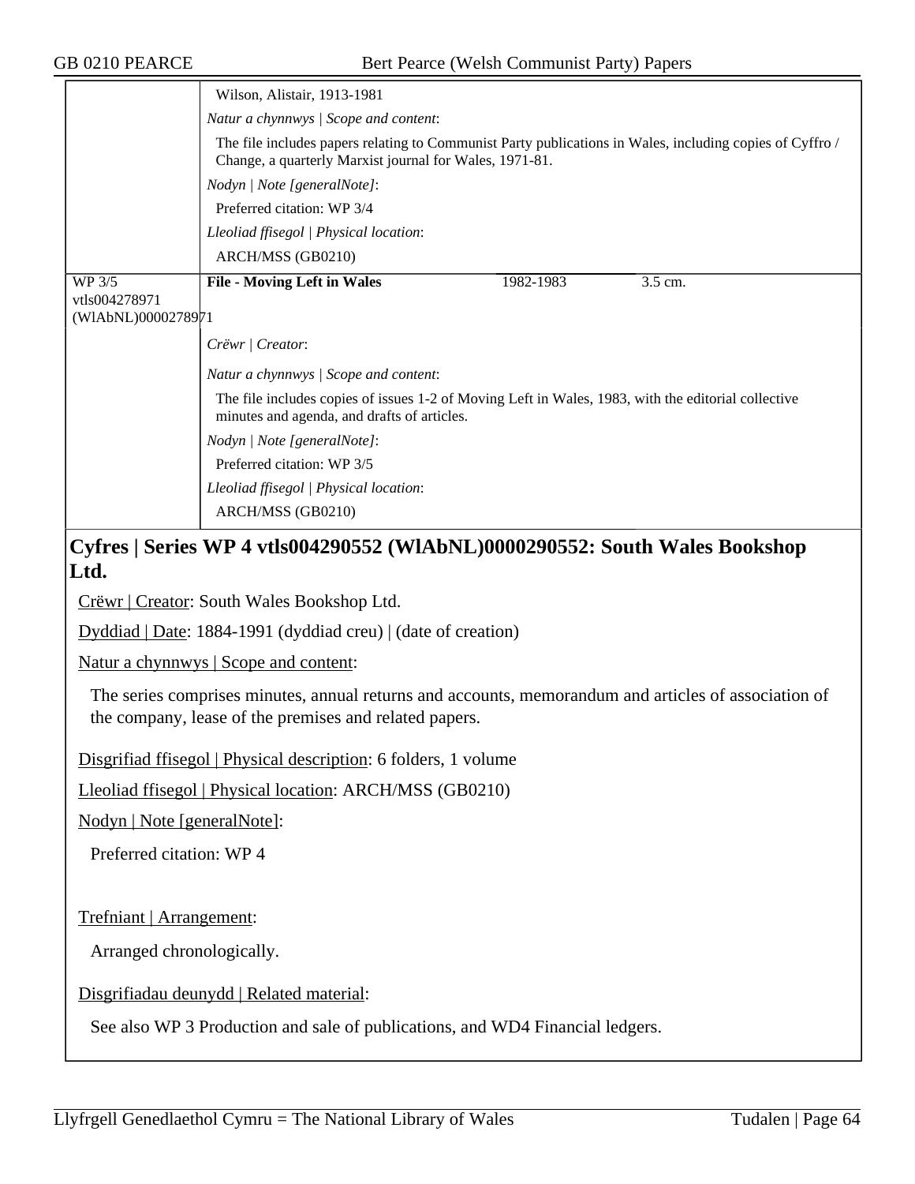| | Wilson, Alistair, 1913-1981 | | |
|---|---|---|---|
| | *Natur a chynnwys \| Scope and content*: | | |
| | The file includes papers relating to Communist Party publications in Wales, including copies of Cyffro / Change, a quarterly Marxist journal for Wales, 1971-81. | | |
| | *Nodyn \| Note [generalNote]*: | | |
| | Preferred citation: WP 3/4 | | |
| | *Lleoliad ffisegol \| Physical location*: | | |
| | ARCH/MSS (GB0210) | | |
| WP 3/5 vtls004278971 (WlAbNL)0000278971 | **File - Moving Left in Wales** | 1982-1983 | 3.5 cm. |
| | *Crëwr \| Creator*: | | |
| | *Natur a chynnwys \| Scope and content*: | | |
| | The file includes copies of issues 1-2 of Moving Left in Wales, 1983, with the editorial collective minutes and agenda, and drafts of articles. | | |
| | *Nodyn \| Note [generalNote]*: | | |
| | Preferred citation: WP 3/5 | | |
| | *Lleoliad ffisegol \| Physical location*: | | |
| | ARCH/MSS (GB0210) | | |

## Cyfres | Series WP 4 vtls004290552 (WlAbNL)0000290552: South Wales Bookshop Ltd.

Crëwr | Creator: South Wales Bookshop Ltd.

Dyddiad | Date: 1884-1991 (dyddiad creu) | (date of creation)

Natur a chynnwys | Scope and content:

The series comprises minutes, annual returns and accounts, memorandum and articles of association of the company, lease of the premises and related papers.

Disgrifiad ffisegol | Physical description: 6 folders, 1 volume

Lleoliad ffisegol | Physical location: ARCH/MSS (GB0210)

Nodyn | Note [generalNote]:

Preferred citation: WP 4

Trefniant | Arrangement:

Arranged chronologically.

Disgrifiadau deunydd | Related material:

See also WP 3 Production and sale of publications, and WD4 Financial ledgers.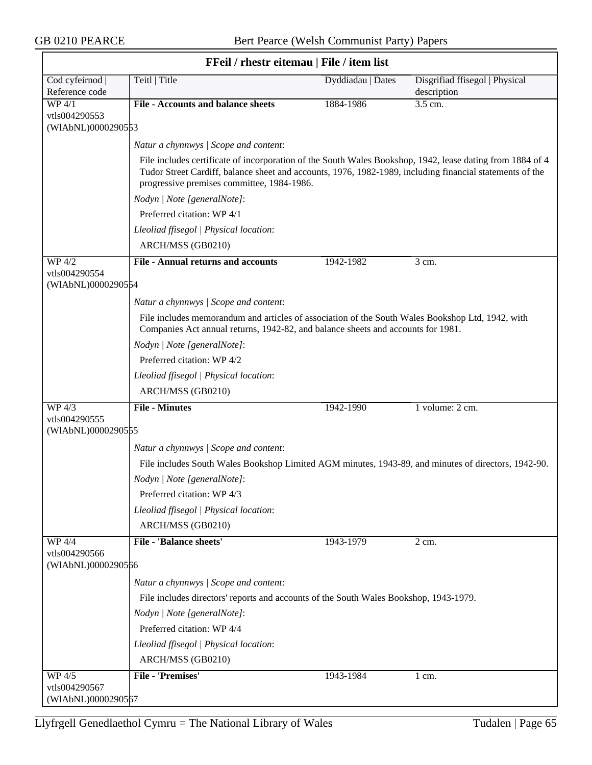## FFeil / rhestr eitemau | File / item list

| Cod cyfeirnod \| Reference code | Teitl \| Title | Dyddiadau \| Dates | Disgrifiad ffisegol \| Physical description |
|---|---|---|---|
| WP 4/1 vtls004290553 (WlAbNL)0000290553 | **File - Accounts and balance sheets** | 1884-1986 | 3.5 cm. |

*Natur a chynnwys | Scope and content*:

File includes certificate of incorporation of the South Wales Bookshop, 1942, lease dating from 1884 of 4 Tudor Street Cardiff, balance sheet and accounts, 1976, 1982-1989, including financial statements of the progressive premises committee, 1984-1986.

*Nodyn | Note [generalNote]*:

Preferred citation: WP 4/1

*Lleoliad ffisegol | Physical location*:

ARCH/MSS (GB0210)

| Cod cyfeirnod \| Reference code | Teitl \| Title | Dyddiadau \| Dates | Disgrifiad ffisegol \| Physical description |
|---|---|---|---|
| WP 4/2 vtls004290554 (WlAbNL)0000290554 | **File - Annual returns and accounts** | 1942-1982 | 3 cm. |

*Natur a chynnwys | Scope and content*:

File includes memorandum and articles of association of the South Wales Bookshop Ltd, 1942, with Companies Act annual returns, 1942-82, and balance sheets and accounts for 1981.

*Nodyn | Note [generalNote]*:

Preferred citation: WP 4/2

*Lleoliad ffisegol | Physical location*:

ARCH/MSS (GB0210)

| Cod cyfeirnod \| Reference code | Teitl \| Title | Dyddiadau \| Dates | Disgrifiad ffisegol \| Physical description |
|---|---|---|---|
| WP 4/3 vtls004290555 (WlAbNL)0000290555 | **File - Minutes** | 1942-1990 | 1 volume: 2 cm. |

*Natur a chynnwys | Scope and content*:

File includes South Wales Bookshop Limited AGM minutes, 1943-89, and minutes of directors, 1942-90.

*Nodyn | Note [generalNote]*:

Preferred citation: WP 4/3

*Lleoliad ffisegol | Physical location*:

ARCH/MSS (GB0210)

| Cod cyfeirnod \| Reference code | Teitl \| Title | Dyddiadau \| Dates | Disgrifiad ffisegol \| Physical description |
|---|---|---|---|
| WP 4/4 vtls004290566 (WlAbNL)0000290566 | **File - 'Balance sheets'** | 1943-1979 | 2 cm. |

*Natur a chynnwys | Scope and content*:

File includes directors' reports and accounts of the South Wales Bookshop, 1943-1979.

*Nodyn | Note [generalNote]*:

Preferred citation: WP 4/4

*Lleoliad ffisegol | Physical location*:

ARCH/MSS (GB0210)

| Cod cyfeirnod \| Reference code | Teitl \| Title | Dyddiadau \| Dates | Disgrifiad ffisegol \| Physical description |
|---|---|---|---|
| WP 4/5 vtls004290567 (WlAbNL)0000290567 | **File - 'Premises'** | 1943-1984 | 1 cm. |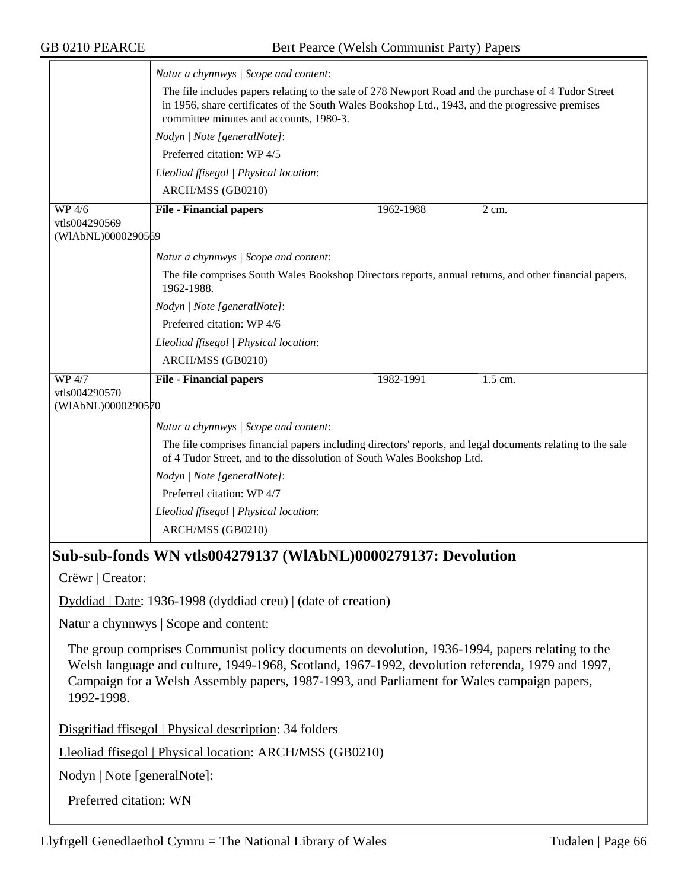*Natur a chynnwys | Scope and content*:

The file includes papers relating to the sale of 278 Newport Road and the purchase of 4 Tudor Street in 1956, share certificates of the South Wales Bookshop Ltd., 1943, and the progressive premises committee minutes and accounts, 1980-3.

*Nodyn | Note [generalNote]*:

Preferred citation: WP 4/5

*Lleoliad ffisegol | Physical location*:

ARCH/MSS (GB0210)

| WP 4/6 vtls004290569 (WlAbNL)0000290569 | **File - Financial papers** | 1962-1988 | 2 cm. |
|---|---|---|---|

*Natur a chynnwys | Scope and content*:

The file comprises South Wales Bookshop Directors reports, annual returns, and other financial papers, 1962-1988.

*Nodyn | Note [generalNote]*:

Preferred citation: WP 4/6

*Lleoliad ffisegol | Physical location*:

ARCH/MSS (GB0210)

| WP 4/7 vtls004290570 (WlAbNL)0000290570 | **File - Financial papers** | 1982-1991 | 1.5 cm. |
|---|---|---|---|

*Natur a chynnwys | Scope and content*:

The file comprises financial papers including directors' reports, and legal documents relating to the sale of 4 Tudor Street, and to the dissolution of South Wales Bookshop Ltd.

*Nodyn | Note [generalNote]*:

Preferred citation: WP 4/7

*Lleoliad ffisegol | Physical location*:

ARCH/MSS (GB0210)

## Sub-sub-fonds WN vtls004279137 (WlAbNL)0000279137: Devolution

Crëwr | Creator:

Dyddiad | Date: 1936-1998 (dyddiad creu) | (date of creation)

Natur a chynnwys | Scope and content:

The group comprises Communist policy documents on devolution, 1936-1994, papers relating to the Welsh language and culture, 1949-1968, Scotland, 1967-1992, devolution referenda, 1979 and 1997, Campaign for a Welsh Assembly papers, 1987-1993, and Parliament for Wales campaign papers, 1992-1998.

Disgrifiad ffisegol | Physical description: 34 folders

Lleoliad ffisegol | Physical location: ARCH/MSS (GB0210)

Nodyn | Note [generalNote]:

Preferred citation: WN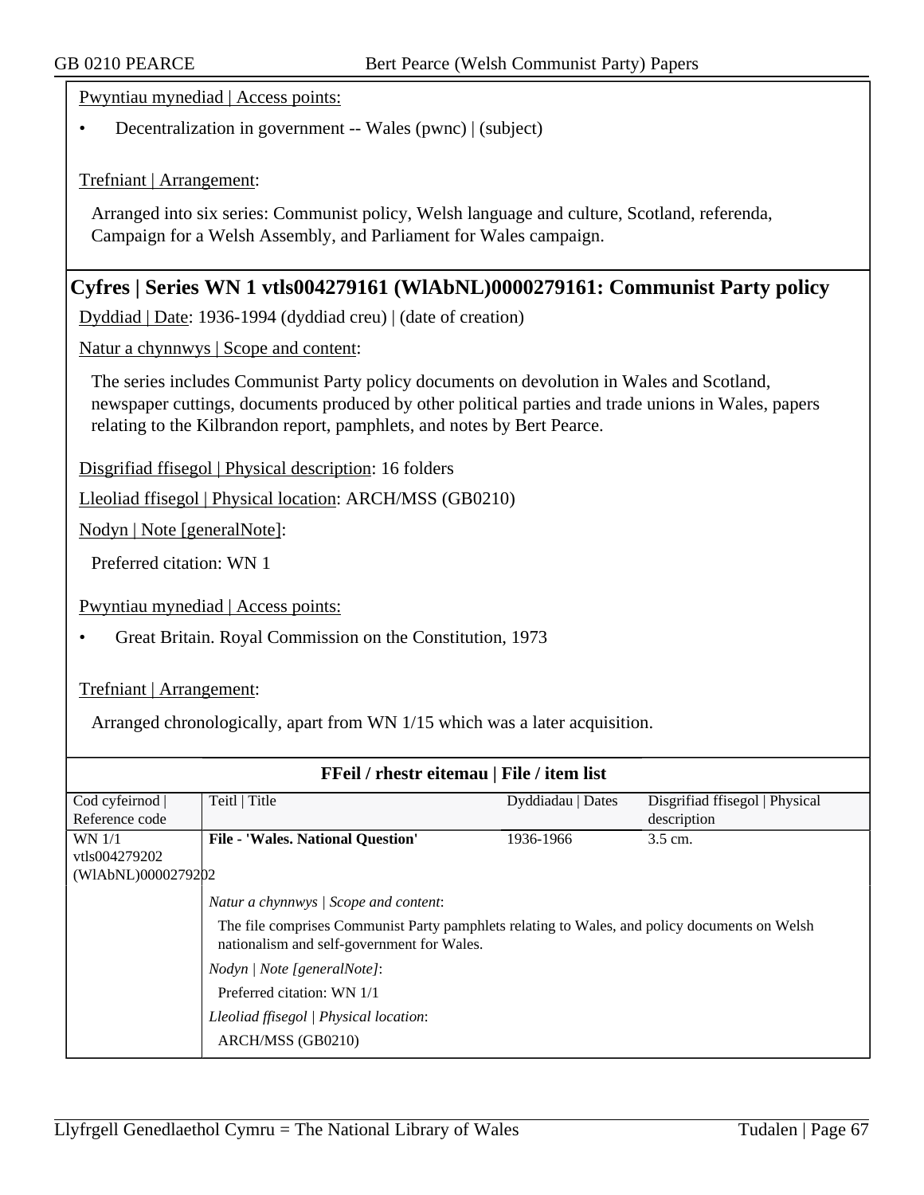Pwyntiau mynediad | Access points:

- Decentralization in government -- Wales (pwnc) | (subject)

Trefniant | Arrangement:

Arranged into six series: Communist policy, Welsh language and culture, Scotland, referenda, Campaign for a Welsh Assembly, and Parliament for Wales campaign.

## Cyfres | Series WN 1 vtls004279161 (WlAbNL)0000279161: Communist Party policy

Dyddiad | Date: 1936-1994 (dyddiad creu) | (date of creation)

Natur a chynnwys | Scope and content:

The series includes Communist Party policy documents on devolution in Wales and Scotland, newspaper cuttings, documents produced by other political parties and trade unions in Wales, papers relating to the Kilbrandon report, pamphlets, and notes by Bert Pearce.

Disgrifiad ffisegol | Physical description: 16 folders

Lleoliad ffisegol | Physical location: ARCH/MSS (GB0210)

Nodyn | Note [generalNote]:

Preferred citation: WN 1

Pwyntiau mynediad | Access points:

- Great Britain. Royal Commission on the Constitution, 1973

Trefniant | Arrangement:

Arranged chronologically, apart from WN 1/15 which was a later acquisition.

### FFeil / rhestr eitemau | File / item list

| Cod cyfeirnod \| Reference code | Teitl \| Title | Dyddiadau \| Dates | Disgrifiad ffisegol \| Physical description |
|---|---|---|---|
| WN 1/1 vtls004279202 (WlAbNL)0000279202 | **File - 'Wales. National Question'** | 1936-1966 | 3.5 cm. |
| | *Natur a chynnwys \| Scope and content*: The file comprises Communist Party pamphlets relating to Wales, and policy documents on Welsh nationalism and self-government for Wales. *Nodyn \| Note [generalNote]*: Preferred citation: WN 1/1 *Lleoliad ffisegol \| Physical location*: ARCH/MSS (GB0210) | | |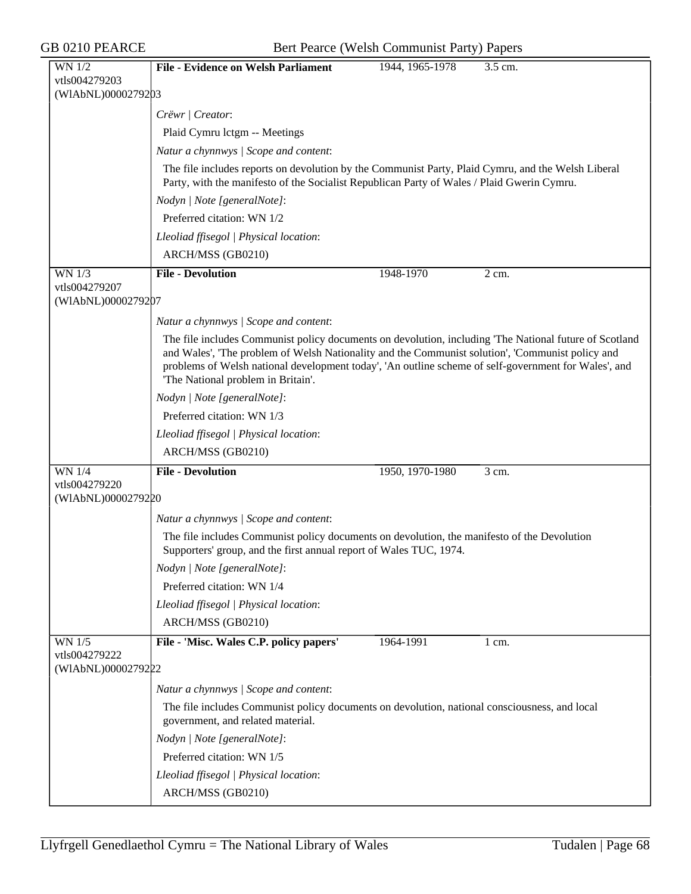| WN 1/2<br>vtls004279203<br>(WlAbNL)0000279203 | **File - Evidence on Welsh Parliament** | 1944, 1965-1978 | 3.5 cm. |
|---|---|---|---|

*Crëwr | Creator*:

Plaid Cymru lctgm -- Meetings

*Natur a chynnwys | Scope and content*:

The file includes reports on devolution by the Communist Party, Plaid Cymru, and the Welsh Liberal Party, with the manifesto of the Socialist Republican Party of Wales / Plaid Gwerin Cymru.

*Nodyn | Note [generalNote]*:

Preferred citation: WN 1/2

*Lleoliad ffisegol | Physical location*:

ARCH/MSS (GB0210)

| WN 1/3<br>vtls004279207<br>(WlAbNL)0000279207 | **File - Devolution** | 1948-1970 | 2 cm. |
|---|---|---|---|

*Natur a chynnwys | Scope and content*:

The file includes Communist policy documents on devolution, including 'The National future of Scotland and Wales', 'The problem of Welsh Nationality and the Communist solution', 'Communist policy and problems of Welsh national development today', 'An outline scheme of self-government for Wales', and 'The National problem in Britain'.

*Nodyn | Note [generalNote]*:

Preferred citation: WN 1/3

*Lleoliad ffisegol | Physical location*:

ARCH/MSS (GB0210)

| WN 1/4<br>vtls004279220<br>(WlAbNL)0000279220 | **File - Devolution** | 1950, 1970-1980 | 3 cm. |
|---|---|---|---|

*Natur a chynnwys | Scope and content*:

The file includes Communist policy documents on devolution, the manifesto of the Devolution Supporters' group, and the first annual report of Wales TUC, 1974.

*Nodyn | Note [generalNote]*:

Preferred citation: WN 1/4

*Lleoliad ffisegol | Physical location*:

ARCH/MSS (GB0210)

| WN 1/5<br>vtls004279222<br>(WlAbNL)0000279222 | **File - 'Misc. Wales C.P. policy papers'** | 1964-1991 | 1 cm. |
|---|---|---|---|

*Natur a chynnwys | Scope and content*:

The file includes Communist policy documents on devolution, national consciousness, and local government, and related material.

*Nodyn | Note [generalNote]*:

Preferred citation: WN 1/5

*Lleoliad ffisegol | Physical location*:

ARCH/MSS (GB0210)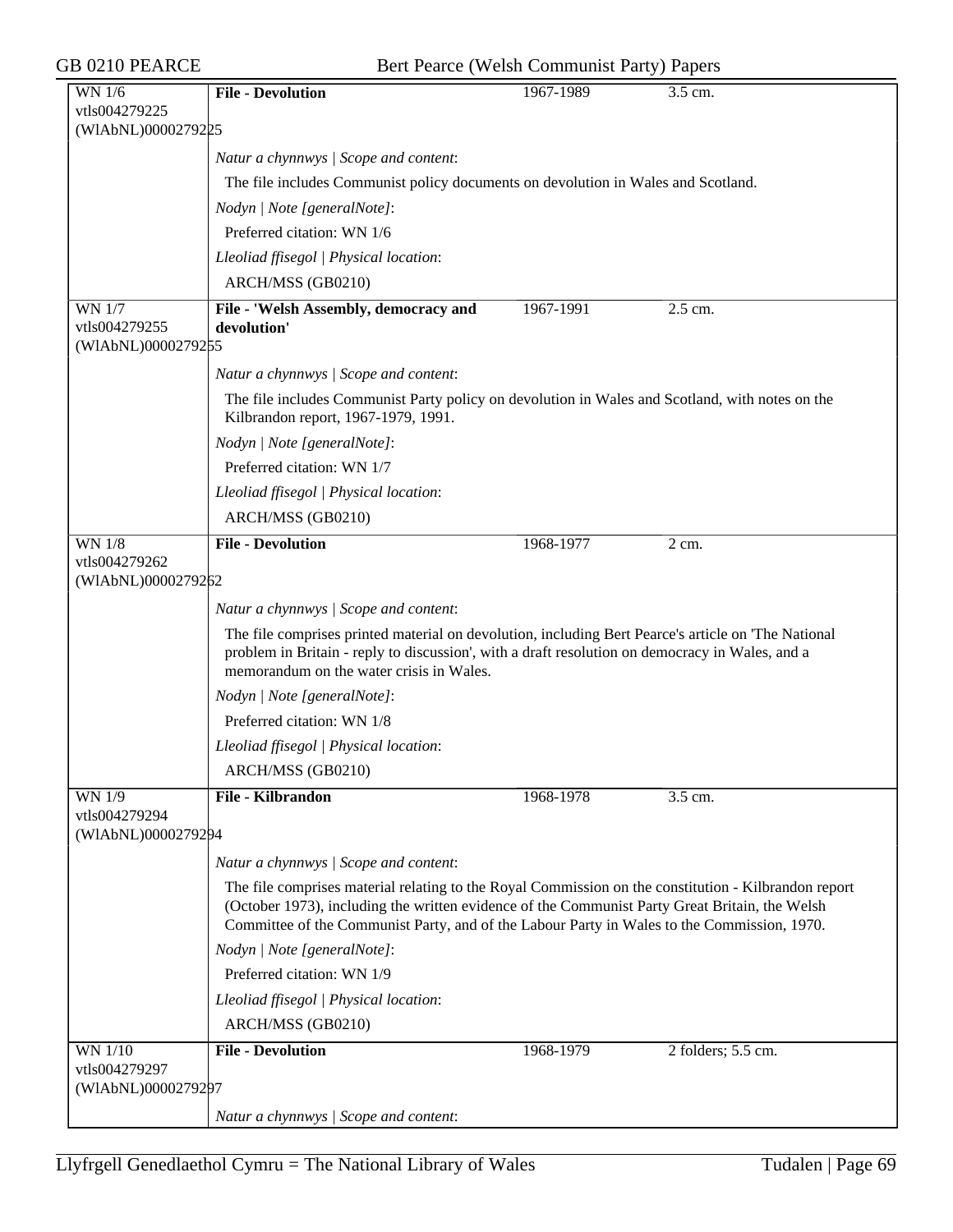| WN 1/6<br>vtls004279225<br>(WlAbNL)0000279225 | **File - Devolution** | 1967-1989 | 3.5 cm. |
|---|---|---|---|
| | *Natur a chynnwys \| Scope and content*:<br>The file includes Communist policy documents on devolution in Wales and Scotland.<br>*Nodyn \| Note [generalNote]*:<br>Preferred citation: WN 1/6<br>*Lleoliad ffisegol \| Physical location*:<br>ARCH/MSS (GB0210) | | |
| WN 1/7<br>vtls004279255<br>(WlAbNL)0000279255 | **File - 'Welsh Assembly, democracy and devolution'** | 1967-1991 | 2.5 cm. |
| | *Natur a chynnwys \| Scope and content*:<br>The file includes Communist Party policy on devolution in Wales and Scotland, with notes on the Kilbrandon report, 1967-1979, 1991.<br>*Nodyn \| Note [generalNote]*:<br>Preferred citation: WN 1/7<br>*Lleoliad ffisegol \| Physical location*:<br>ARCH/MSS (GB0210) | | |
| WN 1/8<br>vtls004279262<br>(WlAbNL)0000279262 | **File - Devolution** | 1968-1977 | 2 cm. |
| | *Natur a chynnwys \| Scope and content*:<br>The file comprises printed material on devolution, including Bert Pearce's article on 'The National problem in Britain - reply to discussion', with a draft resolution on democracy in Wales, and a memorandum on the water crisis in Wales.<br>*Nodyn \| Note [generalNote]*:<br>Preferred citation: WN 1/8<br>*Lleoliad ffisegol \| Physical location*:<br>ARCH/MSS (GB0210) | | |
| WN 1/9<br>vtls004279294<br>(WlAbNL)0000279294 | **File - Kilbrandon** | 1968-1978 | 3.5 cm. |
| | *Natur a chynnwys \| Scope and content*:<br>The file comprises material relating to the Royal Commission on the constitution - Kilbrandon report (October 1973), including the written evidence of the Communist Party Great Britain, the Welsh Committee of the Communist Party, and of the Labour Party in Wales to the Commission, 1970.<br>*Nodyn \| Note [generalNote]*:<br>Preferred citation: WN 1/9<br>*Lleoliad ffisegol \| Physical location*:<br>ARCH/MSS (GB0210) | | |
| WN 1/10<br>vtls004279297<br>(WlAbNL)0000279297 | **File - Devolution** | 1968-1979 | 2 folders; 5.5 cm. |
| | *Natur a chynnwys \| Scope and content*: | | |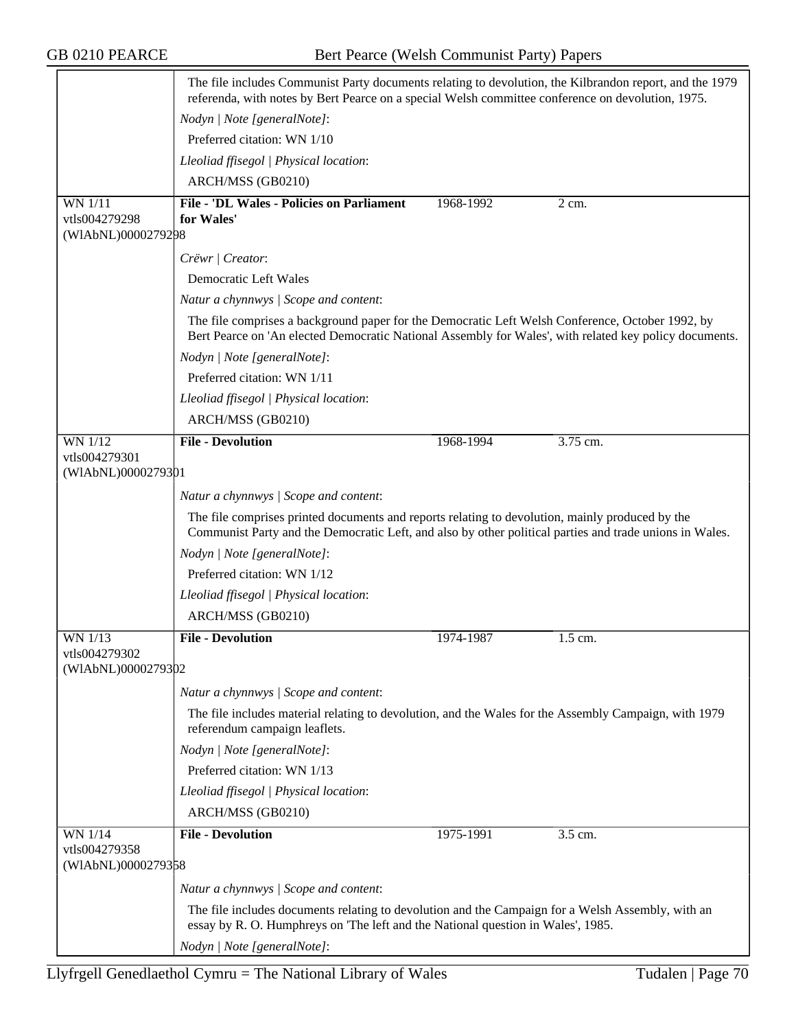The file includes Communist Party documents relating to devolution, the Kilbrandon report, and the 1979 referenda, with notes by Bert Pearce on a special Welsh committee conference on devolution, 1975.

*Nodyn | Note [generalNote]*:

Preferred citation: WN 1/10

*Lleoliad ffisegol | Physical location*:

ARCH/MSS (GB0210)

---

WN 1/11
vtls004279298
(WlAbNL)0000279298

**File - 'DL Wales - Policies on Parliament for Wales'** | 1968-1992 | 2 cm.

*Crëwr | Creator*:

Democratic Left Wales

*Natur a chynnwys | Scope and content*:

The file comprises a background paper for the Democratic Left Welsh Conference, October 1992, by Bert Pearce on 'An elected Democratic National Assembly for Wales', with related key policy documents.

*Nodyn | Note [generalNote]*:

Preferred citation: WN 1/11

*Lleoliad ffisegol | Physical location*:

ARCH/MSS (GB0210)

---

WN 1/12
vtls004279301
(WlAbNL)0000279301

**File - Devolution** | 1968-1994 | 3.75 cm.

*Natur a chynnwys | Scope and content*:

The file comprises printed documents and reports relating to devolution, mainly produced by the Communist Party and the Democratic Left, and also by other political parties and trade unions in Wales.

*Nodyn | Note [generalNote]*:

Preferred citation: WN 1/12

*Lleoliad ffisegol | Physical location*:

ARCH/MSS (GB0210)

---

WN 1/13
vtls004279302
(WlAbNL)0000279302

**File - Devolution** | 1974-1987 | 1.5 cm.

*Natur a chynnwys | Scope and content*:

The file includes material relating to devolution, and the Wales for the Assembly Campaign, with 1979 referendum campaign leaflets.

*Nodyn | Note [generalNote]*:

Preferred citation: WN 1/13

*Lleoliad ffisegol | Physical location*:

ARCH/MSS (GB0210)

---

WN 1/14
vtls004279358
(WlAbNL)0000279358

**File - Devolution** | 1975-1991 | 3.5 cm.

*Natur a chynnwys | Scope and content*:

The file includes documents relating to devolution and the Campaign for a Welsh Assembly, with an essay by R. O. Humphreys on 'The left and the National question in Wales', 1985.

*Nodyn | Note [generalNote]*: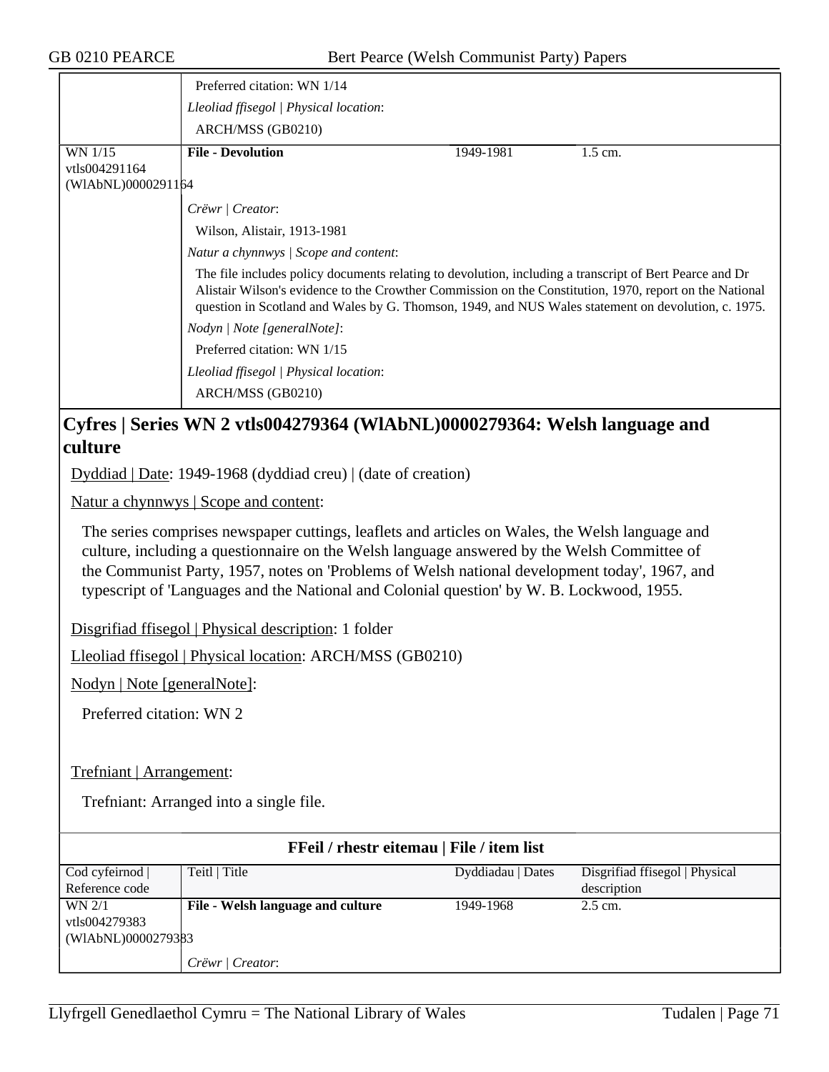| | Preferred citation: WN 1/14 | | |
|---|---|---|---|
| | *Lleoliad ffisegol \| Physical location*: | | |
| | ARCH/MSS (GB0210) | | |
| WN 1/15 vtls004291164 (WlAbNL)0000291164 | **File - Devolution** | 1949-1981 | 1.5 cm. |
| | *Crëwr \| Creator*: | | |
| | Wilson, Alistair, 1913-1981 | | |
| | *Natur a chynnwys \| Scope and content*: | | |
| | The file includes policy documents relating to devolution, including a transcript of Bert Pearce and Dr Alistair Wilson's evidence to the Crowther Commission on the Constitution, 1970, report on the National question in Scotland and Wales by G. Thomson, 1949, and NUS Wales statement on devolution, c. 1975. | | |
| | *Nodyn \| Note [generalNote]*: | | |
| | Preferred citation: WN 1/15 | | |
| | *Lleoliad ffisegol \| Physical location*: | | |
| | ARCH/MSS (GB0210) | | |

## Cyfres | Series WN 2 vtls004279364 (WlAbNL)0000279364: Welsh language and culture

Dyddiad | Date: 1949-1968 (dyddiad creu) | (date of creation)

Natur a chynnwys | Scope and content:

The series comprises newspaper cuttings, leaflets and articles on Wales, the Welsh language and culture, including a questionnaire on the Welsh language answered by the Welsh Committee of the Communist Party, 1957, notes on 'Problems of Welsh national development today', 1967, and typescript of 'Languages and the National and Colonial question' by W. B. Lockwood, 1955.

Disgrifiad ffisegol | Physical description: 1 folder

Lleoliad ffisegol | Physical location: ARCH/MSS (GB0210)

Nodyn | Note [generalNote]:

Preferred citation: WN 2

Trefniant | Arrangement:

Trefniant: Arranged into a single file.

**FFeil / rhestr eitemau | File / item list**

| Cod cyfeirnod \| Reference code | Teitl \| Title | Dyddiadau \| Dates | Disgrifiad ffisegol \| Physical description |
|---|---|---|---|
| WN 2/1 vtls004279383 (WlAbNL)0000279383 | **File - Welsh language and culture** | 1949-1968 | 2.5 cm. |
| | *Crëwr \| Creator*: | | |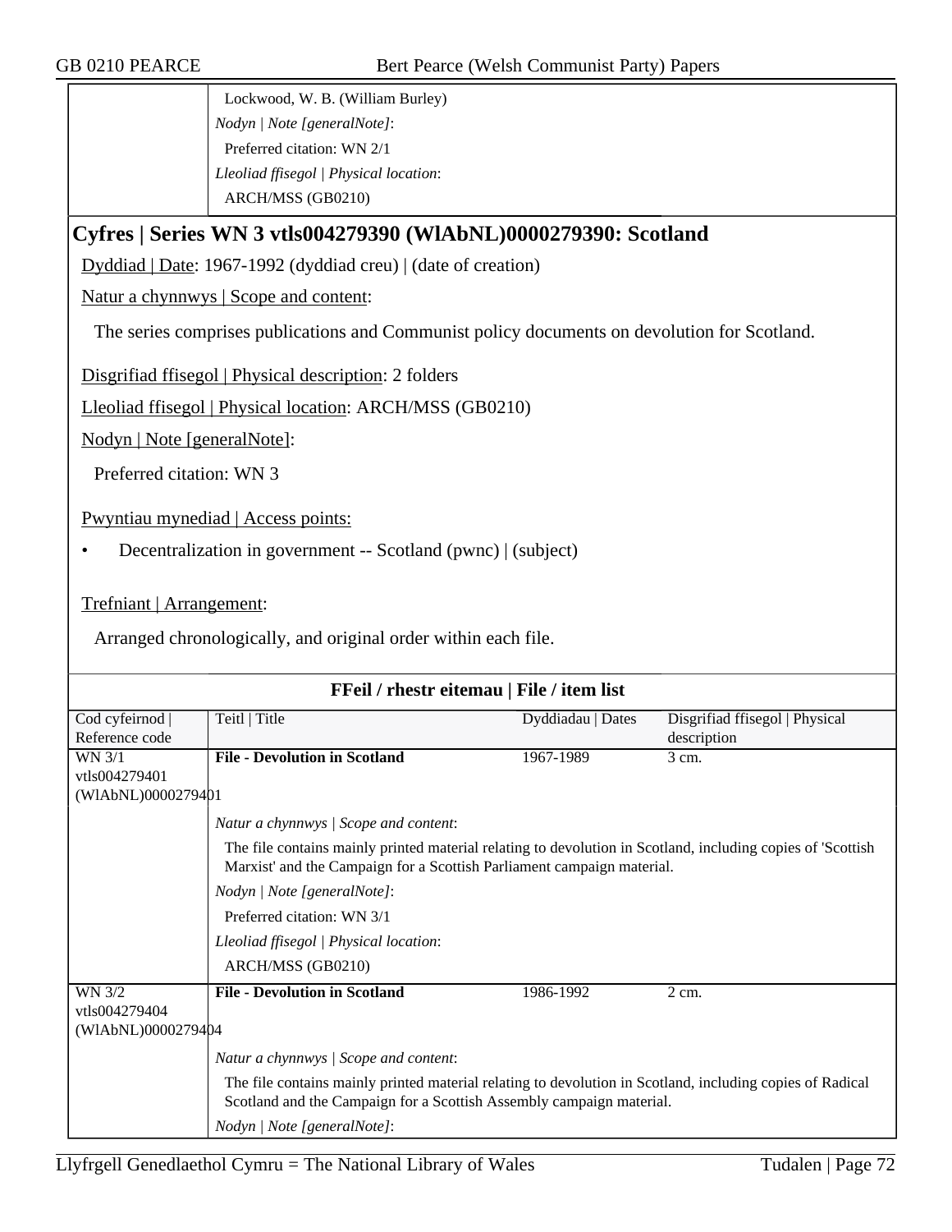| | Lockwood, W. B. (William Burley)<br>*Nodyn \| Note [generalNote]*:<br>Preferred citation: WN 2/1<br>*Lleoliad ffisegol \| Physical location*:<br>ARCH/MSS (GB0210) |
|---|---|

## Cyfres | Series WN 3 vtls004279390 (WlAbNL)0000279390: Scotland

Dyddiad | Date: 1967-1992 (dyddiad creu) | (date of creation)

Natur a chynnwys | Scope and content:

The series comprises publications and Communist policy documents on devolution for Scotland.

Disgrifiad ffisegol | Physical description: 2 folders

Lleoliad ffisegol | Physical location: ARCH/MSS (GB0210)

Nodyn | Note [generalNote]:

Preferred citation: WN 3

Pwyntiau mynediad | Access points:

- Decentralization in government -- Scotland (pwnc) | (subject)

Trefniant | Arrangement:

Arranged chronologically, and original order within each file.

### FFeil / rhestr eitemau | File / item list

| Cod cyfeirnod \| Reference code | Teitl \| Title | Dyddiadau \| Dates | Disgrifiad ffisegol \| Physical description |
|---|---|---|---|
| WN 3/1 vtls004279401 (WlAbNL)0000279401 | **File - Devolution in Scotland** | 1967-1989 | 3 cm. |
| | *Natur a chynnwys \| Scope and content*:<br>The file contains mainly printed material relating to devolution in Scotland, including copies of 'Scottish Marxist' and the Campaign for a Scottish Parliament campaign material.<br>*Nodyn \| Note [generalNote]*:<br>Preferred citation: WN 3/1<br>*Lleoliad ffisegol \| Physical location*:<br>ARCH/MSS (GB0210) | | |
| WN 3/2 vtls004279404 (WlAbNL)0000279404 | **File - Devolution in Scotland** | 1986-1992 | 2 cm. |
| | *Natur a chynnwys \| Scope and content*:<br>The file contains mainly printed material relating to devolution in Scotland, including copies of Radical Scotland and the Campaign for a Scottish Assembly campaign material.<br>*Nodyn \| Note [generalNote]*: | | |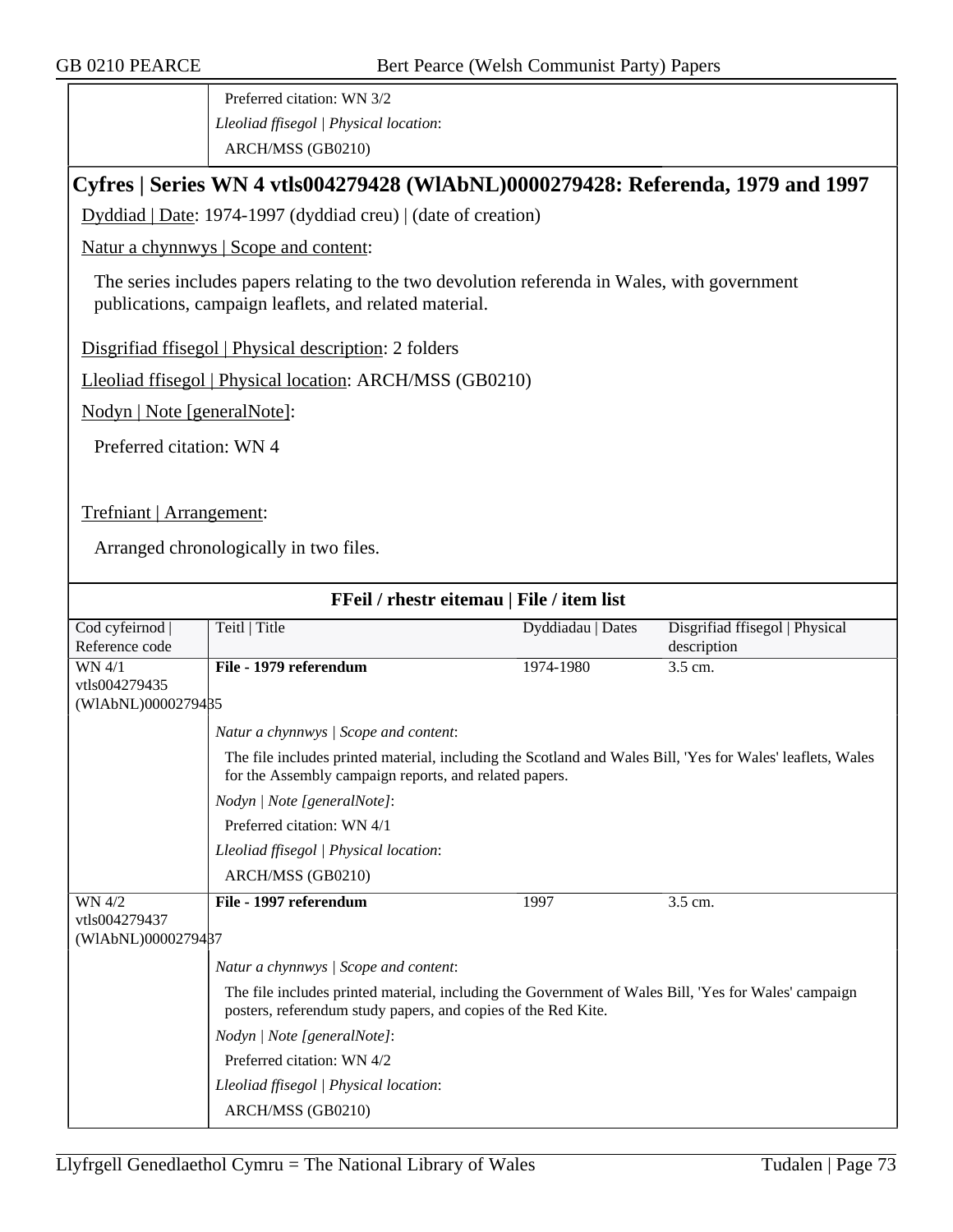Preferred citation: WN 3/2

*Lleoliad ffisegol | Physical location*:

ARCH/MSS (GB0210)

## Cyfres | Series WN 4 vtls004279428 (WlAbNL)0000279428: Referenda, 1979 and 1997

Dyddiad | Date: 1974-1997 (dyddiad creu) | (date of creation)

Natur a chynnwys | Scope and content:

The series includes papers relating to the two devolution referenda in Wales, with government publications, campaign leaflets, and related material.

Disgrifiad ffisegol | Physical description: 2 folders

Lleoliad ffisegol | Physical location: ARCH/MSS (GB0210)

Nodyn | Note [generalNote]:

Preferred citation: WN 4

Trefniant | Arrangement:

Arranged chronologically in two files.

### FFeil / rhestr eitemau | File / item list

| Cod cyfeirnod \| Reference code | Teitl \| Title | Dyddiadau \| Dates | Disgrifiad ffisegol \| Physical description |
|---|---|---|---|
| WN 4/1 vtls004279435 (WlAbNL)0000279435 | **File - 1979 referendum** | 1974-1980 | 3.5 cm. |
| | *Natur a chynnwys \| Scope and content*: The file includes printed material, including the Scotland and Wales Bill, 'Yes for Wales' leaflets, Wales for the Assembly campaign reports, and related papers. *Nodyn \| Note [generalNote]*: Preferred citation: WN 4/1 *Lleoliad ffisegol \| Physical location*: ARCH/MSS (GB0210) | | |
| WN 4/2 vtls004279437 (WlAbNL)0000279437 | **File - 1997 referendum** | 1997 | 3.5 cm. |
| | *Natur a chynnwys \| Scope and content*: The file includes printed material, including the Government of Wales Bill, 'Yes for Wales' campaign posters, referendum study papers, and copies of the Red Kite. *Nodyn \| Note [generalNote]*: Preferred citation: WN 4/2 *Lleoliad ffisegol \| Physical location*: ARCH/MSS (GB0210) | | |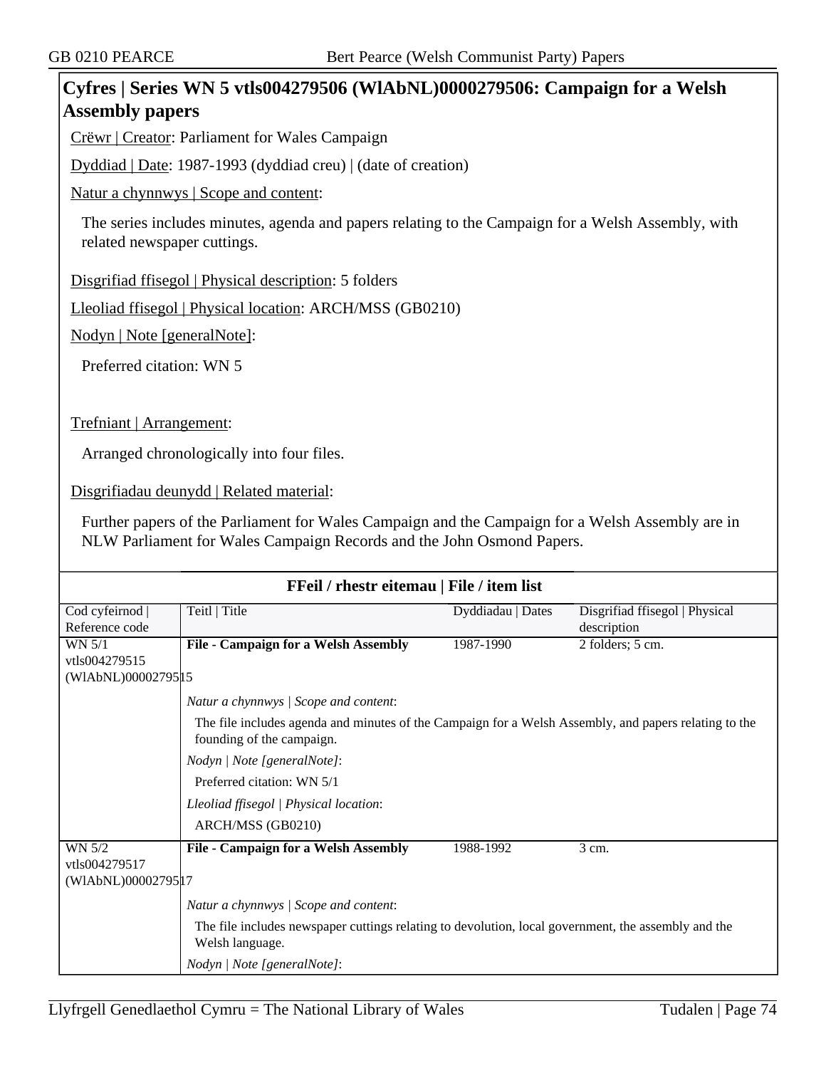## Cyfres | Series WN 5 vtls004279506 (WlAbNL)0000279506: Campaign for a Welsh Assembly papers

Crëwr | Creator: Parliament for Wales Campaign

Dyddiad | Date: 1987-1993 (dyddiad creu) | (date of creation)

Natur a chynnwys | Scope and content:

The series includes minutes, agenda and papers relating to the Campaign for a Welsh Assembly, with related newspaper cuttings.

Disgrifiad ffisegol | Physical description: 5 folders

Lleoliad ffisegol | Physical location: ARCH/MSS (GB0210)

Nodyn | Note [generalNote]:

Preferred citation: WN 5

Trefniant | Arrangement:

Arranged chronologically into four files.

Disgrifiadau deunydd | Related material:

Further papers of the Parliament for Wales Campaign and the Campaign for a Welsh Assembly are in NLW Parliament for Wales Campaign Records and the John Osmond Papers.

### FFeil / rhestr eitemau | File / item list

| Cod cyfeirnod \| Reference code | Teitl \| Title | Dyddiadau \| Dates | Disgrifiad ffisegol \| Physical description |
|---|---|---|---|
| WN 5/1 vtls004279515 (WlAbNL)0000279515 | **File - Campaign for a Welsh Assembly** | 1987-1990 | 2 folders; 5 cm. |
| | *Natur a chynnwys \| Scope and content*: The file includes agenda and minutes of the Campaign for a Welsh Assembly, and papers relating to the founding of the campaign. *Nodyn \| Note [generalNote]*: Preferred citation: WN 5/1 *Lleoliad ffisegol \| Physical location*: ARCH/MSS (GB0210) | | |
| WN 5/2 vtls004279517 (WlAbNL)0000279517 | **File - Campaign for a Welsh Assembly** | 1988-1992 | 3 cm. |
| | *Natur a chynnwys \| Scope and content*: The file includes newspaper cuttings relating to devolution, local government, the assembly and the Welsh language. *Nodyn \| Note [generalNote]*: | | |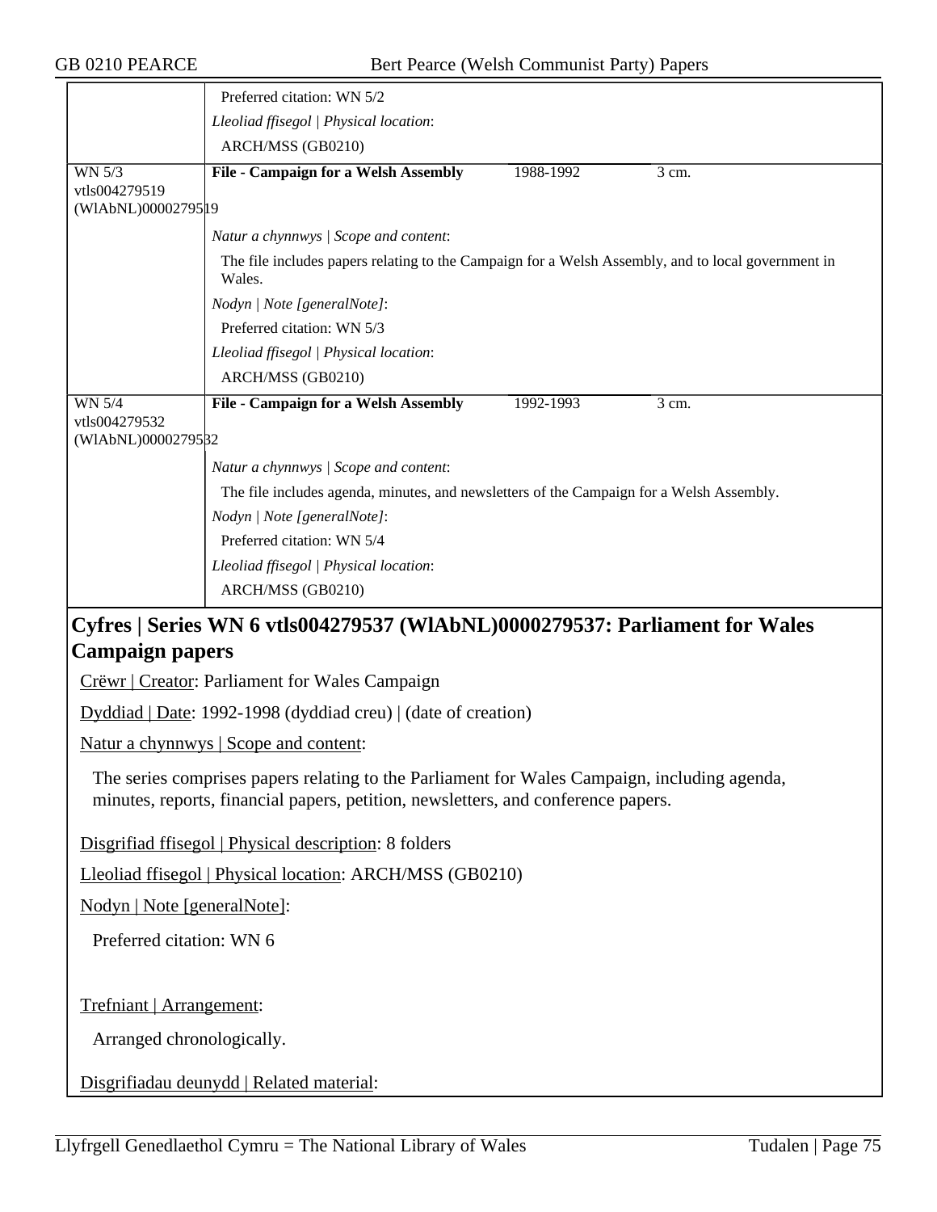Preferred citation: WN 5/2

*Lleoliad ffisegol | Physical location*:

ARCH/MSS (GB0210)

| WN 5/3 vtls004279519 (WlAbNL)0000279519 | **File - Campaign for a Welsh Assembly** | 1988-1992 | 3 cm. |
|---|---|---|---|

*Natur a chynnwys | Scope and content*:

The file includes papers relating to the Campaign for a Welsh Assembly, and to local government in Wales.

*Nodyn | Note [generalNote]*:

Preferred citation: WN 5/3

*Lleoliad ffisegol | Physical location*:

ARCH/MSS (GB0210)

| WN 5/4 vtls004279532 (WlAbNL)0000279532 | **File - Campaign for a Welsh Assembly** | 1992-1993 | 3 cm. |
|---|---|---|---|

*Natur a chynnwys | Scope and content*:

The file includes agenda, minutes, and newsletters of the Campaign for a Welsh Assembly.

*Nodyn | Note [generalNote]*:

Preferred citation: WN 5/4

*Lleoliad ffisegol | Physical location*:

ARCH/MSS (GB0210)

## Cyfres | Series WN 6 vtls004279537 (WlAbNL)0000279537: Parliament for Wales Campaign papers

Crëwr | Creator: Parliament for Wales Campaign

Dyddiad | Date: 1992-1998 (dyddiad creu) | (date of creation)

Natur a chynnwys | Scope and content:

The series comprises papers relating to the Parliament for Wales Campaign, including agenda, minutes, reports, financial papers, petition, newsletters, and conference papers.

Disgrifiad ffisegol | Physical description: 8 folders

Lleoliad ffisegol | Physical location: ARCH/MSS (GB0210)

Nodyn | Note [generalNote]:

Preferred citation: WN 6

Trefniant | Arrangement:

Arranged chronologically.

Disgrifiadau deunydd | Related material: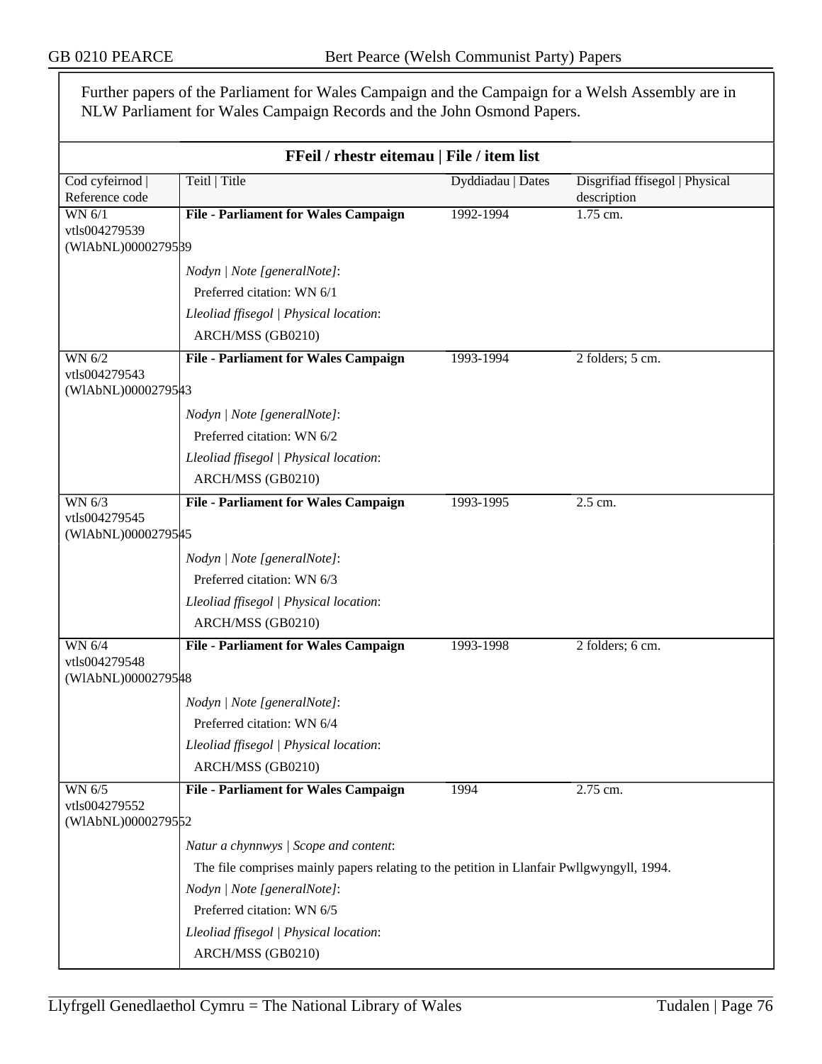Further papers of the Parliament for Wales Campaign and the Campaign for a Welsh Assembly are in NLW Parliament for Wales Campaign Records and the John Osmond Papers.

## FFeil / rhestr eitemau | File / item list

| Cod cyfeirnod \| Reference code | Teitl \| Title | Dyddiadau \| Dates | Disgrifiad ffisegol \| Physical description |
|---|---|---|---|
| WN 6/1 vtls004279539 (WlAbNL)0000279539 | **File - Parliament for Wales Campaign**<br>*Nodyn \| Note [generalNote]*:<br>Preferred citation: WN 6/1<br>*Lleoliad ffisegol \| Physical location*:<br>ARCH/MSS (GB0210) | 1992-1994 | 1.75 cm. |
| WN 6/2 vtls004279543 (WlAbNL)0000279543 | **File - Parliament for Wales Campaign**<br>*Nodyn \| Note [generalNote]*:<br>Preferred citation: WN 6/2<br>*Lleoliad ffisegol \| Physical location*:<br>ARCH/MSS (GB0210) | 1993-1994 | 2 folders; 5 cm. |
| WN 6/3 vtls004279545 (WlAbNL)0000279545 | **File - Parliament for Wales Campaign**<br>*Nodyn \| Note [generalNote]*:<br>Preferred citation: WN 6/3<br>*Lleoliad ffisegol \| Physical location*:<br>ARCH/MSS (GB0210) | 1993-1995 | 2.5 cm. |
| WN 6/4 vtls004279548 (WlAbNL)0000279548 | **File - Parliament for Wales Campaign**<br>*Nodyn \| Note [generalNote]*:<br>Preferred citation: WN 6/4<br>*Lleoliad ffisegol \| Physical location*:<br>ARCH/MSS (GB0210) | 1993-1998 | 2 folders; 6 cm. |
| WN 6/5 vtls004279552 (WlAbNL)0000279552 | **File - Parliament for Wales Campaign**<br>*Natur a chynnwys \| Scope and content*:<br>The file comprises mainly papers relating to the petition in Llanfair Pwllgwyngyll, 1994.<br>*Nodyn \| Note [generalNote]*:<br>Preferred citation: WN 6/5<br>*Lleoliad ffisegol \| Physical location*:<br>ARCH/MSS (GB0210) | 1994 | 2.75 cm. |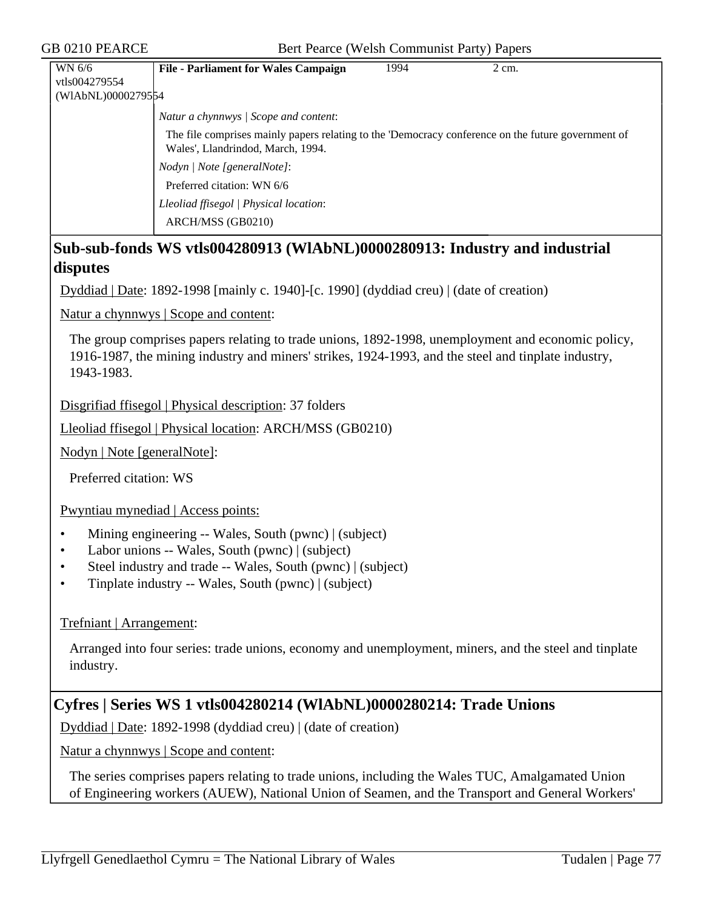| WN 6/6<br>vtls004279554<br>(WlAbNL)0000279554 | **File - Parliament for Wales Campaign** | 1994 | 2 cm. |
|---|---|---|---|
| | *Natur a chynnwys \| Scope and content*:<br>The file comprises mainly papers relating to the 'Democracy conference on the future government of Wales', Llandrindod, March, 1994.<br>*Nodyn \| Note [generalNote]*:<br>Preferred citation: WN 6/6<br>*Lleoliad ffisegol \| Physical location*:<br>ARCH/MSS (GB0210) | | |

## Sub-sub-fonds WS vtls004280913 (WlAbNL)0000280913: Industry and industrial disputes

Dyddiad | Date: 1892-1998 [mainly c. 1940]-[c. 1990] (dyddiad creu) | (date of creation)

Natur a chynnwys | Scope and content:

The group comprises papers relating to trade unions, 1892-1998, unemployment and economic policy, 1916-1987, the mining industry and miners' strikes, 1924-1993, and the steel and tinplate industry, 1943-1983.

Disgrifiad ffisegol | Physical description: 37 folders

Lleoliad ffisegol | Physical location: ARCH/MSS (GB0210)

Nodyn | Note [generalNote]:

Preferred citation: WS

Pwyntiau mynediad | Access points:

- Mining engineering -- Wales, South (pwnc) | (subject)
- Labor unions -- Wales, South (pwnc) | (subject)
- Steel industry and trade -- Wales, South (pwnc) | (subject)
- Tinplate industry -- Wales, South (pwnc) | (subject)

Trefniant | Arrangement:

Arranged into four series: trade unions, economy and unemployment, miners, and the steel and tinplate industry.

## Cyfres | Series WS 1 vtls004280214 (WlAbNL)0000280214: Trade Unions

Dyddiad | Date: 1892-1998 (dyddiad creu) | (date of creation)

Natur a chynnwys | Scope and content:

The series comprises papers relating to trade unions, including the Wales TUC, Amalgamated Union of Engineering workers (AUEW), National Union of Seamen, and the Transport and General Workers'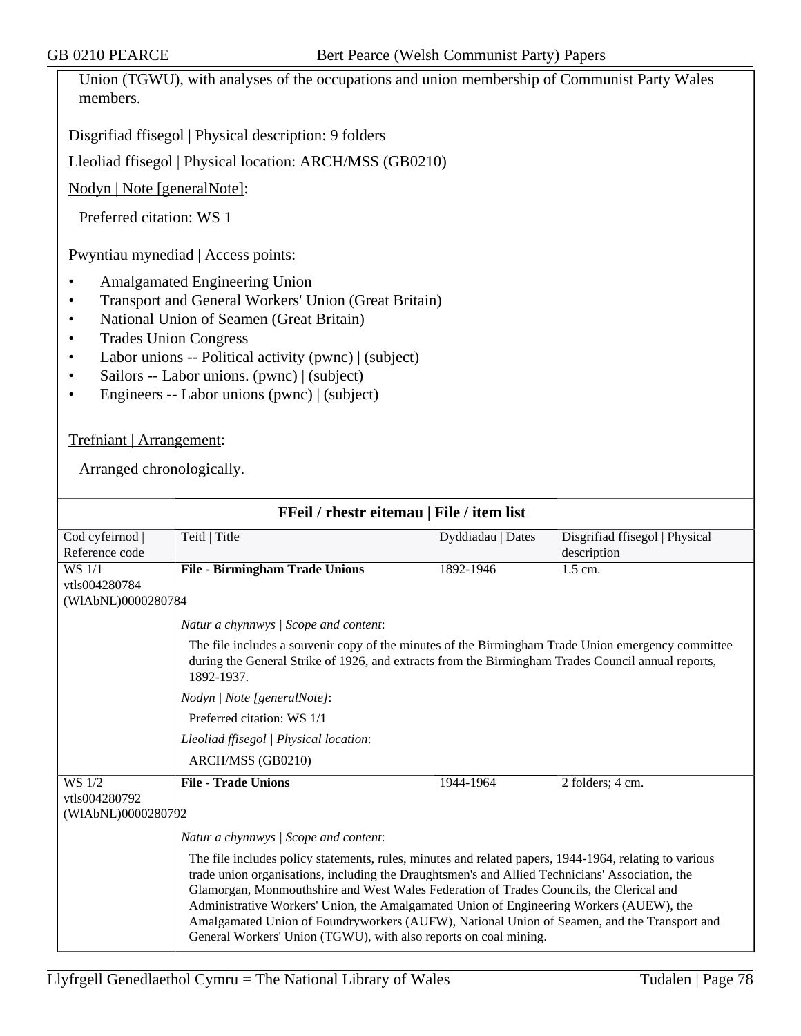Union (TGWU), with analyses of the occupations and union membership of Communist Party Wales members.

Disgrifiad ffisegol | Physical description: 9 folders

Lleoliad ffisegol | Physical location: ARCH/MSS (GB0210)

Nodyn | Note [generalNote]:

Preferred citation: WS 1

Pwyntiau mynediad | Access points:

- Amalgamated Engineering Union
- Transport and General Workers' Union (Great Britain)
- National Union of Seamen (Great Britain)
- Trades Union Congress
- Labor unions -- Political activity (pwnc) | (subject)
- Sailors -- Labor unions. (pwnc) | (subject)
- Engineers -- Labor unions (pwnc) | (subject)

Trefniant | Arrangement:

Arranged chronologically.

**FFeil / rhestr eitemau | File / item list**

| Cod cyfeirnod \| Reference code | Teitl \| Title | Dyddiadau \| Dates | Disgrifiad ffisegol \| Physical description |
|---|---|---|---|
| WS 1/1<br>vtls004280784<br>(WlAbNL)0000280784 | **File - Birmingham Trade Unions** | 1892-1946 | 1.5 cm. |
| | *Natur a chynnwys \| Scope and content*:<br>The file includes a souvenir copy of the minutes of the Birmingham Trade Union emergency committee during the General Strike of 1926, and extracts from the Birmingham Trades Council annual reports, 1892-1937.<br>*Nodyn \| Note [generalNote]*:<br>Preferred citation: WS 1/1<br>*Lleoliad ffisegol \| Physical location*:<br>ARCH/MSS (GB0210) | | |
| WS 1/2<br>vtls004280792<br>(WlAbNL)0000280792 | **File - Trade Unions** | 1944-1964 | 2 folders; 4 cm. |
| | *Natur a chynnwys \| Scope and content*:<br>The file includes policy statements, rules, minutes and related papers, 1944-1964, relating to various trade union organisations, including the Draughtsmen's and Allied Technicians' Association, the Glamorgan, Monmouthshire and West Wales Federation of Trades Councils, the Clerical and Administrative Workers' Union, the Amalgamated Union of Engineering Workers (AUEW), the Amalgamated Union of Foundryworkers (AUFW), National Union of Seamen, and the Transport and General Workers' Union (TGWU), with also reports on coal mining. | | |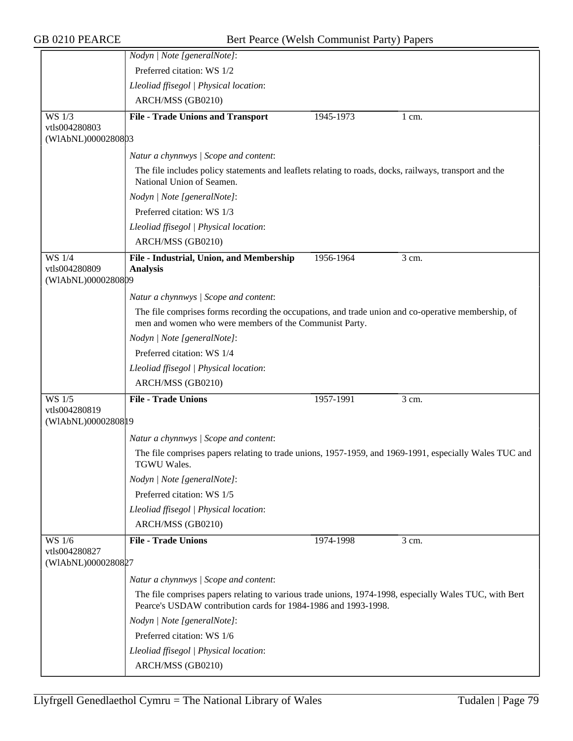*Nodyn | Note [generalNote]*:

Preferred citation: WS 1/2

*Lleoliad ffisegol | Physical location*:

ARCH/MSS (GB0210)

---

WS 1/3
vtls004280803
(WlAbNL)0000280803

**File - Trade Unions and Transport** | 1945-1973 | 1 cm.

*Natur a chynnwys | Scope and content*:

The file includes policy statements and leaflets relating to roads, docks, railways, transport and the National Union of Seamen.

*Nodyn | Note [generalNote]*:

Preferred citation: WS 1/3

*Lleoliad ffisegol | Physical location*:

ARCH/MSS (GB0210)

---

WS 1/4
vtls004280809
(WlAbNL)0000280809

**File - Industrial, Union, and Membership Analysis** | 1956-1964 | 3 cm.

*Natur a chynnwys | Scope and content*:

The file comprises forms recording the occupations, and trade union and co-operative membership, of men and women who were members of the Communist Party.

*Nodyn | Note [generalNote]*:

Preferred citation: WS 1/4

*Lleoliad ffisegol | Physical location*:

ARCH/MSS (GB0210)

---

WS 1/5
vtls004280819
(WlAbNL)0000280819

**File - Trade Unions** | 1957-1991 | 3 cm.

*Natur a chynnwys | Scope and content*:

The file comprises papers relating to trade unions, 1957-1959, and 1969-1991, especially Wales TUC and TGWU Wales.

*Nodyn | Note [generalNote]*:

Preferred citation: WS 1/5

*Lleoliad ffisegol | Physical location*:

ARCH/MSS (GB0210)

---

WS 1/6
vtls004280827
(WlAbNL)0000280827

**File - Trade Unions** | 1974-1998 | 3 cm.

*Natur a chynnwys | Scope and content*:

The file comprises papers relating to various trade unions, 1974-1998, especially Wales TUC, with Bert Pearce's USDAW contribution cards for 1984-1986 and 1993-1998.

*Nodyn | Note [generalNote]*:

Preferred citation: WS 1/6

*Lleoliad ffisegol | Physical location*:

ARCH/MSS (GB0210)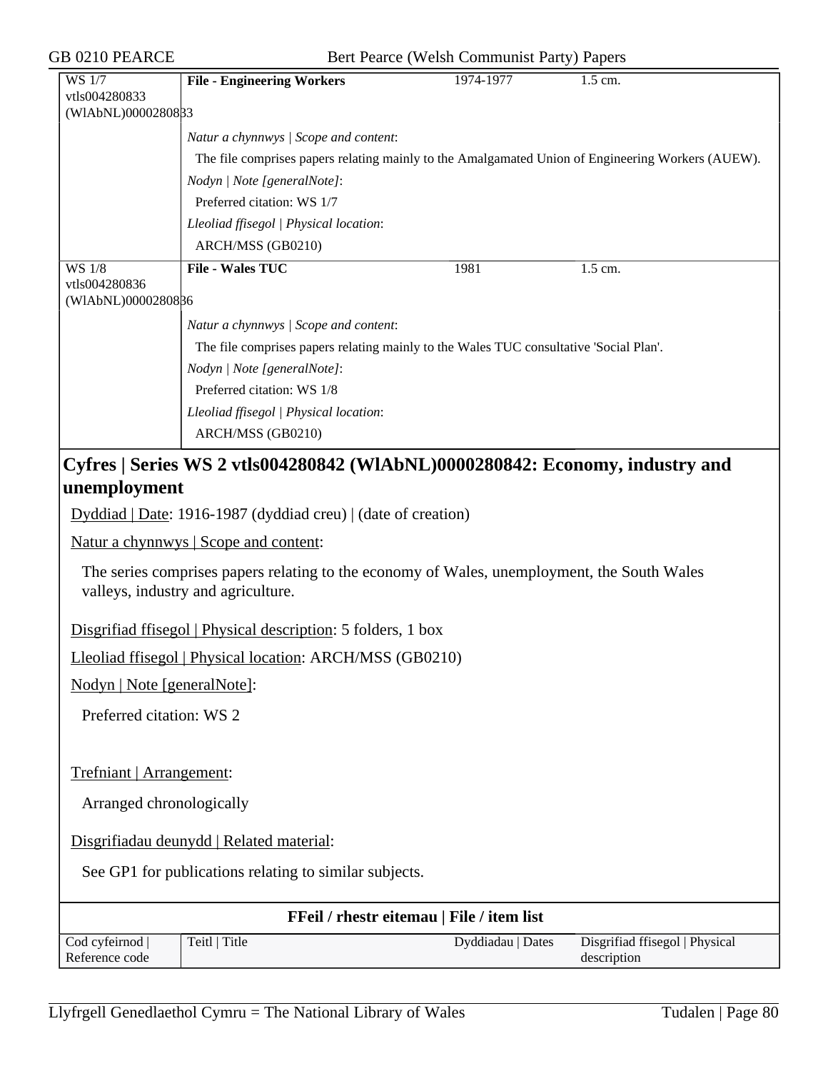| WS 1/7 vtls004280833 (WlAbNL)0000280833 | **File - Engineering Workers** | 1974-1977 | 1.5 cm. |
|---|---|---|---|
| | *Natur a chynnwys \| Scope and content*: The file comprises papers relating mainly to the Amalgamated Union of Engineering Workers (AUEW). *Nodyn \| Note [generalNote]*: Preferred citation: WS 1/7 *Lleoliad ffisegol \| Physical location*: ARCH/MSS (GB0210) | | |
| WS 1/8 vtls004280836 (WlAbNL)0000280836 | **File - Wales TUC** | 1981 | 1.5 cm. |
| | *Natur a chynnwys \| Scope and content*: The file comprises papers relating mainly to the Wales TUC consultative 'Social Plan'. *Nodyn \| Note [generalNote]*: Preferred citation: WS 1/8 *Lleoliad ffisegol \| Physical location*: ARCH/MSS (GB0210) | | |

## Cyfres | Series WS 2 vtls004280842 (WlAbNL)0000280842: Economy, industry and unemployment

Dyddiad | Date: 1916-1987 (dyddiad creu) | (date of creation)

Natur a chynnwys | Scope and content:

The series comprises papers relating to the economy of Wales, unemployment, the South Wales valleys, industry and agriculture.

Disgrifiad ffisegol | Physical description: 5 folders, 1 box

Lleoliad ffisegol | Physical location: ARCH/MSS (GB0210)

Nodyn | Note [generalNote]:

Preferred citation: WS 2

Trefniant | Arrangement:

Arranged chronologically

Disgrifiadau deunydd | Related material:

See GP1 for publications relating to similar subjects.

**FFeil / rhestr eitemau | File / item list**

| Cod cyfeirnod \| Reference code | Teitl \| Title | Dyddiadau \| Dates | Disgrifiad ffisegol \| Physical description |
|---|---|---|---|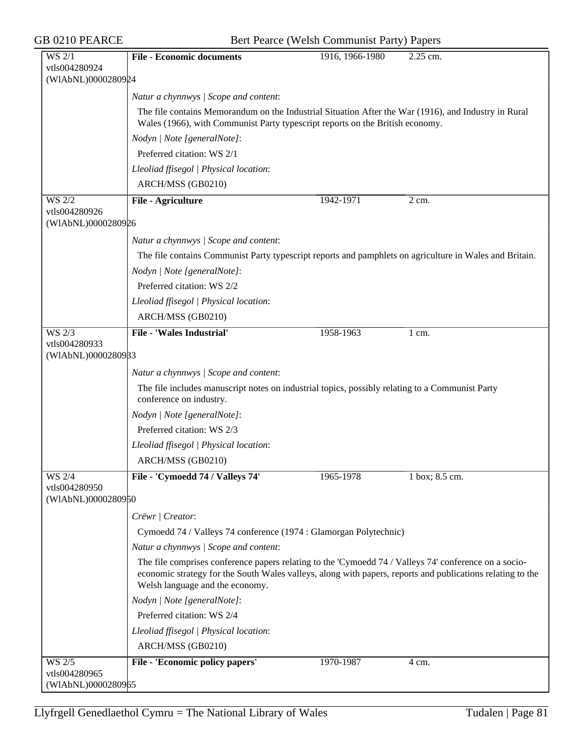| | | | |
|---|---|---|---|
| WS 2/1<br>vtls004280924<br>(WlAbNL)0000280924 | **File - Economic documents** | 1916, 1966-1980 | 2.25 cm. |

*Natur a chynnwys | Scope and content*:

The file contains Memorandum on the Industrial Situation After the War (1916), and Industry in Rural Wales (1966), with Communist Party typescript reports on the British economy.

*Nodyn | Note [generalNote]*:

Preferred citation: WS 2/1

*Lleoliad ffisegol | Physical location*:

ARCH/MSS (GB0210)

| | | | |
|---|---|---|---|
| WS 2/2<br>vtls004280926<br>(WlAbNL)0000280926 | **File - Agriculture** | 1942-1971 | 2 cm. |

*Natur a chynnwys | Scope and content*:

The file contains Communist Party typescript reports and pamphlets on agriculture in Wales and Britain.

*Nodyn | Note [generalNote]*:

Preferred citation: WS 2/2

*Lleoliad ffisegol | Physical location*:

ARCH/MSS (GB0210)

| | | | |
|---|---|---|---|
| WS 2/3<br>vtls004280933<br>(WlAbNL)0000280933 | **File - 'Wales Industrial'** | 1958-1963 | 1 cm. |

*Natur a chynnwys | Scope and content*:

The file includes manuscript notes on industrial topics, possibly relating to a Communist Party conference on industry.

*Nodyn | Note [generalNote]*:

Preferred citation: WS 2/3

*Lleoliad ffisegol | Physical location*:

ARCH/MSS (GB0210)

| | | | |
|---|---|---|---|
| WS 2/4<br>vtls004280950<br>(WlAbNL)0000280950 | **File - 'Cymoedd 74 / Valleys 74'** | 1965-1978 | 1 box; 8.5 cm. |

*Crëwr | Creator*:

Cymoedd 74 / Valleys 74 conference (1974 : Glamorgan Polytechnic)

*Natur a chynnwys | Scope and content*:

The file comprises conference papers relating to the 'Cymoedd 74 / Valleys 74' conference on a socio-economic strategy for the South Wales valleys, along with papers, reports and publications relating to the Welsh language and the economy.

*Nodyn | Note [generalNote]*:

Preferred citation: WS 2/4

*Lleoliad ffisegol | Physical location*:

ARCH/MSS (GB0210)

| | | | |
|---|---|---|---|
| WS 2/5<br>vtls004280965<br>(WlAbNL)0000280965 | **File - 'Economic policy papers'** | 1970-1987 | 4 cm. |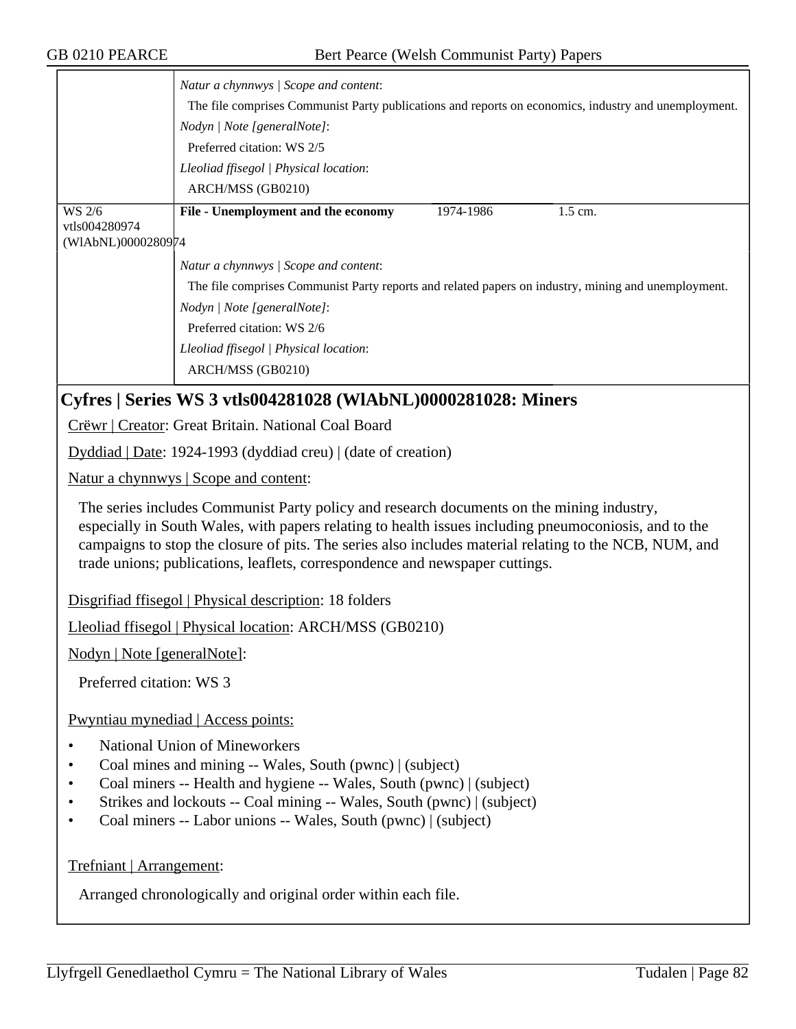*Natur a chynnwys | Scope and content*:

The file comprises Communist Party publications and reports on economics, industry and unemployment.

*Nodyn | Note [generalNote]*:

Preferred citation: WS 2/5

*Lleoliad ffisegol | Physical location*:

ARCH/MSS (GB0210)

| WS 2/6 vtls004280974 (WlAbNL)0000280974 | **File - Unemployment and the economy** | 1974-1986 | 1.5 cm. |
|---|---|---|---|

*Natur a chynnwys | Scope and content*:

The file comprises Communist Party reports and related papers on industry, mining and unemployment.

*Nodyn | Note [generalNote]*:

Preferred citation: WS 2/6

*Lleoliad ffisegol | Physical location*:

ARCH/MSS (GB0210)

## Cyfres | Series WS 3 vtls004281028 (WlAbNL)0000281028: Miners

Crëwr | Creator: Great Britain. National Coal Board

Dyddiad | Date: 1924-1993 (dyddiad creu) | (date of creation)

Natur a chynnwys | Scope and content:

The series includes Communist Party policy and research documents on the mining industry, especially in South Wales, with papers relating to health issues including pneumoconiosis, and to the campaigns to stop the closure of pits. The series also includes material relating to the NCB, NUM, and trade unions; publications, leaflets, correspondence and newspaper cuttings.

Disgrifiad ffisegol | Physical description: 18 folders

Lleoliad ffisegol | Physical location: ARCH/MSS (GB0210)

Nodyn | Note [generalNote]:

Preferred citation: WS 3

Pwyntiau mynediad | Access points:

- National Union of Mineworkers
- Coal mines and mining -- Wales, South (pwnc) | (subject)
- Coal miners -- Health and hygiene -- Wales, South (pwnc) | (subject)
- Strikes and lockouts -- Coal mining -- Wales, South (pwnc) | (subject)
- Coal miners -- Labor unions -- Wales, South (pwnc) | (subject)

Trefniant | Arrangement:

Arranged chronologically and original order within each file.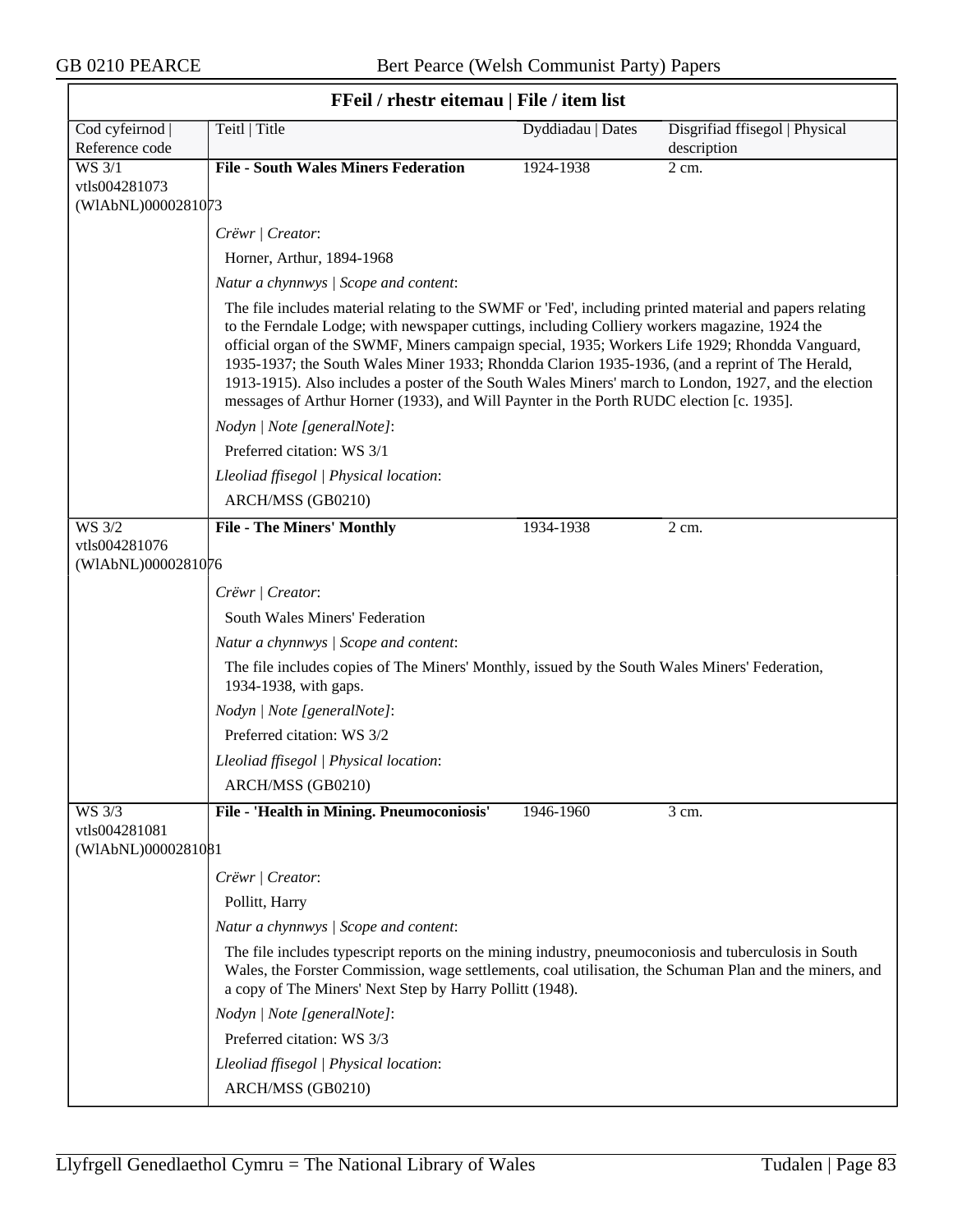## FFeil / rhestr eitemau | File / item list

| Cod cyfeirnod \| Reference code | Teitl \| Title | Dyddiadau \| Dates | Disgrifiad ffisegol \| Physical description |
|---|---|---|---|
| WS 3/1 vtls004281073 (WlAbNL)0000281073 | **File - South Wales Miners Federation** | 1924-1938 | 2 cm. |

*Crëwr | Creator*:

Horner, Arthur, 1894-1968

*Natur a chynnwys | Scope and content*:

The file includes material relating to the SWMF or 'Fed', including printed material and papers relating to the Ferndale Lodge; with newspaper cuttings, including Colliery workers magazine, 1924 the official organ of the SWMF, Miners campaign special, 1935; Workers Life 1929; Rhondda Vanguard, 1935-1937; the South Wales Miner 1933; Rhondda Clarion 1935-1936, (and a reprint of The Herald, 1913-1915). Also includes a poster of the South Wales Miners' march to London, 1927, and the election messages of Arthur Horner (1933), and Will Paynter in the Porth RUDC election [c. 1935].

*Nodyn | Note [generalNote]*:

Preferred citation: WS 3/1

*Lleoliad ffisegol | Physical location*:

ARCH/MSS (GB0210)

| Cod cyfeirnod \| Reference code | Teitl \| Title | Dyddiadau \| Dates | Disgrifiad ffisegol \| Physical description |
|---|---|---|---|
| WS 3/2 vtls004281076 (WlAbNL)0000281076 | **File - The Miners' Monthly** | 1934-1938 | 2 cm. |

*Crëwr | Creator*:

South Wales Miners' Federation

*Natur a chynnwys | Scope and content*:

The file includes copies of The Miners' Monthly, issued by the South Wales Miners' Federation, 1934-1938, with gaps.

*Nodyn | Note [generalNote]*:

Preferred citation: WS 3/2

*Lleoliad ffisegol | Physical location*:

ARCH/MSS (GB0210)

| Cod cyfeirnod \| Reference code | Teitl \| Title | Dyddiadau \| Dates | Disgrifiad ffisegol \| Physical description |
|---|---|---|---|
| WS 3/3 vtls004281081 (WlAbNL)0000281081 | **File - 'Health in Mining. Pneumoconiosis'** | 1946-1960 | 3 cm. |

*Crëwr | Creator*:

Pollitt, Harry

*Natur a chynnwys | Scope and content*:

The file includes typescript reports on the mining industry, pneumoconiosis and tuberculosis in South Wales, the Forster Commission, wage settlements, coal utilisation, the Schuman Plan and the miners, and a copy of The Miners' Next Step by Harry Pollitt (1948).

*Nodyn | Note [generalNote]*:

Preferred citation: WS 3/3

*Lleoliad ffisegol | Physical location*:

ARCH/MSS (GB0210)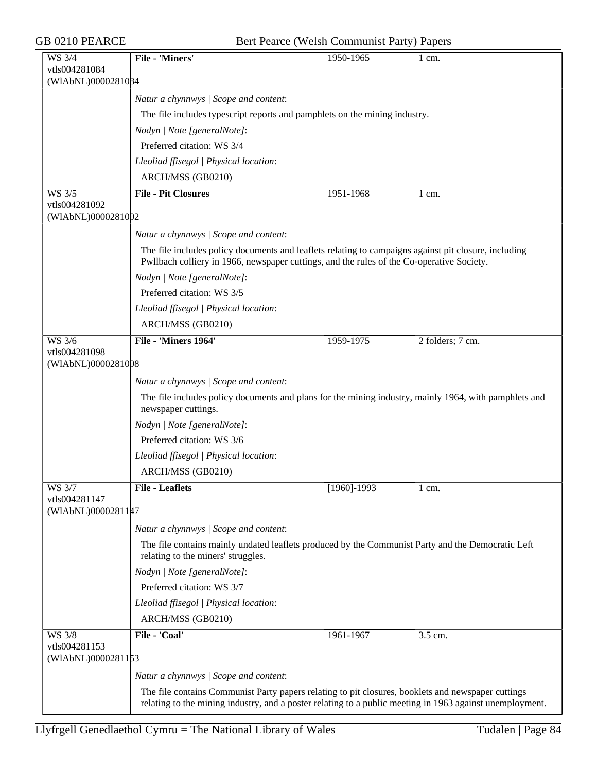| WS 3/4<br>vtls004281084<br>(WlAbNL)0000281084 | **File - 'Miners'** | 1950-1965 | 1 cm. |
|---|---|---|---|

*Natur a chynnwys | Scope and content*:

The file includes typescript reports and pamphlets on the mining industry.

*Nodyn | Note [generalNote]*:

Preferred citation: WS 3/4

*Lleoliad ffisegol | Physical location*:

ARCH/MSS (GB0210)

| WS 3/5<br>vtls004281092<br>(WlAbNL)0000281092 | **File - Pit Closures** | 1951-1968 | 1 cm. |
|---|---|---|---|

*Natur a chynnwys | Scope and content*:

The file includes policy documents and leaflets relating to campaigns against pit closure, including Pwllbach colliery in 1966, newspaper cuttings, and the rules of the Co-operative Society.

*Nodyn | Note [generalNote]*:

Preferred citation: WS 3/5

*Lleoliad ffisegol | Physical location*:

ARCH/MSS (GB0210)

| WS 3/6<br>vtls004281098<br>(WlAbNL)0000281098 | **File - 'Miners 1964'** | 1959-1975 | 2 folders; 7 cm. |
|---|---|---|---|

*Natur a chynnwys | Scope and content*:

The file includes policy documents and plans for the mining industry, mainly 1964, with pamphlets and newspaper cuttings.

*Nodyn | Note [generalNote]*:

Preferred citation: WS 3/6

*Lleoliad ffisegol | Physical location*:

ARCH/MSS (GB0210)

| WS 3/7<br>vtls004281147<br>(WlAbNL)0000281147 | **File - Leaflets** | [1960]-1993 | 1 cm. |
|---|---|---|---|

*Natur a chynnwys | Scope and content*:

The file contains mainly undated leaflets produced by the Communist Party and the Democratic Left relating to the miners' struggles.

*Nodyn | Note [generalNote]*:

Preferred citation: WS 3/7

*Lleoliad ffisegol | Physical location*:

ARCH/MSS (GB0210)

| WS 3/8<br>vtls004281153<br>(WlAbNL)0000281153 | **File - 'Coal'** | 1961-1967 | 3.5 cm. |
|---|---|---|---|

*Natur a chynnwys | Scope and content*:

The file contains Communist Party papers relating to pit closures, booklets and newspaper cuttings relating to the mining industry, and a poster relating to a public meeting in 1963 against unemployment.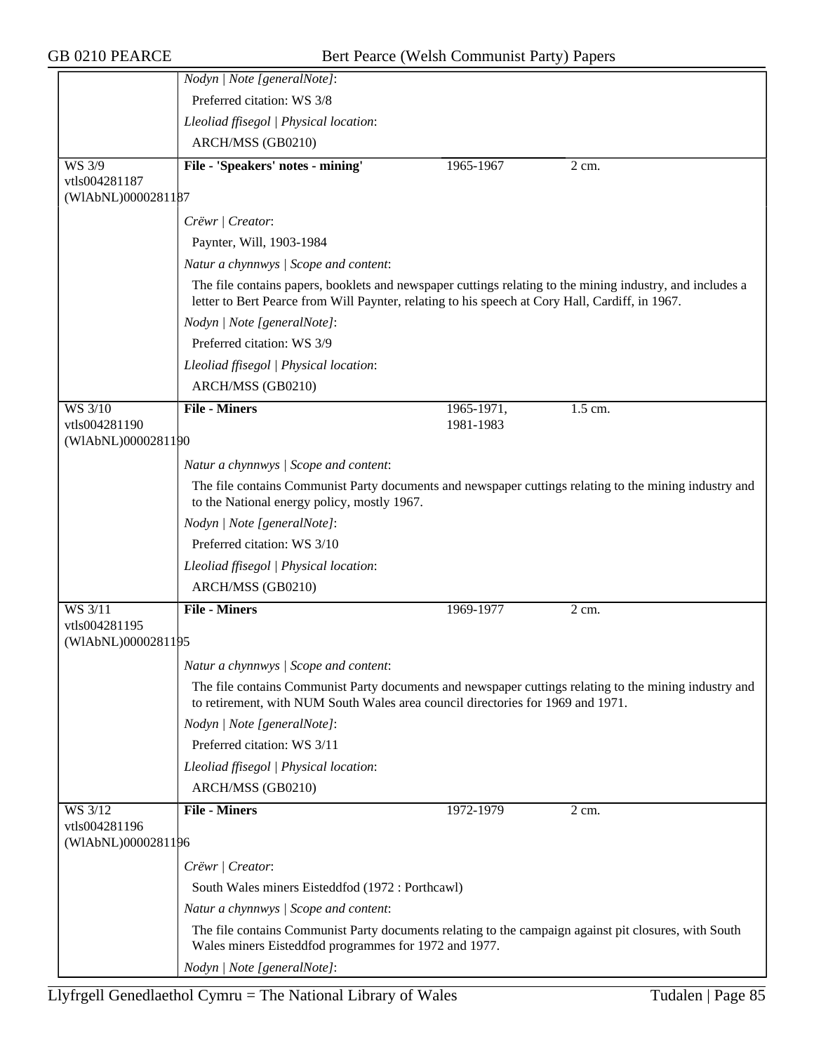*Nodyn | Note [generalNote]*:

Preferred citation: WS 3/8

*Lleoliad ffisegol | Physical location*:

ARCH/MSS (GB0210)

| WS 3/9 vtls004281187 (WlAbNL)0000281187 | **File - 'Speakers' notes - mining'** | 1965-1967 | 2 cm. |
|---|---|---|---|

*Crëwr | Creator*:

Paynter, Will, 1903-1984

*Natur a chynnwys | Scope and content*:

The file contains papers, booklets and newspaper cuttings relating to the mining industry, and includes a letter to Bert Pearce from Will Paynter, relating to his speech at Cory Hall, Cardiff, in 1967.

*Nodyn | Note [generalNote]*:

Preferred citation: WS 3/9

*Lleoliad ffisegol | Physical location*:

ARCH/MSS (GB0210)

| WS 3/10 vtls004281190 (WlAbNL)0000281190 | **File - Miners** | 1965-1971, 1981-1983 | 1.5 cm. |
|---|---|---|---|

*Natur a chynnwys | Scope and content*:

The file contains Communist Party documents and newspaper cuttings relating to the mining industry and to the National energy policy, mostly 1967.

*Nodyn | Note [generalNote]*:

Preferred citation: WS 3/10

*Lleoliad ffisegol | Physical location*:

ARCH/MSS (GB0210)

| WS 3/11 vtls004281195 (WlAbNL)0000281195 | **File - Miners** | 1969-1977 | 2 cm. |
|---|---|---|---|

*Natur a chynnwys | Scope and content*:

The file contains Communist Party documents and newspaper cuttings relating to the mining industry and to retirement, with NUM South Wales area council directories for 1969 and 1971.

*Nodyn | Note [generalNote]*:

Preferred citation: WS 3/11

*Lleoliad ffisegol | Physical location*:

ARCH/MSS (GB0210)

| WS 3/12 vtls004281196 (WlAbNL)0000281196 | **File - Miners** | 1972-1979 | 2 cm. |
|---|---|---|---|

*Crëwr | Creator*:

South Wales miners Eisteddfod (1972 : Porthcawl)

*Natur a chynnwys | Scope and content*:

The file contains Communist Party documents relating to the campaign against pit closures, with South Wales miners Eisteddfod programmes for 1972 and 1977.

*Nodyn | Note [generalNote]*: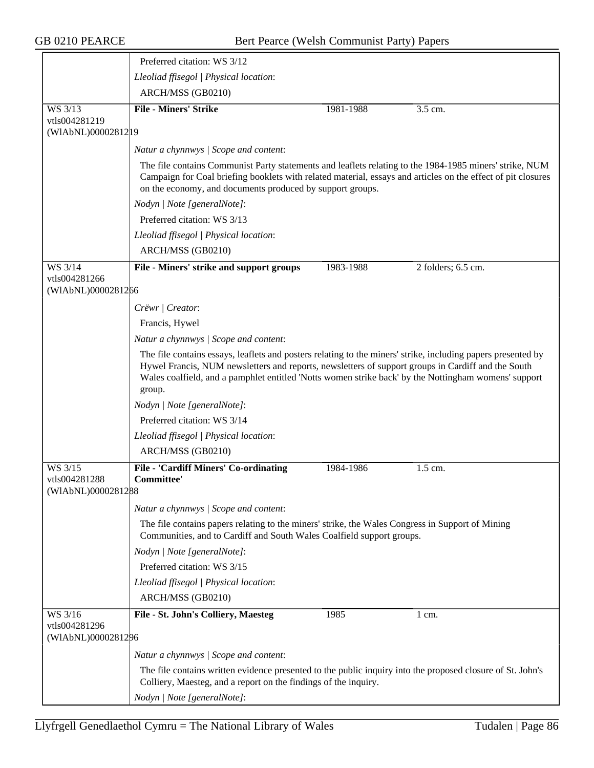Preferred citation: WS 3/12

*Lleoliad ffisegol | Physical location*:

ARCH/MSS (GB0210)

| WS 3/13 vtls004281219 (WlAbNL)0000281219 | **File - Miners' Strike** | 1981-1988 | 3.5 cm. |
|---|---|---|---|

*Natur a chynnwys | Scope and content*:

The file contains Communist Party statements and leaflets relating to the 1984-1985 miners' strike, NUM Campaign for Coal briefing booklets with related material, essays and articles on the effect of pit closures on the economy, and documents produced by support groups.

*Nodyn | Note [generalNote]*:

Preferred citation: WS 3/13

*Lleoliad ffisegol | Physical location*:

ARCH/MSS (GB0210)

| WS 3/14 vtls004281266 (WlAbNL)0000281266 | **File - Miners' strike and support groups** | 1983-1988 | 2 folders; 6.5 cm. |
|---|---|---|---|

*Crëwr | Creator*:

Francis, Hywel

*Natur a chynnwys | Scope and content*:

The file contains essays, leaflets and posters relating to the miners' strike, including papers presented by Hywel Francis, NUM newsletters and reports, newsletters of support groups in Cardiff and the South Wales coalfield, and a pamphlet entitled 'Notts women strike back' by the Nottingham womens' support group.

*Nodyn | Note [generalNote]*:

Preferred citation: WS 3/14

*Lleoliad ffisegol | Physical location*:

ARCH/MSS (GB0210)

| WS 3/15 vtls004281288 (WlAbNL)0000281288 | **File - 'Cardiff Miners' Co-ordinating Committee'** | 1984-1986 | 1.5 cm. |
|---|---|---|---|

*Natur a chynnwys | Scope and content*:

The file contains papers relating to the miners' strike, the Wales Congress in Support of Mining Communities, and to Cardiff and South Wales Coalfield support groups.

*Nodyn | Note [generalNote]*:

Preferred citation: WS 3/15

*Lleoliad ffisegol | Physical location*:

ARCH/MSS (GB0210)

| WS 3/16 vtls004281296 (WlAbNL)0000281296 | **File - St. John's Colliery, Maesteg** | 1985 | 1 cm. |
|---|---|---|---|

*Natur a chynnwys | Scope and content*:

The file contains written evidence presented to the public inquiry into the proposed closure of St. John's Colliery, Maesteg, and a report on the findings of the inquiry.

*Nodyn | Note [generalNote]*: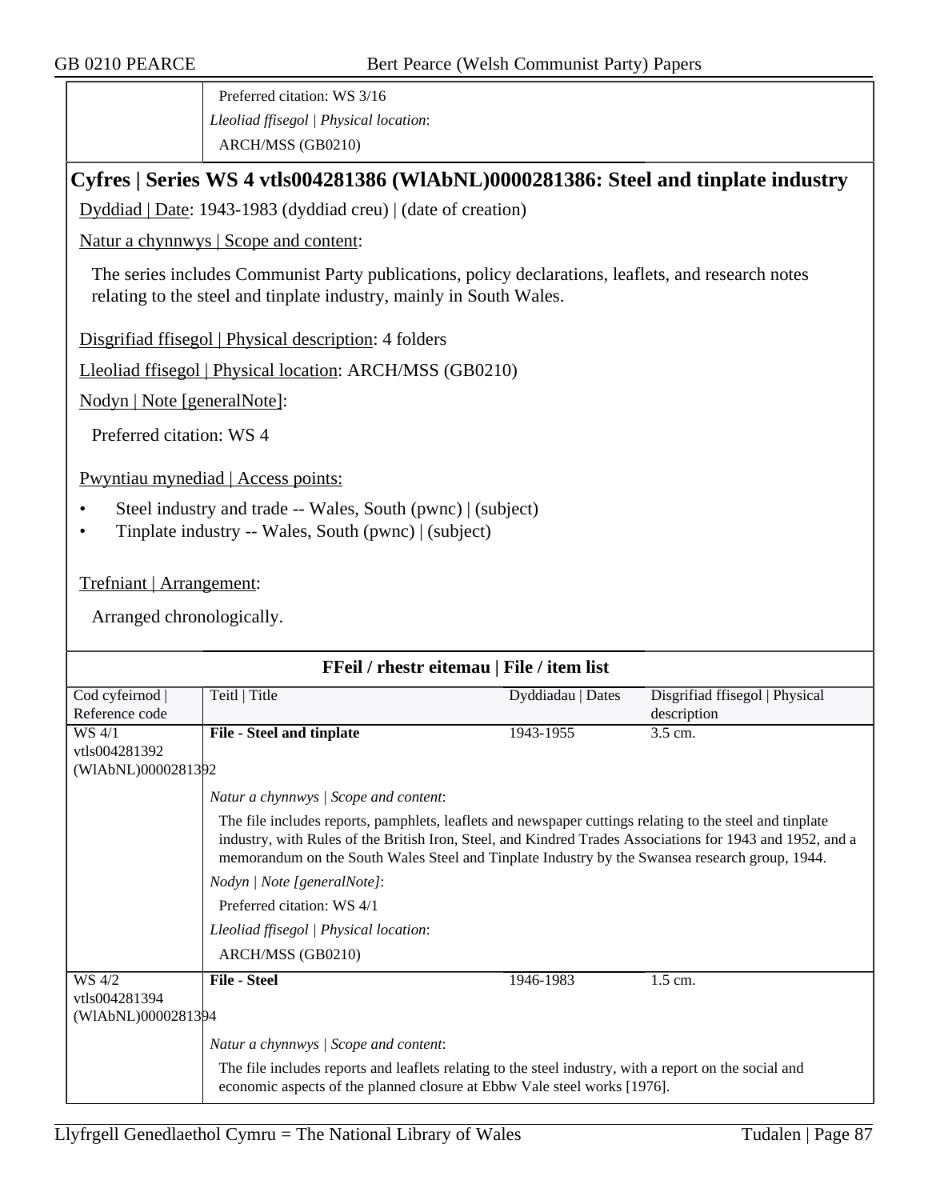Preferred citation: WS 3/16

*Lleoliad ffisegol | Physical location*:

ARCH/MSS (GB0210)

## Cyfres | Series WS 4 vtls004281386 (WlAbNL)0000281386: Steel and tinplate industry

Dyddiad | Date: 1943-1983 (dyddiad creu) | (date of creation)

Natur a chynnwys | Scope and content:

The series includes Communist Party publications, policy declarations, leaflets, and research notes relating to the steel and tinplate industry, mainly in South Wales.

Disgrifiad ffisegol | Physical description: 4 folders

Lleoliad ffisegol | Physical location: ARCH/MSS (GB0210)

Nodyn | Note [generalNote]:

Preferred citation: WS 4

Pwyntiau mynediad | Access points:

- Steel industry and trade -- Wales, South (pwnc) | (subject)
- Tinplate industry -- Wales, South (pwnc) | (subject)

Trefniant | Arrangement:

Arranged chronologically.

### FFeil / rhestr eitemau | File / item list

| Cod cyfeirnod \| Reference code | Teitl \| Title | Dyddiadau \| Dates | Disgrifiad ffisegol \| Physical description |
|---|---|---|---|
| WS 4/1 vtls004281392 (WlAbNL)0000281392 | **File - Steel and tinplate** | 1943-1955 | 3.5 cm. |
| | *Natur a chynnwys \| Scope and content*: The file includes reports, pamphlets, leaflets and newspaper cuttings relating to the steel and tinplate industry, with Rules of the British Iron, Steel, and Kindred Trades Associations for 1943 and 1952, and a memorandum on the South Wales Steel and Tinplate Industry by the Swansea research group, 1944. *Nodyn \| Note [generalNote]*: Preferred citation: WS 4/1 *Lleoliad ffisegol \| Physical location*: ARCH/MSS (GB0210) | | |
| WS 4/2 vtls004281394 (WlAbNL)0000281394 | **File - Steel** | 1946-1983 | 1.5 cm. |
| | *Natur a chynnwys \| Scope and content*: The file includes reports and leaflets relating to the steel industry, with a report on the social and economic aspects of the planned closure at Ebbw Vale steel works [1976]. | | |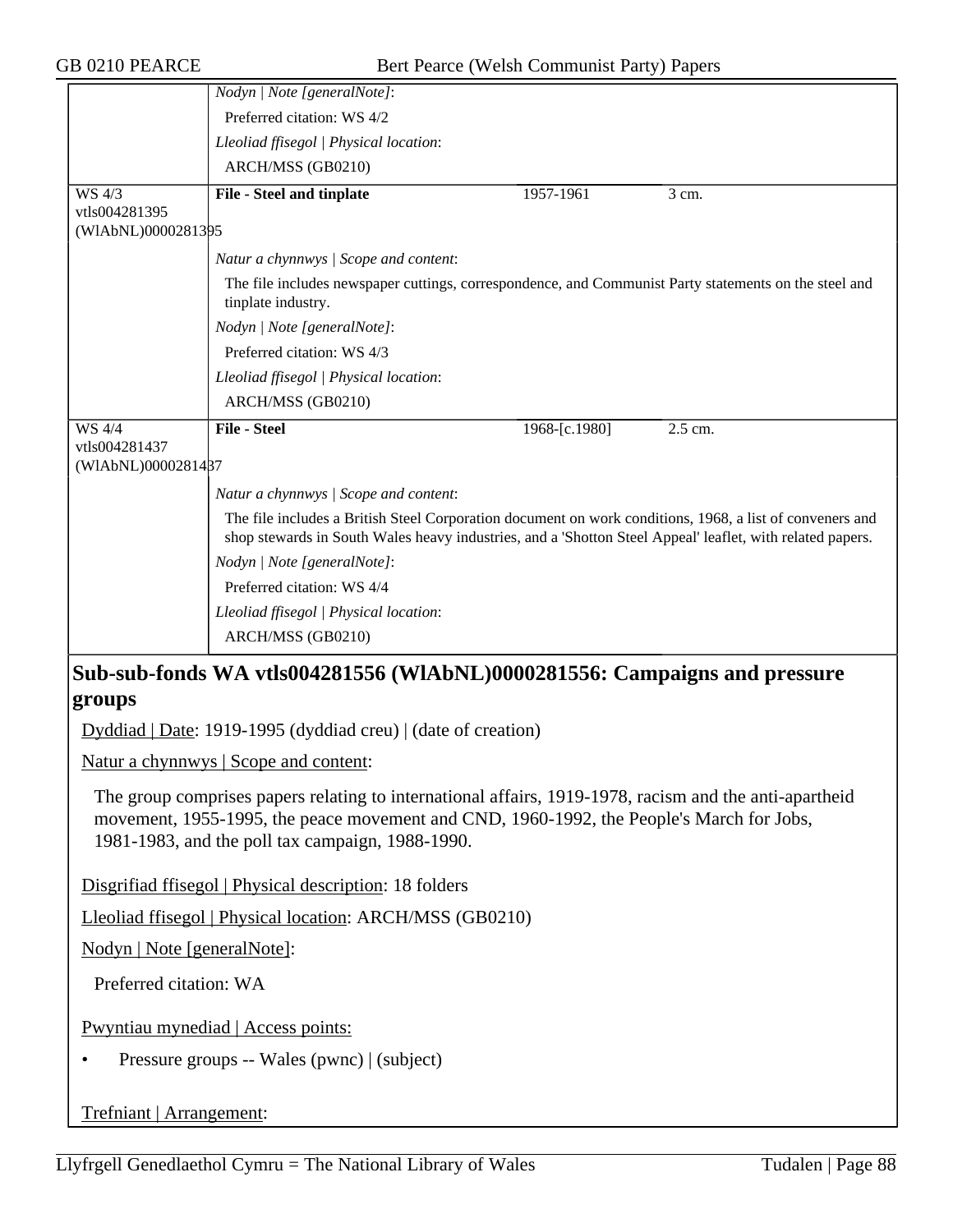*Nodyn | Note [generalNote]*:

Preferred citation: WS 4/2

*Lleoliad ffisegol | Physical location*:

ARCH/MSS (GB0210)

| | | | |
|---|---|---|---|
| WS 4/3 vtls004281395 (WlAbNL)0000281395 | **File - Steel and tinplate** | 1957-1961 | 3 cm. |

*Natur a chynnwys | Scope and content*:

The file includes newspaper cuttings, correspondence, and Communist Party statements on the steel and tinplate industry.

*Nodyn | Note [generalNote]*:

Preferred citation: WS 4/3

*Lleoliad ffisegol | Physical location*:

ARCH/MSS (GB0210)

| | | | |
|---|---|---|---|
| WS 4/4 vtls004281437 (WlAbNL)0000281437 | **File - Steel** | 1968-[c.1980] | 2.5 cm. |

*Natur a chynnwys | Scope and content*:

The file includes a British Steel Corporation document on work conditions, 1968, a list of conveners and shop stewards in South Wales heavy industries, and a 'Shotton Steel Appeal' leaflet, with related papers.

*Nodyn | Note [generalNote]*:

Preferred citation: WS 4/4

*Lleoliad ffisegol | Physical location*:

ARCH/MSS (GB0210)

## Sub-sub-fonds WA vtls004281556 (WlAbNL)0000281556: Campaigns and pressure groups

Dyddiad | Date: 1919-1995 (dyddiad creu) | (date of creation)

Natur a chynnwys | Scope and content:

The group comprises papers relating to international affairs, 1919-1978, racism and the anti-apartheid movement, 1955-1995, the peace movement and CND, 1960-1992, the People's March for Jobs, 1981-1983, and the poll tax campaign, 1988-1990.

Disgrifiad ffisegol | Physical description: 18 folders

Lleoliad ffisegol | Physical location: ARCH/MSS (GB0210)

Nodyn | Note [generalNote]:

Preferred citation: WA

Pwyntiau mynediad | Access points:

- Pressure groups -- Wales (pwnc) | (subject)

Trefniant | Arrangement: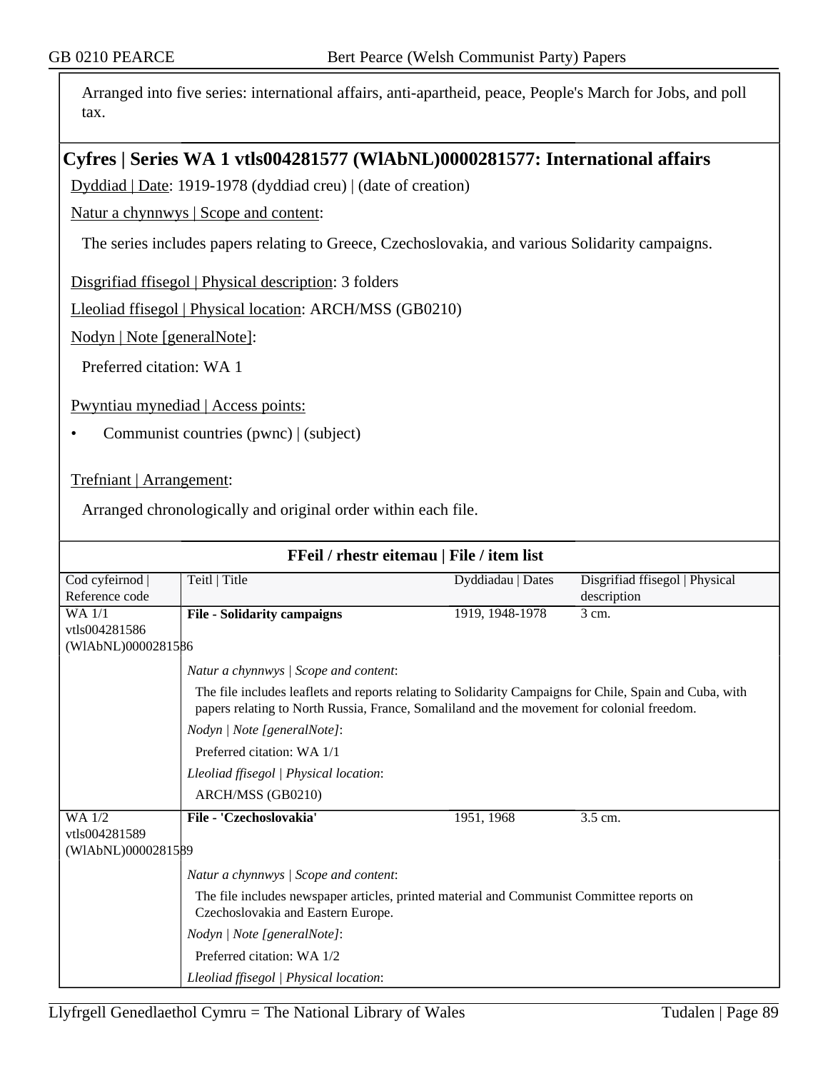Arranged into five series: international affairs, anti-apartheid, peace, People's March for Jobs, and poll tax.

## Cyfres | Series WA 1 vtls004281577 (WlAbNL)0000281577: International affairs

Dyddiad | Date: 1919-1978 (dyddiad creu) | (date of creation)

Natur a chynnwys | Scope and content:

The series includes papers relating to Greece, Czechoslovakia, and various Solidarity campaigns.

Disgrifiad ffisegol | Physical description: 3 folders

Lleoliad ffisegol | Physical location: ARCH/MSS (GB0210)

Nodyn | Note [generalNote]:

Preferred citation: WA 1

Pwyntiau mynediad | Access points:

- Communist countries (pwnc) | (subject)

Trefniant | Arrangement:

Arranged chronologically and original order within each file.

### FFeil / rhestr eitemau | File / item list

| Cod cyfeirnod \| Reference code | Teitl \| Title | Dyddiadau \| Dates | Disgrifiad ffisegol \| Physical description |
|---|---|---|---|
| WA 1/1 vtls004281586 (WlAbNL)0000281586 | **File - Solidarity campaigns** | 1919, 1948-1978 | 3 cm. |
| | *Natur a chynnwys \| Scope and content*: The file includes leaflets and reports relating to Solidarity Campaigns for Chile, Spain and Cuba, with papers relating to North Russia, France, Somaliland and the movement for colonial freedom. *Nodyn \| Note [generalNote]*: Preferred citation: WA 1/1 *Lleoliad ffisegol \| Physical location*: ARCH/MSS (GB0210) | | |
| WA 1/2 vtls004281589 (WlAbNL)0000281589 | **File - 'Czechoslovakia'** | 1951, 1968 | 3.5 cm. |
| | *Natur a chynnwys \| Scope and content*: The file includes newspaper articles, printed material and Communist Committee reports on Czechoslovakia and Eastern Europe. *Nodyn \| Note [generalNote]*: Preferred citation: WA 1/2 *Lleoliad ffisegol \| Physical location*: | | |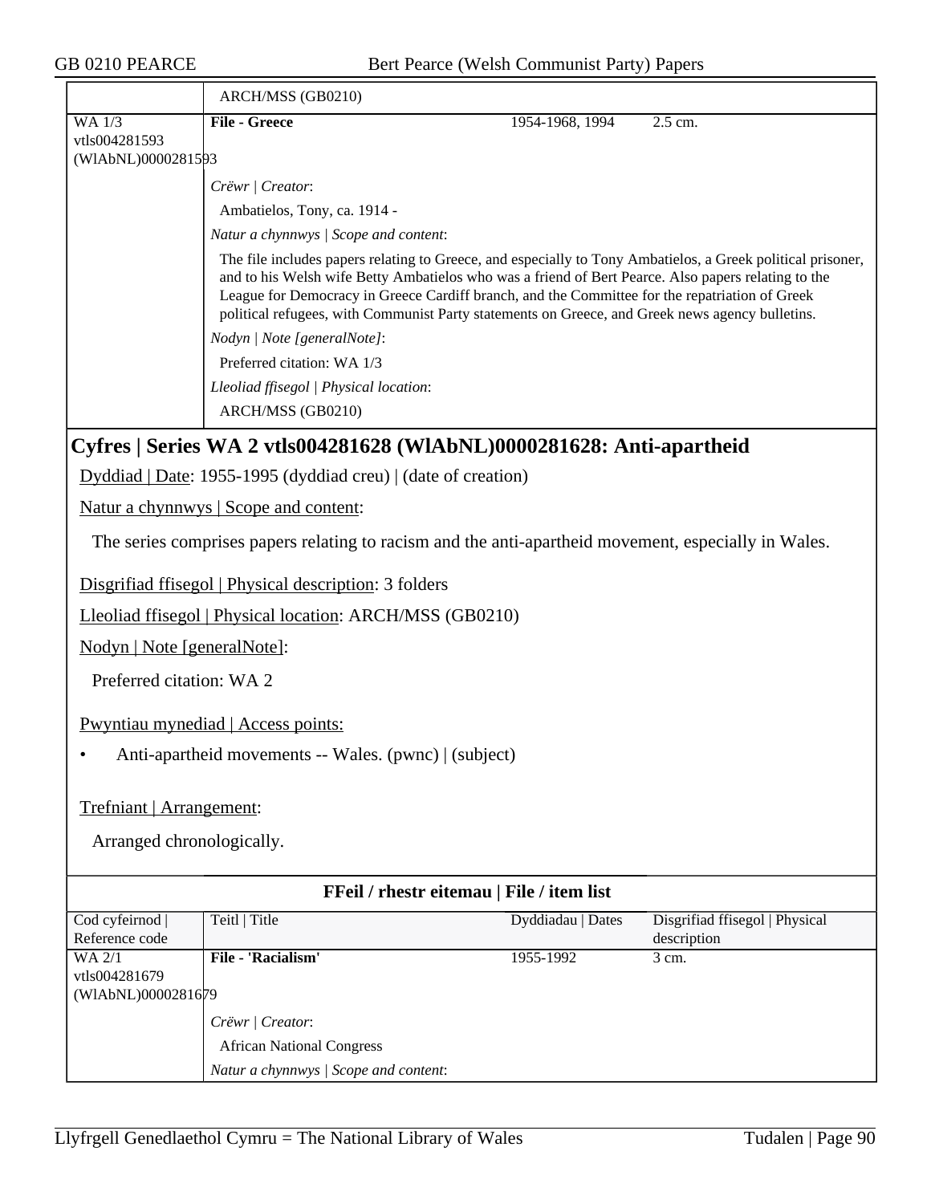| | ARCH/MSS (GB0210) | | |
|---|---|---|---|
| WA 1/3 vtls004281593 (WlAbNL)0000281593 | **File - Greece** | 1954-1968, 1994 | 2.5 cm. |
| | *Crëwr \| Creator*: | | |
| | Ambatielos, Tony, ca. 1914 - | | |
| | *Natur a chynnwys \| Scope and content*: | | |
| | The file includes papers relating to Greece, and especially to Tony Ambatielos, a Greek political prisoner, and to his Welsh wife Betty Ambatielos who was a friend of Bert Pearce. Also papers relating to the League for Democracy in Greece Cardiff branch, and the Committee for the repatriation of Greek political refugees, with Communist Party statements on Greece, and Greek news agency bulletins. | | |
| | *Nodyn \| Note [generalNote]*: | | |
| | Preferred citation: WA 1/3 | | |
| | *Lleoliad ffisegol \| Physical location*: | | |
| | ARCH/MSS (GB0210) | | |

## Cyfres | Series WA 2 vtls004281628 (WlAbNL)0000281628: Anti-apartheid

Dyddiad | Date: 1955-1995 (dyddiad creu) | (date of creation)

Natur a chynnwys | Scope and content:

The series comprises papers relating to racism and the anti-apartheid movement, especially in Wales.

Disgrifiad ffisegol | Physical description: 3 folders

Lleoliad ffisegol | Physical location: ARCH/MSS (GB0210)

Nodyn | Note [generalNote]:

Preferred citation: WA 2

Pwyntiau mynediad | Access points:

- Anti-apartheid movements -- Wales. (pwnc) | (subject)

Trefniant | Arrangement:

Arranged chronologically.

**FFeil / rhestr eitemau | File / item list**

| Cod cyfeirnod \| Reference code | Teitl \| Title | Dyddiadau \| Dates | Disgrifiad ffisegol \| Physical description |
|---|---|---|---|
| WA 2/1 vtls004281679 (WlAbNL)0000281679 | **File - 'Racialism'** | 1955-1992 | 3 cm. |
| | *Crëwr \| Creator*: | | |
| | African National Congress | | |
| | *Natur a chynnwys \| Scope and content*: | | |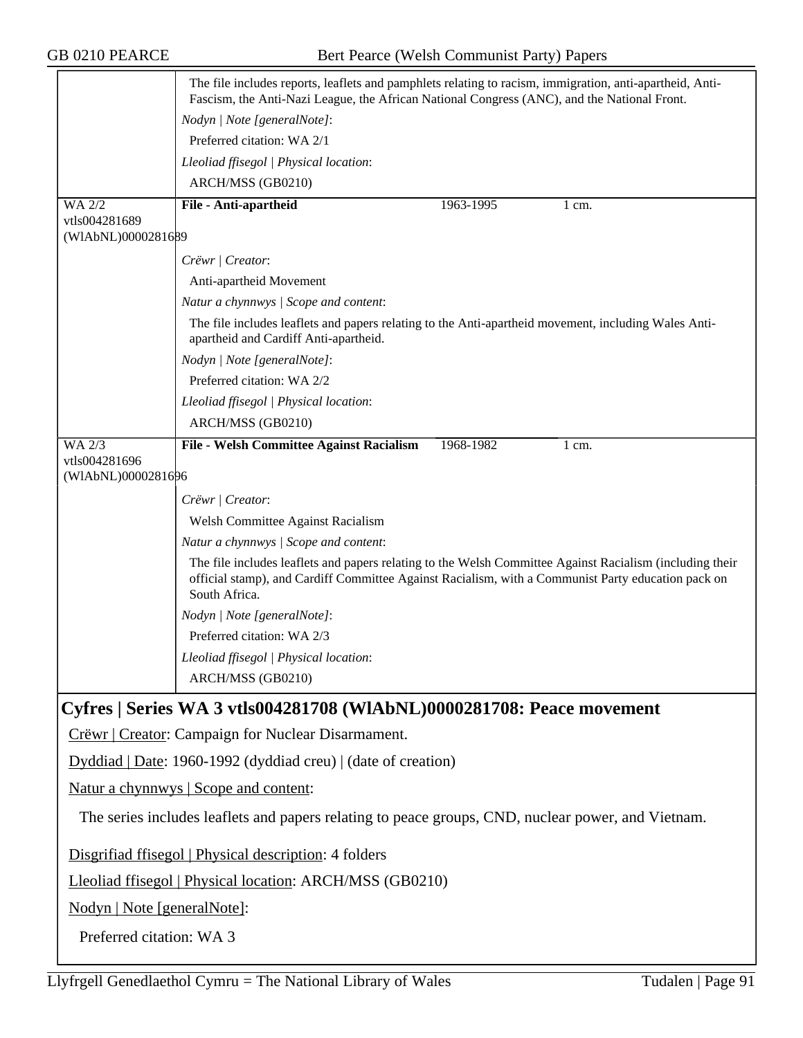The file includes reports, leaflets and pamphlets relating to racism, immigration, anti-apartheid, Anti-Fascism, the Anti-Nazi League, the African National Congress (ANC), and the National Front.

*Nodyn | Note [generalNote]*:

Preferred citation: WA 2/1

*Lleoliad ffisegol | Physical location*:

ARCH/MSS (GB0210)

---

WA 2/2 vtls004281689 (WlAbNL)0000281689

**File - Anti-apartheid** 1963-1995 1 cm.

*Crëwr | Creator*:

Anti-apartheid Movement

*Natur a chynnwys | Scope and content*:

The file includes leaflets and papers relating to the Anti-apartheid movement, including Wales Anti-apartheid and Cardiff Anti-apartheid.

*Nodyn | Note [generalNote]*:

Preferred citation: WA 2/2

*Lleoliad ffisegol | Physical location*:

ARCH/MSS (GB0210)

---

WA 2/3 vtls004281696 (WlAbNL)0000281696

**File - Welsh Committee Against Racialism** 1968-1982 1 cm.

*Crëwr | Creator*:

Welsh Committee Against Racialism

*Natur a chynnwys | Scope and content*:

The file includes leaflets and papers relating to the Welsh Committee Against Racialism (including their official stamp), and Cardiff Committee Against Racialism, with a Communist Party education pack on South Africa.

*Nodyn | Note [generalNote]*:

Preferred citation: WA 2/3

*Lleoliad ffisegol | Physical location*:

ARCH/MSS (GB0210)

## Cyfres | Series WA 3 vtls004281708 (WlAbNL)0000281708: Peace movement

Crëwr | Creator: Campaign for Nuclear Disarmament.

Dyddiad | Date: 1960-1992 (dyddiad creu) | (date of creation)

Natur a chynnwys | Scope and content:

The series includes leaflets and papers relating to peace groups, CND, nuclear power, and Vietnam.

Disgrifiad ffisegol | Physical description: 4 folders

Lleoliad ffisegol | Physical location: ARCH/MSS (GB0210)

Nodyn | Note [generalNote]:

Preferred citation: WA 3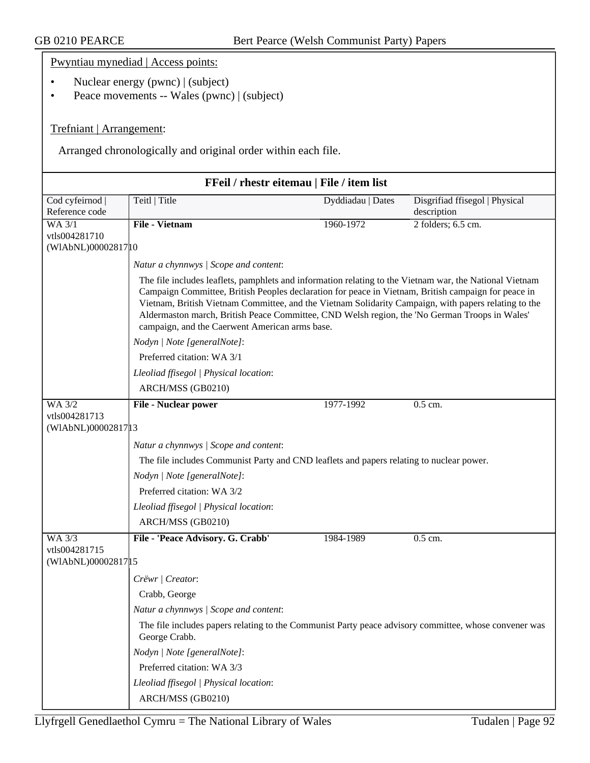Pwyntiau mynediad | Access points:

- Nuclear energy (pwnc) | (subject)
- Peace movements -- Wales (pwnc) | (subject)

Trefniant | Arrangement:

Arranged chronologically and original order within each file.

## FFeil / rhestr eitemau | File / item list

| Cod cyfeirnod \| Reference code | Teitl \| Title | Dyddiadau \| Dates | Disgrifiad ffisegol \| Physical description |
|---|---|---|---|
| WA 3/1<br>vtls004281710<br>(WlAbNL)0000281710 | **File - Vietnam** | 1960-1972 | 2 folders; 6.5 cm. |

*Natur a chynnwys | Scope and content*:

The file includes leaflets, pamphlets and information relating to the Vietnam war, the National Vietnam Campaign Committee, British Peoples declaration for peace in Vietnam, British campaign for peace in Vietnam, British Vietnam Committee, and the Vietnam Solidarity Campaign, with papers relating to the Aldermaston march, British Peace Committee, CND Welsh region, the 'No German Troops in Wales' campaign, and the Caerwent American arms base.

*Nodyn | Note [generalNote]*:

Preferred citation: WA 3/1

*Lleoliad ffisegol | Physical location*:

ARCH/MSS (GB0210)

| Cod cyfeirnod \| Reference code | Teitl \| Title | Dyddiadau \| Dates | Disgrifiad ffisegol \| Physical description |
|---|---|---|---|
| WA 3/2<br>vtls004281713<br>(WlAbNL)0000281713 | **File - Nuclear power** | 1977-1992 | 0.5 cm. |

*Natur a chynnwys | Scope and content*:

The file includes Communist Party and CND leaflets and papers relating to nuclear power.

*Nodyn | Note [generalNote]*:

Preferred citation: WA 3/2

*Lleoliad ffisegol | Physical location*:

ARCH/MSS (GB0210)

| Cod cyfeirnod \| Reference code | Teitl \| Title | Dyddiadau \| Dates | Disgrifiad ffisegol \| Physical description |
|---|---|---|---|
| WA 3/3<br>vtls004281715<br>(WlAbNL)0000281715 | **File - 'Peace Advisory. G. Crabb'** | 1984-1989 | 0.5 cm. |

*Crëwr | Creator*:

Crabb, George

*Natur a chynnwys | Scope and content*:

The file includes papers relating to the Communist Party peace advisory committee, whose convener was George Crabb.

*Nodyn | Note [generalNote]*:

Preferred citation: WA 3/3

*Lleoliad ffisegol | Physical location*:

ARCH/MSS (GB0210)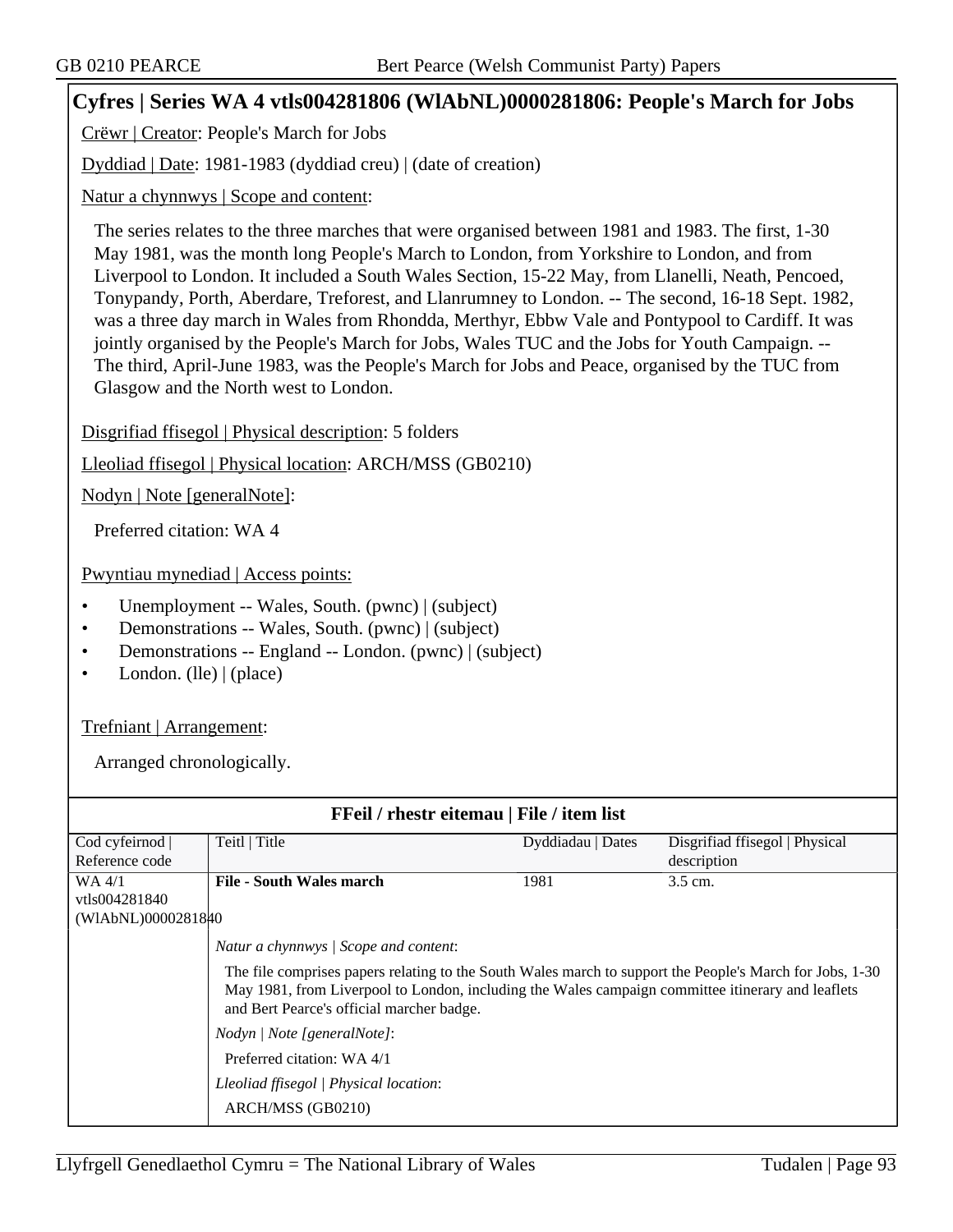## Cyfres | Series WA 4 vtls004281806 (WlAbNL)0000281806: People's March for Jobs

Crëwr | Creator: People's March for Jobs

Dyddiad | Date: 1981-1983 (dyddiad creu) | (date of creation)

Natur a chynnwys | Scope and content:

The series relates to the three marches that were organised between 1981 and 1983. The first, 1-30 May 1981, was the month long People's March to London, from Yorkshire to London, and from Liverpool to London. It included a South Wales Section, 15-22 May, from Llanelli, Neath, Pencoed, Tonypandy, Porth, Aberdare, Treforest, and Llanrumney to London. -- The second, 16-18 Sept. 1982, was a three day march in Wales from Rhondda, Merthyr, Ebbw Vale and Pontypool to Cardiff. It was jointly organised by the People's March for Jobs, Wales TUC and the Jobs for Youth Campaign. -- The third, April-June 1983, was the People's March for Jobs and Peace, organised by the TUC from Glasgow and the North west to London.

Disgrifiad ffisegol | Physical description: 5 folders

Lleoliad ffisegol | Physical location: ARCH/MSS (GB0210)

Nodyn | Note [generalNote]:

Preferred citation: WA 4

Pwyntiau mynediad | Access points:

- Unemployment -- Wales, South. (pwnc) | (subject)
- Demonstrations -- Wales, South. (pwnc) | (subject)
- Demonstrations -- England -- London. (pwnc) | (subject)
- London. (lle) | (place)

Trefniant | Arrangement:

Arranged chronologically.

### FFeil / rhestr eitemau | File / item list

| Cod cyfeirnod \| Reference code | Teitl \| Title | Dyddiadau \| Dates | Disgrifiad ffisegol \| Physical description |
|---|---|---|---|
| WA 4/1 vtls004281840 (WlAbNL)0000281840 | **File - South Wales march** | 1981 | 3.5 cm. |
| | *Natur a chynnwys \| Scope and content*: The file comprises papers relating to the South Wales march to support the People's March for Jobs, 1-30 May 1981, from Liverpool to London, including the Wales campaign committee itinerary and leaflets and Bert Pearce's official marcher badge. *Nodyn \| Note [generalNote]*: Preferred citation: WA 4/1 *Lleoliad ffisegol \| Physical location*: ARCH/MSS (GB0210) | | |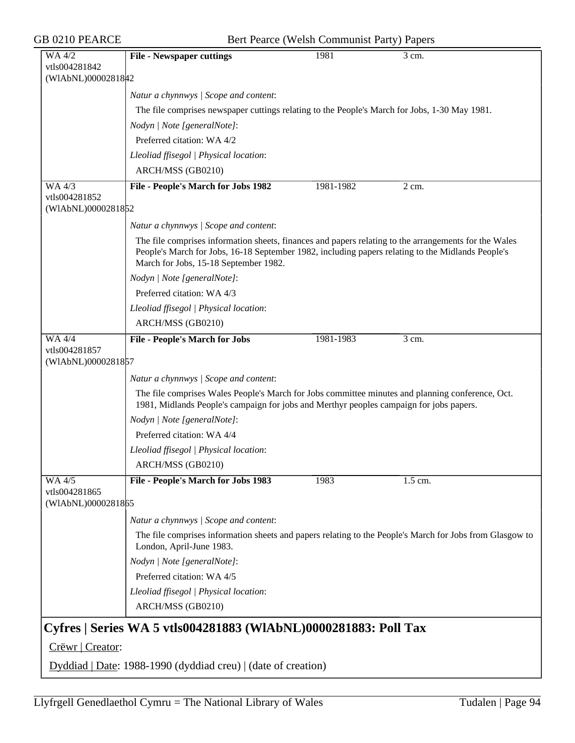| WA 4/2<br>vtls004281842<br>(WlAbNL)0000281842 | **File - Newspaper cuttings** | 1981 | 3 cm. |
|---|---|---|---|

*Natur a chynnwys | Scope and content*:

The file comprises newspaper cuttings relating to the People's March for Jobs, 1-30 May 1981.

*Nodyn | Note [generalNote]*:

Preferred citation: WA 4/2

*Lleoliad ffisegol | Physical location*:

ARCH/MSS (GB0210)

| WA 4/3<br>vtls004281852<br>(WlAbNL)0000281852 | **File - People's March for Jobs 1982** | 1981-1982 | 2 cm. |
|---|---|---|---|

*Natur a chynnwys | Scope and content*:

The file comprises information sheets, finances and papers relating to the arrangements for the Wales People's March for Jobs, 16-18 September 1982, including papers relating to the Midlands People's March for Jobs, 15-18 September 1982.

*Nodyn | Note [generalNote]*:

Preferred citation: WA 4/3

*Lleoliad ffisegol | Physical location*:

ARCH/MSS (GB0210)

| WA 4/4<br>vtls004281857<br>(WlAbNL)0000281857 | **File - People's March for Jobs** | 1981-1983 | 3 cm. |
|---|---|---|---|

*Natur a chynnwys | Scope and content*:

The file comprises Wales People's March for Jobs committee minutes and planning conference, Oct. 1981, Midlands People's campaign for jobs and Merthyr peoples campaign for jobs papers.

*Nodyn | Note [generalNote]*:

Preferred citation: WA 4/4

*Lleoliad ffisegol | Physical location*:

ARCH/MSS (GB0210)

| WA 4/5<br>vtls004281865<br>(WlAbNL)0000281865 | **File - People's March for Jobs 1983** | 1983 | 1.5 cm. |
|---|---|---|---|

*Natur a chynnwys | Scope and content*:

The file comprises information sheets and papers relating to the People's March for Jobs from Glasgow to London, April-June 1983.

*Nodyn | Note [generalNote]*:

Preferred citation: WA 4/5

*Lleoliad ffisegol | Physical location*:

ARCH/MSS (GB0210)

## Cyfres | Series WA 5 vtls004281883 (WlAbNL)0000281883: Poll Tax

Crëwr | Creator:

Dyddiad | Date: 1988-1990 (dyddiad creu) | (date of creation)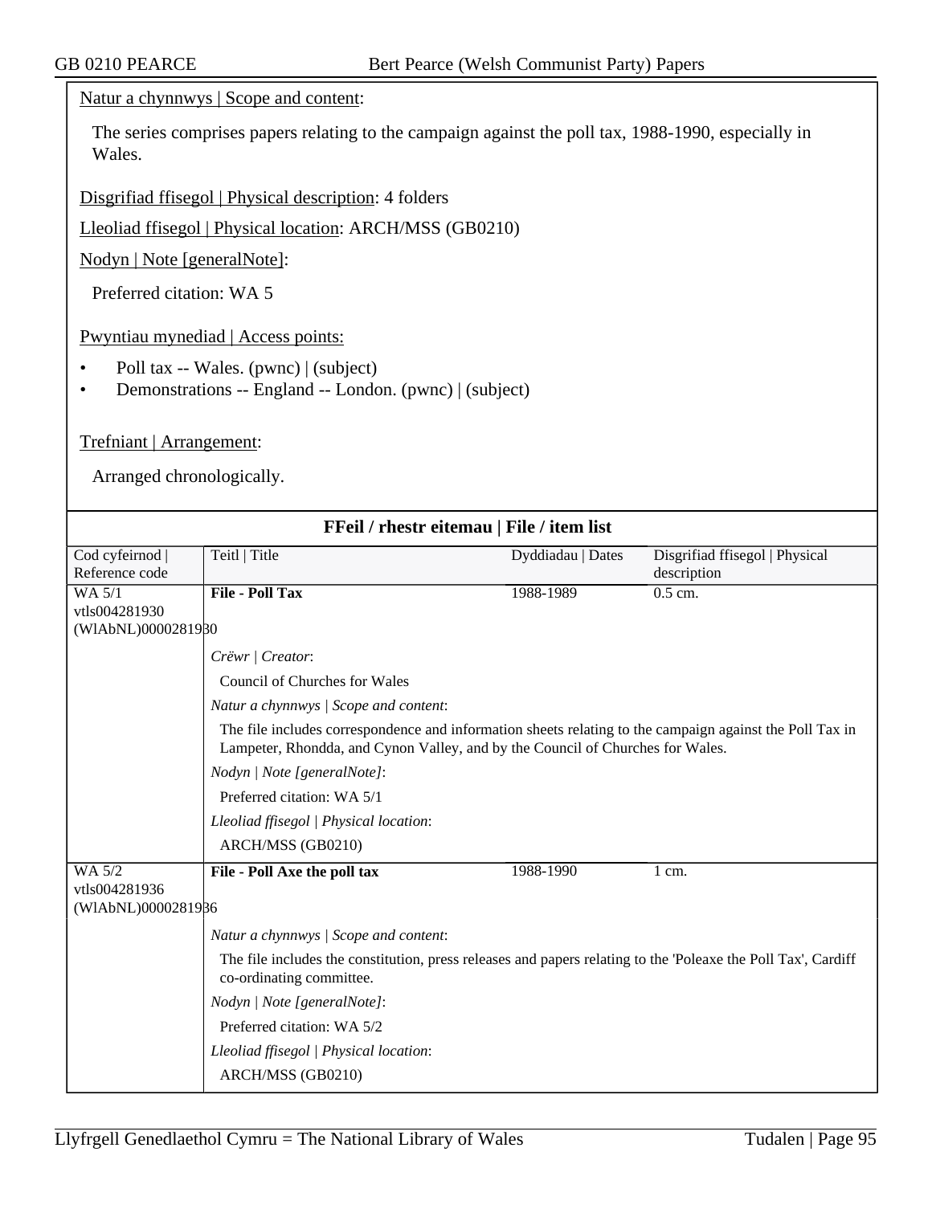Natur a chynnwys | Scope and content:

The series comprises papers relating to the campaign against the poll tax, 1988-1990, especially in Wales.

Disgrifiad ffisegol | Physical description: 4 folders

Lleoliad ffisegol | Physical location: ARCH/MSS (GB0210)

Nodyn | Note [generalNote]:

Preferred citation: WA 5

Pwyntiau mynediad | Access points:

- Poll tax -- Wales. (pwnc) | (subject)
- Demonstrations -- England -- London. (pwnc) | (subject)

Trefniant | Arrangement:

Arranged chronologically.

**FFeil / rhestr eitemau | File / item list**

| Cod cyfeirnod \| Reference code | Teitl \| Title | Dyddiadau \| Dates | Disgrifiad ffisegol \| Physical description |
|---|---|---|---|
| WA 5/1<br>vtls004281930<br>(WlAbNL)0000281930 | **File - Poll Tax** | 1988-1989 | 0.5 cm. |
| | *Crëwr \| Creator*:<br>Council of Churches for Wales<br>*Natur a chynnwys \| Scope and content*:<br>The file includes correspondence and information sheets relating to the campaign against the Poll Tax in Lampeter, Rhondda, and Cynon Valley, and by the Council of Churches for Wales.<br>*Nodyn \| Note [generalNote]*:<br>Preferred citation: WA 5/1<br>*Lleoliad ffisegol \| Physical location*:<br>ARCH/MSS (GB0210) | | |
| WA 5/2<br>vtls004281936<br>(WlAbNL)0000281936 | **File - Poll Axe the poll tax** | 1988-1990 | 1 cm. |
| | *Natur a chynnwys \| Scope and content*:<br>The file includes the constitution, press releases and papers relating to the 'Poleaxe the Poll Tax', Cardiff co-ordinating committee.<br>*Nodyn \| Note [generalNote]*:<br>Preferred citation: WA 5/2<br>*Lleoliad ffisegol \| Physical location*:<br>ARCH/MSS (GB0210) | | |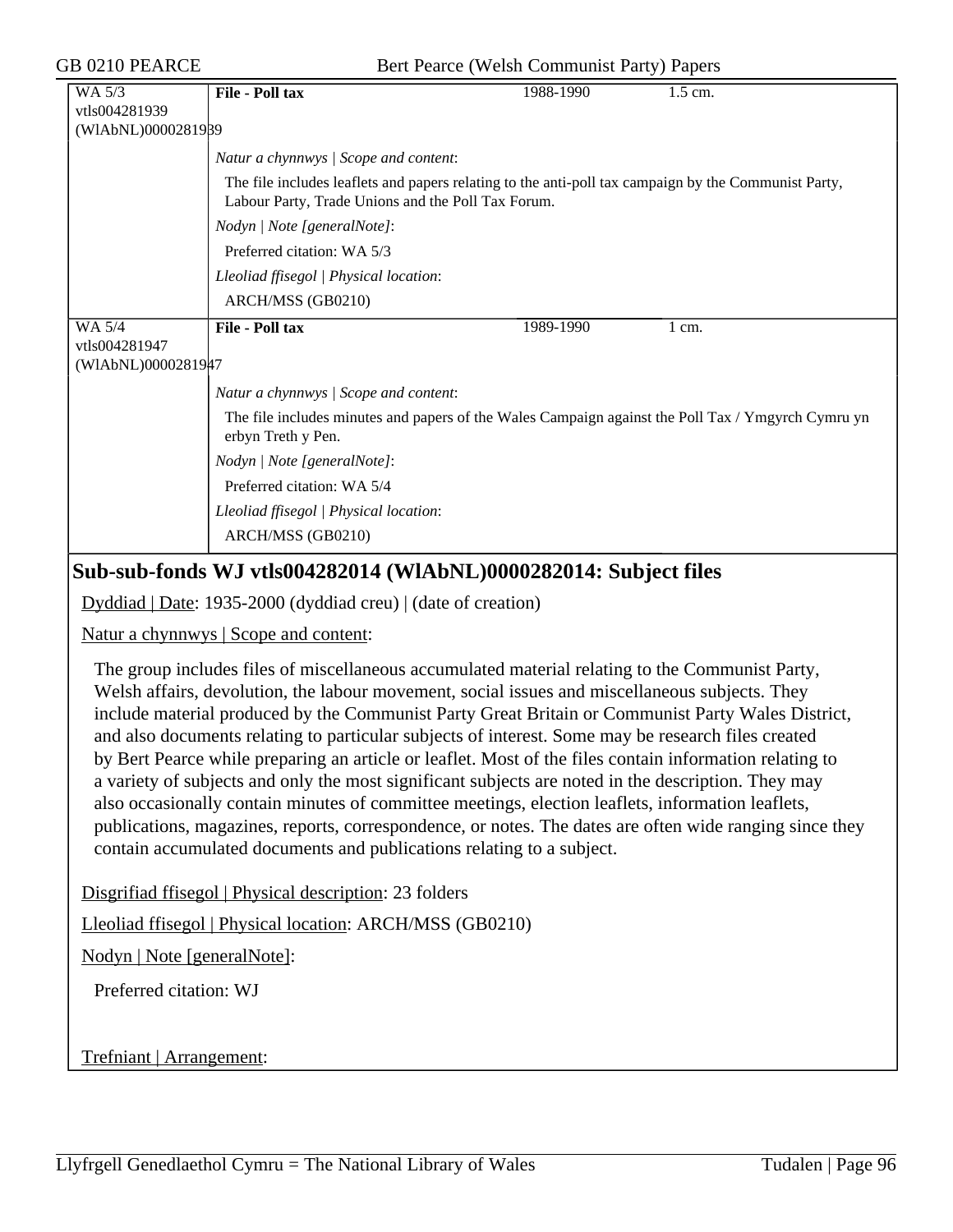| | | | |
|---|---|---|---|
| WA 5/3<br>vtls004281939<br>(WlAbNL)0000281939 | **File - Poll tax** | 1988-1990 | 1.5 cm. |
| | *Natur a chynnwys \| Scope and content*:<br>The file includes leaflets and papers relating to the anti-poll tax campaign by the Communist Party, Labour Party, Trade Unions and the Poll Tax Forum.<br>*Nodyn \| Note [generalNote]*:<br>Preferred citation: WA 5/3<br>*Lleoliad ffisegol \| Physical location*:<br>ARCH/MSS (GB0210) | | |
| WA 5/4<br>vtls004281947<br>(WlAbNL)0000281947 | **File - Poll tax** | 1989-1990 | 1 cm. |
| | *Natur a chynnwys \| Scope and content*:<br>The file includes minutes and papers of the Wales Campaign against the Poll Tax / Ymgyrch Cymru yn erbyn Treth y Pen.<br>*Nodyn \| Note [generalNote]*:<br>Preferred citation: WA 5/4<br>*Lleoliad ffisegol \| Physical location*:<br>ARCH/MSS (GB0210) | | |

## Sub-sub-fonds WJ vtls004282014 (WlAbNL)0000282014: Subject files

Dyddiad | Date: 1935-2000 (dyddiad creu) | (date of creation)

Natur a chynnwys | Scope and content:

The group includes files of miscellaneous accumulated material relating to the Communist Party, Welsh affairs, devolution, the labour movement, social issues and miscellaneous subjects. They include material produced by the Communist Party Great Britain or Communist Party Wales District, and also documents relating to particular subjects of interest. Some may be research files created by Bert Pearce while preparing an article or leaflet. Most of the files contain information relating to a variety of subjects and only the most significant subjects are noted in the description. They may also occasionally contain minutes of committee meetings, election leaflets, information leaflets, publications, magazines, reports, correspondence, or notes. The dates are often wide ranging since they contain accumulated documents and publications relating to a subject.

Disgrifiad ffisegol | Physical description: 23 folders

Lleoliad ffisegol | Physical location: ARCH/MSS (GB0210)

Nodyn | Note [generalNote]:

Preferred citation: WJ

Trefniant | Arrangement: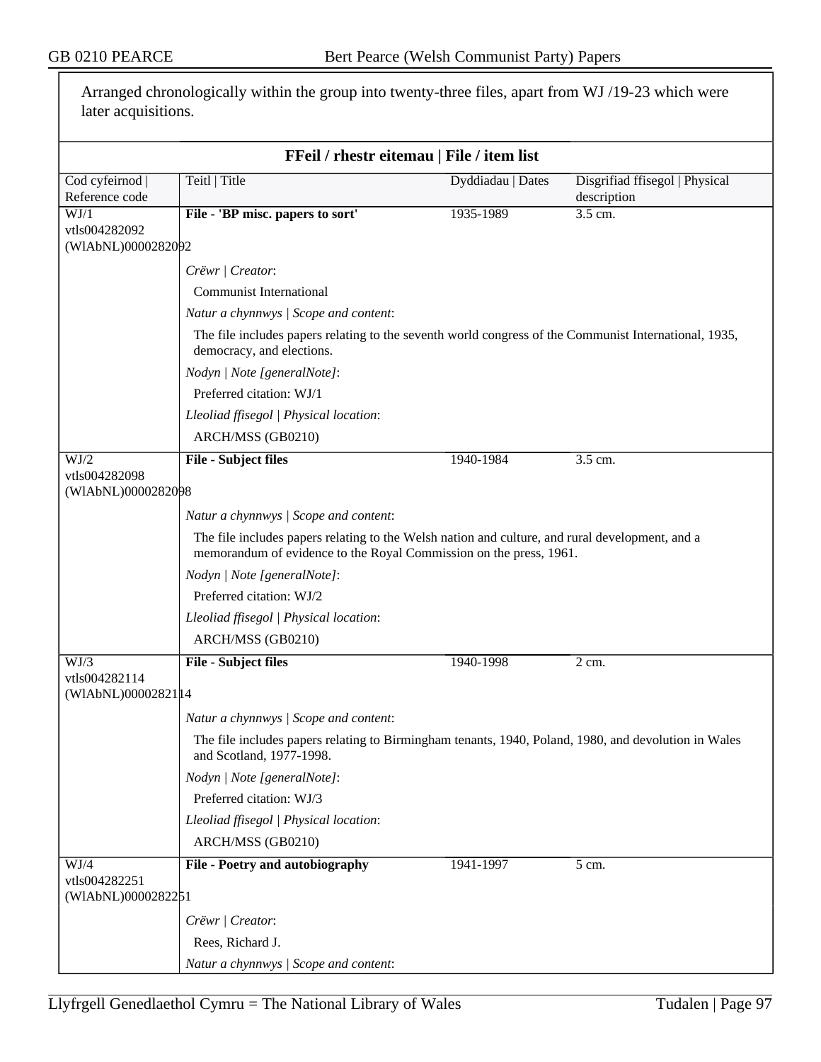Arranged chronologically within the group into twenty-three files, apart from WJ /19-23 which were later acquisitions.

### FFeil / rhestr eitemau | File / item list

| Cod cyfeirnod \| Reference code | Teitl \| Title | Dyddiadau \| Dates | Disgrifiad ffisegol \| Physical description |
|---|---|---|---|
| WJ/1 vtls004282092 (WlAbNL)0000282092 | **File - 'BP misc. papers to sort'** | 1935-1989 | 3.5 cm. |

*Crëwr | Creator*:

Communist International

*Natur a chynnwys | Scope and content*:

The file includes papers relating to the seventh world congress of the Communist International, 1935, democracy, and elections.

*Nodyn | Note [generalNote]*:

Preferred citation: WJ/1

*Lleoliad ffisegol | Physical location*:

ARCH/MSS (GB0210)

| Cod cyfeirnod \| Reference code | Teitl \| Title | Dyddiadau \| Dates | Disgrifiad ffisegol \| Physical description |
|---|---|---|---|
| WJ/2 vtls004282098 (WlAbNL)0000282098 | **File - Subject files** | 1940-1984 | 3.5 cm. |

*Natur a chynnwys | Scope and content*:

The file includes papers relating to the Welsh nation and culture, and rural development, and a memorandum of evidence to the Royal Commission on the press, 1961.

*Nodyn | Note [generalNote]*:

Preferred citation: WJ/2

*Lleoliad ffisegol | Physical location*:

ARCH/MSS (GB0210)

| Cod cyfeirnod \| Reference code | Teitl \| Title | Dyddiadau \| Dates | Disgrifiad ffisegol \| Physical description |
|---|---|---|---|
| WJ/3 vtls004282114 (WlAbNL)0000282114 | **File - Subject files** | 1940-1998 | 2 cm. |

*Natur a chynnwys | Scope and content*:

The file includes papers relating to Birmingham tenants, 1940, Poland, 1980, and devolution in Wales and Scotland, 1977-1998.

*Nodyn | Note [generalNote]*:

Preferred citation: WJ/3

*Lleoliad ffisegol | Physical location*:

ARCH/MSS (GB0210)

| Cod cyfeirnod \| Reference code | Teitl \| Title | Dyddiadau \| Dates | Disgrifiad ffisegol \| Physical description |
|---|---|---|---|
| WJ/4 vtls004282251 (WlAbNL)0000282251 | **File - Poetry and autobiography** | 1941-1997 | 5 cm. |

*Crëwr | Creator*:

Rees, Richard J.

*Natur a chynnwys | Scope and content*: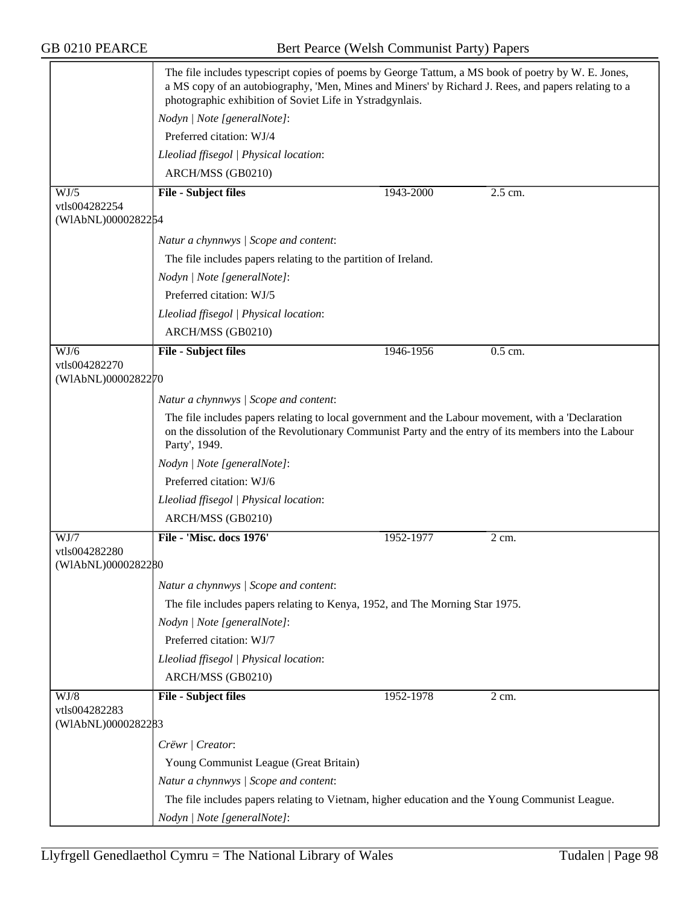The file includes typescript copies of poems by George Tattum, a MS book of poetry by W. E. Jones, a MS copy of an autobiography, 'Men, Mines and Miners' by Richard J. Rees, and papers relating to a photographic exhibition of Soviet Life in Ystradgynlais.

*Nodyn | Note [generalNote]*:

Preferred citation: WJ/4

*Lleoliad ffisegol | Physical location*:

ARCH/MSS (GB0210)

| WJ/5 vtls004282254 (WlAbNL)0000282254 | **File - Subject files** | 1943-2000 | 2.5 cm. |
|---|---|---|---|

*Natur a chynnwys | Scope and content*:

The file includes papers relating to the partition of Ireland.

*Nodyn | Note [generalNote]*:

Preferred citation: WJ/5

*Lleoliad ffisegol | Physical location*:

ARCH/MSS (GB0210)

| WJ/6 vtls004282270 (WlAbNL)0000282270 | **File - Subject files** | 1946-1956 | 0.5 cm. |
|---|---|---|---|

*Natur a chynnwys | Scope and content*:

The file includes papers relating to local government and the Labour movement, with a 'Declaration on the dissolution of the Revolutionary Communist Party and the entry of its members into the Labour Party', 1949.

*Nodyn | Note [generalNote]*:

Preferred citation: WJ/6

*Lleoliad ffisegol | Physical location*:

ARCH/MSS (GB0210)

| WJ/7 vtls004282280 (WlAbNL)0000282280 | **File - 'Misc. docs 1976'** | 1952-1977 | 2 cm. |
|---|---|---|---|

*Natur a chynnwys | Scope and content*:

The file includes papers relating to Kenya, 1952, and The Morning Star 1975.

*Nodyn | Note [generalNote]*:

Preferred citation: WJ/7

*Lleoliad ffisegol | Physical location*:

ARCH/MSS (GB0210)

| WJ/8 vtls004282283 (WlAbNL)0000282283 | **File - Subject files** | 1952-1978 | 2 cm. |
|---|---|---|---|

*Crëwr | Creator*:

Young Communist League (Great Britain)

*Natur a chynnwys | Scope and content*:

The file includes papers relating to Vietnam, higher education and the Young Communist League.

*Nodyn | Note [generalNote]*: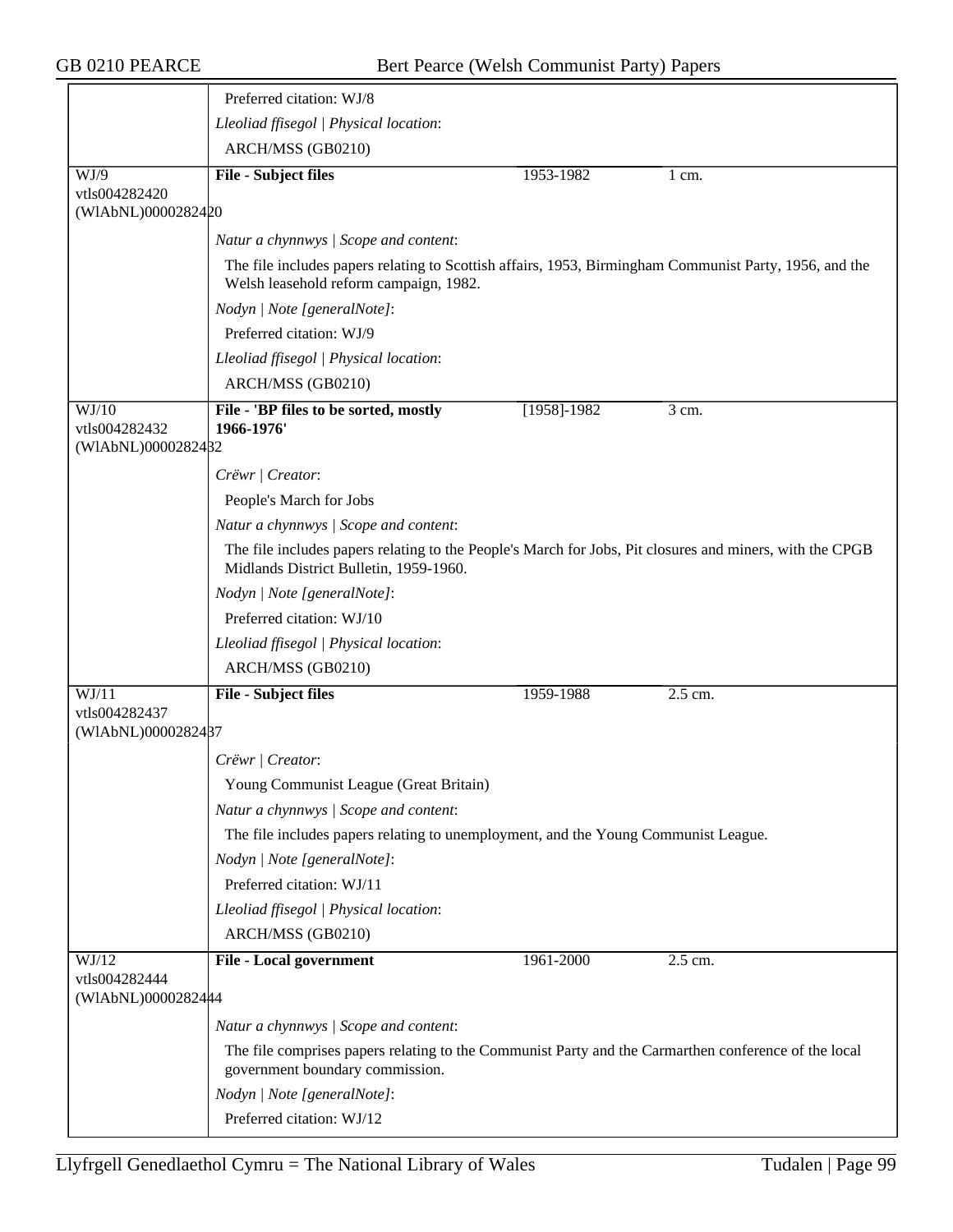Preferred citation: WJ/8

*Lleoliad ffisegol | Physical location*:

ARCH/MSS (GB0210)

---

WJ/9
vtls004282420
(WlAbNL)0000282420

**File - Subject files** | 1953-1982 | 1 cm.

*Natur a chynnwys | Scope and content*:

The file includes papers relating to Scottish affairs, 1953, Birmingham Communist Party, 1956, and the Welsh leasehold reform campaign, 1982.

*Nodyn | Note [generalNote]*:

Preferred citation: WJ/9

*Lleoliad ffisegol | Physical location*:

ARCH/MSS (GB0210)

---

WJ/10
vtls004282432
(WlAbNL)0000282432

**File - 'BP files to be sorted, mostly 1966-1976'** | [1958]-1982 | 3 cm.

*Crëwr | Creator*:

People's March for Jobs

*Natur a chynnwys | Scope and content*:

The file includes papers relating to the People's March for Jobs, Pit closures and miners, with the CPGB Midlands District Bulletin, 1959-1960.

*Nodyn | Note [generalNote]*:

Preferred citation: WJ/10

*Lleoliad ffisegol | Physical location*:

ARCH/MSS (GB0210)

---

WJ/11
vtls004282437
(WlAbNL)0000282437

**File - Subject files** | 1959-1988 | 2.5 cm.

*Crëwr | Creator*:

Young Communist League (Great Britain)

*Natur a chynnwys | Scope and content*:

The file includes papers relating to unemployment, and the Young Communist League.

*Nodyn | Note [generalNote]*:

Preferred citation: WJ/11

*Lleoliad ffisegol | Physical location*:

ARCH/MSS (GB0210)

---

WJ/12
vtls004282444
(WlAbNL)0000282444

**File - Local government** | 1961-2000 | 2.5 cm.

*Natur a chynnwys | Scope and content*:

The file comprises papers relating to the Communist Party and the Carmarthen conference of the local government boundary commission.

*Nodyn | Note [generalNote]*:

Preferred citation: WJ/12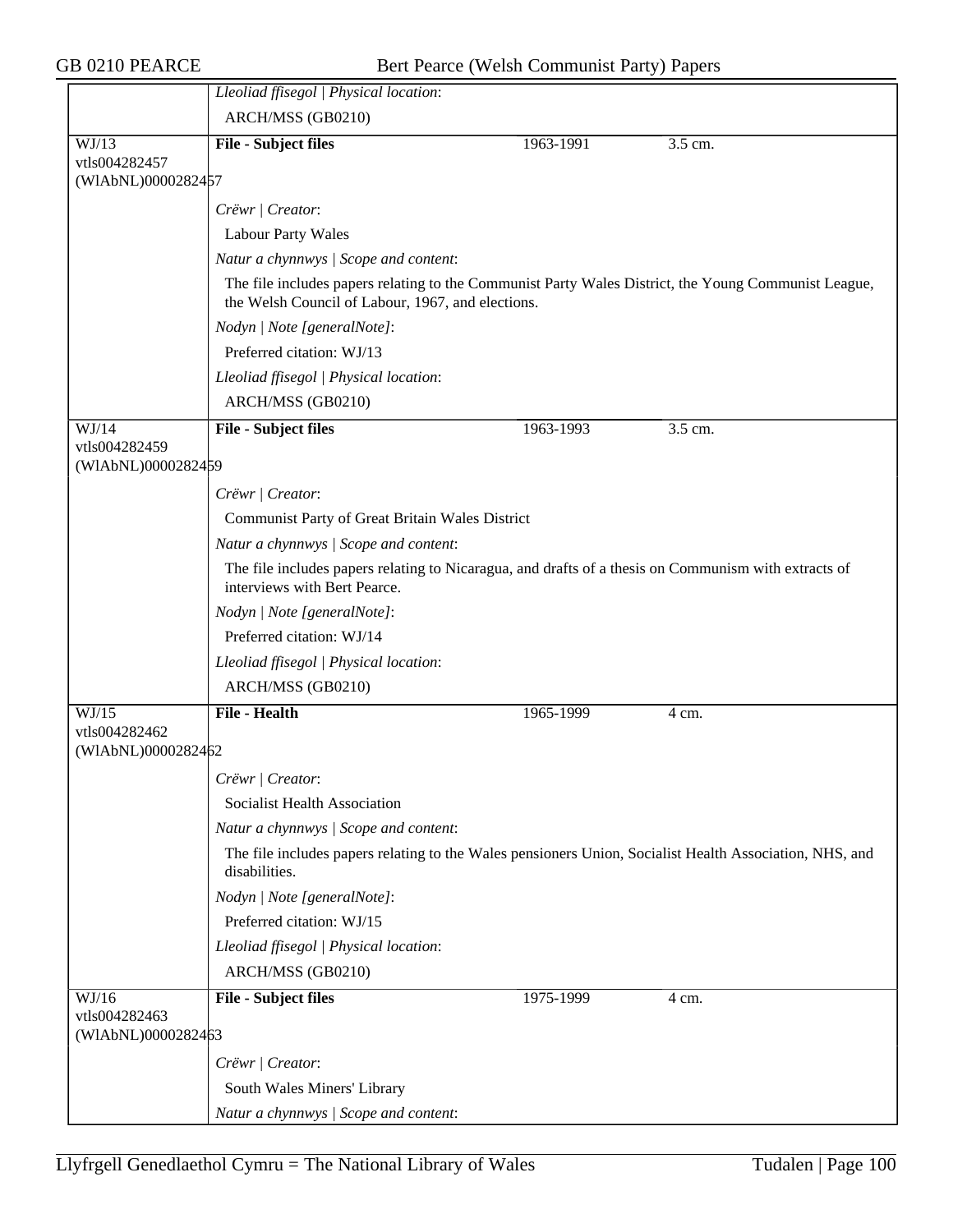| | |
|---|---|
| | *Lleoliad ffisegol \| Physical location*: |
| | ARCH/MSS (GB0210) |
| WJ/13<br>vtls004282457<br>(WlAbNL)0000282457 | **File - Subject files** 1963-1991 3.5 cm. |
| | *Crëwr \| Creator*: |
| | Labour Party Wales |
| | *Natur a chynnwys \| Scope and content*: |
| | The file includes papers relating to the Communist Party Wales District, the Young Communist League, the Welsh Council of Labour, 1967, and elections. |
| | *Nodyn \| Note [generalNote]*: |
| | Preferred citation: WJ/13 |
| | *Lleoliad ffisegol \| Physical location*: |
| | ARCH/MSS (GB0210) |
| WJ/14<br>vtls004282459<br>(WlAbNL)0000282459 | **File - Subject files** 1963-1993 3.5 cm. |
| | *Crëwr \| Creator*: |
| | Communist Party of Great Britain Wales District |
| | *Natur a chynnwys \| Scope and content*: |
| | The file includes papers relating to Nicaragua, and drafts of a thesis on Communism with extracts of interviews with Bert Pearce. |
| | *Nodyn \| Note [generalNote]*: |
| | Preferred citation: WJ/14 |
| | *Lleoliad ffisegol \| Physical location*: |
| | ARCH/MSS (GB0210) |
| WJ/15<br>vtls004282462<br>(WlAbNL)0000282462 | **File - Health** 1965-1999 4 cm. |
| | *Crëwr \| Creator*: |
| | Socialist Health Association |
| | *Natur a chynnwys \| Scope and content*: |
| | The file includes papers relating to the Wales pensioners Union, Socialist Health Association, NHS, and disabilities. |
| | *Nodyn \| Note [generalNote]*: |
| | Preferred citation: WJ/15 |
| | *Lleoliad ffisegol \| Physical location*: |
| | ARCH/MSS (GB0210) |
| WJ/16<br>vtls004282463<br>(WlAbNL)0000282463 | **File - Subject files** 1975-1999 4 cm. |
| | *Crëwr \| Creator*: |
| | South Wales Miners' Library |
| | *Natur a chynnwys \| Scope and content*: |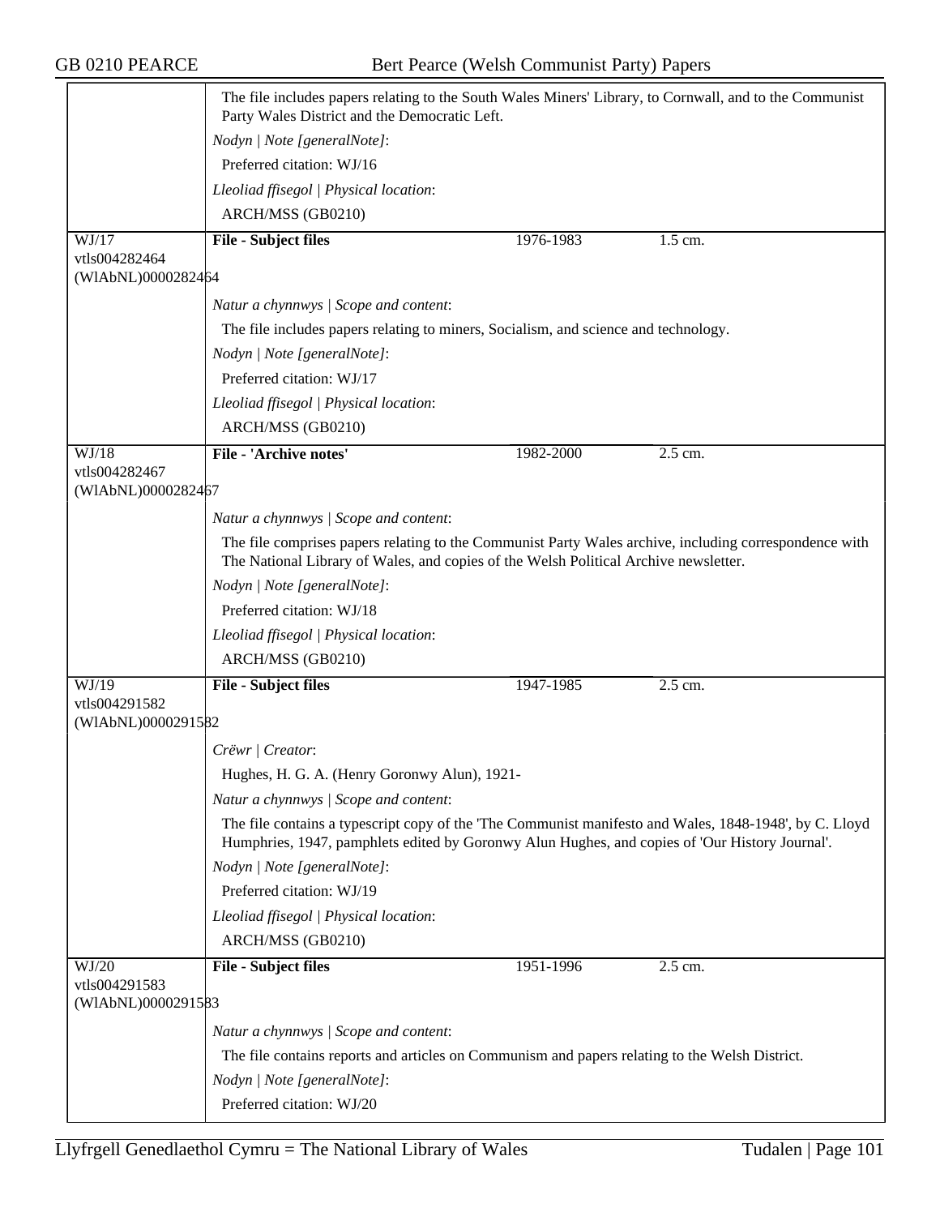The file includes papers relating to the South Wales Miners' Library, to Cornwall, and to the Communist Party Wales District and the Democratic Left.

*Nodyn | Note [generalNote]*:

Preferred citation: WJ/16

*Lleoliad ffisegol | Physical location*:

ARCH/MSS (GB0210)

---

WJ/17
vtls004282464
(WlAbNL)0000282464

**File - Subject files** | 1976-1983 | 1.5 cm.

*Natur a chynnwys | Scope and content*:

The file includes papers relating to miners, Socialism, and science and technology.

*Nodyn | Note [generalNote]*:

Preferred citation: WJ/17

*Lleoliad ffisegol | Physical location*:

ARCH/MSS (GB0210)

---

WJ/18
vtls004282467
(WlAbNL)0000282467

**File - 'Archive notes'** | 1982-2000 | 2.5 cm.

*Natur a chynnwys | Scope and content*:

The file comprises papers relating to the Communist Party Wales archive, including correspondence with The National Library of Wales, and copies of the Welsh Political Archive newsletter.

*Nodyn | Note [generalNote]*:

Preferred citation: WJ/18

*Lleoliad ffisegol | Physical location*:

ARCH/MSS (GB0210)

---

WJ/19
vtls004291582
(WlAbNL)0000291582

**File - Subject files** | 1947-1985 | 2.5 cm.

*Crëwr | Creator*:

Hughes, H. G. A. (Henry Goronwy Alun), 1921-

*Natur a chynnwys | Scope and content*:

The file contains a typescript copy of the 'The Communist manifesto and Wales, 1848-1948', by C. Lloyd Humphries, 1947, pamphlets edited by Goronwy Alun Hughes, and copies of 'Our History Journal'.

*Nodyn | Note [generalNote]*:

Preferred citation: WJ/19

*Lleoliad ffisegol | Physical location*:

ARCH/MSS (GB0210)

---

WJ/20
vtls004291583
(WlAbNL)0000291583

**File - Subject files** | 1951-1996 | 2.5 cm.

*Natur a chynnwys | Scope and content*:

The file contains reports and articles on Communism and papers relating to the Welsh District.

*Nodyn | Note [generalNote]*:

Preferred citation: WJ/20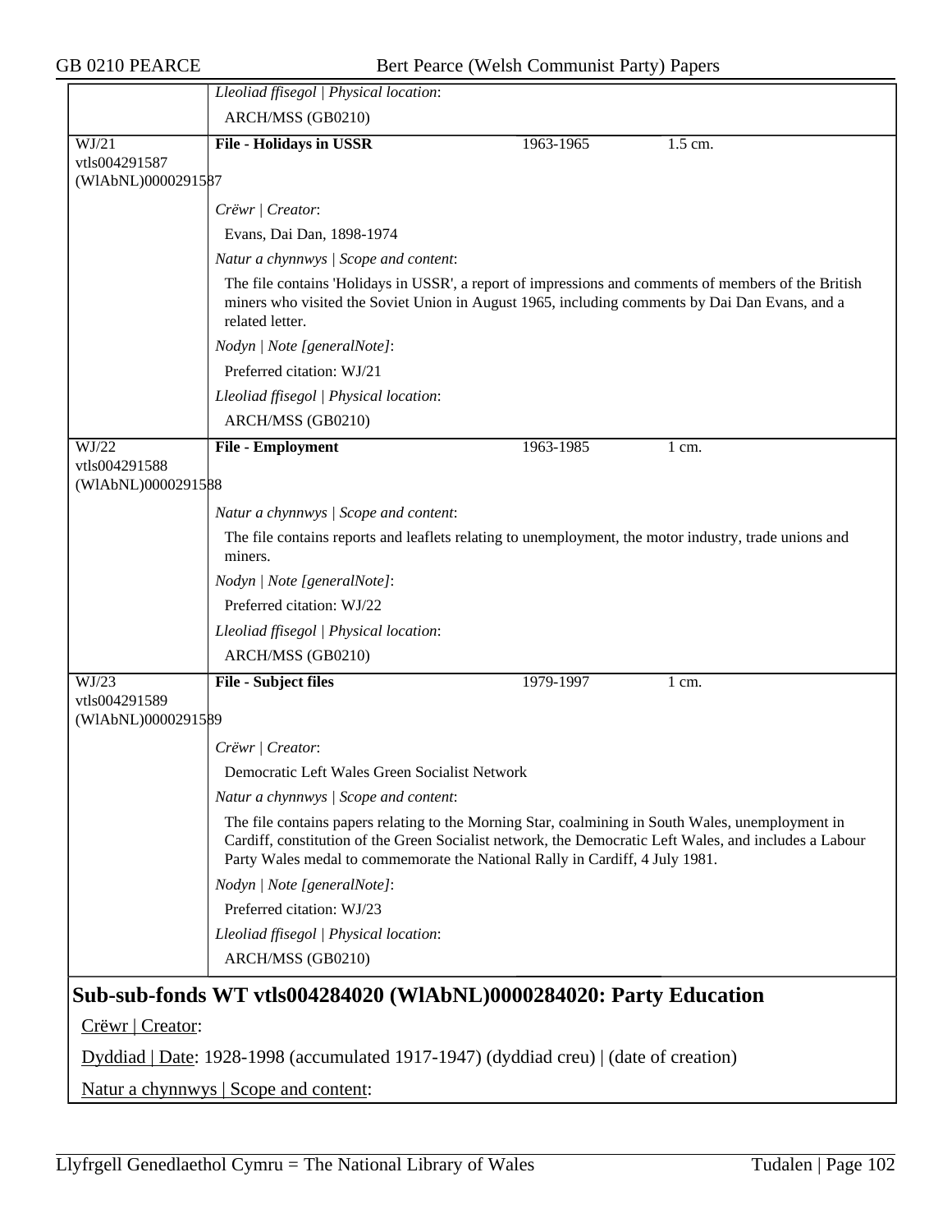*Lleoliad ffisegol | Physical location*:

ARCH/MSS (GB0210)

| WJ/21 vtls004291587 (WlAbNL)0000291587 | **File - Holidays in USSR** | 1963-1965 | 1.5 cm. |
|---|---|---|---|

*Crëwr | Creator*:

Evans, Dai Dan, 1898-1974

*Natur a chynnwys | Scope and content*:

The file contains 'Holidays in USSR', a report of impressions and comments of members of the British miners who visited the Soviet Union in August 1965, including comments by Dai Dan Evans, and a related letter.

*Nodyn | Note [generalNote]*:

Preferred citation: WJ/21

*Lleoliad ffisegol | Physical location*:

ARCH/MSS (GB0210)

| WJ/22 vtls004291588 (WlAbNL)0000291588 | **File - Employment** | 1963-1985 | 1 cm. |
|---|---|---|---|

*Natur a chynnwys | Scope and content*:

The file contains reports and leaflets relating to unemployment, the motor industry, trade unions and miners.

*Nodyn | Note [generalNote]*:

Preferred citation: WJ/22

*Lleoliad ffisegol | Physical location*:

ARCH/MSS (GB0210)

| WJ/23 vtls004291589 (WlAbNL)0000291589 | **File - Subject files** | 1979-1997 | 1 cm. |
|---|---|---|---|

*Crëwr | Creator*:

Democratic Left Wales Green Socialist Network

*Natur a chynnwys | Scope and content*:

The file contains papers relating to the Morning Star, coalmining in South Wales, unemployment in Cardiff, constitution of the Green Socialist network, the Democratic Left Wales, and includes a Labour Party Wales medal to commemorate the National Rally in Cardiff, 4 July 1981.

*Nodyn | Note [generalNote]*:

Preferred citation: WJ/23

*Lleoliad ffisegol | Physical location*:

ARCH/MSS (GB0210)

## Sub-sub-fonds WT vtls004284020 (WlAbNL)0000284020: Party Education

Crëwr | Creator:

Dyddiad | Date: 1928-1998 (accumulated 1917-1947) (dyddiad creu) | (date of creation)

Natur a chynnwys | Scope and content: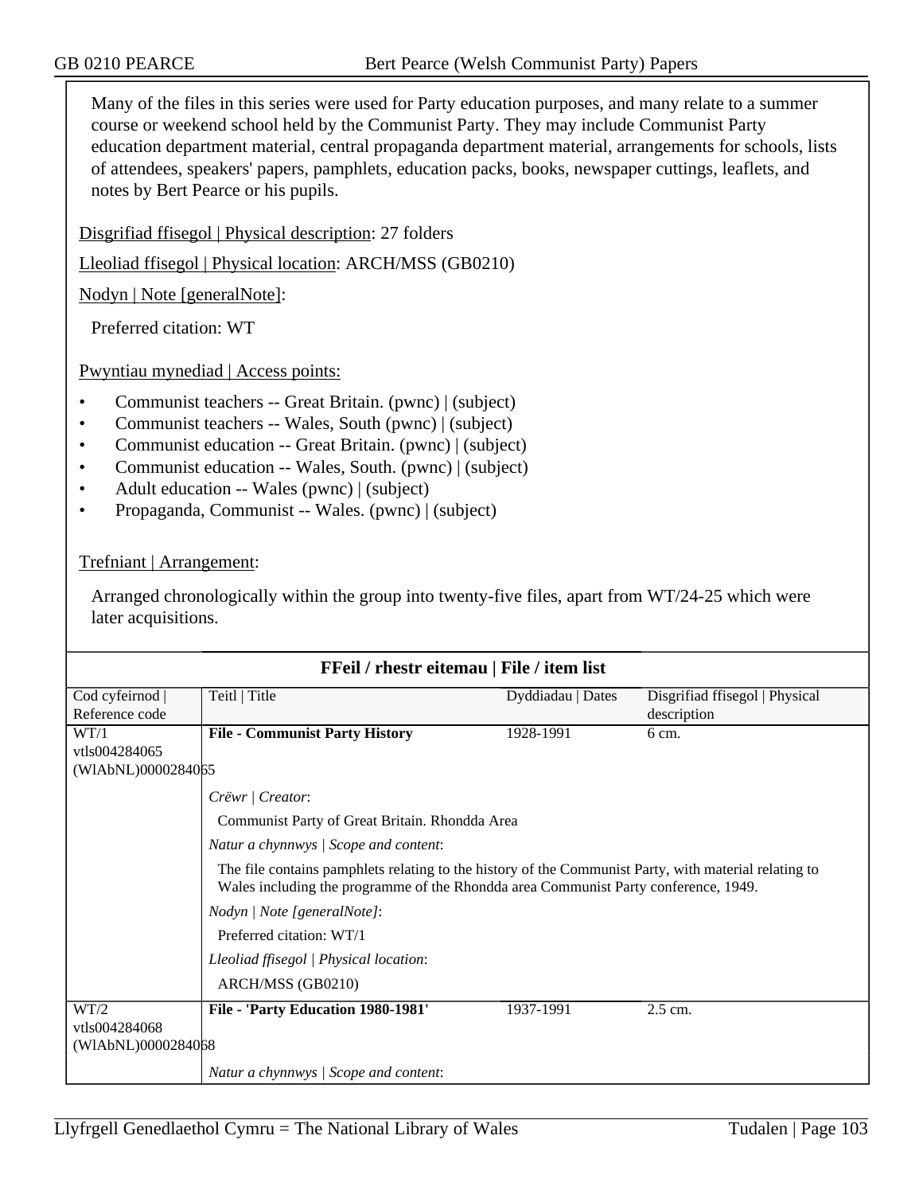Many of the files in this series were used for Party education purposes, and many relate to a summer course or weekend school held by the Communist Party. They may include Communist Party education department material, central propaganda department material, arrangements for schools, lists of attendees, speakers' papers, pamphlets, education packs, books, newspaper cuttings, leaflets, and notes by Bert Pearce or his pupils.

Disgrifiad ffisegol | Physical description: 27 folders

Lleoliad ffisegol | Physical location: ARCH/MSS (GB0210)

Nodyn | Note [generalNote]:

Preferred citation: WT

Pwyntiau mynediad | Access points:

- Communist teachers -- Great Britain. (pwnc) | (subject)
- Communist teachers -- Wales, South (pwnc) | (subject)
- Communist education -- Great Britain. (pwnc) | (subject)
- Communist education -- Wales, South. (pwnc) | (subject)
- Adult education -- Wales (pwnc) | (subject)
- Propaganda, Communist -- Wales. (pwnc) | (subject)

Trefniant | Arrangement:

Arranged chronologically within the group into twenty-five files, apart from WT/24-25 which were later acquisitions.

**FFeil / rhestr eitemau | File / item list**

| Cod cyfeirnod \| Reference code | Teitl \| Title | Dyddiadau \| Dates | Disgrifiad ffisegol \| Physical description |
|---|---|---|---|
| WT/1 vtls004284065 (WlAbNL)0000284065 | **File - Communist Party History** | 1928-1991 | 6 cm. |
| | *Crëwr \| Creator*: Communist Party of Great Britain. Rhondda Area | | |
| | *Natur a chynnwys \| Scope and content*: The file contains pamphlets relating to the history of the Communist Party, with material relating to Wales including the programme of the Rhondda area Communist Party conference, 1949. | | |
| | *Nodyn \| Note [generalNote]*: Preferred citation: WT/1 | | |
| | *Lleoliad ffisegol \| Physical location*: ARCH/MSS (GB0210) | | |
| WT/2 vtls004284068 (WlAbNL)0000284068 | **File - 'Party Education 1980-1981'** | 1937-1991 | 2.5 cm. |
| | *Natur a chynnwys \| Scope and content*: | | |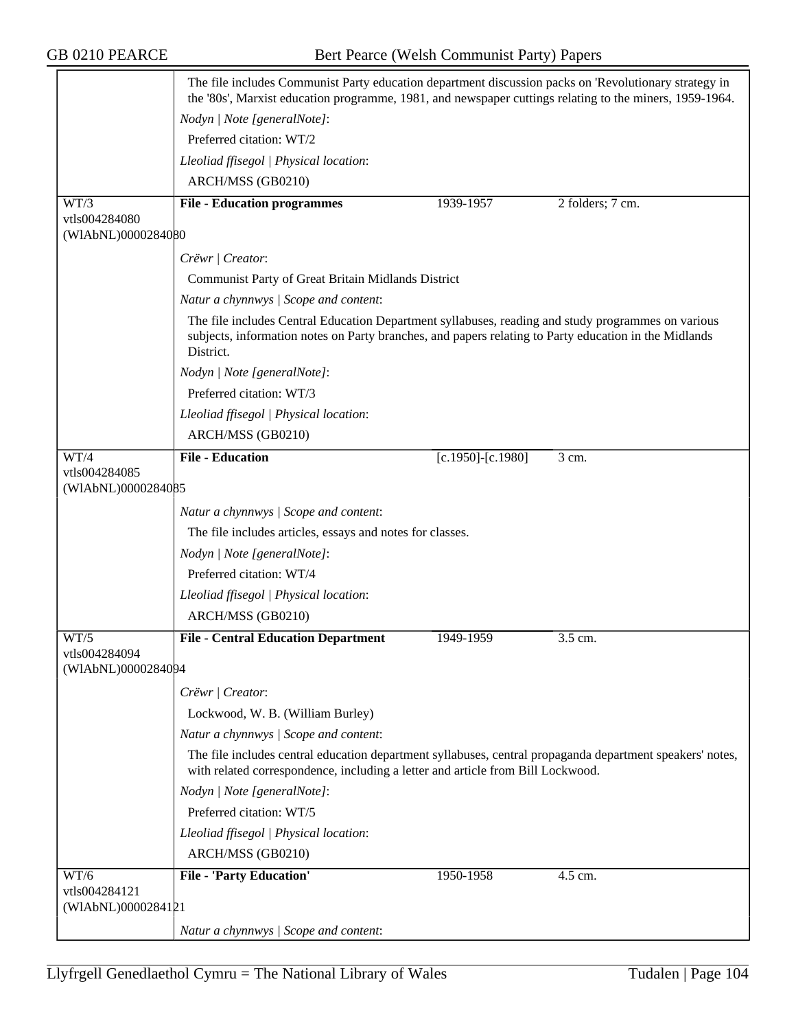The file includes Communist Party education department discussion packs on 'Revolutionary strategy in the '80s', Marxist education programme, 1981, and newspaper cuttings relating to the miners, 1959-1964.

*Nodyn | Note [generalNote]*:

Preferred citation: WT/2

*Lleoliad ffisegol | Physical location*:

ARCH/MSS (GB0210)

---

WT/3
vtls004284080
(WlAbNL)0000284080

**File - Education programmes** | 1939-1957 | 2 folders; 7 cm.

*Crëwr | Creator*:

Communist Party of Great Britain Midlands District

*Natur a chynnwys | Scope and content*:

The file includes Central Education Department syllabuses, reading and study programmes on various subjects, information notes on Party branches, and papers relating to Party education in the Midlands District.

*Nodyn | Note [generalNote]*:

Preferred citation: WT/3

*Lleoliad ffisegol | Physical location*:

ARCH/MSS (GB0210)

---

WT/4
vtls004284085
(WlAbNL)0000284085

**File - Education** | [c.1950]-[c.1980] | 3 cm.

*Natur a chynnwys | Scope and content*:

The file includes articles, essays and notes for classes.

*Nodyn | Note [generalNote]*:

Preferred citation: WT/4

*Lleoliad ffisegol | Physical location*:

ARCH/MSS (GB0210)

---

WT/5
vtls004284094
(WlAbNL)0000284094

**File - Central Education Department** | 1949-1959 | 3.5 cm.

*Crëwr | Creator*:

Lockwood, W. B. (William Burley)

*Natur a chynnwys | Scope and content*:

The file includes central education department syllabuses, central propaganda department speakers' notes, with related correspondence, including a letter and article from Bill Lockwood.

*Nodyn | Note [generalNote]*:

Preferred citation: WT/5

*Lleoliad ffisegol | Physical location*:

ARCH/MSS (GB0210)

---

WT/6
vtls004284121
(WlAbNL)0000284121

**File - 'Party Education'** | 1950-1958 | 4.5 cm.

*Natur a chynnwys | Scope and content*: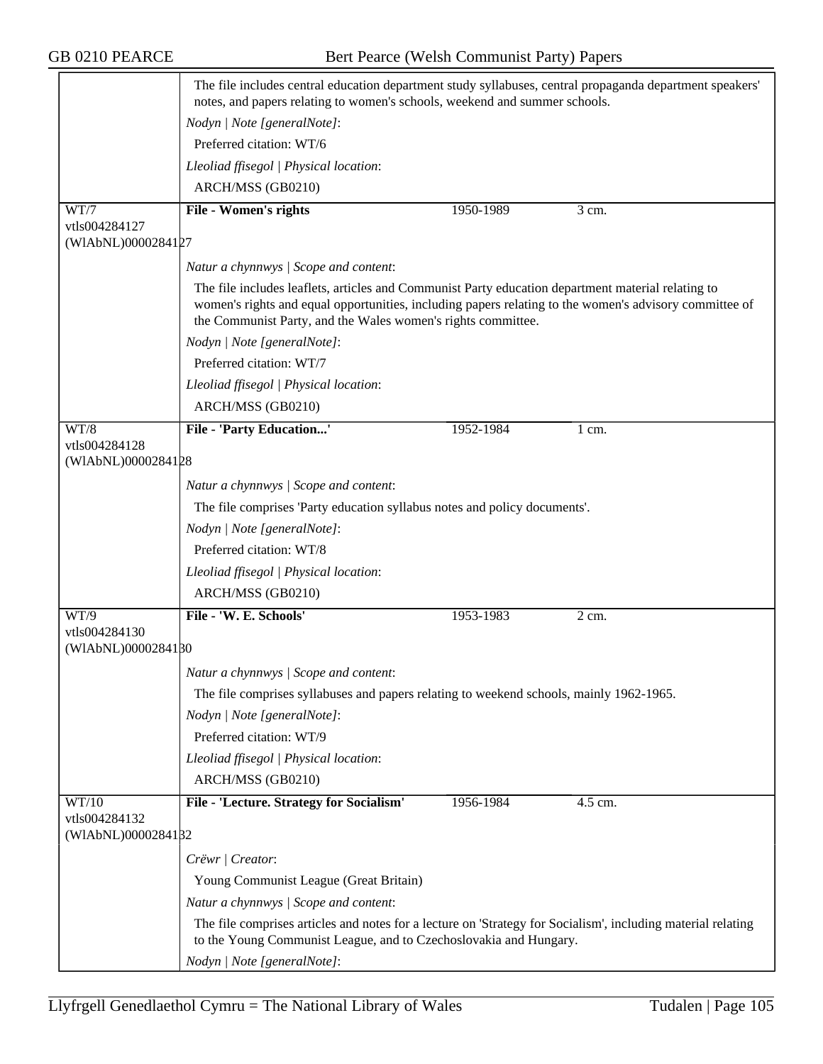The file includes central education department study syllabuses, central propaganda department speakers' notes, and papers relating to women's schools, weekend and summer schools.

*Nodyn | Note [generalNote]*:

Preferred citation: WT/6

*Lleoliad ffisegol | Physical location*:

ARCH/MSS (GB0210)

---

WT/7
vtls004284127
(WlAbNL)0000284127

**File - Women's rights** | 1950-1989 | 3 cm.

*Natur a chynnwys | Scope and content*:

The file includes leaflets, articles and Communist Party education department material relating to women's rights and equal opportunities, including papers relating to the women's advisory committee of the Communist Party, and the Wales women's rights committee.

*Nodyn | Note [generalNote]*:

Preferred citation: WT/7

*Lleoliad ffisegol | Physical location*:

ARCH/MSS (GB0210)

---

WT/8
vtls004284128
(WlAbNL)0000284128

**File - 'Party Education...'** | 1952-1984 | 1 cm.

*Natur a chynnwys | Scope and content*:

The file comprises 'Party education syllabus notes and policy documents'.

*Nodyn | Note [generalNote]*:

Preferred citation: WT/8

*Lleoliad ffisegol | Physical location*:

ARCH/MSS (GB0210)

---

WT/9
vtls004284130
(WlAbNL)0000284130

**File - 'W. E. Schools'** | 1953-1983 | 2 cm.

*Natur a chynnwys | Scope and content*:

The file comprises syllabuses and papers relating to weekend schools, mainly 1962-1965.

*Nodyn | Note [generalNote]*:

Preferred citation: WT/9

*Lleoliad ffisegol | Physical location*:

ARCH/MSS (GB0210)

---

WT/10
vtls004284132
(WlAbNL)0000284132

**File - 'Lecture. Strategy for Socialism'** | 1956-1984 | 4.5 cm.

*Crëwr | Creator*:

Young Communist League (Great Britain)

*Natur a chynnwys | Scope and content*:

The file comprises articles and notes for a lecture on 'Strategy for Socialism', including material relating to the Young Communist League, and to Czechoslovakia and Hungary.

*Nodyn | Note [generalNote]*: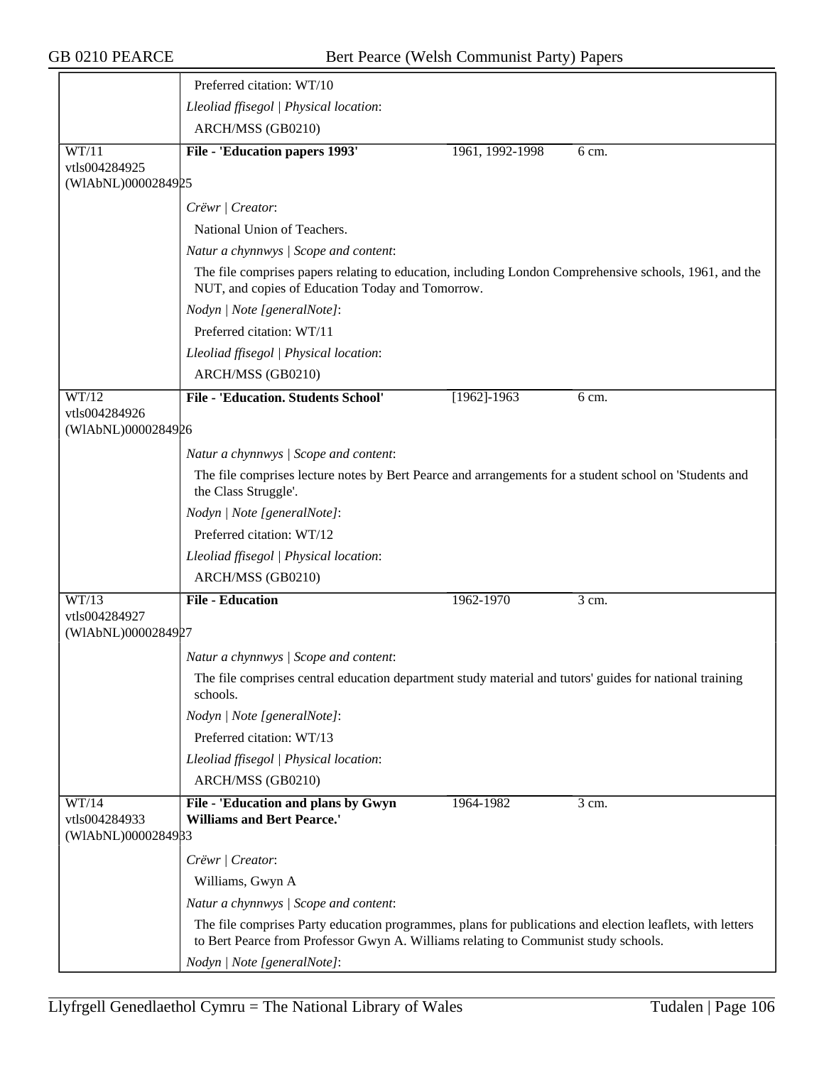Preferred citation: WT/10

*Lleoliad ffisegol | Physical location*:

ARCH/MSS (GB0210)

---

WT/11
vtls004284925
(WlAbNL)0000284925

**File - 'Education papers 1993'** | 1961, 1992-1998 | 6 cm.

*Crëwr | Creator*:

National Union of Teachers.

*Natur a chynnwys | Scope and content*:

The file comprises papers relating to education, including London Comprehensive schools, 1961, and the NUT, and copies of Education Today and Tomorrow.

*Nodyn | Note [generalNote]*:

Preferred citation: WT/11

*Lleoliad ffisegol | Physical location*:

ARCH/MSS (GB0210)

---

WT/12
vtls004284926
(WlAbNL)0000284926

**File - 'Education. Students School'** | [1962]-1963 | 6 cm.

*Natur a chynnwys | Scope and content*:

The file comprises lecture notes by Bert Pearce and arrangements for a student school on 'Students and the Class Struggle'.

*Nodyn | Note [generalNote]*:

Preferred citation: WT/12

*Lleoliad ffisegol | Physical location*:

ARCH/MSS (GB0210)

---

WT/13
vtls004284927
(WlAbNL)0000284927

**File - Education** | 1962-1970 | 3 cm.

*Natur a chynnwys | Scope and content*:

The file comprises central education department study material and tutors' guides for national training schools.

*Nodyn | Note [generalNote]*:

Preferred citation: WT/13

*Lleoliad ffisegol | Physical location*:

ARCH/MSS (GB0210)

---

WT/14
vtls004284933
(WlAbNL)0000284933

**File - 'Education and plans by Gwyn Williams and Bert Pearce.'** | 1964-1982 | 3 cm.

*Crëwr | Creator*:

Williams, Gwyn A

*Natur a chynnwys | Scope and content*:

The file comprises Party education programmes, plans for publications and election leaflets, with letters to Bert Pearce from Professor Gwyn A. Williams relating to Communist study schools.

*Nodyn | Note [generalNote]*: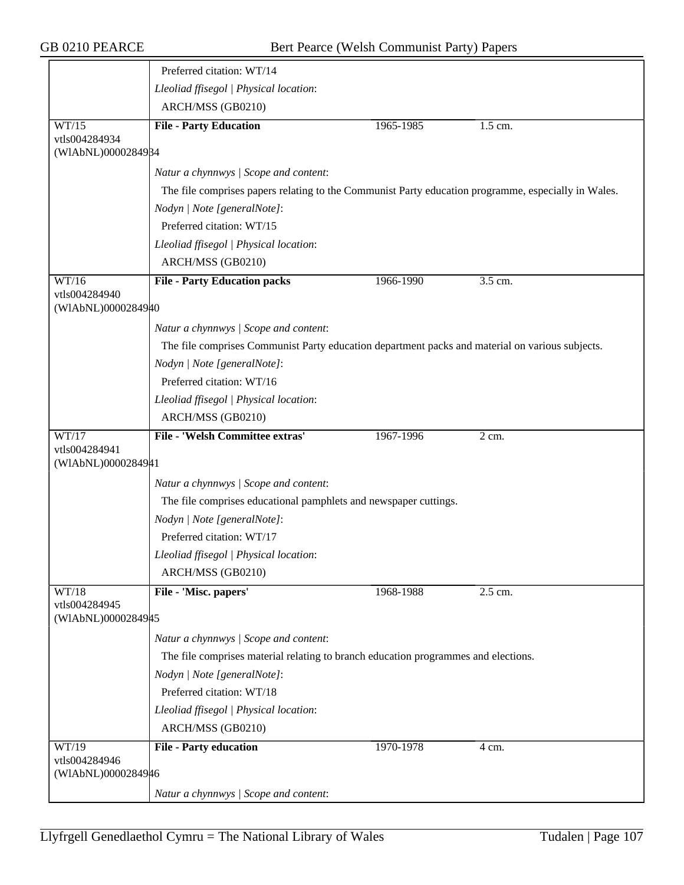Preferred citation: WT/14

*Lleoliad ffisegol | Physical location*:

ARCH/MSS (GB0210)

| WT/15<br>vtls004284934<br>(WlAbNL)0000284934 | **File - Party Education** | 1965-1985 | 1.5 cm. |
|---|---|---|---|

*Natur a chynnwys | Scope and content*:

The file comprises papers relating to the Communist Party education programme, especially in Wales.

*Nodyn | Note [generalNote]*:

Preferred citation: WT/15

*Lleoliad ffisegol | Physical location*:

ARCH/MSS (GB0210)

| WT/16<br>vtls004284940<br>(WlAbNL)0000284940 | **File - Party Education packs** | 1966-1990 | 3.5 cm. |
|---|---|---|---|

*Natur a chynnwys | Scope and content*:

The file comprises Communist Party education department packs and material on various subjects.

*Nodyn | Note [generalNote]*:

Preferred citation: WT/16

*Lleoliad ffisegol | Physical location*:

ARCH/MSS (GB0210)

| WT/17<br>vtls004284941<br>(WlAbNL)0000284941 | **File - 'Welsh Committee extras'** | 1967-1996 | 2 cm. |
|---|---|---|---|

*Natur a chynnwys | Scope and content*:

The file comprises educational pamphlets and newspaper cuttings.

*Nodyn | Note [generalNote]*:

Preferred citation: WT/17

*Lleoliad ffisegol | Physical location*:

ARCH/MSS (GB0210)

| WT/18<br>vtls004284945<br>(WlAbNL)0000284945 | **File - 'Misc. papers'** | 1968-1988 | 2.5 cm. |
|---|---|---|---|

*Natur a chynnwys | Scope and content*:

The file comprises material relating to branch education programmes and elections.

*Nodyn | Note [generalNote]*:

Preferred citation: WT/18

*Lleoliad ffisegol | Physical location*:

ARCH/MSS (GB0210)

| WT/19<br>vtls004284946<br>(WlAbNL)0000284946 | **File - Party education** | 1970-1978 | 4 cm. |
|---|---|---|---|

*Natur a chynnwys | Scope and content*: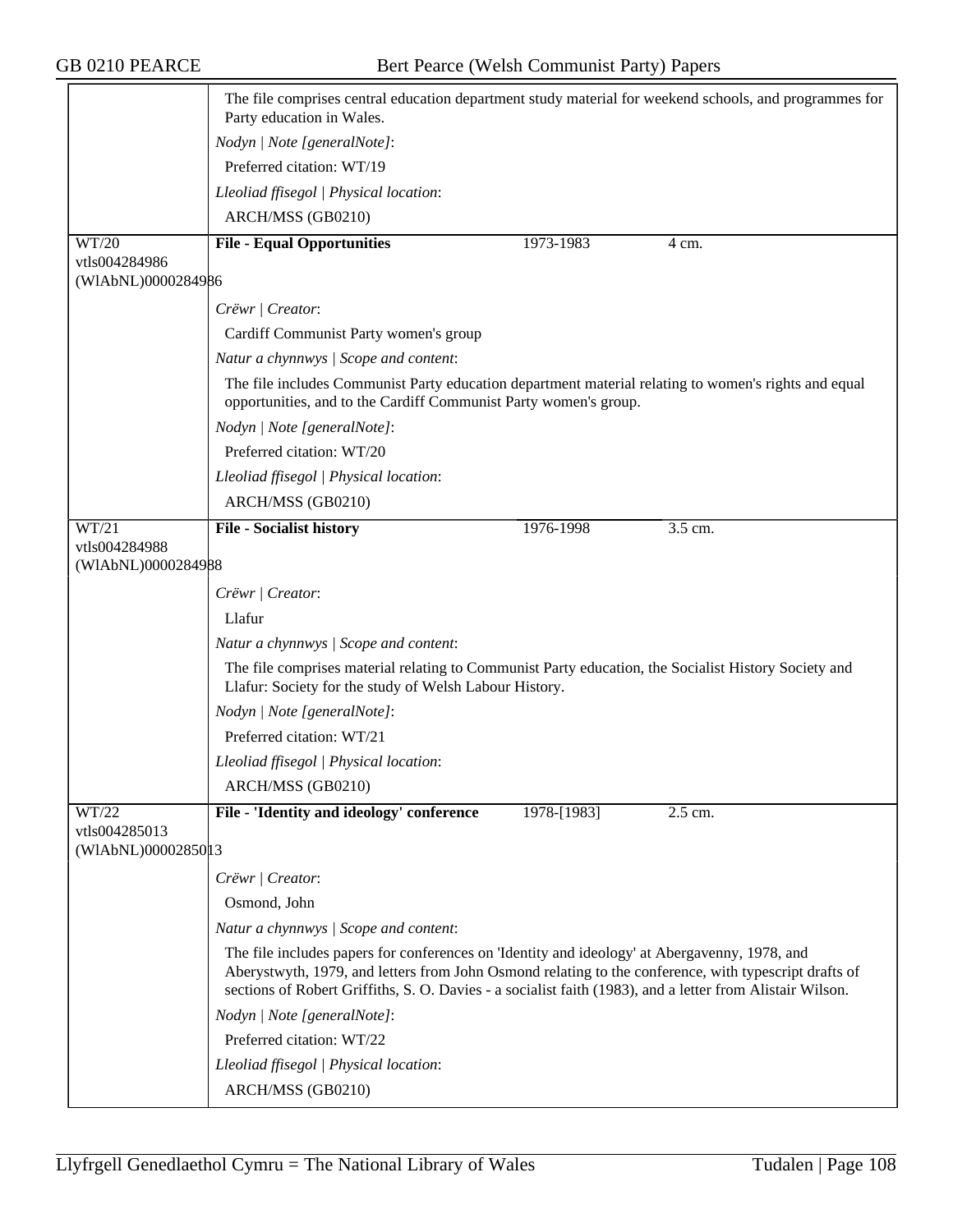The file comprises central education department study material for weekend schools, and programmes for Party education in Wales.

*Nodyn | Note [generalNote]*:

Preferred citation: WT/19

*Lleoliad ffisegol | Physical location*:

ARCH/MSS (GB0210)

| WT/20 vtls004284986 (WlAbNL)0000284986 | **File - Equal Opportunities** | 1973-1983 | 4 cm. |
|---|---|---|---|

*Crëwr | Creator*:

Cardiff Communist Party women's group

*Natur a chynnwys | Scope and content*:

The file includes Communist Party education department material relating to women's rights and equal opportunities, and to the Cardiff Communist Party women's group.

*Nodyn | Note [generalNote]*:

Preferred citation: WT/20

*Lleoliad ffisegol | Physical location*:

ARCH/MSS (GB0210)

| WT/21 vtls004284988 (WlAbNL)0000284988 | **File - Socialist history** | 1976-1998 | 3.5 cm. |
|---|---|---|---|

*Crëwr | Creator*:

Llafur

*Natur a chynnwys | Scope and content*:

The file comprises material relating to Communist Party education, the Socialist History Society and Llafur: Society for the study of Welsh Labour History.

*Nodyn | Note [generalNote]*:

Preferred citation: WT/21

*Lleoliad ffisegol | Physical location*:

ARCH/MSS (GB0210)

| WT/22 vtls004285013 (WlAbNL)0000285013 | **File - 'Identity and ideology' conference** | 1978-[1983] | 2.5 cm. |
|---|---|---|---|

*Crëwr | Creator*:

Osmond, John

*Natur a chynnwys | Scope and content*:

The file includes papers for conferences on 'Identity and ideology' at Abergavenny, 1978, and Aberystwyth, 1979, and letters from John Osmond relating to the conference, with typescript drafts of sections of Robert Griffiths, S. O. Davies - a socialist faith (1983), and a letter from Alistair Wilson.

*Nodyn | Note [generalNote]*:

Preferred citation: WT/22

*Lleoliad ffisegol | Physical location*:

ARCH/MSS (GB0210)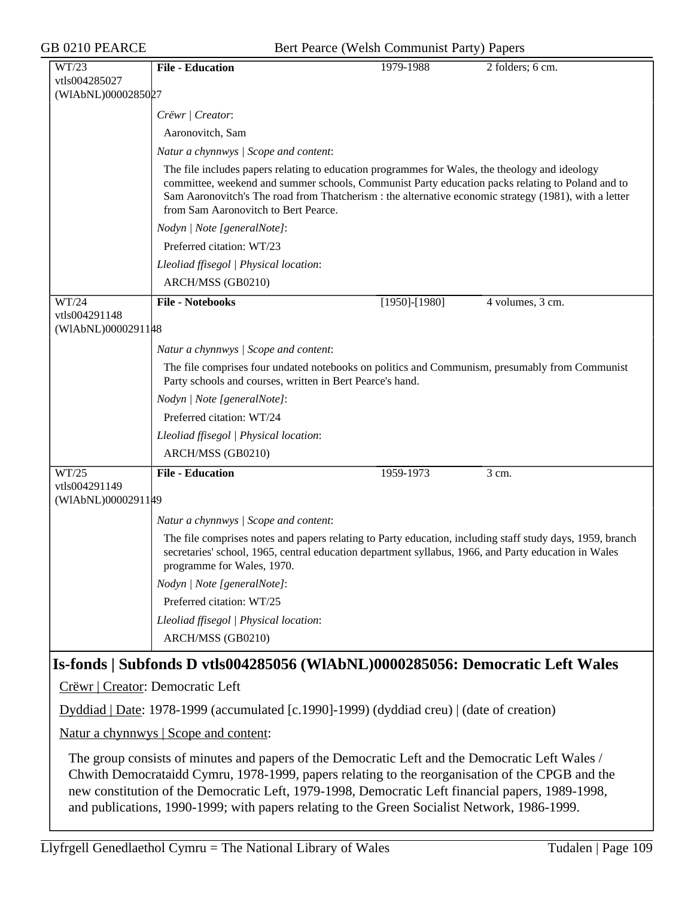| WT/23 vtls004285027 (WlAbNL)0000285027 | **File - Education** | 1979-1988 | 2 folders; 6 cm. |
|---|---|---|---|

*Crëwr | Creator*:

Aaronovitch, Sam

*Natur a chynnwys | Scope and content*:

The file includes papers relating to education programmes for Wales, the theology and ideology committee, weekend and summer schools, Communist Party education packs relating to Poland and to Sam Aaronovitch's The road from Thatcherism : the alternative economic strategy (1981), with a letter from Sam Aaronovitch to Bert Pearce.

*Nodyn | Note [generalNote]*:

Preferred citation: WT/23

*Lleoliad ffisegol | Physical location*:

ARCH/MSS (GB0210)

| WT/24 vtls004291148 (WlAbNL)0000291148 | **File - Notebooks** | [1950]-[1980] | 4 volumes, 3 cm. |
|---|---|---|---|

*Natur a chynnwys | Scope and content*:

The file comprises four undated notebooks on politics and Communism, presumably from Communist Party schools and courses, written in Bert Pearce's hand.

*Nodyn | Note [generalNote]*:

Preferred citation: WT/24

*Lleoliad ffisegol | Physical location*:

ARCH/MSS (GB0210)

| WT/25 vtls004291149 (WlAbNL)0000291149 | **File - Education** | 1959-1973 | 3 cm. |
|---|---|---|---|

*Natur a chynnwys | Scope and content*:

The file comprises notes and papers relating to Party education, including staff study days, 1959, branch secretaries' school, 1965, central education department syllabus, 1966, and Party education in Wales programme for Wales, 1970.

*Nodyn | Note [generalNote]*:

Preferred citation: WT/25

*Lleoliad ffisegol | Physical location*:

ARCH/MSS (GB0210)

## Is-fonds | Subfonds D vtls004285056 (WlAbNL)0000285056: Democratic Left Wales

Crëwr | Creator: Democratic Left

Dyddiad | Date: 1978-1999 (accumulated [c.1990]-1999) (dyddiad creu) | (date of creation)

Natur a chynnwys | Scope and content:

The group consists of minutes and papers of the Democratic Left and the Democratic Left Wales / Chwith Democrataidd Cymru, 1978-1999, papers relating to the reorganisation of the CPGB and the new constitution of the Democratic Left, 1979-1998, Democratic Left financial papers, 1989-1998, and publications, 1990-1999; with papers relating to the Green Socialist Network, 1986-1999.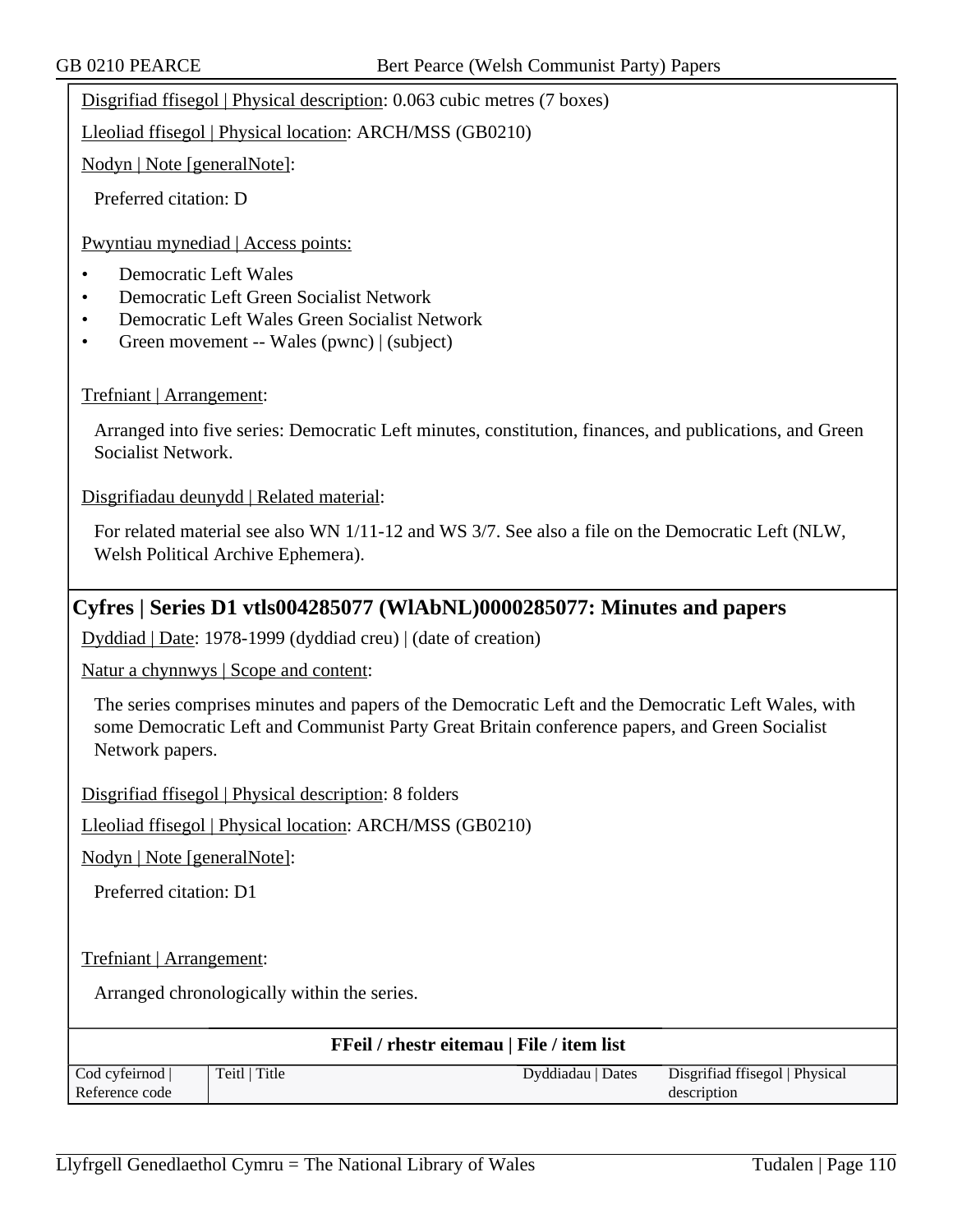Disgrifiad ffisegol | Physical description: 0.063 cubic metres (7 boxes)

Lleoliad ffisegol | Physical location: ARCH/MSS (GB0210)

Nodyn | Note [generalNote]:

Preferred citation: D

Pwyntiau mynediad | Access points:

- Democratic Left Wales
- Democratic Left Green Socialist Network
- Democratic Left Wales Green Socialist Network
- Green movement -- Wales (pwnc) | (subject)

Trefniant | Arrangement:

Arranged into five series: Democratic Left minutes, constitution, finances, and publications, and Green Socialist Network.

Disgrifiadau deunydd | Related material:

For related material see also WN 1/11-12 and WS 3/7. See also a file on the Democratic Left (NLW, Welsh Political Archive Ephemera).

## Cyfres | Series D1 vtls004285077 (WlAbNL)0000285077: Minutes and papers

Dyddiad | Date: 1978-1999 (dyddiad creu) | (date of creation)

Natur a chynnwys | Scope and content:

The series comprises minutes and papers of the Democratic Left and the Democratic Left Wales, with some Democratic Left and Communist Party Great Britain conference papers, and Green Socialist Network papers.

Disgrifiad ffisegol | Physical description: 8 folders

Lleoliad ffisegol | Physical location: ARCH/MSS (GB0210)

Nodyn | Note [generalNote]:

Preferred citation: D1

Trefniant | Arrangement:

Arranged chronologically within the series.

**FFeil / rhestr eitemau | File / item list**

| Cod cyfeirnod \| Reference code | Teitl \| Title | Dyddiadau \| Dates | Disgrifiad ffisegol \| Physical description |
|---|---|---|---|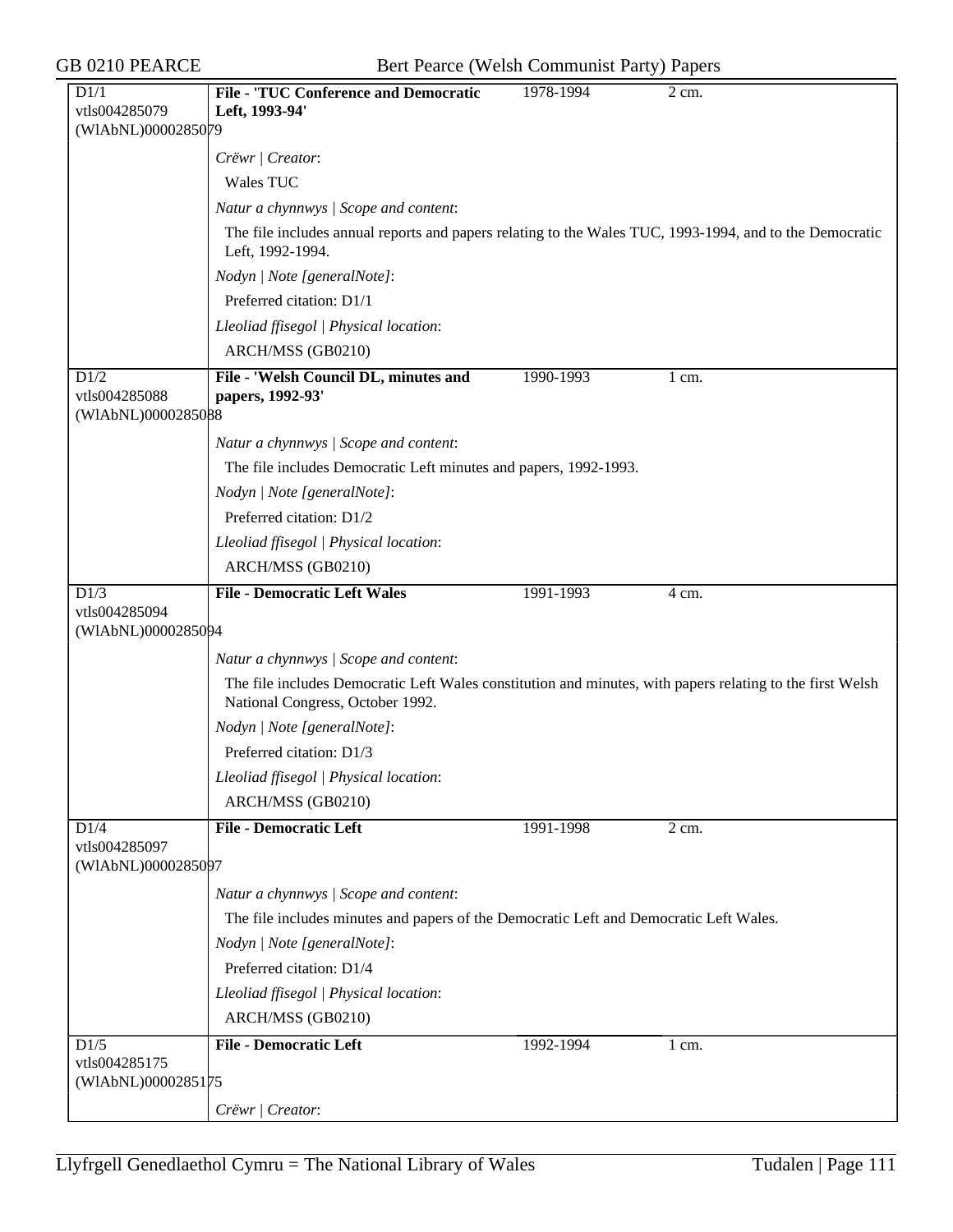| D1/1 vtls004285079 (WlAbNL)0000285079 | **File - 'TUC Conference and Democratic Left, 1993-94'** | 1978-1994 | 2 cm. |
|---|---|---|---|

*Crëwr | Creator*:

Wales TUC

*Natur a chynnwys | Scope and content*:

The file includes annual reports and papers relating to the Wales TUC, 1993-1994, and to the Democratic Left, 1992-1994.

*Nodyn | Note [generalNote]*:

Preferred citation: D1/1

*Lleoliad ffisegol | Physical location*:

ARCH/MSS (GB0210)

| D1/2 vtls004285088 (WlAbNL)0000285088 | **File - 'Welsh Council DL, minutes and papers, 1992-93'** | 1990-1993 | 1 cm. |
|---|---|---|---|

*Natur a chynnwys | Scope and content*:

The file includes Democratic Left minutes and papers, 1992-1993.

*Nodyn | Note [generalNote]*:

Preferred citation: D1/2

*Lleoliad ffisegol | Physical location*:

ARCH/MSS (GB0210)

| D1/3 vtls004285094 (WlAbNL)0000285094 | **File - Democratic Left Wales** | 1991-1993 | 4 cm. |
|---|---|---|---|

*Natur a chynnwys | Scope and content*:

The file includes Democratic Left Wales constitution and minutes, with papers relating to the first Welsh National Congress, October 1992.

*Nodyn | Note [generalNote]*:

Preferred citation: D1/3

*Lleoliad ffisegol | Physical location*:

ARCH/MSS (GB0210)

| D1/4 vtls004285097 (WlAbNL)0000285097 | **File - Democratic Left** | 1991-1998 | 2 cm. |
|---|---|---|---|

*Natur a chynnwys | Scope and content*:

The file includes minutes and papers of the Democratic Left and Democratic Left Wales.

*Nodyn | Note [generalNote]*:

Preferred citation: D1/4

*Lleoliad ffisegol | Physical location*:

ARCH/MSS (GB0210)

| D1/5 vtls004285175 (WlAbNL)0000285175 | **File - Democratic Left** | 1992-1994 | 1 cm. |
|---|---|---|---|

*Crëwr | Creator*: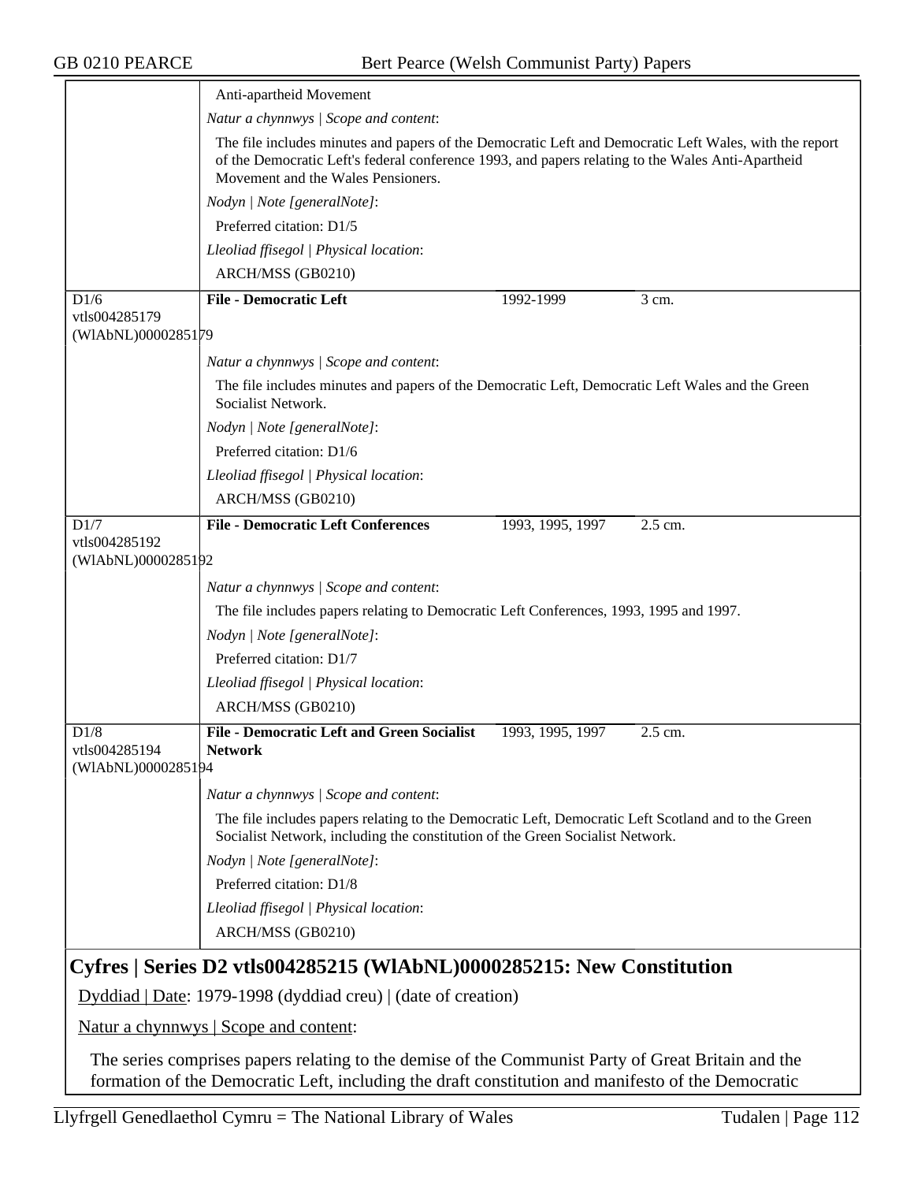Anti-apartheid Movement

*Natur a chynnwys | Scope and content*:

The file includes minutes and papers of the Democratic Left and Democratic Left Wales, with the report of the Democratic Left's federal conference 1993, and papers relating to the Wales Anti-Apartheid Movement and the Wales Pensioners.

*Nodyn | Note [generalNote]*:

Preferred citation: D1/5

*Lleoliad ffisegol | Physical location*:

ARCH/MSS (GB0210)

| D1/6 vtls004285179 (WlAbNL)0000285179 | **File - Democratic Left** | 1992-1999 | 3 cm. |
|---|---|---|---|

*Natur a chynnwys | Scope and content*:

The file includes minutes and papers of the Democratic Left, Democratic Left Wales and the Green Socialist Network.

*Nodyn | Note [generalNote]*:

Preferred citation: D1/6

*Lleoliad ffisegol | Physical location*:

ARCH/MSS (GB0210)

| D1/7 vtls004285192 (WlAbNL)0000285192 | **File - Democratic Left Conferences** | 1993, 1995, 1997 | 2.5 cm. |
|---|---|---|---|

*Natur a chynnwys | Scope and content*:

The file includes papers relating to Democratic Left Conferences, 1993, 1995 and 1997.

*Nodyn | Note [generalNote]*:

Preferred citation: D1/7

*Lleoliad ffisegol | Physical location*:

ARCH/MSS (GB0210)

| D1/8 vtls004285194 (WlAbNL)0000285194 | **File - Democratic Left and Green Socialist Network** | 1993, 1995, 1997 | 2.5 cm. |
|---|---|---|---|

*Natur a chynnwys | Scope and content*:

The file includes papers relating to the Democratic Left, Democratic Left Scotland and to the Green Socialist Network, including the constitution of the Green Socialist Network.

*Nodyn | Note [generalNote]*:

Preferred citation: D1/8

*Lleoliad ffisegol | Physical location*:

ARCH/MSS (GB0210)

## Cyfres | Series D2 vtls004285215 (WlAbNL)0000285215: New Constitution

Dyddiad | Date: 1979-1998 (dyddiad creu) | (date of creation)

Natur a chynnwys | Scope and content:

The series comprises papers relating to the demise of the Communist Party of Great Britain and the formation of the Democratic Left, including the draft constitution and manifesto of the Democratic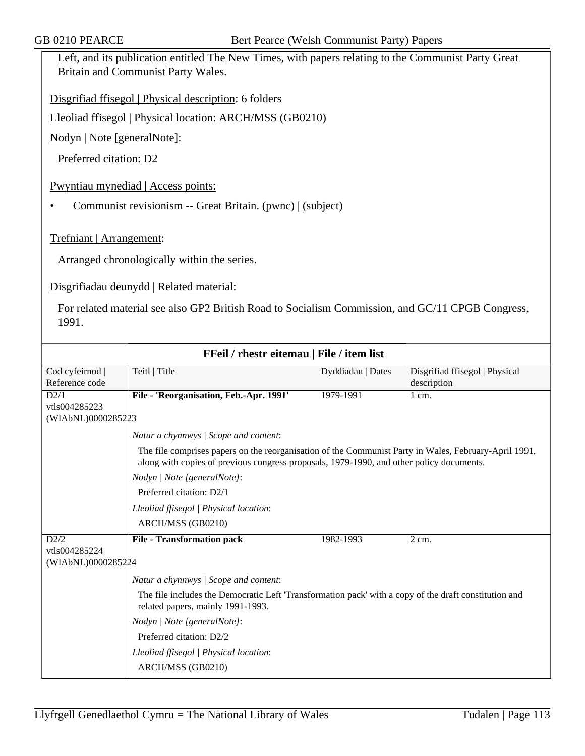Left, and its publication entitled The New Times, with papers relating to the Communist Party Great Britain and Communist Party Wales.

Disgrifiad ffisegol | Physical description: 6 folders

Lleoliad ffisegol | Physical location: ARCH/MSS (GB0210)

Nodyn | Note [generalNote]:

Preferred citation: D2

Pwyntiau mynediad | Access points:

- Communist revisionism -- Great Britain. (pwnc) | (subject)

Trefniant | Arrangement:

Arranged chronologically within the series.

Disgrifiadau deunydd | Related material:

For related material see also GP2 British Road to Socialism Commission, and GC/11 CPGB Congress, 1991.

## FFeil / rhestr eitemau | File / item list

| Cod cyfeirnod \| Reference code | Teitl \| Title | Dyddiadau \| Dates | Disgrifiad ffisegol \| Physical description |
|---|---|---|---|
| D2/1<br>vtls004285223<br>(WlAbNL)0000285223 | **File - 'Reorganisation, Feb.-Apr. 1991'**<br><br>*Natur a chynnwys \| Scope and content*:<br>The file comprises papers on the reorganisation of the Communist Party in Wales, February-April 1991, along with copies of previous congress proposals, 1979-1990, and other policy documents.<br>*Nodyn \| Note [generalNote]*:<br>Preferred citation: D2/1<br>*Lleoliad ffisegol \| Physical location*:<br>ARCH/MSS (GB0210) | 1979-1991 | 1 cm. |
| D2/2<br>vtls004285224<br>(WlAbNL)0000285224 | **File - Transformation pack**<br><br>*Natur a chynnwys \| Scope and content*:<br>The file includes the Democratic Left 'Transformation pack' with a copy of the draft constitution and related papers, mainly 1991-1993.<br>*Nodyn \| Note [generalNote]*:<br>Preferred citation: D2/2<br>*Lleoliad ffisegol \| Physical location*:<br>ARCH/MSS (GB0210) | 1982-1993 | 2 cm. |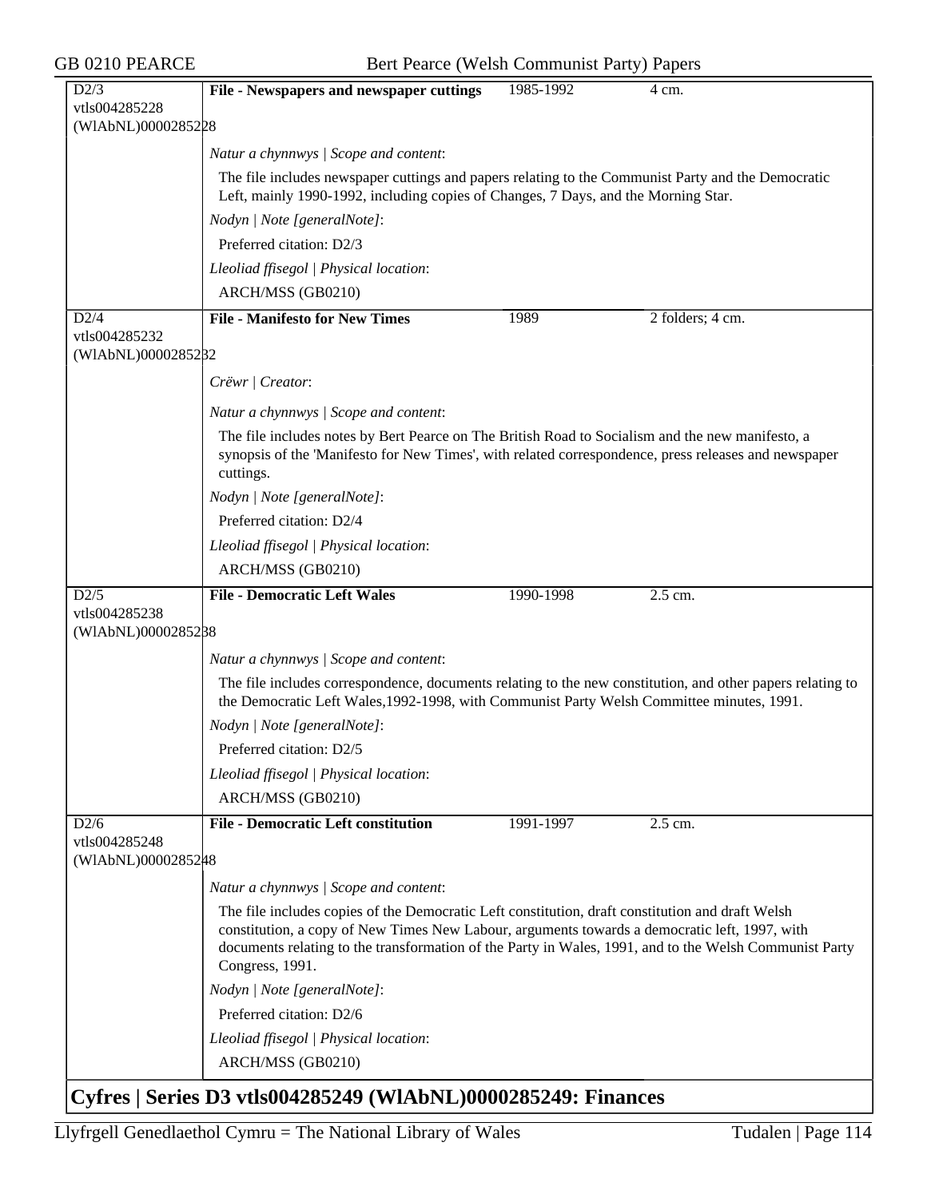| D2/3 vtls004285228 (WlAbNL)0000285228 | **File - Newspapers and newspaper cuttings** | 1985-1992 | 4 cm. |
|---|---|---|---|

*Natur a chynnwys | Scope and content*:

The file includes newspaper cuttings and papers relating to the Communist Party and the Democratic Left, mainly 1990-1992, including copies of Changes, 7 Days, and the Morning Star.

*Nodyn | Note [generalNote]*:

Preferred citation: D2/3

*Lleoliad ffisegol | Physical location*:

ARCH/MSS (GB0210)

| D2/4 vtls004285232 (WlAbNL)0000285232 | **File - Manifesto for New Times** | 1989 | 2 folders; 4 cm. |
|---|---|---|---|

*Crëwr | Creator*:

*Natur a chynnwys | Scope and content*:

The file includes notes by Bert Pearce on The British Road to Socialism and the new manifesto, a synopsis of the 'Manifesto for New Times', with related correspondence, press releases and newspaper cuttings.

*Nodyn | Note [generalNote]*:

Preferred citation: D2/4

*Lleoliad ffisegol | Physical location*:

ARCH/MSS (GB0210)

| D2/5 vtls004285238 (WlAbNL)0000285238 | **File - Democratic Left Wales** | 1990-1998 | 2.5 cm. |
|---|---|---|---|

*Natur a chynnwys | Scope and content*:

The file includes correspondence, documents relating to the new constitution, and other papers relating to the Democratic Left Wales,1992-1998, with Communist Party Welsh Committee minutes, 1991.

*Nodyn | Note [generalNote]*:

Preferred citation: D2/5

*Lleoliad ffisegol | Physical location*:

ARCH/MSS (GB0210)

| D2/6 vtls004285248 (WlAbNL)0000285248 | **File - Democratic Left constitution** | 1991-1997 | 2.5 cm. |
|---|---|---|---|

*Natur a chynnwys | Scope and content*:

The file includes copies of the Democratic Left constitution, draft constitution and draft Welsh constitution, a copy of New Times New Labour, arguments towards a democratic left, 1997, with documents relating to the transformation of the Party in Wales, 1991, and to the Welsh Communist Party Congress, 1991.

*Nodyn | Note [generalNote]*:

Preferred citation: D2/6

*Lleoliad ffisegol | Physical location*:

ARCH/MSS (GB0210)

## Cyfres | Series D3 vtls004285249 (WlAbNL)0000285249: Finances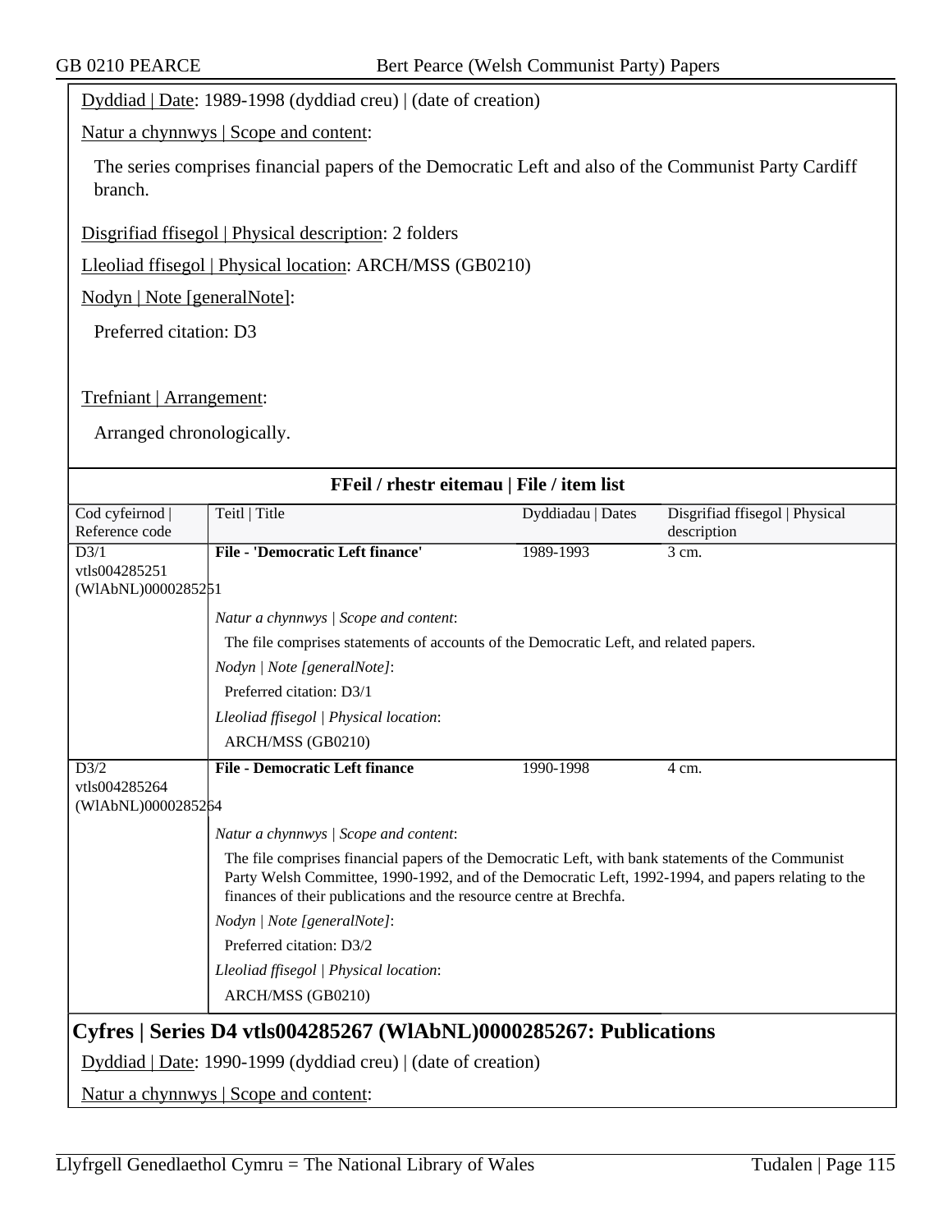Dyddiad | Date: 1989-1998 (dyddiad creu) | (date of creation)

Natur a chynnwys | Scope and content:

The series comprises financial papers of the Democratic Left and also of the Communist Party Cardiff branch.

Disgrifiad ffisegol | Physical description: 2 folders

Lleoliad ffisegol | Physical location: ARCH/MSS (GB0210)

Nodyn | Note [generalNote]:

Preferred citation: D3

Trefniant | Arrangement:

Arranged chronologically.

**FFeil / rhestr eitemau | File / item list**

| Cod cyfeirnod \| Reference code | Teitl \| Title | Dyddiadau \| Dates | Disgrifiad ffisegol \| Physical description |
|---|---|---|---|
| D3/1 vtls004285251 (WlAbNL)0000285251 | **File - 'Democratic Left finance'** | 1989-1993 | 3 cm. |
| | *Natur a chynnwys \| Scope and content*: The file comprises statements of accounts of the Democratic Left, and related papers. *Nodyn \| Note [generalNote]*: Preferred citation: D3/1 *Lleoliad ffisegol \| Physical location*: ARCH/MSS (GB0210) | | |
| D3/2 vtls004285264 (WlAbNL)0000285264 | **File - Democratic Left finance** | 1990-1998 | 4 cm. |
| | *Natur a chynnwys \| Scope and content*: The file comprises financial papers of the Democratic Left, with bank statements of the Communist Party Welsh Committee, 1990-1992, and of the Democratic Left, 1992-1994, and papers relating to the finances of their publications and the resource centre at Brechfa. *Nodyn \| Note [generalNote]*: Preferred citation: D3/2 *Lleoliad ffisegol \| Physical location*: ARCH/MSS (GB0210) | | |

## Cyfres | Series D4 vtls004285267 (WlAbNL)0000285267: Publications

Dyddiad | Date: 1990-1999 (dyddiad creu) | (date of creation)

Natur a chynnwys | Scope and content: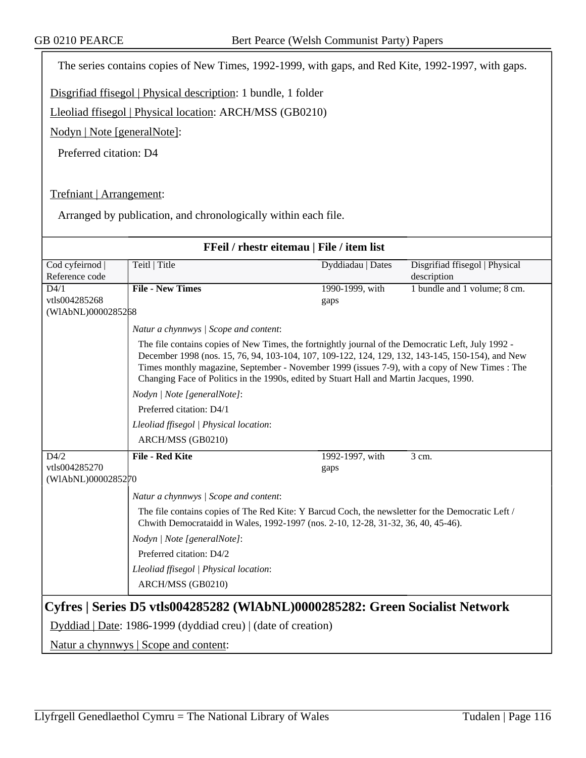The series contains copies of New Times, 1992-1999, with gaps, and Red Kite, 1992-1997, with gaps.

Disgrifiad ffisegol | Physical description: 1 bundle, 1 folder

Lleoliad ffisegol | Physical location: ARCH/MSS (GB0210)

Nodyn | Note [generalNote]:

Preferred citation: D4

Trefniant | Arrangement:

Arranged by publication, and chronologically within each file.

**FFeil / rhestr eitemau | File / item list**

| Cod cyfeirnod \| Reference code | Teitl \| Title | Dyddiadau \| Dates | Disgrifiad ffisegol \| Physical description |
|---|---|---|---|
| D4/1 vtls004285268 (WlAbNL)0000285268 | **File - New Times** | 1990-1999, with gaps | 1 bundle and 1 volume; 8 cm. |
| | *Natur a chynnwys \| Scope and content*: The file contains copies of New Times, the fortnightly journal of the Democratic Left, July 1992 - December 1998 (nos. 15, 76, 94, 103-104, 107, 109-122, 124, 129, 132, 143-145, 150-154), and New Times monthly magazine, September - November 1999 (issues 7-9), with a copy of New Times : The Changing Face of Politics in the 1990s, edited by Stuart Hall and Martin Jacques, 1990. *Nodyn \| Note [generalNote]*: Preferred citation: D4/1 *Lleoliad ffisegol \| Physical location*: ARCH/MSS (GB0210) | | |
| D4/2 vtls004285270 (WlAbNL)0000285270 | **File - Red Kite** | 1992-1997, with gaps | 3 cm. |
| | *Natur a chynnwys \| Scope and content*: The file contains copies of The Red Kite: Y Barcud Coch, the newsletter for the Democratic Left / Chwith Democrataidd in Wales, 1992-1997 (nos. 2-10, 12-28, 31-32, 36, 40, 45-46). *Nodyn \| Note [generalNote]*: Preferred citation: D4/2 *Lleoliad ffisegol \| Physical location*: ARCH/MSS (GB0210) | | |

## Cyfres | Series D5 vtls004285282 (WlAbNL)0000285282: Green Socialist Network

Dyddiad | Date: 1986-1999 (dyddiad creu) | (date of creation)

Natur a chynnwys | Scope and content: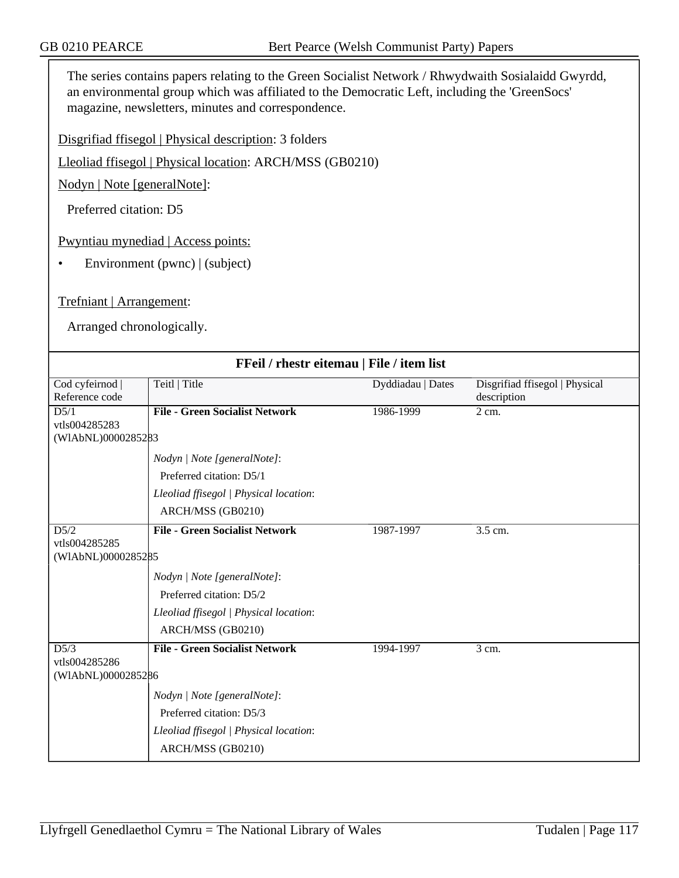The series contains papers relating to the Green Socialist Network / Rhwydwaith Sosialaidd Gwyrdd, an environmental group which was affiliated to the Democratic Left, including the 'GreenSocs' magazine, newsletters, minutes and correspondence.

Disgrifiad ffisegol | Physical description: 3 folders

Lleoliad ffisegol | Physical location: ARCH/MSS (GB0210)

Nodyn | Note [generalNote]:

Preferred citation: D5

Pwyntiau mynediad | Access points:

- Environment (pwnc) | (subject)

Trefniant | Arrangement:

Arranged chronologically.

**FFeil / rhestr eitemau | File / item list**

| Cod cyfeirnod \| Reference code | Teitl \| Title | Dyddiadau \| Dates | Disgrifiad ffisegol \| Physical description |
|---|---|---|---|
| D5/1 vtls004285283 (WlAbNL)0000285283 | **File - Green Socialist Network**<br>*Nodyn \| Note [generalNote]*:<br>Preferred citation: D5/1<br>*Lleoliad ffisegol \| Physical location*:<br>ARCH/MSS (GB0210) | 1986-1999 | 2 cm. |
| D5/2 vtls004285285 (WlAbNL)0000285285 | **File - Green Socialist Network**<br>*Nodyn \| Note [generalNote]*:<br>Preferred citation: D5/2<br>*Lleoliad ffisegol \| Physical location*:<br>ARCH/MSS (GB0210) | 1987-1997 | 3.5 cm. |
| D5/3 vtls004285286 (WlAbNL)0000285286 | **File - Green Socialist Network**<br>*Nodyn \| Note [generalNote]*:<br>Preferred citation: D5/3<br>*Lleoliad ffisegol \| Physical location*:<br>ARCH/MSS (GB0210) | 1994-1997 | 3 cm. |